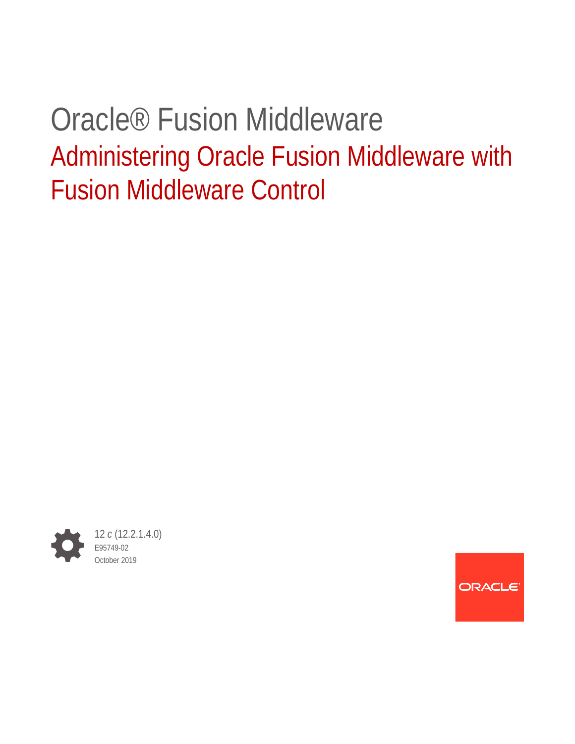# Oracle® Fusion Middleware

## Administering Oracle Fusion Middleware with Fusion Middleware Control

12 *c* (12.2.1.4.0)

E95749-02

October 2019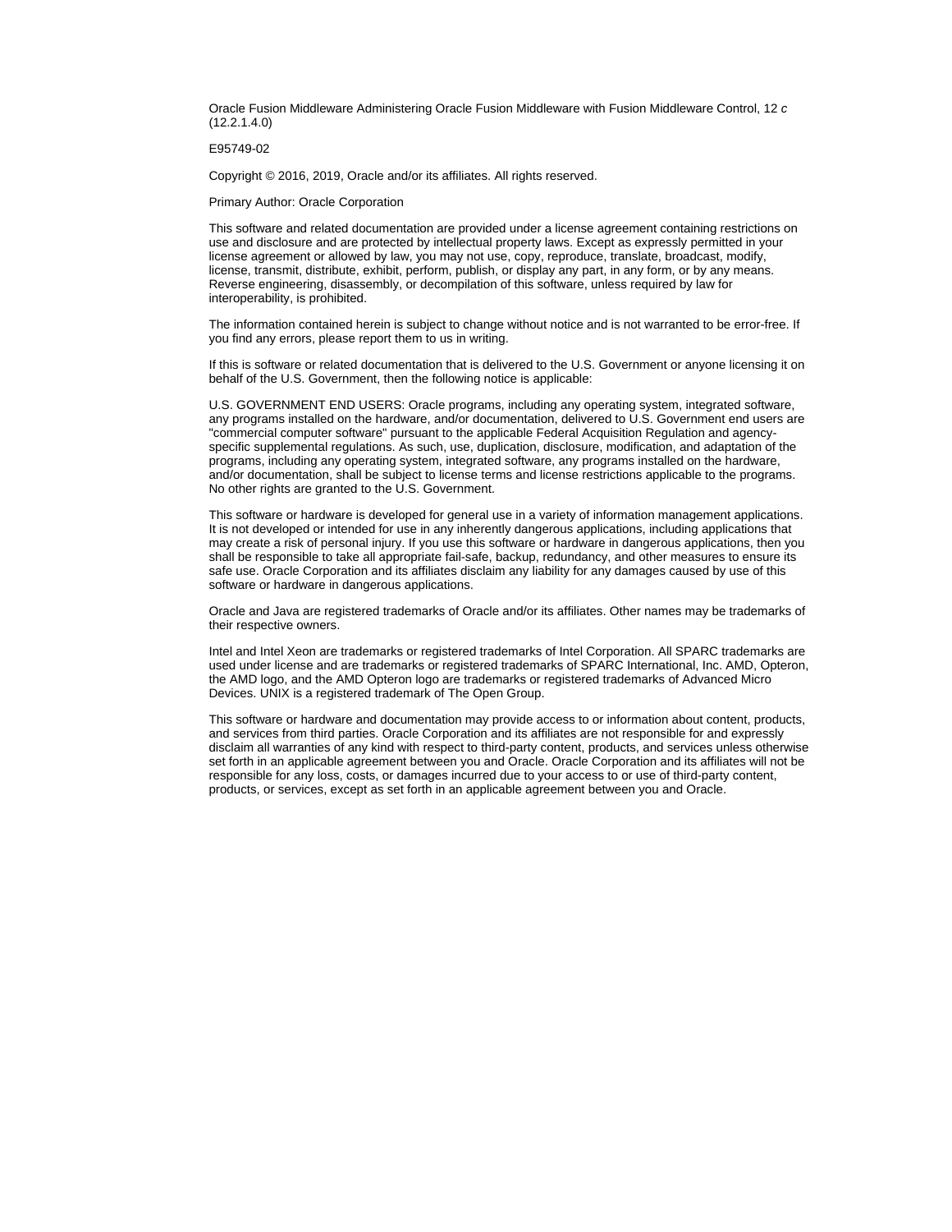Oracle Fusion Middleware Administering Oracle Fusion Middleware with Fusion Middleware Control, 12 *c* (12.2.1.4.0)

E95749-02

Copyright © 2016, 2019, Oracle and/or its affiliates. All rights reserved.

Primary Author: Oracle Corporation

This software and related documentation are provided under a license agreement containing restrictions on use and disclosure and are protected by intellectual property laws. Except as expressly permitted in your license agreement or allowed by law, you may not use, copy, reproduce, translate, broadcast, modify, license, transmit, distribute, exhibit, perform, publish, or display any part, in any form, or by any means. Reverse engineering, disassembly, or decompilation of this software, unless required by law for interoperability, is prohibited.

The information contained herein is subject to change without notice and is not warranted to be error-free. If you find any errors, please report them to us in writing.

If this is software or related documentation that is delivered to the U.S. Government or anyone licensing it on behalf of the U.S. Government, then the following notice is applicable:

U.S. GOVERNMENT END USERS: Oracle programs, including any operating system, integrated software, any programs installed on the hardware, and/or documentation, delivered to U.S. Government end users are "commercial computer software" pursuant to the applicable Federal Acquisition Regulation and agency-specific supplemental regulations. As such, use, duplication, disclosure, modification, and adaptation of the programs, including any operating system, integrated software, any programs installed on the hardware, and/or documentation, shall be subject to license terms and license restrictions applicable to the programs. No other rights are granted to the U.S. Government.

This software or hardware is developed for general use in a variety of information management applications. It is not developed or intended for use in any inherently dangerous applications, including applications that may create a risk of personal injury. If you use this software or hardware in dangerous applications, then you shall be responsible to take all appropriate fail-safe, backup, redundancy, and other measures to ensure its safe use. Oracle Corporation and its affiliates disclaim any liability for any damages caused by use of this software or hardware in dangerous applications.

Oracle and Java are registered trademarks of Oracle and/or its affiliates. Other names may be trademarks of their respective owners.

Intel and Intel Xeon are trademarks or registered trademarks of Intel Corporation. All SPARC trademarks are used under license and are trademarks or registered trademarks of SPARC International, Inc. AMD, Opteron, the AMD logo, and the AMD Opteron logo are trademarks or registered trademarks of Advanced Micro Devices. UNIX is a registered trademark of The Open Group.

This software or hardware and documentation may provide access to or information about content, products, and services from third parties. Oracle Corporation and its affiliates are not responsible for and expressly disclaim all warranties of any kind with respect to third-party content, products, and services unless otherwise set forth in an applicable agreement between you and Oracle. Oracle Corporation and its affiliates will not be responsible for any loss, costs, or damages incurred due to your access to or use of third-party content, products, or services, except as set forth in an applicable agreement between you and Oracle.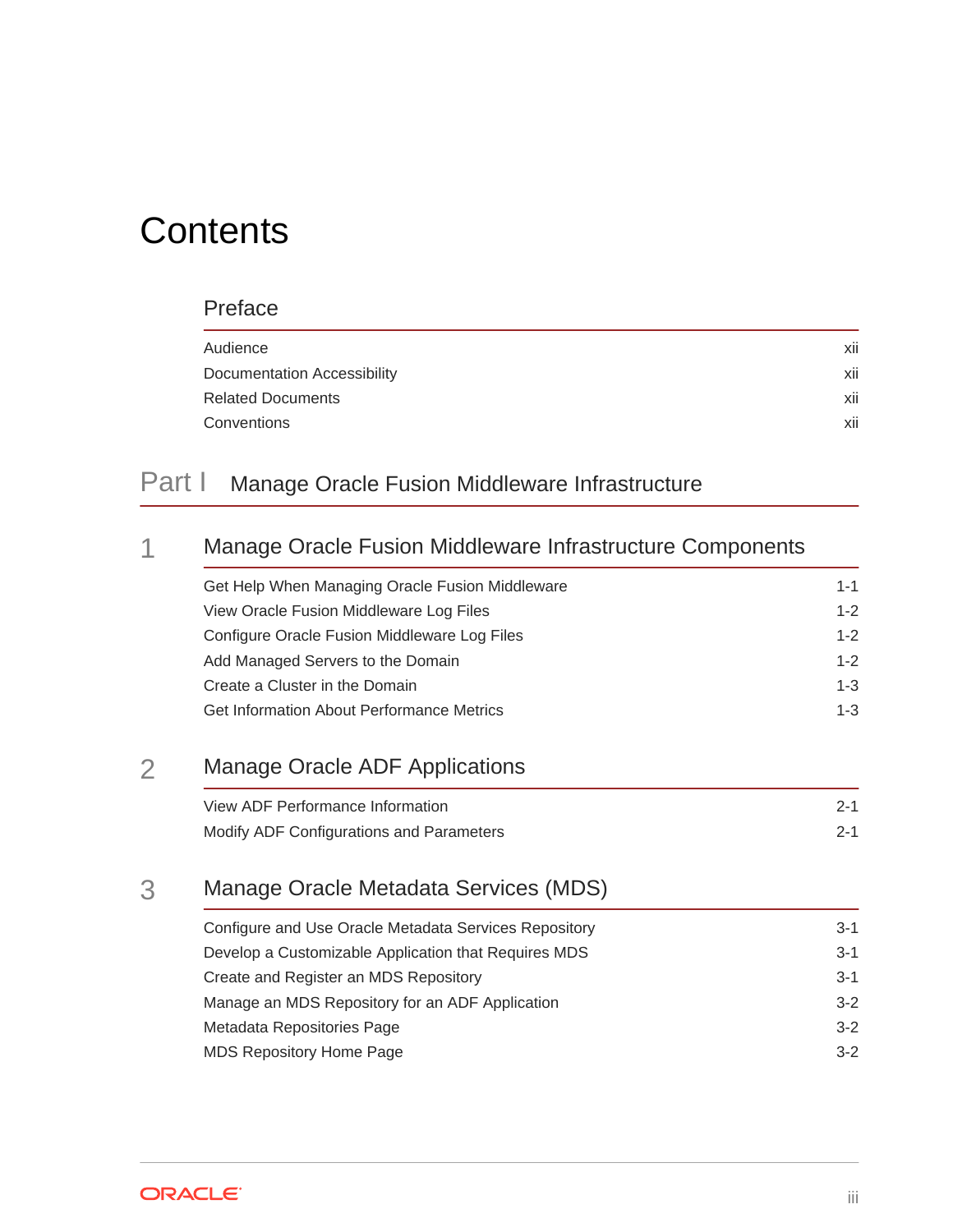# Contents

## Preface

Audience xii
Documentation Accessibility xii
Related Documents xii
Conventions xii

## Part I Manage Oracle Fusion Middleware Infrastructure

## 1 Manage Oracle Fusion Middleware Infrastructure Components

Get Help When Managing Oracle Fusion Middleware 1-1
View Oracle Fusion Middleware Log Files 1-2
Configure Oracle Fusion Middleware Log Files 1-2
Add Managed Servers to the Domain 1-2
Create a Cluster in the Domain 1-3
Get Information About Performance Metrics 1-3

## 2 Manage Oracle ADF Applications

View ADF Performance Information 2-1
Modify ADF Configurations and Parameters 2-1

## 3 Manage Oracle Metadata Services (MDS)

Configure and Use Oracle Metadata Services Repository 3-1
Develop a Customizable Application that Requires MDS 3-1
Create and Register an MDS Repository 3-1
Manage an MDS Repository for an ADF Application 3-2
Metadata Repositories Page 3-2
MDS Repository Home Page 3-2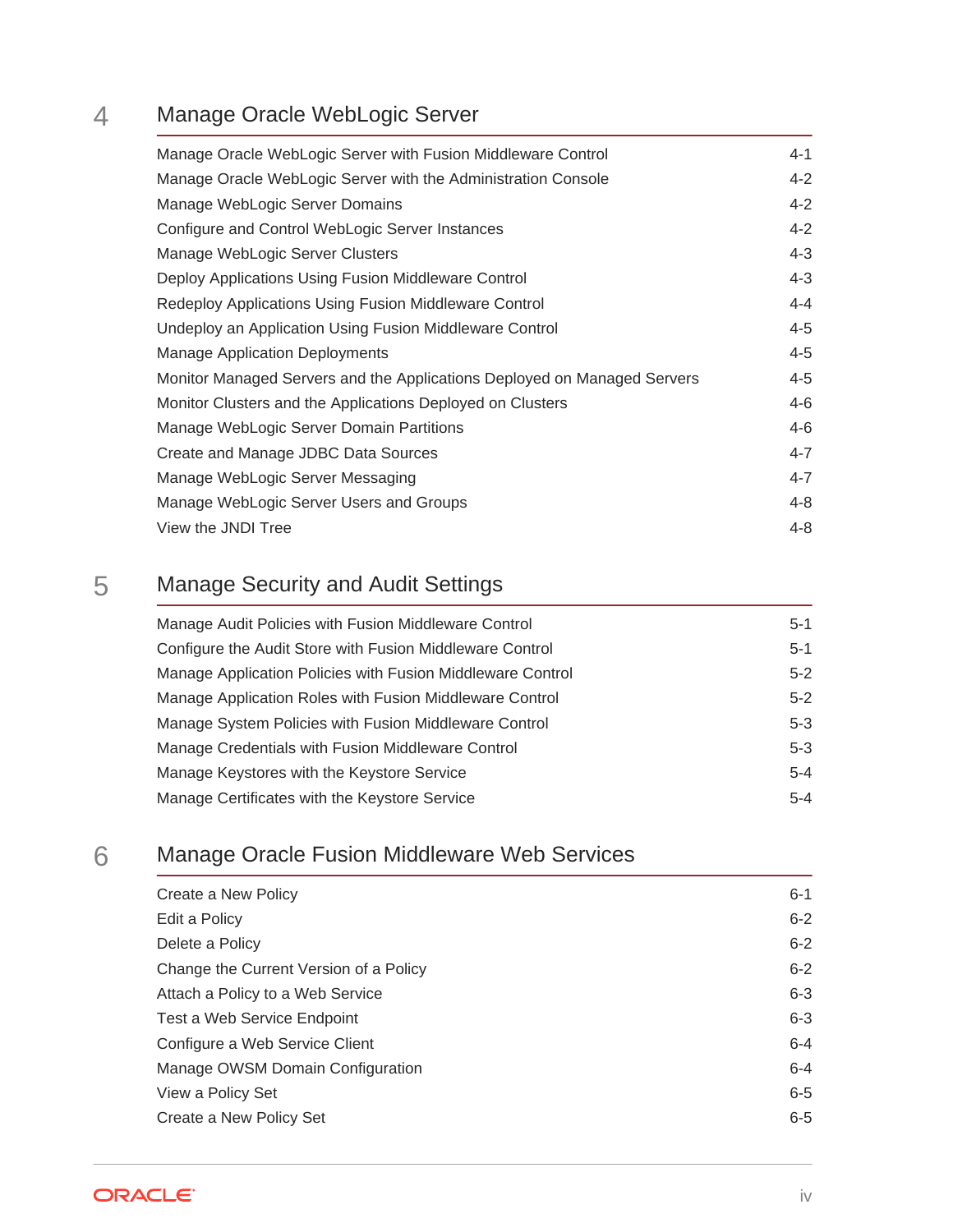## 4 Manage Oracle WebLogic Server

| | |
|---|---|
| Manage Oracle WebLogic Server with Fusion Middleware Control | 4-1 |
| Manage Oracle WebLogic Server with the Administration Console | 4-2 |
| Manage WebLogic Server Domains | 4-2 |
| Configure and Control WebLogic Server Instances | 4-2 |
| Manage WebLogic Server Clusters | 4-3 |
| Deploy Applications Using Fusion Middleware Control | 4-3 |
| Redeploy Applications Using Fusion Middleware Control | 4-4 |
| Undeploy an Application Using Fusion Middleware Control | 4-5 |
| Manage Application Deployments | 4-5 |
| Monitor Managed Servers and the Applications Deployed on Managed Servers | 4-5 |
| Monitor Clusters and the Applications Deployed on Clusters | 4-6 |
| Manage WebLogic Server Domain Partitions | 4-6 |
| Create and Manage JDBC Data Sources | 4-7 |
| Manage WebLogic Server Messaging | 4-7 |
| Manage WebLogic Server Users and Groups | 4-8 |
| View the JNDI Tree | 4-8 |

## 5 Manage Security and Audit Settings

| | |
|---|---|
| Manage Audit Policies with Fusion Middleware Control | 5-1 |
| Configure the Audit Store with Fusion Middleware Control | 5-1 |
| Manage Application Policies with Fusion Middleware Control | 5-2 |
| Manage Application Roles with Fusion Middleware Control | 5-2 |
| Manage System Policies with Fusion Middleware Control | 5-3 |
| Manage Credentials with Fusion Middleware Control | 5-3 |
| Manage Keystores with the Keystore Service | 5-4 |
| Manage Certificates with the Keystore Service | 5-4 |

## 6 Manage Oracle Fusion Middleware Web Services

| | |
|---|---|
| Create a New Policy | 6-1 |
| Edit a Policy | 6-2 |
| Delete a Policy | 6-2 |
| Change the Current Version of a Policy | 6-2 |
| Attach a Policy to a Web Service | 6-3 |
| Test a Web Service Endpoint | 6-3 |
| Configure a Web Service Client | 6-4 |
| Manage OWSM Domain Configuration | 6-4 |
| View a Policy Set | 6-5 |
| Create a New Policy Set | 6-5 |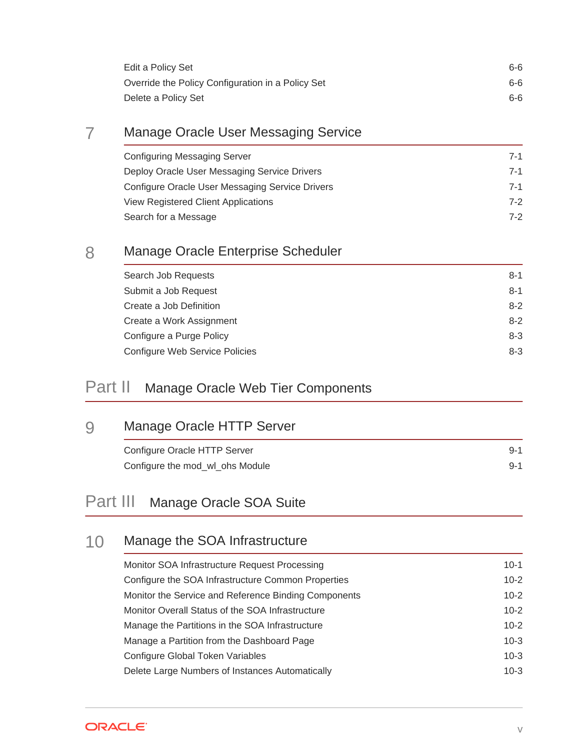Edit a Policy Set 6-6
Override the Policy Configuration in a Policy Set 6-6
Delete a Policy Set 6-6

## 7 Manage Oracle User Messaging Service

Configuring Messaging Server 7-1
Deploy Oracle User Messaging Service Drivers 7-1
Configure Oracle User Messaging Service Drivers 7-1
View Registered Client Applications 7-2
Search for a Message 7-2

## 8 Manage Oracle Enterprise Scheduler

Search Job Requests 8-1
Submit a Job Request 8-1
Create a Job Definition 8-2
Create a Work Assignment 8-2
Configure a Purge Policy 8-3
Configure Web Service Policies 8-3

# Part II Manage Oracle Web Tier Components

## 9 Manage Oracle HTTP Server

Configure Oracle HTTP Server 9-1
Configure the mod_wl_ohs Module 9-1

# Part III Manage Oracle SOA Suite

## 10 Manage the SOA Infrastructure

Monitor SOA Infrastructure Request Processing 10-1
Configure the SOA Infrastructure Common Properties 10-2
Monitor the Service and Reference Binding Components 10-2
Monitor Overall Status of the SOA Infrastructure 10-2
Manage the Partitions in the SOA Infrastructure 10-2
Manage a Partition from the Dashboard Page 10-3
Configure Global Token Variables 10-3
Delete Large Numbers of Instances Automatically 10-3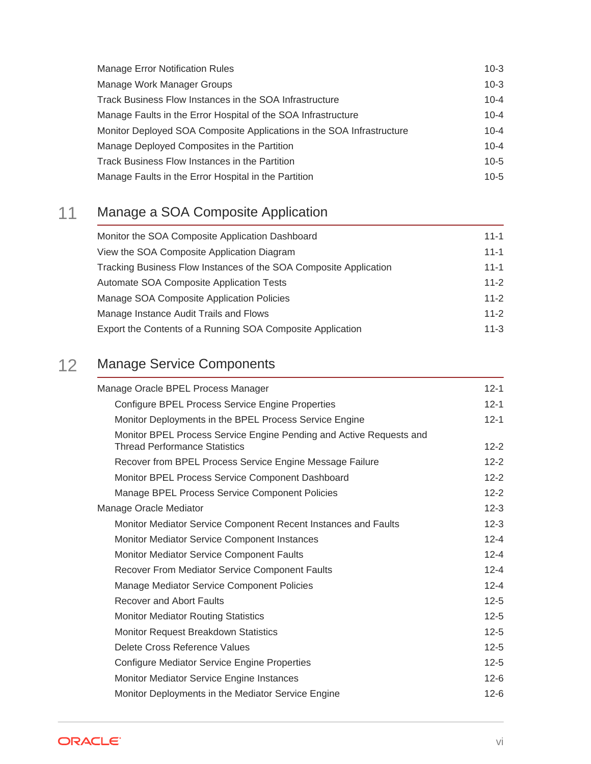Manage Error Notification Rules 10-3
Manage Work Manager Groups 10-3
Track Business Flow Instances in the SOA Infrastructure 10-4
Manage Faults in the Error Hospital of the SOA Infrastructure 10-4
Monitor Deployed SOA Composite Applications in the SOA Infrastructure 10-4
Manage Deployed Composites in the Partition 10-4
Track Business Flow Instances in the Partition 10-5
Manage Faults in the Error Hospital in the Partition 10-5

## 11 Manage a SOA Composite Application

Monitor the SOA Composite Application Dashboard 11-1
View the SOA Composite Application Diagram 11-1
Tracking Business Flow Instances of the SOA Composite Application 11-1
Automate SOA Composite Application Tests 11-2
Manage SOA Composite Application Policies 11-2
Manage Instance Audit Trails and Flows 11-2
Export the Contents of a Running SOA Composite Application 11-3

## 12 Manage Service Components

Manage Oracle BPEL Process Manager 12-1
- Configure BPEL Process Service Engine Properties 12-1
- Monitor Deployments in the BPEL Process Service Engine 12-1
- Monitor BPEL Process Service Engine Pending and Active Requests and Thread Performance Statistics 12-2
- Recover from BPEL Process Service Engine Message Failure 12-2
- Monitor BPEL Process Service Component Dashboard 12-2
- Manage BPEL Process Service Component Policies 12-2

Manage Oracle Mediator 12-3
- Monitor Mediator Service Component Recent Instances and Faults 12-3
- Monitor Mediator Service Component Instances 12-4
- Monitor Mediator Service Component Faults 12-4
- Recover From Mediator Service Component Faults 12-4
- Manage Mediator Service Component Policies 12-4
- Recover and Abort Faults 12-5
- Monitor Mediator Routing Statistics 12-5
- Monitor Request Breakdown Statistics 12-5
- Delete Cross Reference Values 12-5
- Configure Mediator Service Engine Properties 12-5
- Monitor Mediator Service Engine Instances 12-6
- Monitor Deployments in the Mediator Service Engine 12-6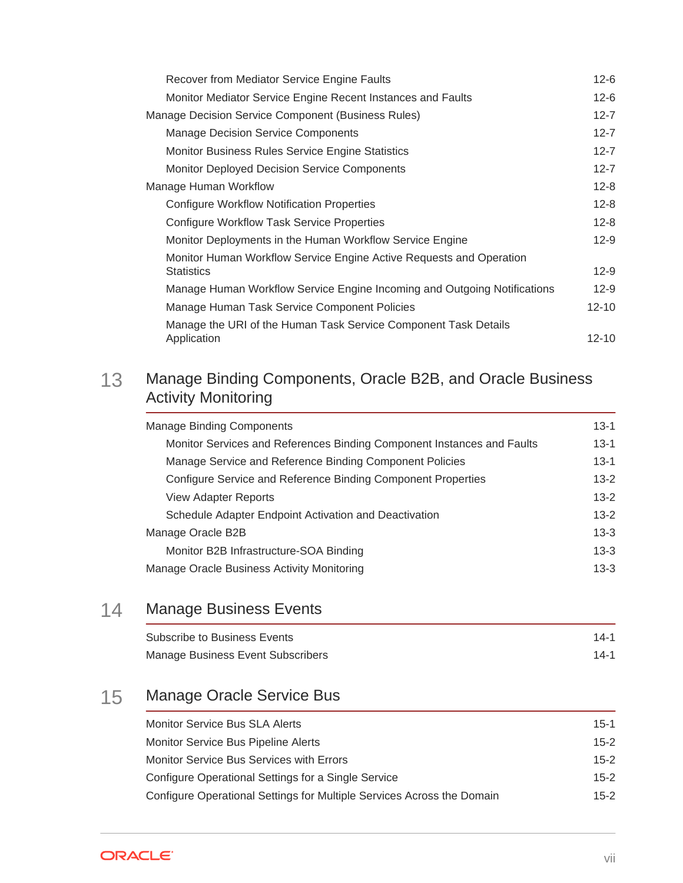Recover from Mediator Service Engine Faults 12-6
Monitor Mediator Service Engine Recent Instances and Faults 12-6

Manage Decision Service Component (Business Rules) 12-7

Manage Decision Service Components 12-7
Monitor Business Rules Service Engine Statistics 12-7
Monitor Deployed Decision Service Components 12-7

Manage Human Workflow 12-8

Configure Workflow Notification Properties 12-8
Configure Workflow Task Service Properties 12-8
Monitor Deployments in the Human Workflow Service Engine 12-9
Monitor Human Workflow Service Engine Active Requests and Operation Statistics 12-9
Manage Human Workflow Service Engine Incoming and Outgoing Notifications 12-9
Manage Human Task Service Component Policies 12-10
Manage the URI of the Human Task Service Component Task Details Application 12-10

## 13 Manage Binding Components, Oracle B2B, and Oracle Business Activity Monitoring

Manage Binding Components 13-1

Monitor Services and References Binding Component Instances and Faults 13-1
Manage Service and Reference Binding Component Policies 13-1
Configure Service and Reference Binding Component Properties 13-2
View Adapter Reports 13-2
Schedule Adapter Endpoint Activation and Deactivation 13-2

Manage Oracle B2B 13-3

Monitor B2B Infrastructure-SOA Binding 13-3

Manage Oracle Business Activity Monitoring 13-3

## 14 Manage Business Events

Subscribe to Business Events 14-1
Manage Business Event Subscribers 14-1

## 15 Manage Oracle Service Bus

Monitor Service Bus SLA Alerts 15-1
Monitor Service Bus Pipeline Alerts 15-2
Monitor Service Bus Services with Errors 15-2
Configure Operational Settings for a Single Service 15-2
Configure Operational Settings for Multiple Services Across the Domain 15-2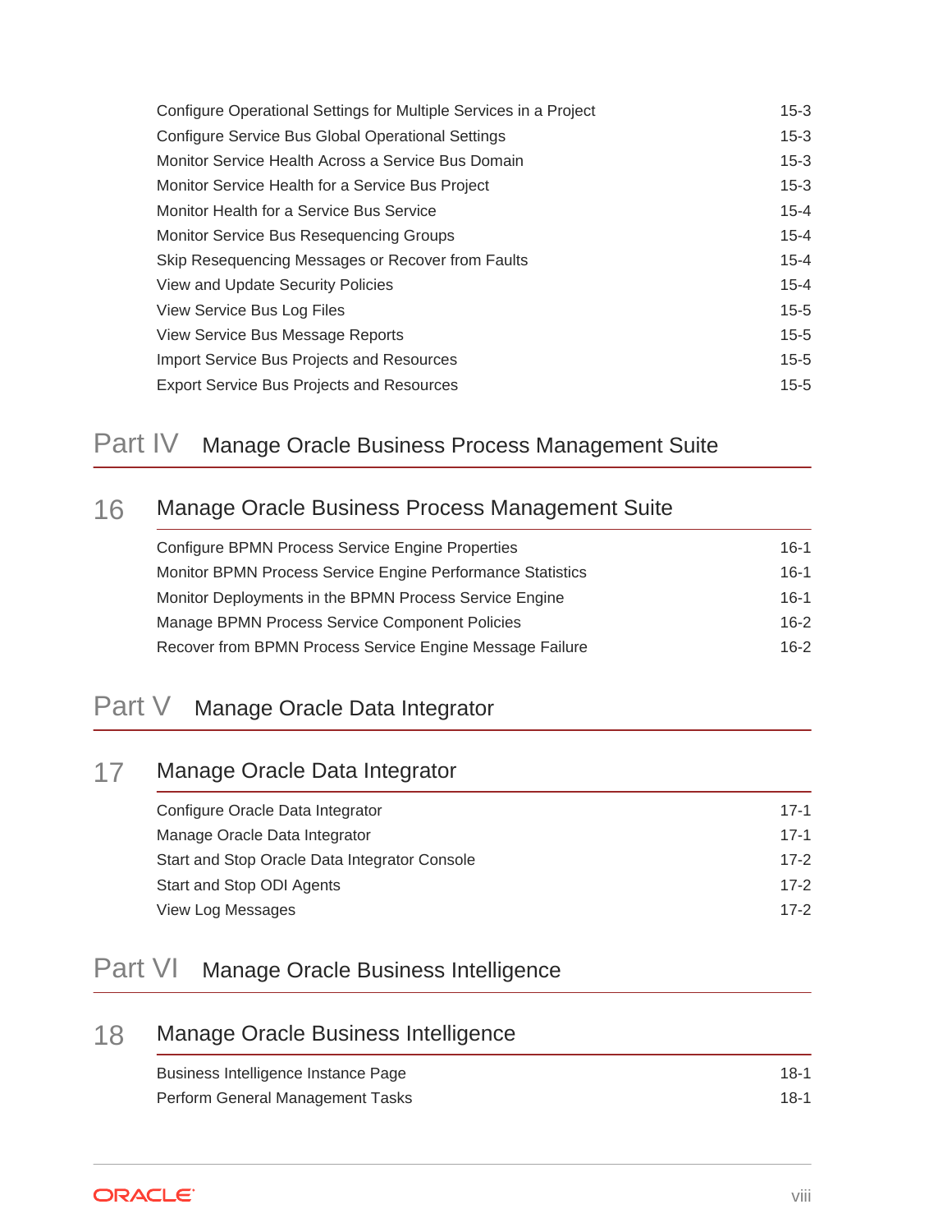| | |
|---|---|
| Configure Operational Settings for Multiple Services in a Project | 15-3 |
| Configure Service Bus Global Operational Settings | 15-3 |
| Monitor Service Health Across a Service Bus Domain | 15-3 |
| Monitor Service Health for a Service Bus Project | 15-3 |
| Monitor Health for a Service Bus Service | 15-4 |
| Monitor Service Bus Resequencing Groups | 15-4 |
| Skip Resequencing Messages or Recover from Faults | 15-4 |
| View and Update Security Policies | 15-4 |
| View Service Bus Log Files | 15-5 |
| View Service Bus Message Reports | 15-5 |
| Import Service Bus Projects and Resources | 15-5 |
| Export Service Bus Projects and Resources | 15-5 |

# Part IV Manage Oracle Business Process Management Suite

## 16 Manage Oracle Business Process Management Suite

| | |
|---|---|
| Configure BPMN Process Service Engine Properties | 16-1 |
| Monitor BPMN Process Service Engine Performance Statistics | 16-1 |
| Monitor Deployments in the BPMN Process Service Engine | 16-1 |
| Manage BPMN Process Service Component Policies | 16-2 |
| Recover from BPMN Process Service Engine Message Failure | 16-2 |

# Part V Manage Oracle Data Integrator

## 17 Manage Oracle Data Integrator

| | |
|---|---|
| Configure Oracle Data Integrator | 17-1 |
| Manage Oracle Data Integrator | 17-1 |
| Start and Stop Oracle Data Integrator Console | 17-2 |
| Start and Stop ODI Agents | 17-2 |
| View Log Messages | 17-2 |

# Part VI Manage Oracle Business Intelligence

## 18 Manage Oracle Business Intelligence

| | |
|---|---|
| Business Intelligence Instance Page | 18-1 |
| Perform General Management Tasks | 18-1 |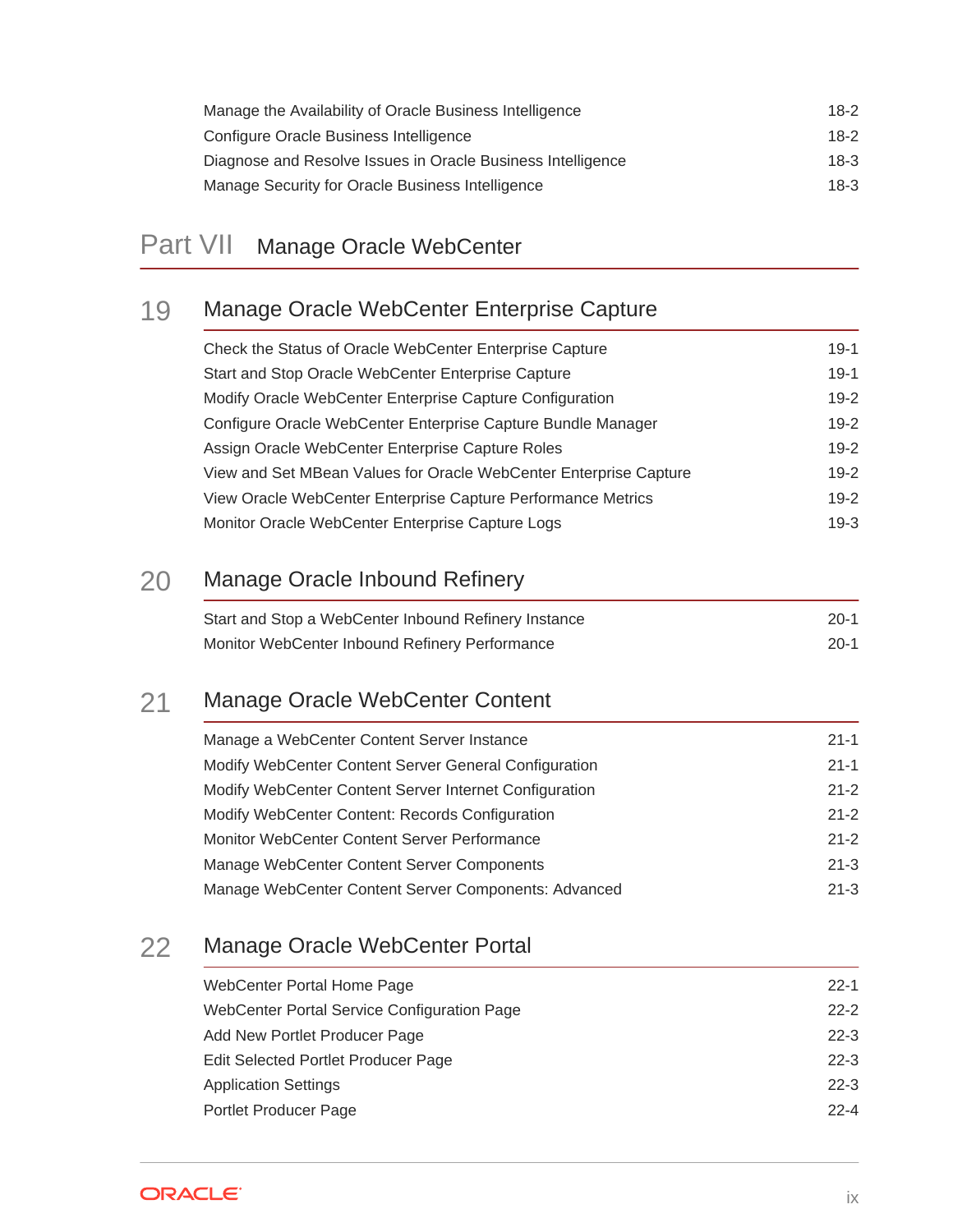Manage the Availability of Oracle Business Intelligence 18-2
Configure Oracle Business Intelligence 18-2
Diagnose and Resolve Issues in Oracle Business Intelligence 18-3
Manage Security for Oracle Business Intelligence 18-3

# Part VII Manage Oracle WebCenter

## 19 Manage Oracle WebCenter Enterprise Capture

Check the Status of Oracle WebCenter Enterprise Capture 19-1
Start and Stop Oracle WebCenter Enterprise Capture 19-1
Modify Oracle WebCenter Enterprise Capture Configuration 19-2
Configure Oracle WebCenter Enterprise Capture Bundle Manager 19-2
Assign Oracle WebCenter Enterprise Capture Roles 19-2
View and Set MBean Values for Oracle WebCenter Enterprise Capture 19-2
View Oracle WebCenter Enterprise Capture Performance Metrics 19-2
Monitor Oracle WebCenter Enterprise Capture Logs 19-3

## 20 Manage Oracle Inbound Refinery

Start and Stop a WebCenter Inbound Refinery Instance 20-1
Monitor WebCenter Inbound Refinery Performance 20-1

## 21 Manage Oracle WebCenter Content

Manage a WebCenter Content Server Instance 21-1
Modify WebCenter Content Server General Configuration 21-1
Modify WebCenter Content Server Internet Configuration 21-2
Modify WebCenter Content: Records Configuration 21-2
Monitor WebCenter Content Server Performance 21-2
Manage WebCenter Content Server Components 21-3
Manage WebCenter Content Server Components: Advanced 21-3

## 22 Manage Oracle WebCenter Portal

WebCenter Portal Home Page 22-1
WebCenter Portal Service Configuration Page 22-2
Add New Portlet Producer Page 22-3
Edit Selected Portlet Producer Page 22-3
Application Settings 22-3
Portlet Producer Page 22-4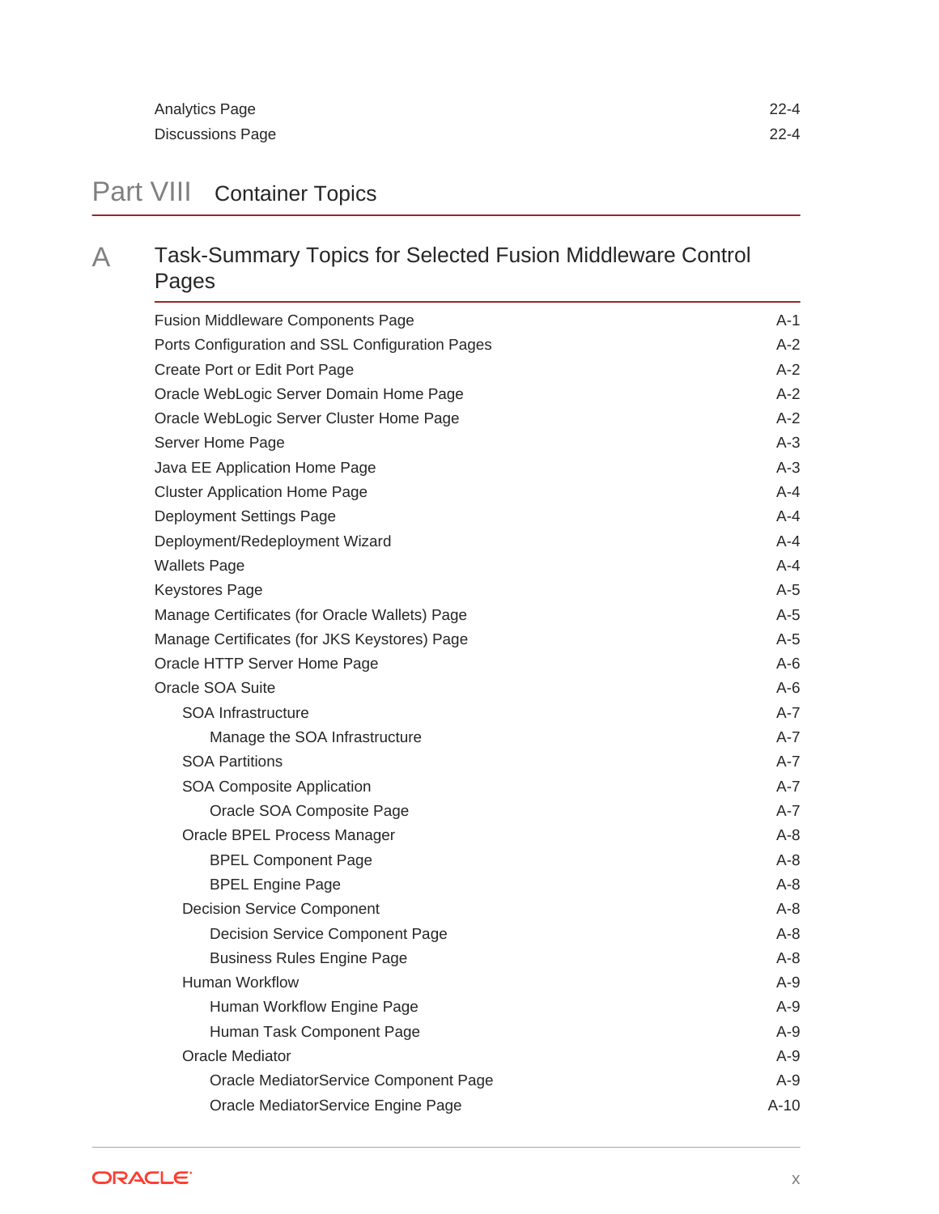Analytics Page 22-4
Discussions Page 22-4

# Part VIII Container Topics

## A Task-Summary Topics for Selected Fusion Middleware Control Pages

Fusion Middleware Components Page A-1
Ports Configuration and SSL Configuration Pages A-2
Create Port or Edit Port Page A-2
Oracle WebLogic Server Domain Home Page A-2
Oracle WebLogic Server Cluster Home Page A-2
Server Home Page A-3
Java EE Application Home Page A-3
Cluster Application Home Page A-4
Deployment Settings Page A-4
Deployment/Redeployment Wizard A-4
Wallets Page A-4
Keystores Page A-5
Manage Certificates (for Oracle Wallets) Page A-5
Manage Certificates (for JKS Keystores) Page A-5
Oracle HTTP Server Home Page A-6
Oracle SOA Suite A-6
- SOA Infrastructure A-7
  - Manage the SOA Infrastructure A-7
- SOA Partitions A-7
- SOA Composite Application A-7
  - Oracle SOA Composite Page A-7
- Oracle BPEL Process Manager A-8
  - BPEL Component Page A-8
  - BPEL Engine Page A-8
- Decision Service Component A-8
  - Decision Service Component Page A-8
  - Business Rules Engine Page A-8
- Human Workflow A-9
  - Human Workflow Engine Page A-9
  - Human Task Component Page A-9
- Oracle Mediator A-9
  - Oracle MediatorService Component Page A-9
  - Oracle MediatorService Engine Page A-10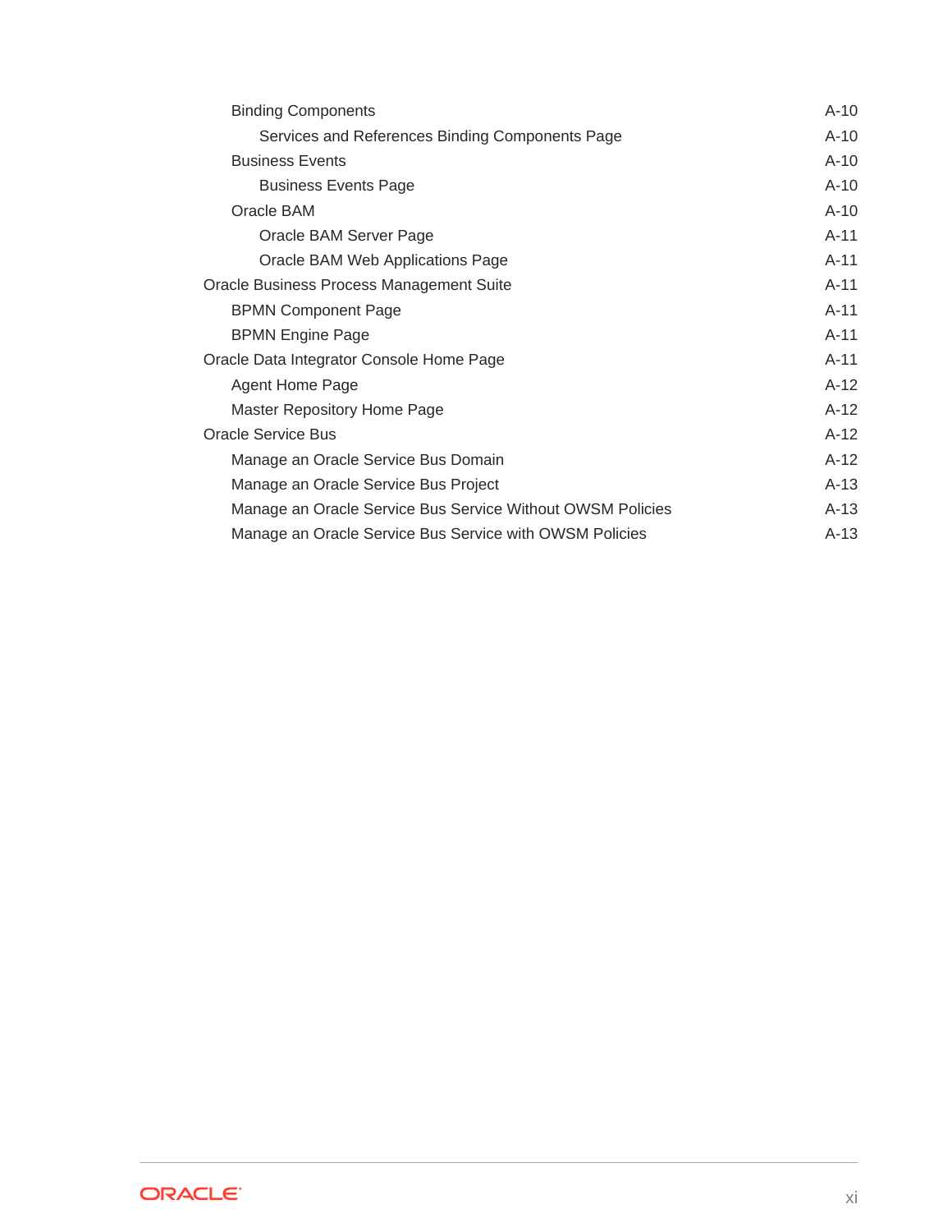- Binding Components A-10
    - Services and References Binding Components Page A-10
- Business Events A-10
    - Business Events Page A-10
- Oracle BAM A-10
    - Oracle BAM Server Page A-11
    - Oracle BAM Web Applications Page A-11

Oracle Business Process Management Suite A-11

- BPMN Component Page A-11
- BPMN Engine Page A-11

Oracle Data Integrator Console Home Page A-11

- Agent Home Page A-12
- Master Repository Home Page A-12

Oracle Service Bus A-12

- Manage an Oracle Service Bus Domain A-12
- Manage an Oracle Service Bus Project A-13
- Manage an Oracle Service Bus Service Without OWSM Policies A-13
- Manage an Oracle Service Bus Service with OWSM Policies A-13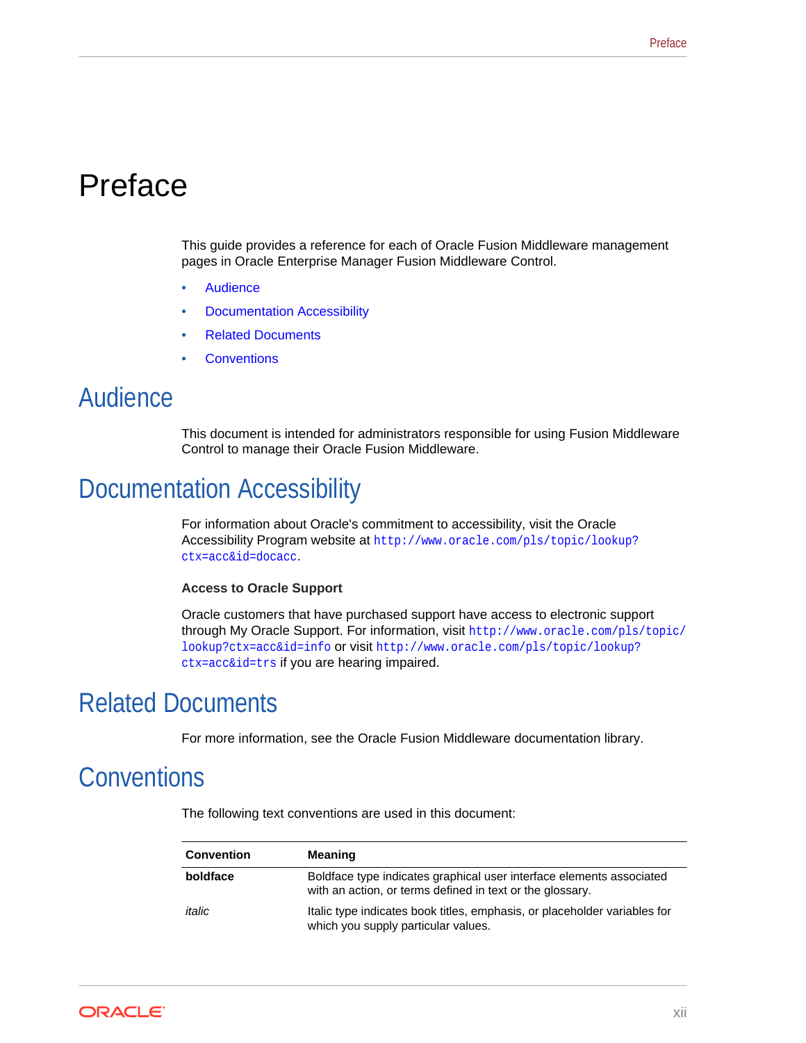# Preface

This guide provides a reference for each of Oracle Fusion Middleware management pages in Oracle Enterprise Manager Fusion Middleware Control.

- Audience
- Documentation Accessibility
- Related Documents
- Conventions

## Audience

This document is intended for administrators responsible for using Fusion Middleware Control to manage their Oracle Fusion Middleware.

## Documentation Accessibility

For information about Oracle's commitment to accessibility, visit the Oracle Accessibility Program website at `http://www.oracle.com/pls/topic/lookup?ctx=acc&id=docacc`.

**Access to Oracle Support**

Oracle customers that have purchased support have access to electronic support through My Oracle Support. For information, visit `http://www.oracle.com/pls/topic/lookup?ctx=acc&id=info` or visit `http://www.oracle.com/pls/topic/lookup?ctx=acc&id=trs` if you are hearing impaired.

## Related Documents

For more information, see the Oracle Fusion Middleware documentation library.

## Conventions

The following text conventions are used in this document:

| Convention | Meaning |
| --- | --- |
| **boldface** | Boldface type indicates graphical user interface elements associated with an action, or terms defined in text or the glossary. |
| *italic* | Italic type indicates book titles, emphasis, or placeholder variables for which you supply particular values. |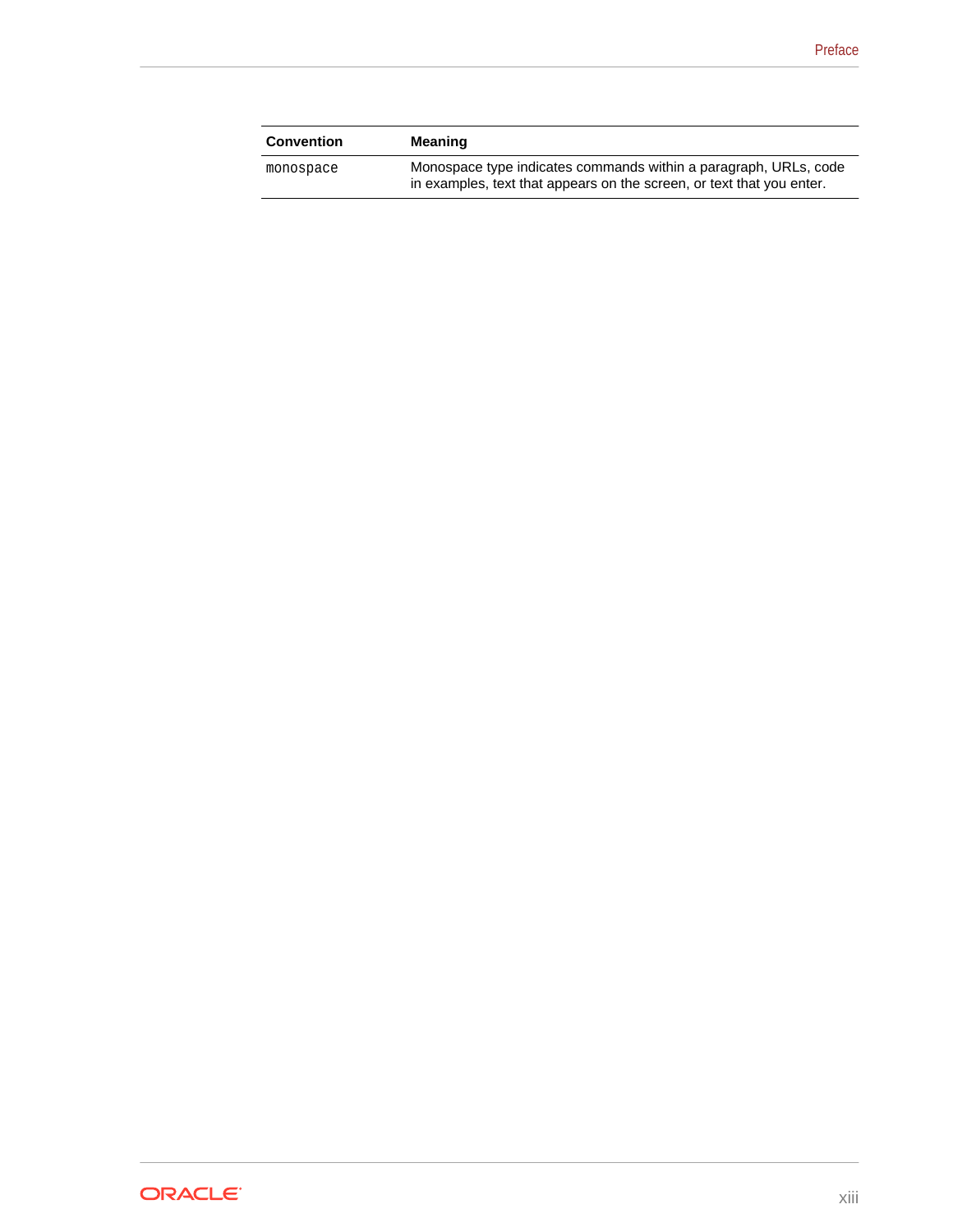| Convention | Meaning |
| --- | --- |
| `monospace` | Monospace type indicates commands within a paragraph, URLs, code in examples, text that appears on the screen, or text that you enter. |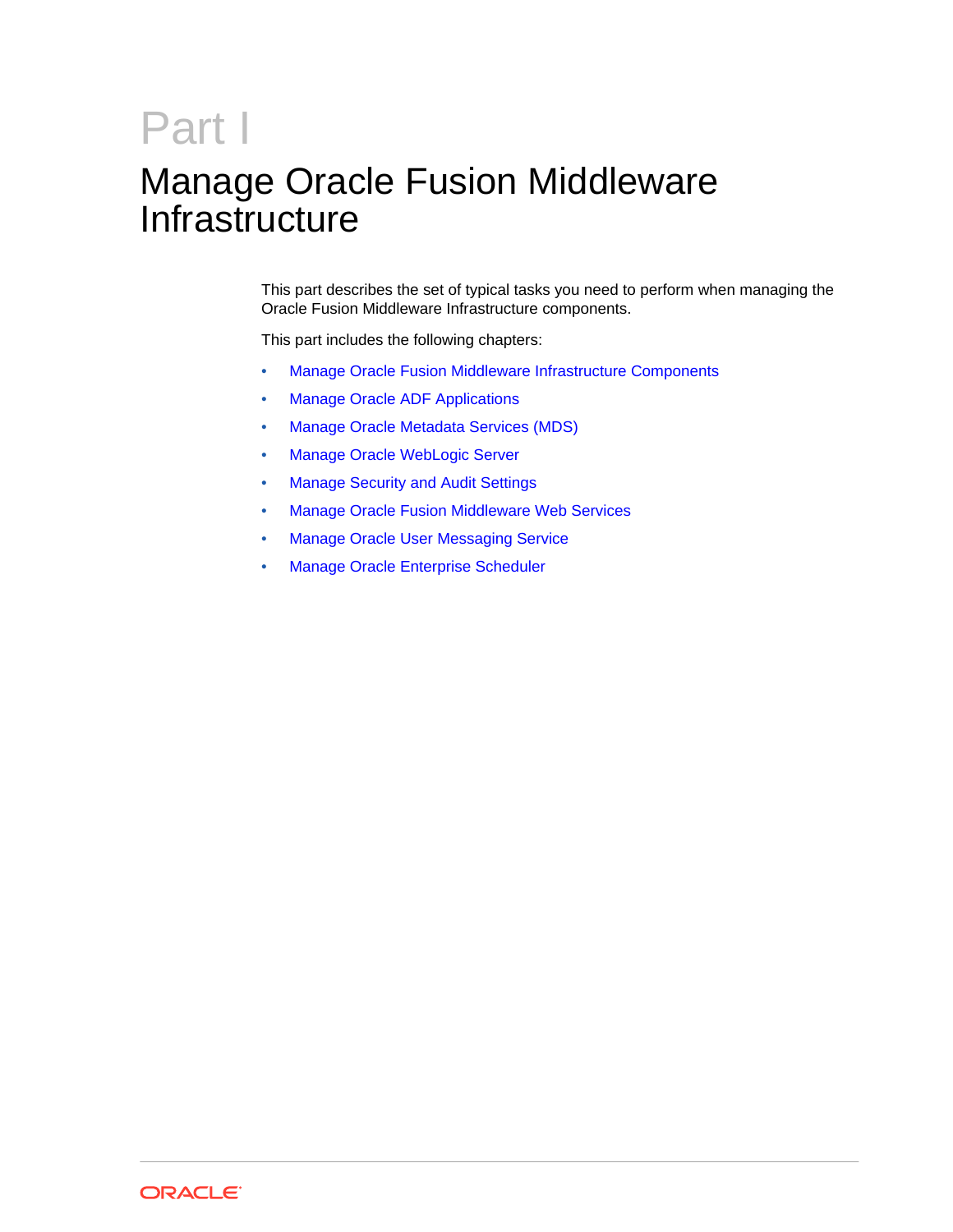# Part I

# Manage Oracle Fusion Middleware Infrastructure

This part describes the set of typical tasks you need to perform when managing the Oracle Fusion Middleware Infrastructure components.

This part includes the following chapters:

- Manage Oracle Fusion Middleware Infrastructure Components
- Manage Oracle ADF Applications
- Manage Oracle Metadata Services (MDS)
- Manage Oracle WebLogic Server
- Manage Security and Audit Settings
- Manage Oracle Fusion Middleware Web Services
- Manage Oracle User Messaging Service
- Manage Oracle Enterprise Scheduler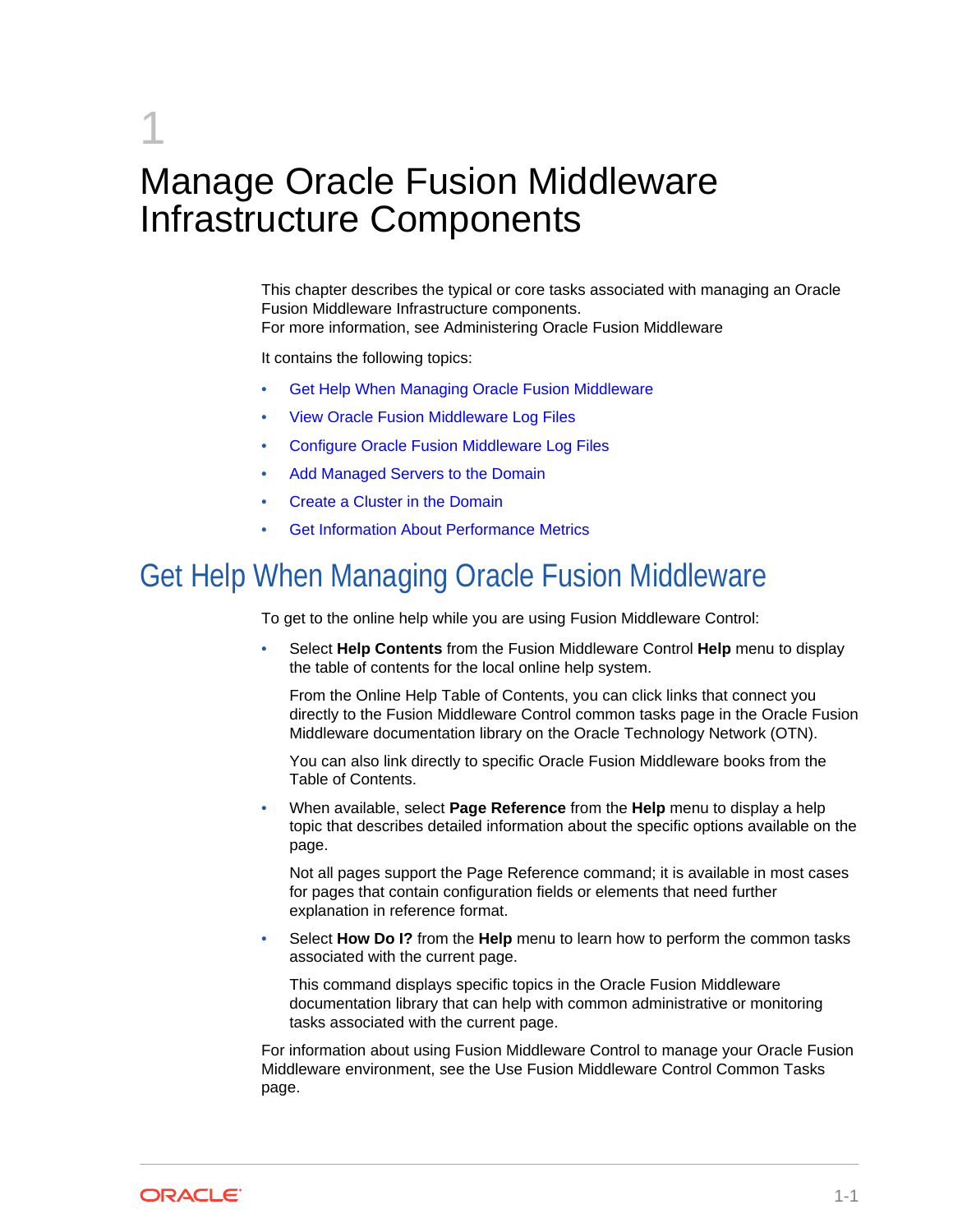# 1 Manage Oracle Fusion Middleware Infrastructure Components

This chapter describes the typical or core tasks associated with managing an Oracle Fusion Middleware Infrastructure components.
For more information, see Administering Oracle Fusion Middleware

It contains the following topics:

- Get Help When Managing Oracle Fusion Middleware
- View Oracle Fusion Middleware Log Files
- Configure Oracle Fusion Middleware Log Files
- Add Managed Servers to the Domain
- Create a Cluster in the Domain
- Get Information About Performance Metrics

## Get Help When Managing Oracle Fusion Middleware

To get to the online help while you are using Fusion Middleware Control:

- Select **Help Contents** from the Fusion Middleware Control **Help** menu to display the table of contents for the local online help system.

  From the Online Help Table of Contents, you can click links that connect you directly to the Fusion Middleware Control common tasks page in the Oracle Fusion Middleware documentation library on the Oracle Technology Network (OTN).

  You can also link directly to specific Oracle Fusion Middleware books from the Table of Contents.

- When available, select **Page Reference** from the **Help** menu to display a help topic that describes detailed information about the specific options available on the page.

  Not all pages support the Page Reference command; it is available in most cases for pages that contain configuration fields or elements that need further explanation in reference format.

- Select **How Do I?** from the **Help** menu to learn how to perform the common tasks associated with the current page.

  This command displays specific topics in the Oracle Fusion Middleware documentation library that can help with common administrative or monitoring tasks associated with the current page.

For information about using Fusion Middleware Control to manage your Oracle Fusion Middleware environment, see the Use Fusion Middleware Control Common Tasks page.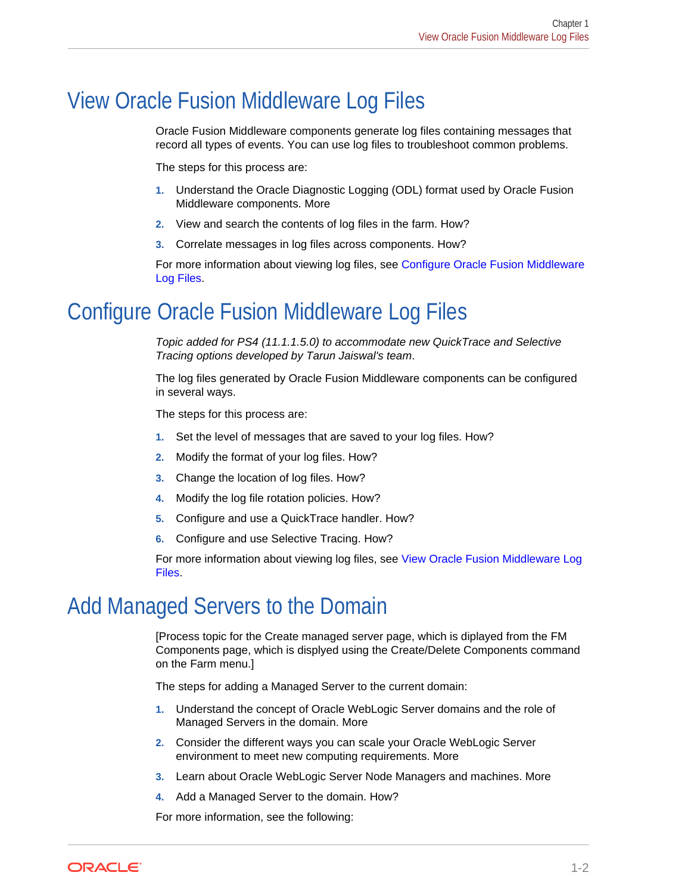# View Oracle Fusion Middleware Log Files

Oracle Fusion Middleware components generate log files containing messages that record all types of events. You can use log files to troubleshoot common problems.

The steps for this process are:

1. Understand the Oracle Diagnostic Logging (ODL) format used by Oracle Fusion Middleware components. More
2. View and search the contents of log files in the farm. How?
3. Correlate messages in log files across components. How?

For more information about viewing log files, see Configure Oracle Fusion Middleware Log Files.

# Configure Oracle Fusion Middleware Log Files

*Topic added for PS4 (11.1.1.5.0) to accommodate new QuickTrace and Selective Tracing options developed by Tarun Jaiswal's team*.

The log files generated by Oracle Fusion Middleware components can be configured in several ways.

The steps for this process are:

1. Set the level of messages that are saved to your log files. How?
2. Modify the format of your log files. How?
3. Change the location of log files. How?
4. Modify the log file rotation policies. How?
5. Configure and use a QuickTrace handler. How?
6. Configure and use Selective Tracing. How?

For more information about viewing log files, see View Oracle Fusion Middleware Log Files.

# Add Managed Servers to the Domain

[Process topic for the Create managed server page, which is diplayed from the FM Components page, which is displyed using the Create/Delete Components command on the Farm menu.]

The steps for adding a Managed Server to the current domain:

1. Understand the concept of Oracle WebLogic Server domains and the role of Managed Servers in the domain. More
2. Consider the different ways you can scale your Oracle WebLogic Server environment to meet new computing requirements. More
3. Learn about Oracle WebLogic Server Node Managers and machines. More
4. Add a Managed Server to the domain. How?

For more information, see the following: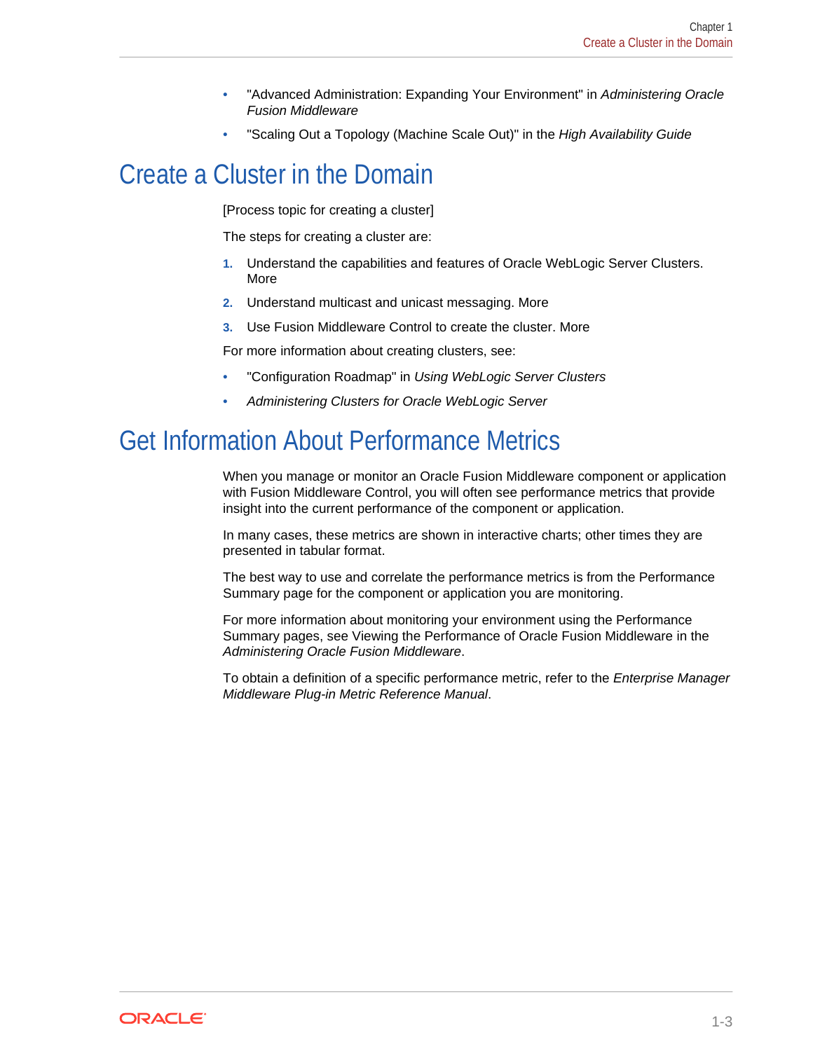- "Advanced Administration: Expanding Your Environment" in *Administering Oracle Fusion Middleware*
- "Scaling Out a Topology (Machine Scale Out)" in the *High Availability Guide*

## Create a Cluster in the Domain

[Process topic for creating a cluster]

The steps for creating a cluster are:

1. Understand the capabilities and features of Oracle WebLogic Server Clusters. More
2. Understand multicast and unicast messaging. More
3. Use Fusion Middleware Control to create the cluster. More

For more information about creating clusters, see:

- "Configuration Roadmap" in *Using WebLogic Server Clusters*
- *Administering Clusters for Oracle WebLogic Server*

## Get Information About Performance Metrics

When you manage or monitor an Oracle Fusion Middleware component or application with Fusion Middleware Control, you will often see performance metrics that provide insight into the current performance of the component or application.

In many cases, these metrics are shown in interactive charts; other times they are presented in tabular format.

The best way to use and correlate the performance metrics is from the Performance Summary page for the component or application you are monitoring.

For more information about monitoring your environment using the Performance Summary pages, see Viewing the Performance of Oracle Fusion Middleware in the *Administering Oracle Fusion Middleware*.

To obtain a definition of a specific performance metric, refer to the *Enterprise Manager Middleware Plug-in Metric Reference Manual*.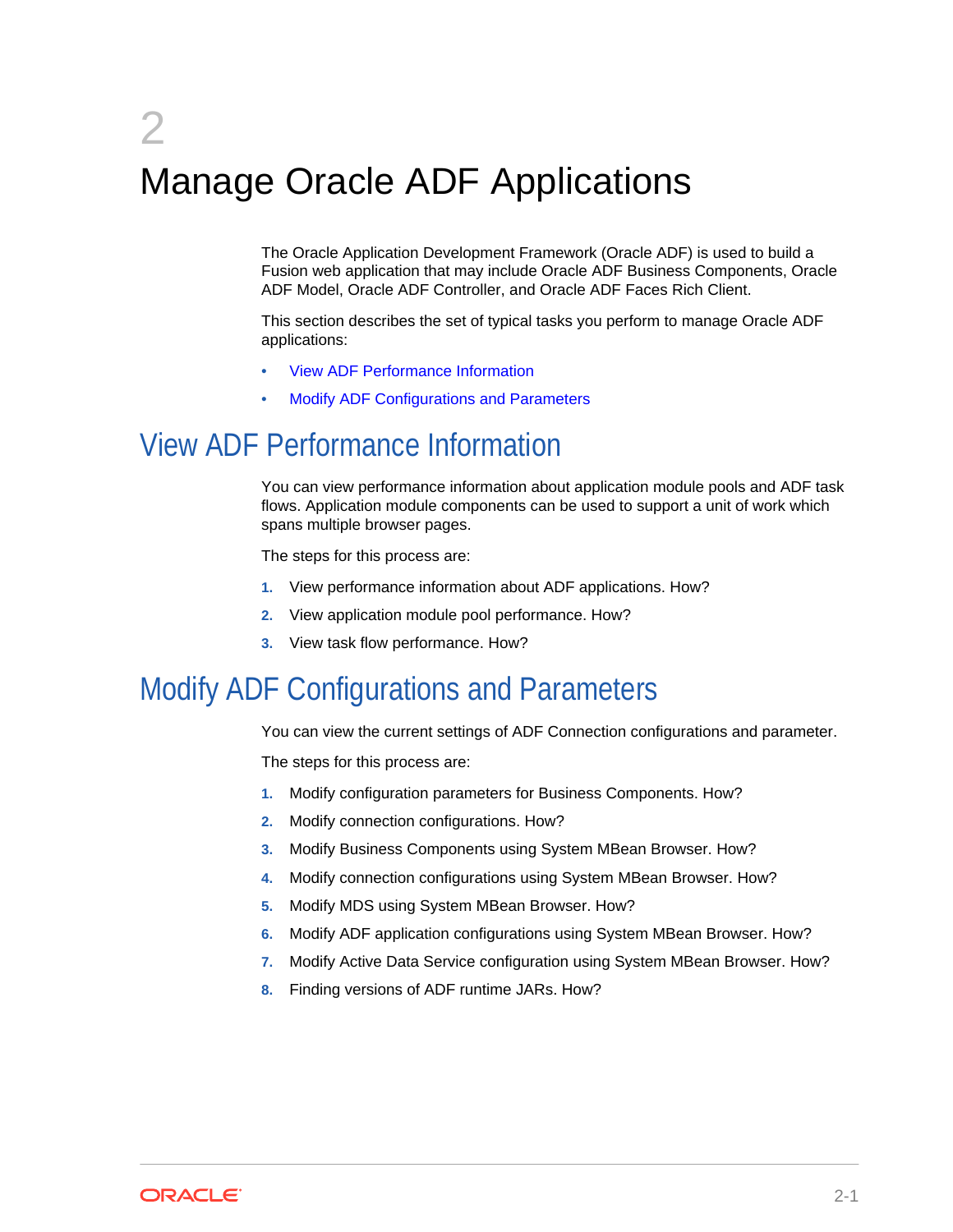# 2 Manage Oracle ADF Applications

The Oracle Application Development Framework (Oracle ADF) is used to build a Fusion web application that may include Oracle ADF Business Components, Oracle ADF Model, Oracle ADF Controller, and Oracle ADF Faces Rich Client.

This section describes the set of typical tasks you perform to manage Oracle ADF applications:

- View ADF Performance Information
- Modify ADF Configurations and Parameters

## View ADF Performance Information

You can view performance information about application module pools and ADF task flows. Application module components can be used to support a unit of work which spans multiple browser pages.

The steps for this process are:

1. View performance information about ADF applications. How?
2. View application module pool performance. How?
3. View task flow performance. How?

## Modify ADF Configurations and Parameters

You can view the current settings of ADF Connection configurations and parameter.

The steps for this process are:

1. Modify configuration parameters for Business Components. How?
2. Modify connection configurations. How?
3. Modify Business Components using System MBean Browser. How?
4. Modify connection configurations using System MBean Browser. How?
5. Modify MDS using System MBean Browser. How?
6. Modify ADF application configurations using System MBean Browser. How?
7. Modify Active Data Service configuration using System MBean Browser. How?
8. Finding versions of ADF runtime JARs. How?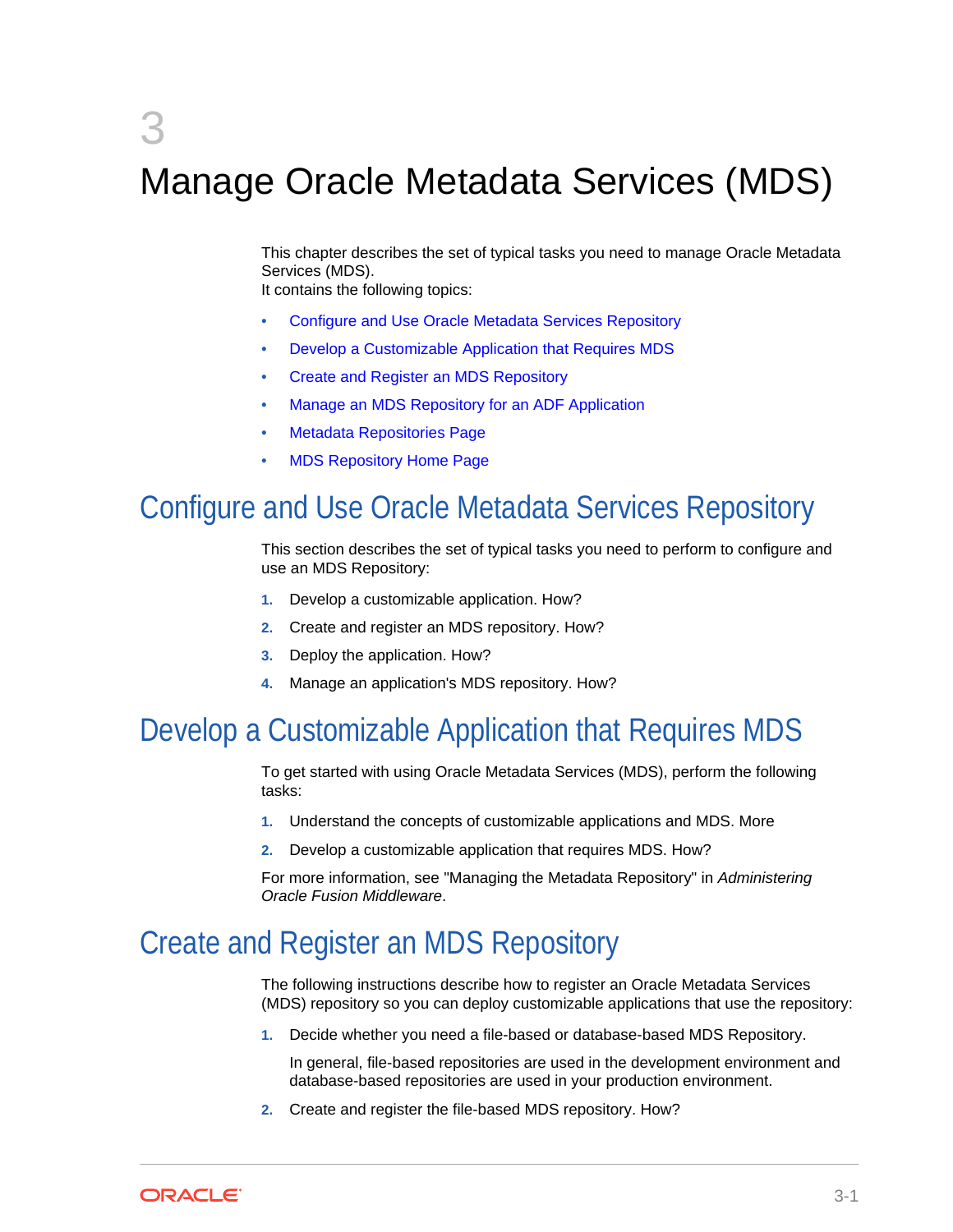# 3 Manage Oracle Metadata Services (MDS)

This chapter describes the set of typical tasks you need to manage Oracle Metadata Services (MDS).
It contains the following topics:

- Configure and Use Oracle Metadata Services Repository
- Develop a Customizable Application that Requires MDS
- Create and Register an MDS Repository
- Manage an MDS Repository for an ADF Application
- Metadata Repositories Page
- MDS Repository Home Page

## Configure and Use Oracle Metadata Services Repository

This section describes the set of typical tasks you need to perform to configure and use an MDS Repository:

1. Develop a customizable application. How?
2. Create and register an MDS repository. How?
3. Deploy the application. How?
4. Manage an application's MDS repository. How?

## Develop a Customizable Application that Requires MDS

To get started with using Oracle Metadata Services (MDS), perform the following tasks:

1. Understand the concepts of customizable applications and MDS. More
2. Develop a customizable application that requires MDS. How?

For more information, see "Managing the Metadata Repository" in *Administering Oracle Fusion Middleware*.

## Create and Register an MDS Repository

The following instructions describe how to register an Oracle Metadata Services (MDS) repository so you can deploy customizable applications that use the repository:

1. Decide whether you need a file-based or database-based MDS Repository.

   In general, file-based repositories are used in the development environment and database-based repositories are used in your production environment.

2. Create and register the file-based MDS repository. How?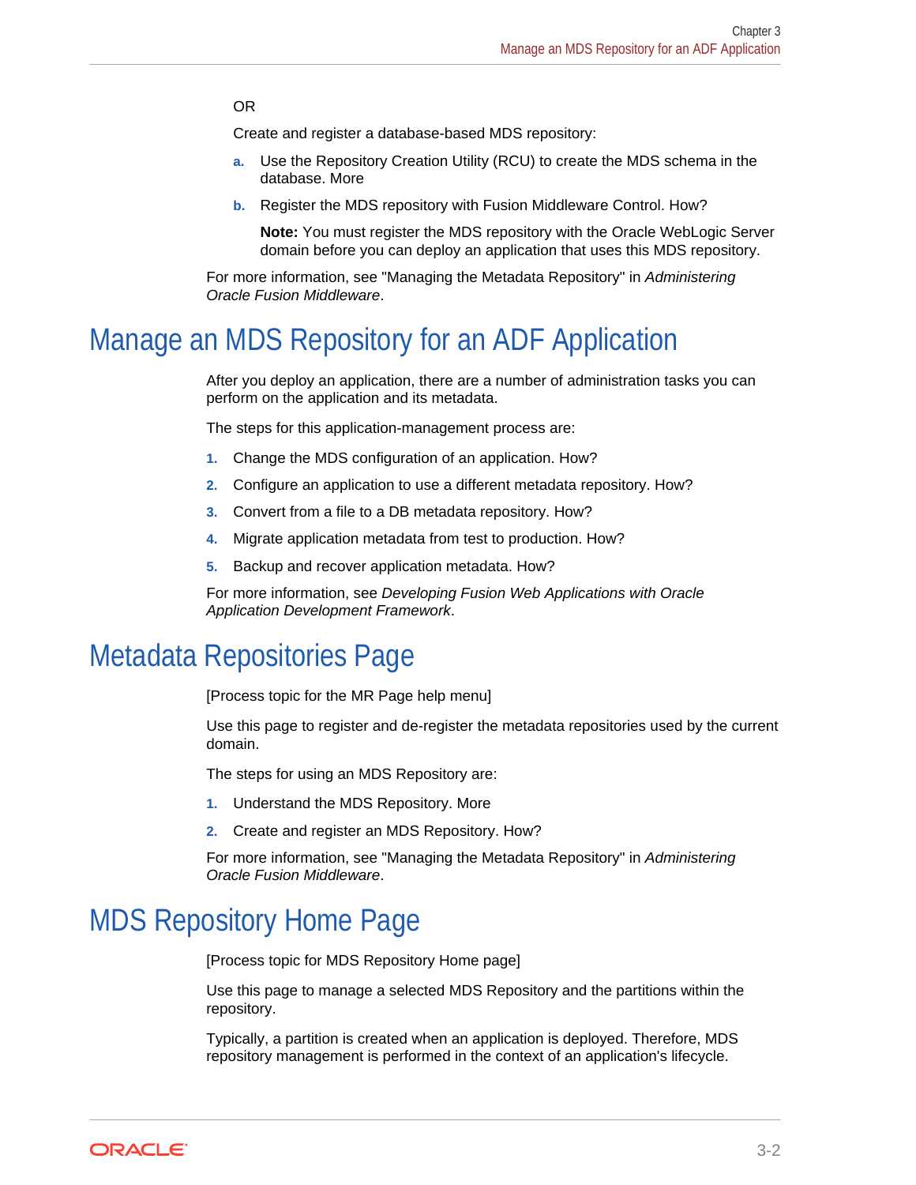OR

Create and register a database-based MDS repository:

   a. Use the Repository Creation Utility (RCU) to create the MDS schema in the database. More

   b. Register the MDS repository with Fusion Middleware Control. How?

      **Note:** You must register the MDS repository with the Oracle WebLogic Server domain before you can deploy an application that uses this MDS repository.

For more information, see "Managing the Metadata Repository" in *Administering Oracle Fusion Middleware*.

## Manage an MDS Repository for an ADF Application

After you deploy an application, there are a number of administration tasks you can perform on the application and its metadata.

The steps for this application-management process are:

1. Change the MDS configuration of an application. How?
2. Configure an application to use a different metadata repository. How?
3. Convert from a file to a DB metadata repository. How?
4. Migrate application metadata from test to production. How?
5. Backup and recover application metadata. How?

For more information, see *Developing Fusion Web Applications with Oracle Application Development Framework*.

## Metadata Repositories Page

[Process topic for the MR Page help menu]

Use this page to register and de-register the metadata repositories used by the current domain.

The steps for using an MDS Repository are:

1. Understand the MDS Repository. More
2. Create and register an MDS Repository. How?

For more information, see "Managing the Metadata Repository" in *Administering Oracle Fusion Middleware*.

## MDS Repository Home Page

[Process topic for MDS Repository Home page]

Use this page to manage a selected MDS Repository and the partitions within the repository.

Typically, a partition is created when an application is deployed. Therefore, MDS repository management is performed in the context of an application's lifecycle.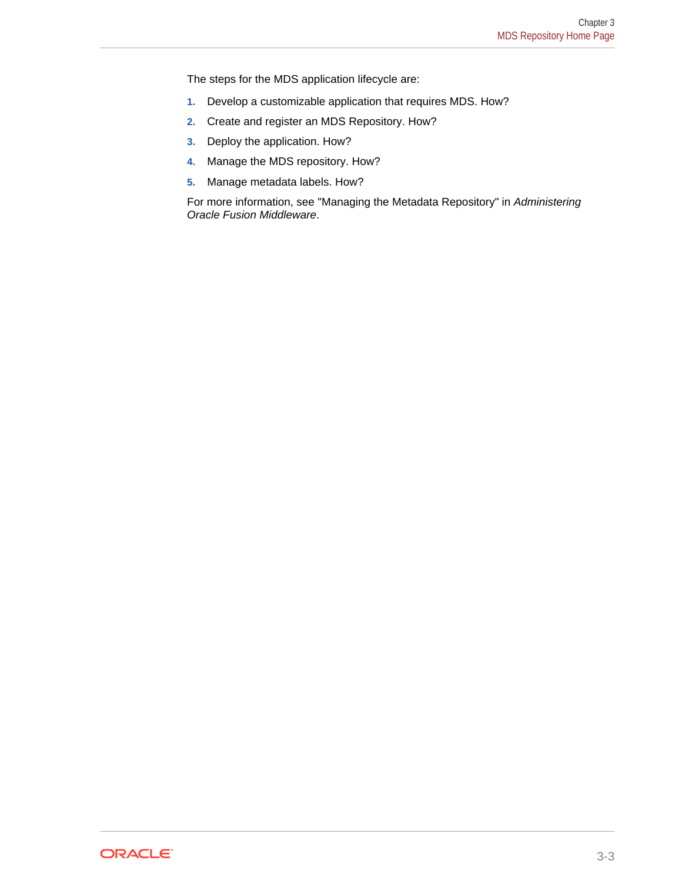The steps for the MDS application lifecycle are:

1. Develop a customizable application that requires MDS. How?
2. Create and register an MDS Repository. How?
3. Deploy the application. How?
4. Manage the MDS repository. How?
5. Manage metadata labels. How?

For more information, see "Managing the Metadata Repository" in *Administering Oracle Fusion Middleware*.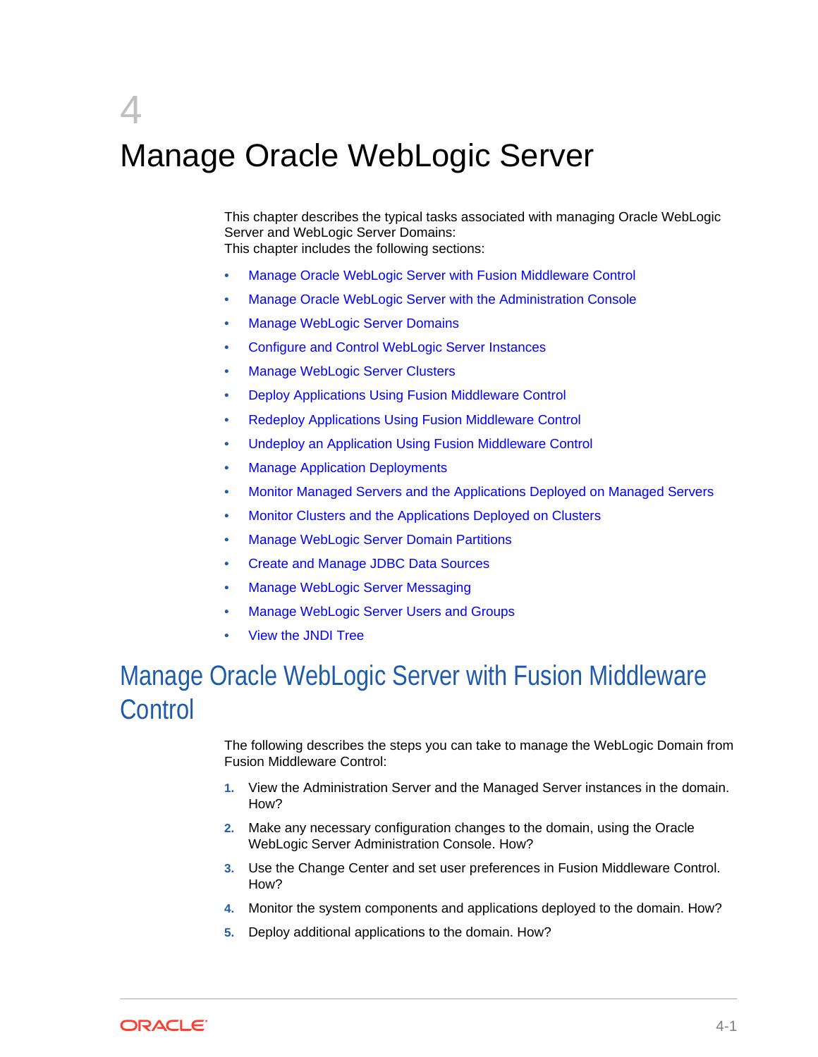# 4 Manage Oracle WebLogic Server

This chapter describes the typical tasks associated with managing Oracle WebLogic Server and WebLogic Server Domains:
This chapter includes the following sections:

- Manage Oracle WebLogic Server with Fusion Middleware Control
- Manage Oracle WebLogic Server with the Administration Console
- Manage WebLogic Server Domains
- Configure and Control WebLogic Server Instances
- Manage WebLogic Server Clusters
- Deploy Applications Using Fusion Middleware Control
- Redeploy Applications Using Fusion Middleware Control
- Undeploy an Application Using Fusion Middleware Control
- Manage Application Deployments
- Monitor Managed Servers and the Applications Deployed on Managed Servers
- Monitor Clusters and the Applications Deployed on Clusters
- Manage WebLogic Server Domain Partitions
- Create and Manage JDBC Data Sources
- Manage WebLogic Server Messaging
- Manage WebLogic Server Users and Groups
- View the JNDI Tree

## Manage Oracle WebLogic Server with Fusion Middleware Control

The following describes the steps you can take to manage the WebLogic Domain from Fusion Middleware Control:

1. View the Administration Server and the Managed Server instances in the domain. How?
2. Make any necessary configuration changes to the domain, using the Oracle WebLogic Server Administration Console. How?
3. Use the Change Center and set user preferences in Fusion Middleware Control. How?
4. Monitor the system components and applications deployed to the domain. How?
5. Deploy additional applications to the domain. How?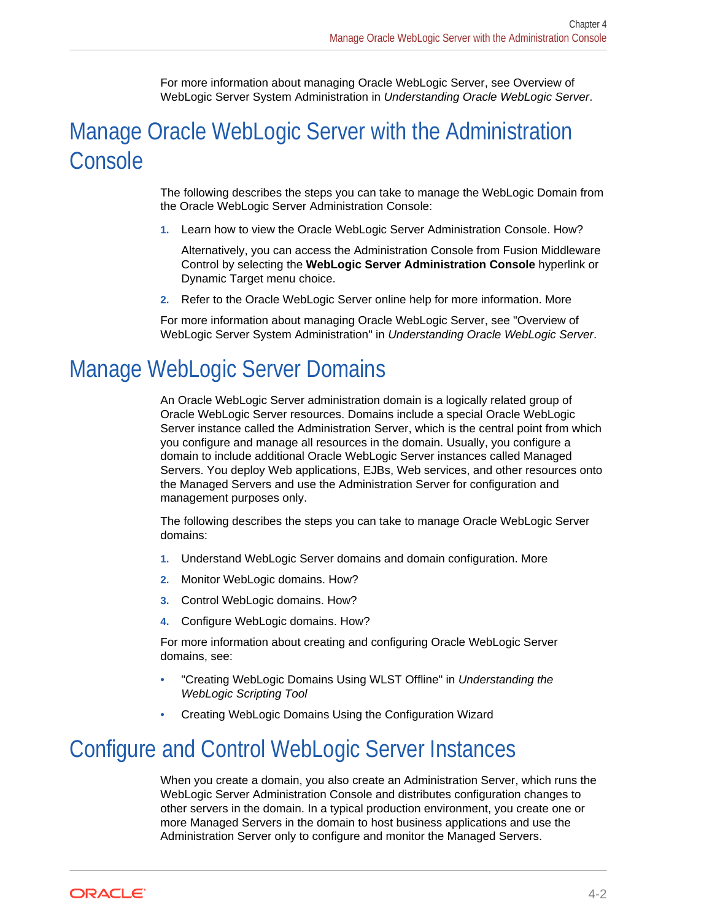For more information about managing Oracle WebLogic Server, see Overview of WebLogic Server System Administration in *Understanding Oracle WebLogic Server*.

# Manage Oracle WebLogic Server with the Administration Console

The following describes the steps you can take to manage the WebLogic Domain from the Oracle WebLogic Server Administration Console:

1. Learn how to view the Oracle WebLogic Server Administration Console. How?

   Alternatively, you can access the Administration Console from Fusion Middleware Control by selecting the **WebLogic Server Administration Console** hyperlink or Dynamic Target menu choice.

2. Refer to the Oracle WebLogic Server online help for more information. More

For more information about managing Oracle WebLogic Server, see "Overview of WebLogic Server System Administration" in *Understanding Oracle WebLogic Server*.

# Manage WebLogic Server Domains

An Oracle WebLogic Server administration domain is a logically related group of Oracle WebLogic Server resources. Domains include a special Oracle WebLogic Server instance called the Administration Server, which is the central point from which you configure and manage all resources in the domain. Usually, you configure a domain to include additional Oracle WebLogic Server instances called Managed Servers. You deploy Web applications, EJBs, Web services, and other resources onto the Managed Servers and use the Administration Server for configuration and management purposes only.

The following describes the steps you can take to manage Oracle WebLogic Server domains:

1. Understand WebLogic Server domains and domain configuration. More
2. Monitor WebLogic domains. How?
3. Control WebLogic domains. How?
4. Configure WebLogic domains. How?

For more information about creating and configuring Oracle WebLogic Server domains, see:

- "Creating WebLogic Domains Using WLST Offline" in *Understanding the WebLogic Scripting Tool*
- Creating WebLogic Domains Using the Configuration Wizard

# Configure and Control WebLogic Server Instances

When you create a domain, you also create an Administration Server, which runs the WebLogic Server Administration Console and distributes configuration changes to other servers in the domain. In a typical production environment, you create one or more Managed Servers in the domain to host business applications and use the Administration Server only to configure and monitor the Managed Servers.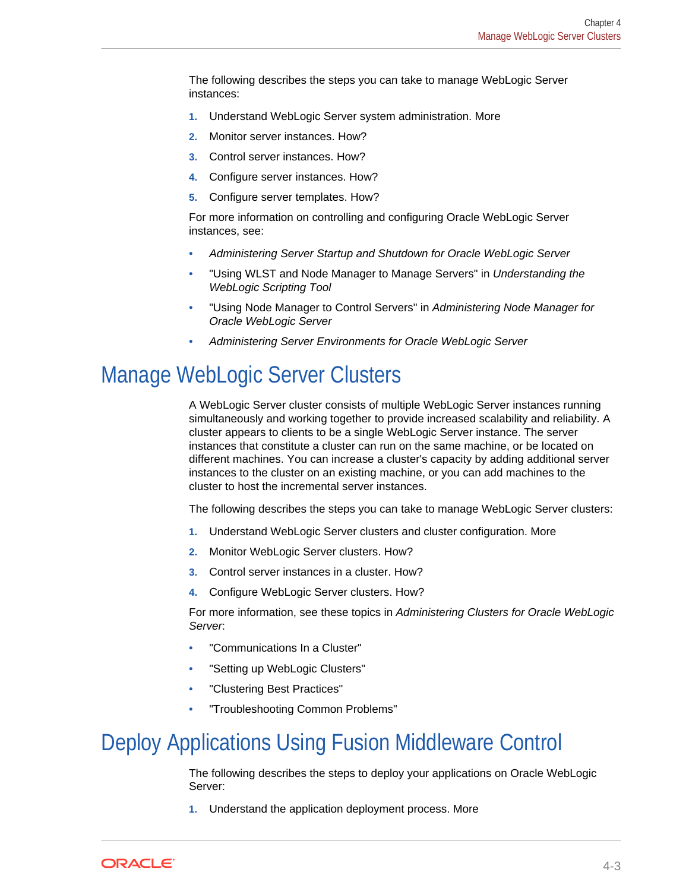The following describes the steps you can take to manage WebLogic Server instances:

1. Understand WebLogic Server system administration. More
2. Monitor server instances. How?
3. Control server instances. How?
4. Configure server instances. How?
5. Configure server templates. How?

For more information on controlling and configuring Oracle WebLogic Server instances, see:

- *Administering Server Startup and Shutdown for Oracle WebLogic Server*
- "Using WLST and Node Manager to Manage Servers" in *Understanding the WebLogic Scripting Tool*
- "Using Node Manager to Control Servers" in *Administering Node Manager for Oracle WebLogic Server*
- *Administering Server Environments for Oracle WebLogic Server*

## Manage WebLogic Server Clusters

A WebLogic Server cluster consists of multiple WebLogic Server instances running simultaneously and working together to provide increased scalability and reliability. A cluster appears to clients to be a single WebLogic Server instance. The server instances that constitute a cluster can run on the same machine, or be located on different machines. You can increase a cluster's capacity by adding additional server instances to the cluster on an existing machine, or you can add machines to the cluster to host the incremental server instances.

The following describes the steps you can take to manage WebLogic Server clusters:

1. Understand WebLogic Server clusters and cluster configuration. More
2. Monitor WebLogic Server clusters. How?
3. Control server instances in a cluster. How?
4. Configure WebLogic Server clusters. How?

For more information, see these topics in *Administering Clusters for Oracle WebLogic Server*:

- "Communications In a Cluster"
- "Setting up WebLogic Clusters"
- "Clustering Best Practices"
- "Troubleshooting Common Problems"

## Deploy Applications Using Fusion Middleware Control

The following describes the steps to deploy your applications on Oracle WebLogic Server:

1. Understand the application deployment process. More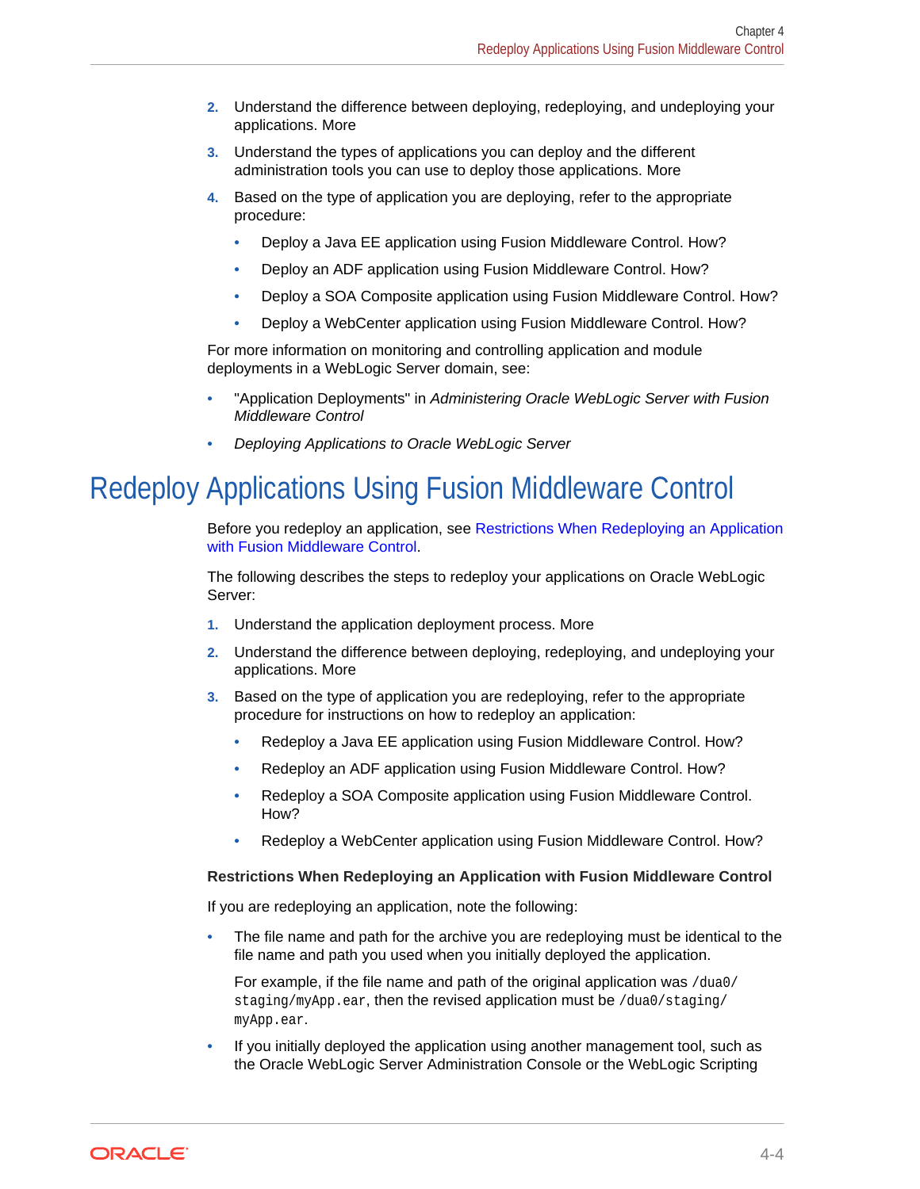2. Understand the difference between deploying, redeploying, and undeploying your applications. More
3. Understand the types of applications you can deploy and the different administration tools you can use to deploy those applications. More
4. Based on the type of application you are deploying, refer to the appropriate procedure:
   - Deploy a Java EE application using Fusion Middleware Control. How?
   - Deploy an ADF application using Fusion Middleware Control. How?
   - Deploy a SOA Composite application using Fusion Middleware Control. How?
   - Deploy a WebCenter application using Fusion Middleware Control. How?

For more information on monitoring and controlling application and module deployments in a WebLogic Server domain, see:

- "Application Deployments" in *Administering Oracle WebLogic Server with Fusion Middleware Control*
- *Deploying Applications to Oracle WebLogic Server*

# Redeploy Applications Using Fusion Middleware Control

Before you redeploy an application, see Restrictions When Redeploying an Application with Fusion Middleware Control.

The following describes the steps to redeploy your applications on Oracle WebLogic Server:

1. Understand the application deployment process. More
2. Understand the difference between deploying, redeploying, and undeploying your applications. More
3. Based on the type of application you are redeploying, refer to the appropriate procedure for instructions on how to redeploy an application:
   - Redeploy a Java EE application using Fusion Middleware Control. How?
   - Redeploy an ADF application using Fusion Middleware Control. How?
   - Redeploy a SOA Composite application using Fusion Middleware Control. How?
   - Redeploy a WebCenter application using Fusion Middleware Control. How?

**Restrictions When Redeploying an Application with Fusion Middleware Control**

If you are redeploying an application, note the following:

- The file name and path for the archive you are redeploying must be identical to the file name and path you used when you initially deployed the application.

  For example, if the file name and path of the original application was `/dua0/staging/myApp.ear`, then the revised application must be `/dua0/staging/myApp.ear`.

- If you initially deployed the application using another management tool, such as the Oracle WebLogic Server Administration Console or the WebLogic Scripting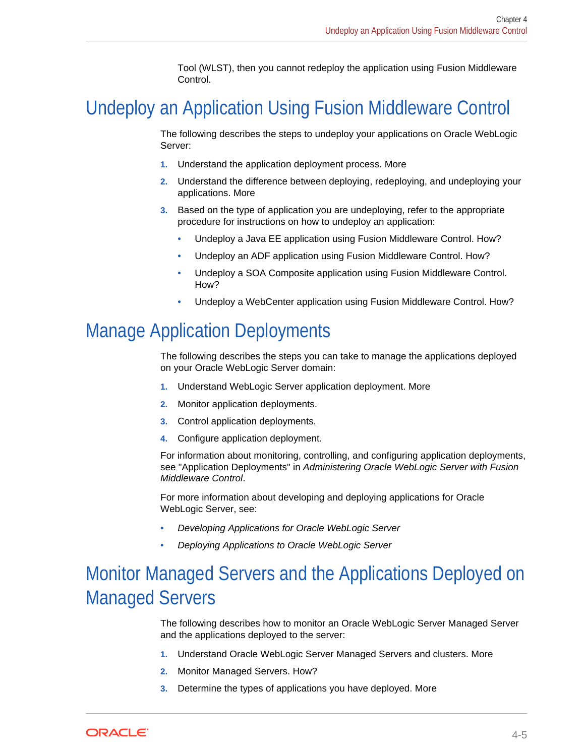Tool (WLST), then you cannot redeploy the application using Fusion Middleware Control.

## Undeploy an Application Using Fusion Middleware Control

The following describes the steps to undeploy your applications on Oracle WebLogic Server:

1. Understand the application deployment process. More
2. Understand the difference between deploying, redeploying, and undeploying your applications. More
3. Based on the type of application you are undeploying, refer to the appropriate procedure for instructions on how to undeploy an application:
   - Undeploy a Java EE application using Fusion Middleware Control. How?
   - Undeploy an ADF application using Fusion Middleware Control. How?
   - Undeploy a SOA Composite application using Fusion Middleware Control. How?
   - Undeploy a WebCenter application using Fusion Middleware Control. How?

## Manage Application Deployments

The following describes the steps you can take to manage the applications deployed on your Oracle WebLogic Server domain:

1. Understand WebLogic Server application deployment. More
2. Monitor application deployments.
3. Control application deployments.
4. Configure application deployment.

For information about monitoring, controlling, and configuring application deployments, see "Application Deployments" in *Administering Oracle WebLogic Server with Fusion Middleware Control*.

For more information about developing and deploying applications for Oracle WebLogic Server, see:

- *Developing Applications for Oracle WebLogic Server*
- *Deploying Applications to Oracle WebLogic Server*

## Monitor Managed Servers and the Applications Deployed on Managed Servers

The following describes how to monitor an Oracle WebLogic Server Managed Server and the applications deployed to the server:

1. Understand Oracle WebLogic Server Managed Servers and clusters. More
2. Monitor Managed Servers. How?
3. Determine the types of applications you have deployed. More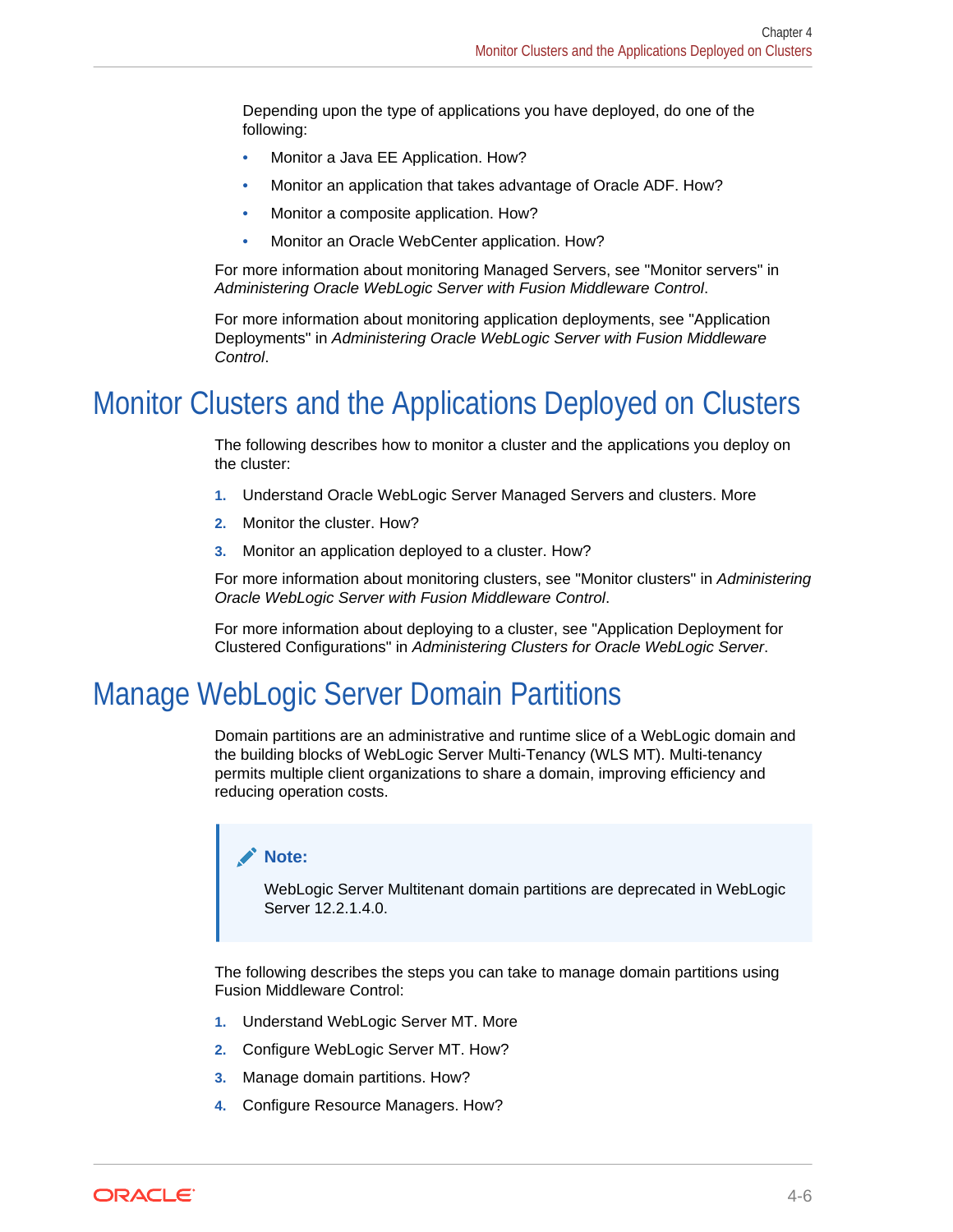Depending upon the type of applications you have deployed, do one of the following:

- Monitor a Java EE Application. How?
- Monitor an application that takes advantage of Oracle ADF. How?
- Monitor a composite application. How?
- Monitor an Oracle WebCenter application. How?

For more information about monitoring Managed Servers, see "Monitor servers" in *Administering Oracle WebLogic Server with Fusion Middleware Control*.

For more information about monitoring application deployments, see "Application Deployments" in *Administering Oracle WebLogic Server with Fusion Middleware Control*.

## Monitor Clusters and the Applications Deployed on Clusters

The following describes how to monitor a cluster and the applications you deploy on the cluster:

1. Understand Oracle WebLogic Server Managed Servers and clusters. More
2. Monitor the cluster. How?
3. Monitor an application deployed to a cluster. How?

For more information about monitoring clusters, see "Monitor clusters" in *Administering Oracle WebLogic Server with Fusion Middleware Control*.

For more information about deploying to a cluster, see "Application Deployment for Clustered Configurations" in *Administering Clusters for Oracle WebLogic Server*.

## Manage WebLogic Server Domain Partitions

Domain partitions are an administrative and runtime slice of a WebLogic domain and the building blocks of WebLogic Server Multi-Tenancy (WLS MT). Multi-tenancy permits multiple client organizations to share a domain, improving efficiency and reducing operation costs.

> **Note:**
>
> WebLogic Server Multitenant domain partitions are deprecated in WebLogic Server 12.2.1.4.0.

The following describes the steps you can take to manage domain partitions using Fusion Middleware Control:

1. Understand WebLogic Server MT. More
2. Configure WebLogic Server MT. How?
3. Manage domain partitions. How?
4. Configure Resource Managers. How?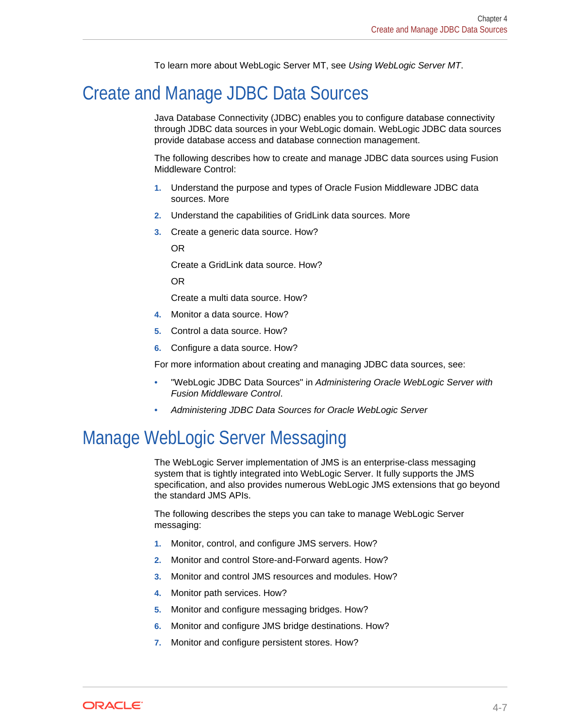To learn more about WebLogic Server MT, see *Using WebLogic Server MT*.

## Create and Manage JDBC Data Sources

Java Database Connectivity (JDBC) enables you to configure database connectivity through JDBC data sources in your WebLogic domain. WebLogic JDBC data sources provide database access and database connection management.

The following describes how to create and manage JDBC data sources using Fusion Middleware Control:

1. Understand the purpose and types of Oracle Fusion Middleware JDBC data sources. More
2. Understand the capabilities of GridLink data sources. More
3. Create a generic data source. How?

   OR

   Create a GridLink data source. How?

   OR

   Create a multi data source. How?
4. Monitor a data source. How?
5. Control a data source. How?
6. Configure a data source. How?

For more information about creating and managing JDBC data sources, see:

- "WebLogic JDBC Data Sources" in *Administering Oracle WebLogic Server with Fusion Middleware Control*.
- *Administering JDBC Data Sources for Oracle WebLogic Server*

## Manage WebLogic Server Messaging

The WebLogic Server implementation of JMS is an enterprise-class messaging system that is tightly integrated into WebLogic Server. It fully supports the JMS specification, and also provides numerous WebLogic JMS extensions that go beyond the standard JMS APIs.

The following describes the steps you can take to manage WebLogic Server messaging:

1. Monitor, control, and configure JMS servers. How?
2. Monitor and control Store-and-Forward agents. How?
3. Monitor and control JMS resources and modules. How?
4. Monitor path services. How?
5. Monitor and configure messaging bridges. How?
6. Monitor and configure JMS bridge destinations. How?
7. Monitor and configure persistent stores. How?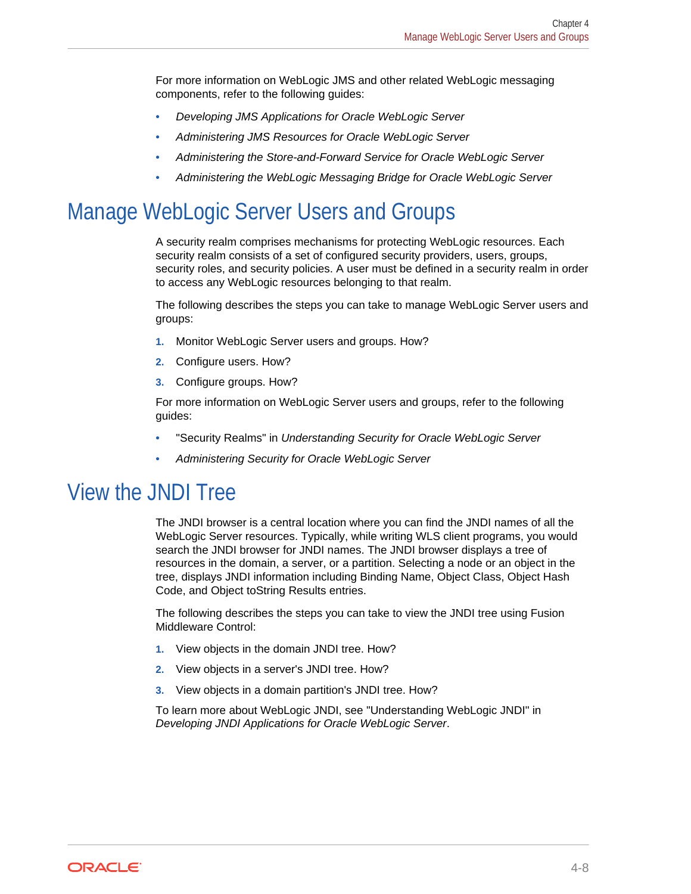For more information on WebLogic JMS and other related WebLogic messaging components, refer to the following guides:

- *Developing JMS Applications for Oracle WebLogic Server*
- *Administering JMS Resources for Oracle WebLogic Server*
- *Administering the Store-and-Forward Service for Oracle WebLogic Server*
- *Administering the WebLogic Messaging Bridge for Oracle WebLogic Server*

# Manage WebLogic Server Users and Groups

A security realm comprises mechanisms for protecting WebLogic resources. Each security realm consists of a set of configured security providers, users, groups, security roles, and security policies. A user must be defined in a security realm in order to access any WebLogic resources belonging to that realm.

The following describes the steps you can take to manage WebLogic Server users and groups:

1. Monitor WebLogic Server users and groups. How?
2. Configure users. How?
3. Configure groups. How?

For more information on WebLogic Server users and groups, refer to the following guides:

- "Security Realms" in *Understanding Security for Oracle WebLogic Server*
- *Administering Security for Oracle WebLogic Server*

# View the JNDI Tree

The JNDI browser is a central location where you can find the JNDI names of all the WebLogic Server resources. Typically, while writing WLS client programs, you would search the JNDI browser for JNDI names. The JNDI browser displays a tree of resources in the domain, a server, or a partition. Selecting a node or an object in the tree, displays JNDI information including Binding Name, Object Class, Object Hash Code, and Object toString Results entries.

The following describes the steps you can take to view the JNDI tree using Fusion Middleware Control:

1. View objects in the domain JNDI tree. How?
2. View objects in a server's JNDI tree. How?
3. View objects in a domain partition's JNDI tree. How?

To learn more about WebLogic JNDI, see "Understanding WebLogic JNDI" in *Developing JNDI Applications for Oracle WebLogic Server*.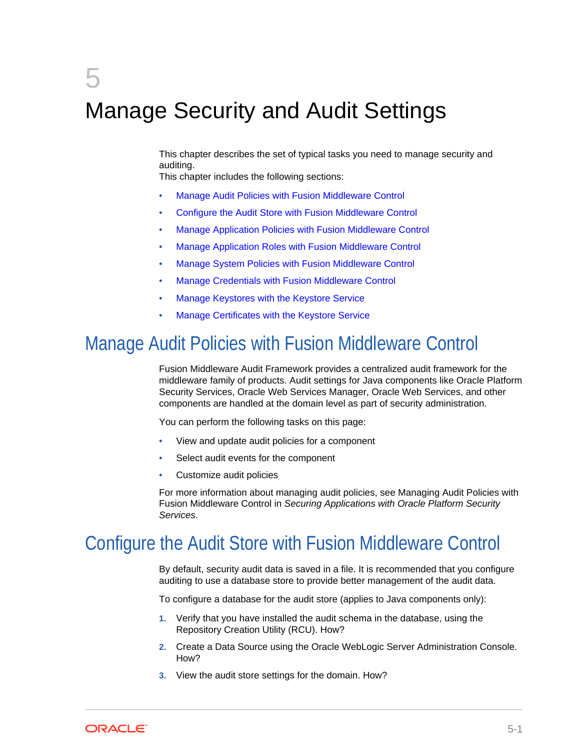# 5 Manage Security and Audit Settings

This chapter describes the set of typical tasks you need to manage security and auditing.
This chapter includes the following sections:

- Manage Audit Policies with Fusion Middleware Control
- Configure the Audit Store with Fusion Middleware Control
- Manage Application Policies with Fusion Middleware Control
- Manage Application Roles with Fusion Middleware Control
- Manage System Policies with Fusion Middleware Control
- Manage Credentials with Fusion Middleware Control
- Manage Keystores with the Keystore Service
- Manage Certificates with the Keystore Service

## Manage Audit Policies with Fusion Middleware Control

Fusion Middleware Audit Framework provides a centralized audit framework for the middleware family of products. Audit settings for Java components like Oracle Platform Security Services, Oracle Web Services Manager, Oracle Web Services, and other components are handled at the domain level as part of security administration.

You can perform the following tasks on this page:

- View and update audit policies for a component
- Select audit events for the component
- Customize audit policies

For more information about managing audit policies, see Managing Audit Policies with Fusion Middleware Control in *Securing Applications with Oracle Platform Security Services*.

## Configure the Audit Store with Fusion Middleware Control

By default, security audit data is saved in a file. It is recommended that you configure auditing to use a database store to provide better management of the audit data.

To configure a database for the audit store (applies to Java components only):

1. Verify that you have installed the audit schema in the database, using the Repository Creation Utility (RCU). How?
2. Create a Data Source using the Oracle WebLogic Server Administration Console. How?
3. View the audit store settings for the domain. How?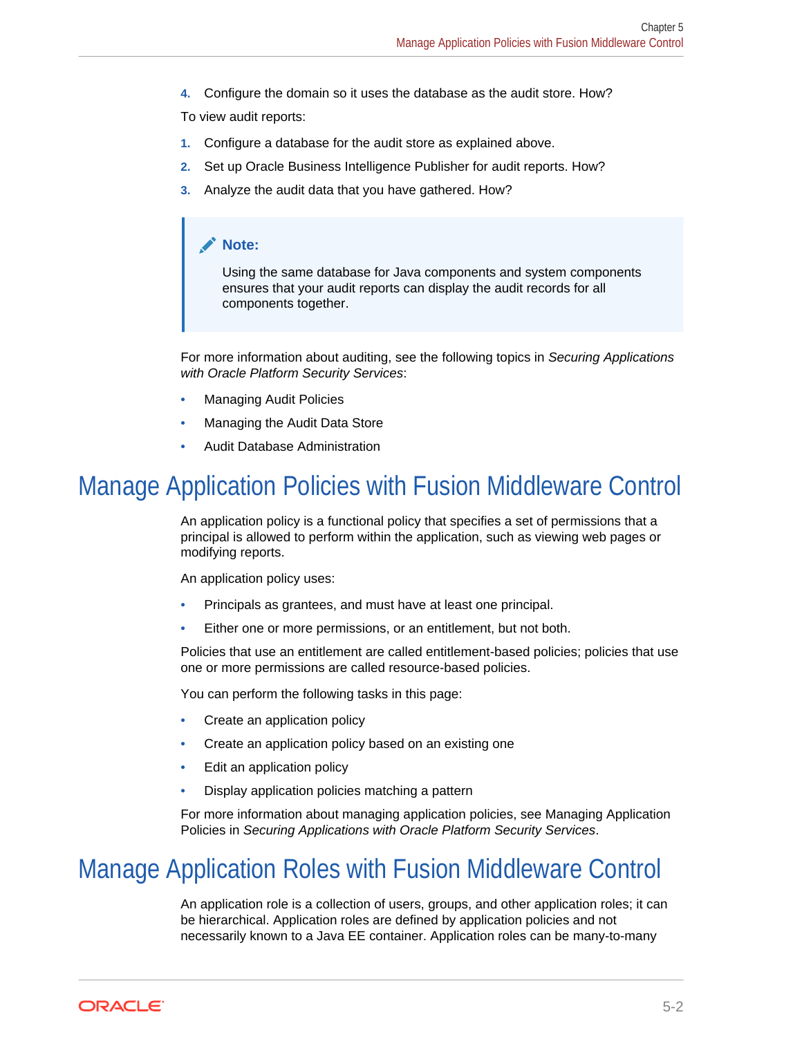4. Configure the domain so it uses the database as the audit store. How?

To view audit reports:

1. Configure a database for the audit store as explained above.
2. Set up Oracle Business Intelligence Publisher for audit reports. How?
3. Analyze the audit data that you have gathered. How?

> **Note:**
>
> Using the same database for Java components and system components ensures that your audit reports can display the audit records for all components together.

For more information about auditing, see the following topics in *Securing Applications with Oracle Platform Security Services*:

- Managing Audit Policies
- Managing the Audit Data Store
- Audit Database Administration

# Manage Application Policies with Fusion Middleware Control

An application policy is a functional policy that specifies a set of permissions that a principal is allowed to perform within the application, such as viewing web pages or modifying reports.

An application policy uses:

- Principals as grantees, and must have at least one principal.
- Either one or more permissions, or an entitlement, but not both.

Policies that use an entitlement are called entitlement-based policies; policies that use one or more permissions are called resource-based policies.

You can perform the following tasks in this page:

- Create an application policy
- Create an application policy based on an existing one
- Edit an application policy
- Display application policies matching a pattern

For more information about managing application policies, see Managing Application Policies in *Securing Applications with Oracle Platform Security Services*.

# Manage Application Roles with Fusion Middleware Control

An application role is a collection of users, groups, and other application roles; it can be hierarchical. Application roles are defined by application policies and not necessarily known to a Java EE container. Application roles can be many-to-many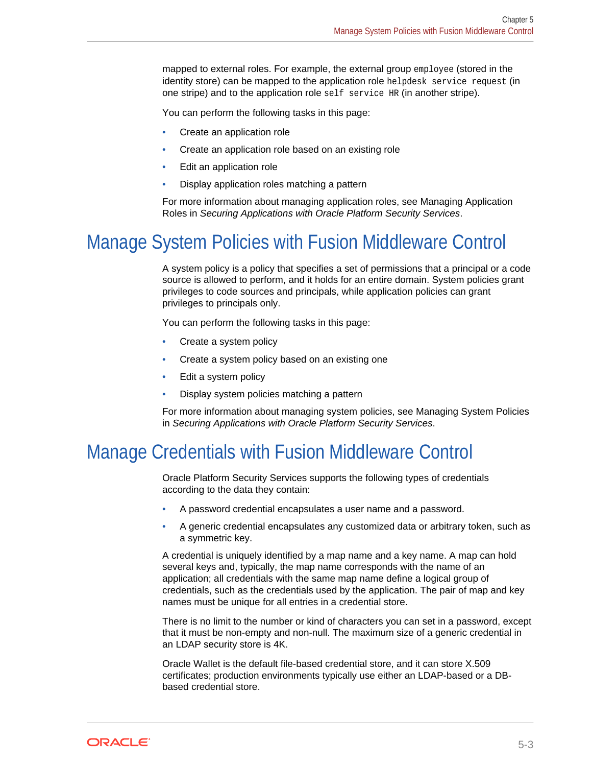mapped to external roles. For example, the external group `employee` (stored in the identity store) can be mapped to the application role `helpdesk service request` (in one stripe) and to the application role `self service HR` (in another stripe).

You can perform the following tasks in this page:

- Create an application role
- Create an application role based on an existing role
- Edit an application role
- Display application roles matching a pattern

For more information about managing application roles, see Managing Application Roles in *Securing Applications with Oracle Platform Security Services*.

## Manage System Policies with Fusion Middleware Control

A system policy is a policy that specifies a set of permissions that a principal or a code source is allowed to perform, and it holds for an entire domain. System policies grant privileges to code sources and principals, while application policies can grant privileges to principals only.

You can perform the following tasks in this page:

- Create a system policy
- Create a system policy based on an existing one
- Edit a system policy
- Display system policies matching a pattern

For more information about managing system policies, see Managing System Policies in *Securing Applications with Oracle Platform Security Services*.

## Manage Credentials with Fusion Middleware Control

Oracle Platform Security Services supports the following types of credentials according to the data they contain:

- A password credential encapsulates a user name and a password.
- A generic credential encapsulates any customized data or arbitrary token, such as a symmetric key.

A credential is uniquely identified by a map name and a key name. A map can hold several keys and, typically, the map name corresponds with the name of an application; all credentials with the same map name define a logical group of credentials, such as the credentials used by the application. The pair of map and key names must be unique for all entries in a credential store.

There is no limit to the number or kind of characters you can set in a password, except that it must be non-empty and non-null. The maximum size of a generic credential in an LDAP security store is 4K.

Oracle Wallet is the default file-based credential store, and it can store X.509 certificates; production environments typically use either an LDAP-based or a DB-based credential store.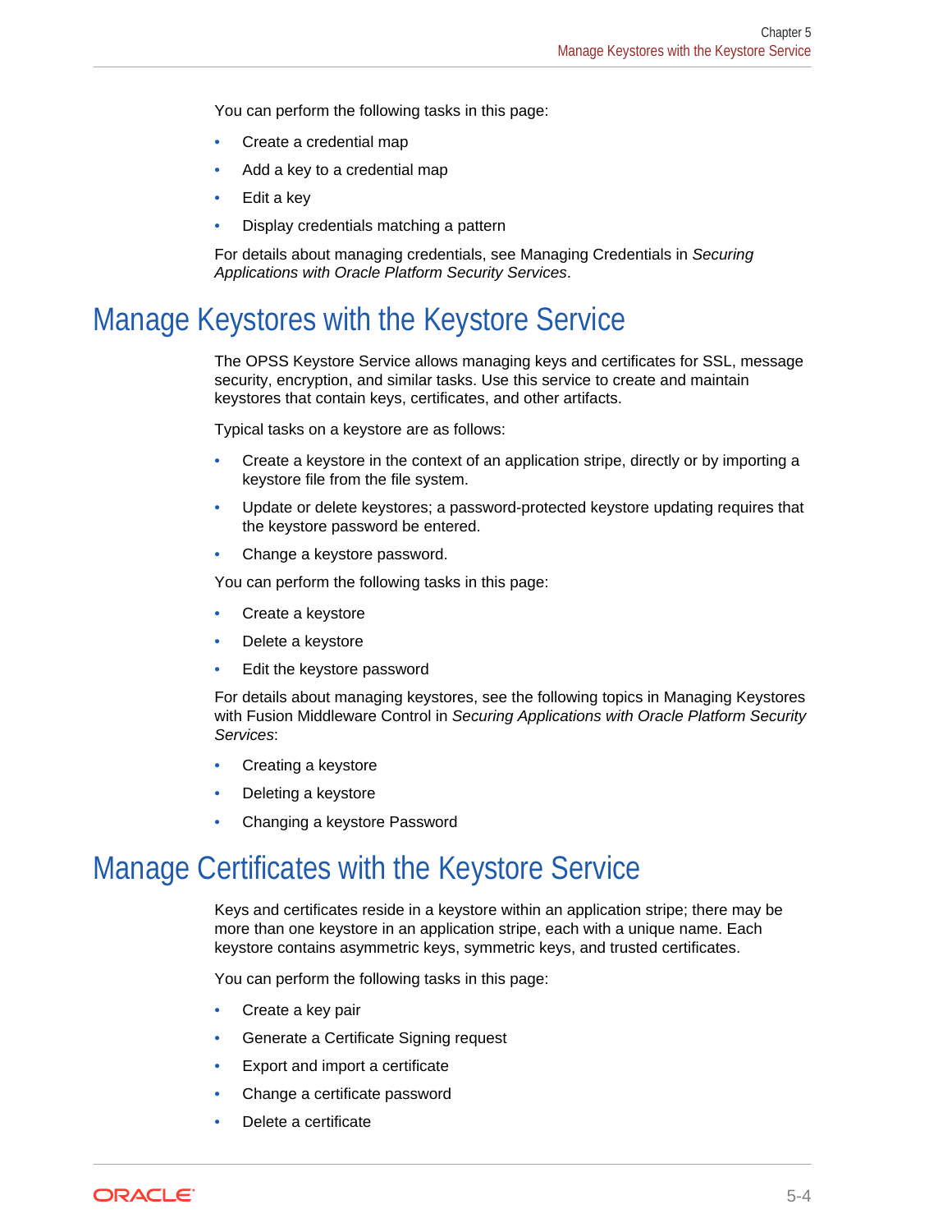You can perform the following tasks in this page:

- Create a credential map
- Add a key to a credential map
- Edit a key
- Display credentials matching a pattern

For details about managing credentials, see Managing Credentials in *Securing Applications with Oracle Platform Security Services*.

## Manage Keystores with the Keystore Service

The OPSS Keystore Service allows managing keys and certificates for SSL, message security, encryption, and similar tasks. Use this service to create and maintain keystores that contain keys, certificates, and other artifacts.

Typical tasks on a keystore are as follows:

- Create a keystore in the context of an application stripe, directly or by importing a keystore file from the file system.
- Update or delete keystores; a password-protected keystore updating requires that the keystore password be entered.
- Change a keystore password.

You can perform the following tasks in this page:

- Create a keystore
- Delete a keystore
- Edit the keystore password

For details about managing keystores, see the following topics in Managing Keystores with Fusion Middleware Control in *Securing Applications with Oracle Platform Security Services*:

- Creating a keystore
- Deleting a keystore
- Changing a keystore Password

## Manage Certificates with the Keystore Service

Keys and certificates reside in a keystore within an application stripe; there may be more than one keystore in an application stripe, each with a unique name. Each keystore contains asymmetric keys, symmetric keys, and trusted certificates.

You can perform the following tasks in this page:

- Create a key pair
- Generate a Certificate Signing request
- Export and import a certificate
- Change a certificate password
- Delete a certificate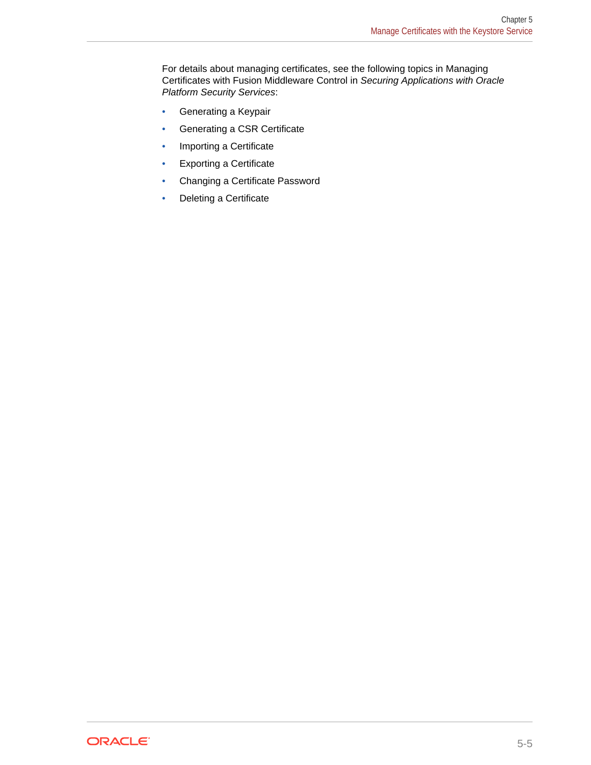For details about managing certificates, see the following topics in Managing Certificates with Fusion Middleware Control in *Securing Applications with Oracle Platform Security Services*:

- Generating a Keypair
- Generating a CSR Certificate
- Importing a Certificate
- Exporting a Certificate
- Changing a Certificate Password
- Deleting a Certificate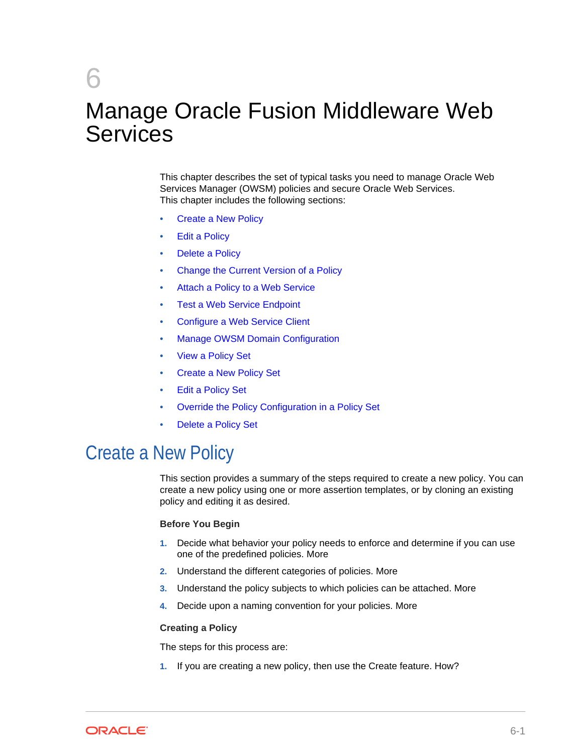# 6 Manage Oracle Fusion Middleware Web Services

This chapter describes the set of typical tasks you need to manage Oracle Web Services Manager (OWSM) policies and secure Oracle Web Services.
This chapter includes the following sections:

- Create a New Policy
- Edit a Policy
- Delete a Policy
- Change the Current Version of a Policy
- Attach a Policy to a Web Service
- Test a Web Service Endpoint
- Configure a Web Service Client
- Manage OWSM Domain Configuration
- View a Policy Set
- Create a New Policy Set
- Edit a Policy Set
- Override the Policy Configuration in a Policy Set
- Delete a Policy Set

## Create a New Policy

This section provides a summary of the steps required to create a new policy. You can create a new policy using one or more assertion templates, or by cloning an existing policy and editing it as desired.

**Before You Begin**

1. Decide what behavior your policy needs to enforce and determine if you can use one of the predefined policies. More
2. Understand the different categories of policies. More
3. Understand the policy subjects to which policies can be attached. More
4. Decide upon a naming convention for your policies. More

**Creating a Policy**

The steps for this process are:

1. If you are creating a new policy, then use the Create feature. How?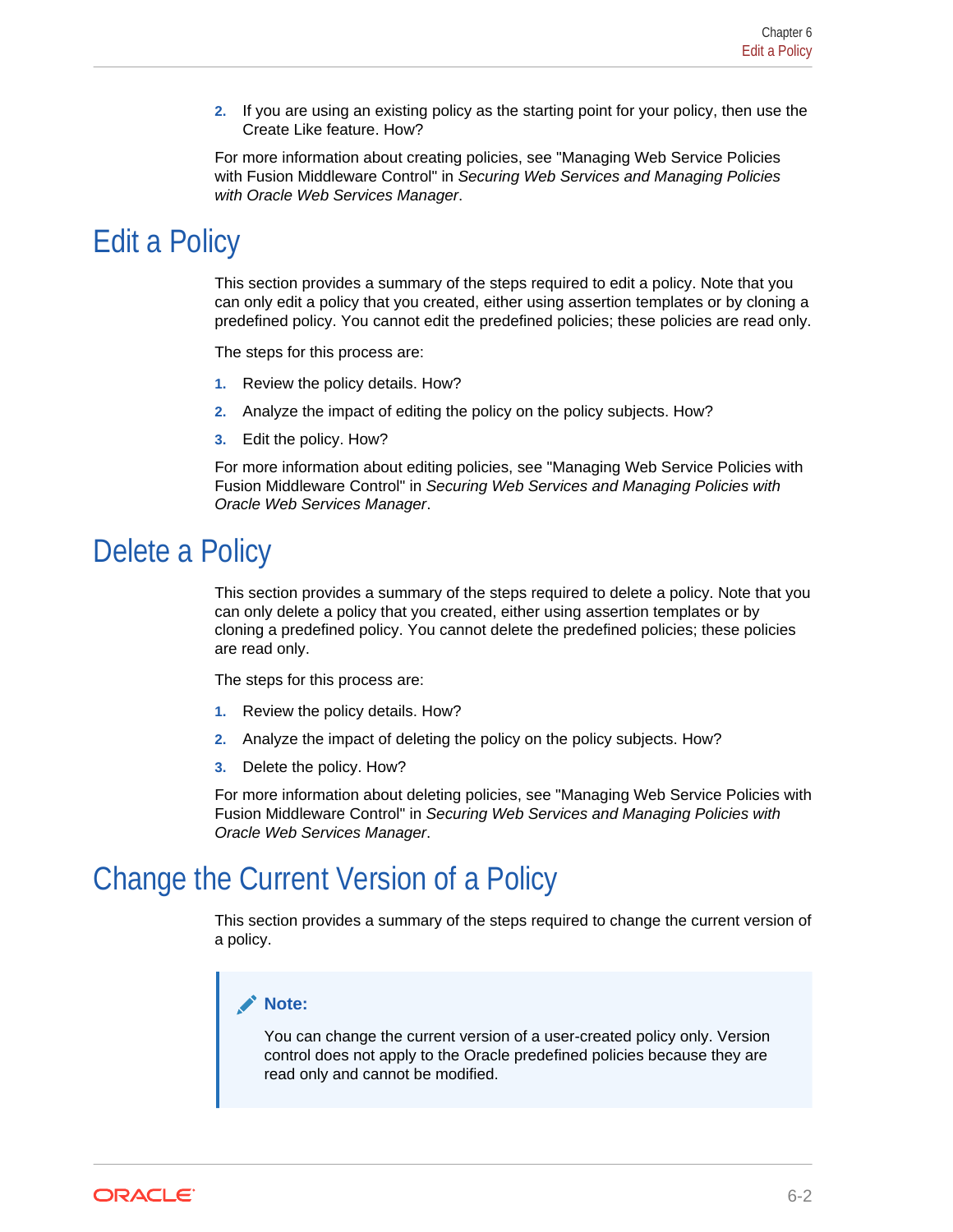2. If you are using an existing policy as the starting point for your policy, then use the Create Like feature. How?

For more information about creating policies, see "Managing Web Service Policies with Fusion Middleware Control" in *Securing Web Services and Managing Policies with Oracle Web Services Manager*.

# Edit a Policy

This section provides a summary of the steps required to edit a policy. Note that you can only edit a policy that you created, either using assertion templates or by cloning a predefined policy. You cannot edit the predefined policies; these policies are read only.

The steps for this process are:

1. Review the policy details. How?
2. Analyze the impact of editing the policy on the policy subjects. How?
3. Edit the policy. How?

For more information about editing policies, see "Managing Web Service Policies with Fusion Middleware Control" in *Securing Web Services and Managing Policies with Oracle Web Services Manager*.

# Delete a Policy

This section provides a summary of the steps required to delete a policy. Note that you can only delete a policy that you created, either using assertion templates or by cloning a predefined policy. You cannot delete the predefined policies; these policies are read only.

The steps for this process are:

1. Review the policy details. How?
2. Analyze the impact of deleting the policy on the policy subjects. How?
3. Delete the policy. How?

For more information about deleting policies, see "Managing Web Service Policies with Fusion Middleware Control" in *Securing Web Services and Managing Policies with Oracle Web Services Manager*.

# Change the Current Version of a Policy

This section provides a summary of the steps required to change the current version of a policy.

> **Note:**
>
> You can change the current version of a user-created policy only. Version control does not apply to the Oracle predefined policies because they are read only and cannot be modified.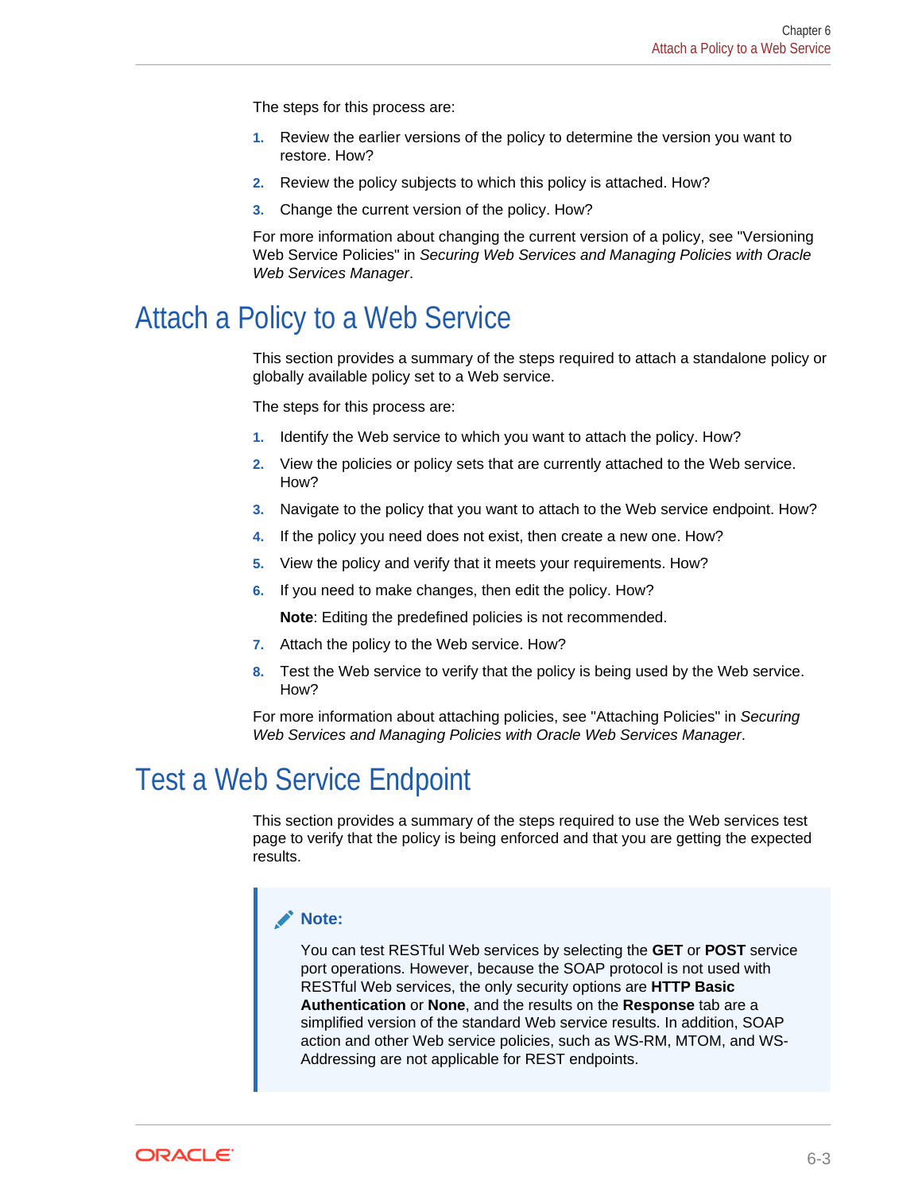The steps for this process are:

1. Review the earlier versions of the policy to determine the version you want to restore. How?
2. Review the policy subjects to which this policy is attached. How?
3. Change the current version of the policy. How?

For more information about changing the current version of a policy, see "Versioning Web Service Policies" in *Securing Web Services and Managing Policies with Oracle Web Services Manager*.

## Attach a Policy to a Web Service

This section provides a summary of the steps required to attach a standalone policy or globally available policy set to a Web service.

The steps for this process are:

1. Identify the Web service to which you want to attach the policy. How?
2. View the policies or policy sets that are currently attached to the Web service. How?
3. Navigate to the policy that you want to attach to the Web service endpoint. How?
4. If the policy you need does not exist, then create a new one. How?
5. View the policy and verify that it meets your requirements. How?
6. If you need to make changes, then edit the policy. How?

   **Note**: Editing the predefined policies is not recommended.
7. Attach the policy to the Web service. How?
8. Test the Web service to verify that the policy is being used by the Web service. How?

For more information about attaching policies, see "Attaching Policies" in *Securing Web Services and Managing Policies with Oracle Web Services Manager*.

## Test a Web Service Endpoint

This section provides a summary of the steps required to use the Web services test page to verify that the policy is being enforced and that you are getting the expected results.

> **Note:**
>
> You can test RESTful Web services by selecting the **GET** or **POST** service port operations. However, because the SOAP protocol is not used with RESTful Web services, the only security options are **HTTP Basic Authentication** or **None**, and the results on the **Response** tab are a simplified version of the standard Web service results. In addition, SOAP action and other Web service policies, such as WS-RM, MTOM, and WS-Addressing are not applicable for REST endpoints.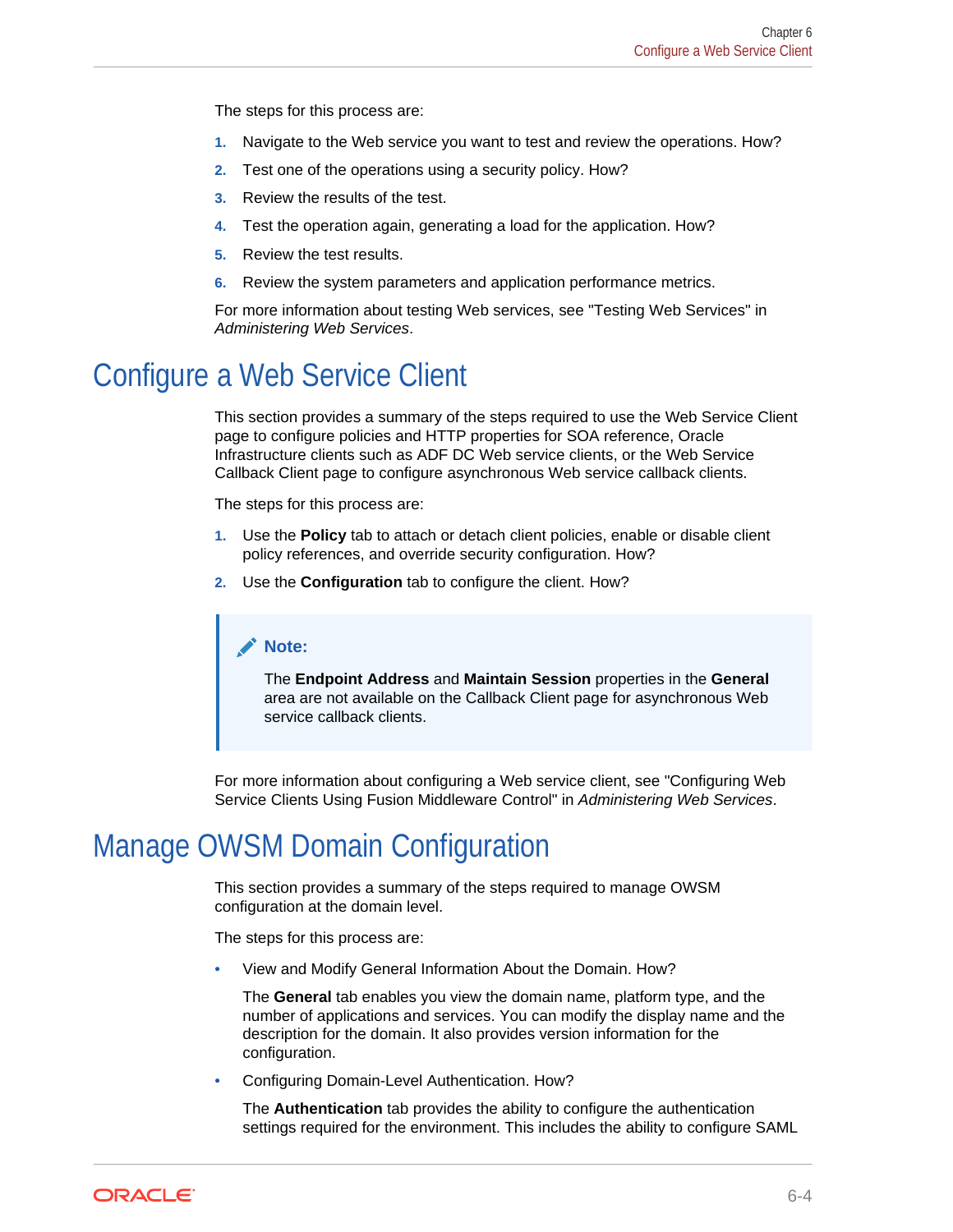The steps for this process are:

1. Navigate to the Web service you want to test and review the operations. How?
2. Test one of the operations using a security policy. How?
3. Review the results of the test.
4. Test the operation again, generating a load for the application. How?
5. Review the test results.
6. Review the system parameters and application performance metrics.

For more information about testing Web services, see "Testing Web Services" in *Administering Web Services*.

# Configure a Web Service Client

This section provides a summary of the steps required to use the Web Service Client page to configure policies and HTTP properties for SOA reference, Oracle Infrastructure clients such as ADF DC Web service clients, or the Web Service Callback Client page to configure asynchronous Web service callback clients.

The steps for this process are:

1. Use the **Policy** tab to attach or detach client policies, enable or disable client policy references, and override security configuration. How?
2. Use the **Configuration** tab to configure the client. How?

> **Note:**
>
> The **Endpoint Address** and **Maintain Session** properties in the **General** area are not available on the Callback Client page for asynchronous Web service callback clients.

For more information about configuring a Web service client, see "Configuring Web Service Clients Using Fusion Middleware Control" in *Administering Web Services*.

# Manage OWSM Domain Configuration

This section provides a summary of the steps required to manage OWSM configuration at the domain level.

The steps for this process are:

- View and Modify General Information About the Domain. How?

  The **General** tab enables you view the domain name, platform type, and the number of applications and services. You can modify the display name and the description for the domain. It also provides version information for the configuration.

- Configuring Domain-Level Authentication. How?

  The **Authentication** tab provides the ability to configure the authentication settings required for the environment. This includes the ability to configure SAML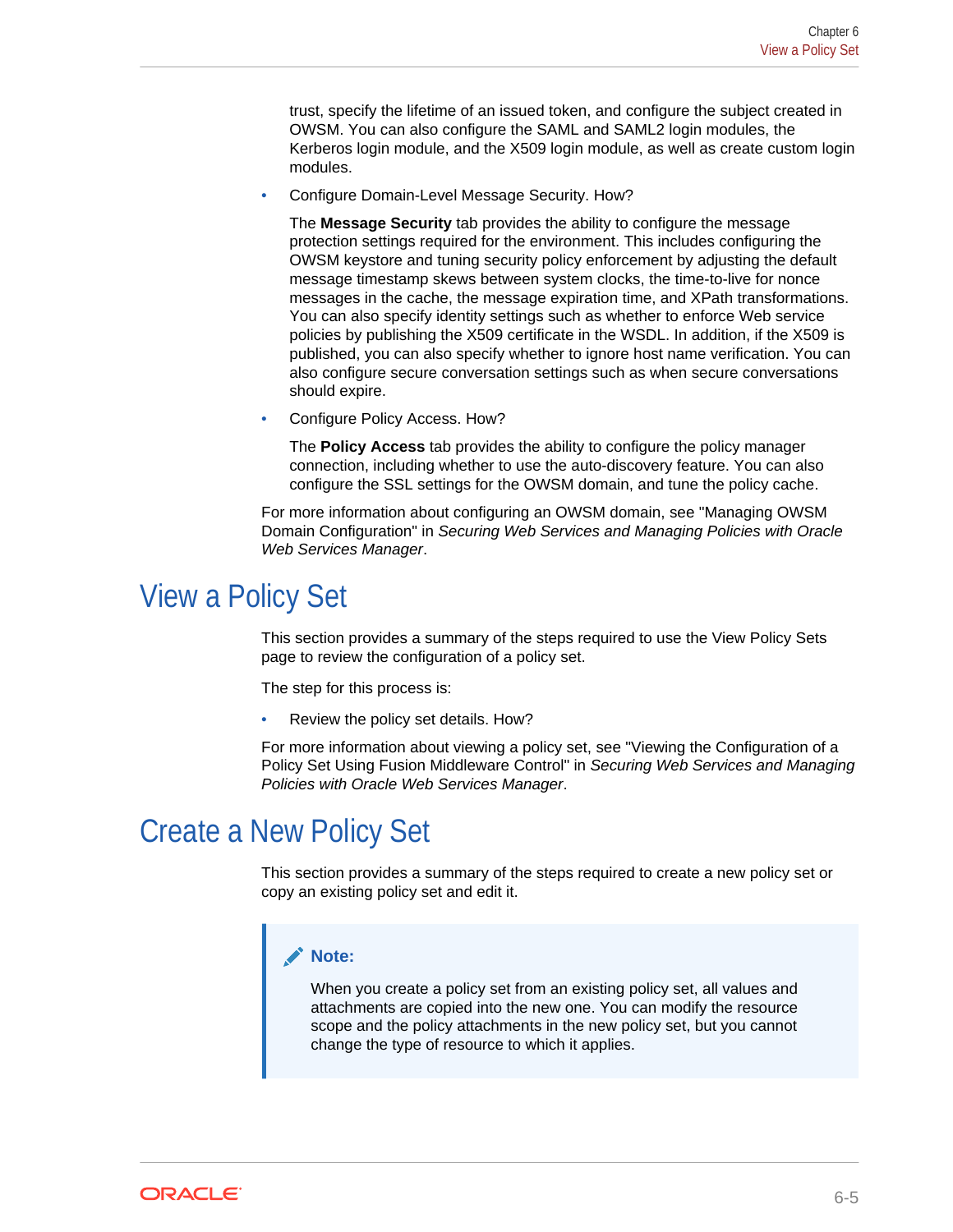trust, specify the lifetime of an issued token, and configure the subject created in OWSM. You can also configure the SAML and SAML2 login modules, the Kerberos login module, and the X509 login module, as well as create custom login modules.

- Configure Domain-Level Message Security. How?

  The **Message Security** tab provides the ability to configure the message protection settings required for the environment. This includes configuring the OWSM keystore and tuning security policy enforcement by adjusting the default message timestamp skews between system clocks, the time-to-live for nonce messages in the cache, the message expiration time, and XPath transformations. You can also specify identity settings such as whether to enforce Web service policies by publishing the X509 certificate in the WSDL. In addition, if the X509 is published, you can also specify whether to ignore host name verification. You can also configure secure conversation settings such as when secure conversations should expire.

- Configure Policy Access. How?

  The **Policy Access** tab provides the ability to configure the policy manager connection, including whether to use the auto-discovery feature. You can also configure the SSL settings for the OWSM domain, and tune the policy cache.

For more information about configuring an OWSM domain, see "Managing OWSM Domain Configuration" in *Securing Web Services and Managing Policies with Oracle Web Services Manager*.

# View a Policy Set

This section provides a summary of the steps required to use the View Policy Sets page to review the configuration of a policy set.

The step for this process is:

- Review the policy set details. How?

For more information about viewing a policy set, see "Viewing the Configuration of a Policy Set Using Fusion Middleware Control" in *Securing Web Services and Managing Policies with Oracle Web Services Manager*.

# Create a New Policy Set

This section provides a summary of the steps required to create a new policy set or copy an existing policy set and edit it.

> **Note:**
>
> When you create a policy set from an existing policy set, all values and attachments are copied into the new one. You can modify the resource scope and the policy attachments in the new policy set, but you cannot change the type of resource to which it applies.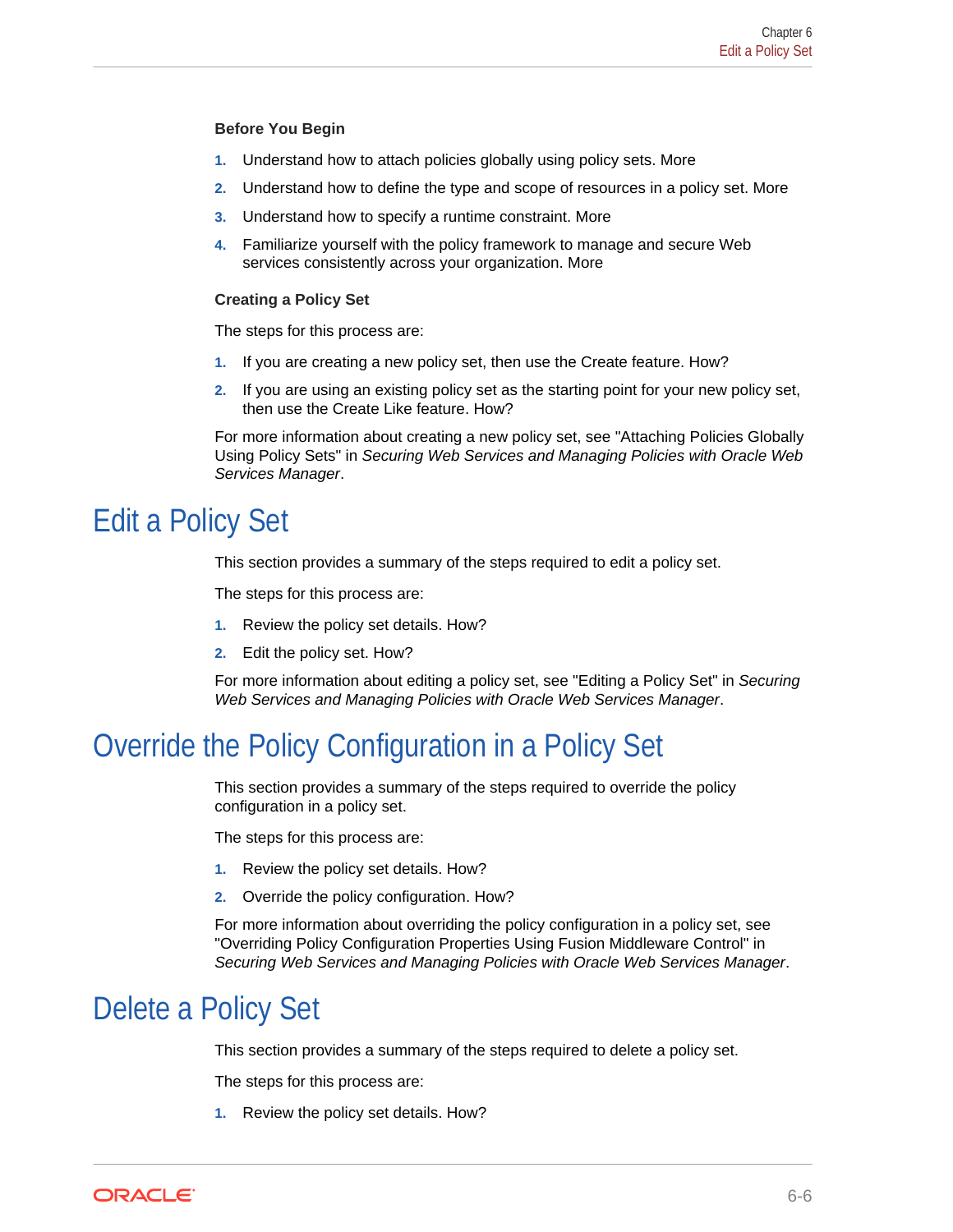#### Before You Begin

1. Understand how to attach policies globally using policy sets. More
2. Understand how to define the type and scope of resources in a policy set. More
3. Understand how to specify a runtime constraint. More
4. Familiarize yourself with the policy framework to manage and secure Web services consistently across your organization. More

#### Creating a Policy Set

The steps for this process are:

1. If you are creating a new policy set, then use the Create feature. How?
2. If you are using an existing policy set as the starting point for your new policy set, then use the Create Like feature. How?

For more information about creating a new policy set, see "Attaching Policies Globally Using Policy Sets" in *Securing Web Services and Managing Policies with Oracle Web Services Manager*.

# Edit a Policy Set

This section provides a summary of the steps required to edit a policy set.

The steps for this process are:

1. Review the policy set details. How?
2. Edit the policy set. How?

For more information about editing a policy set, see "Editing a Policy Set" in *Securing Web Services and Managing Policies with Oracle Web Services Manager*.

# Override the Policy Configuration in a Policy Set

This section provides a summary of the steps required to override the policy configuration in a policy set.

The steps for this process are:

1. Review the policy set details. How?
2. Override the policy configuration. How?

For more information about overriding the policy configuration in a policy set, see "Overriding Policy Configuration Properties Using Fusion Middleware Control" in *Securing Web Services and Managing Policies with Oracle Web Services Manager*.

# Delete a Policy Set

This section provides a summary of the steps required to delete a policy set.

The steps for this process are:

1. Review the policy set details. How?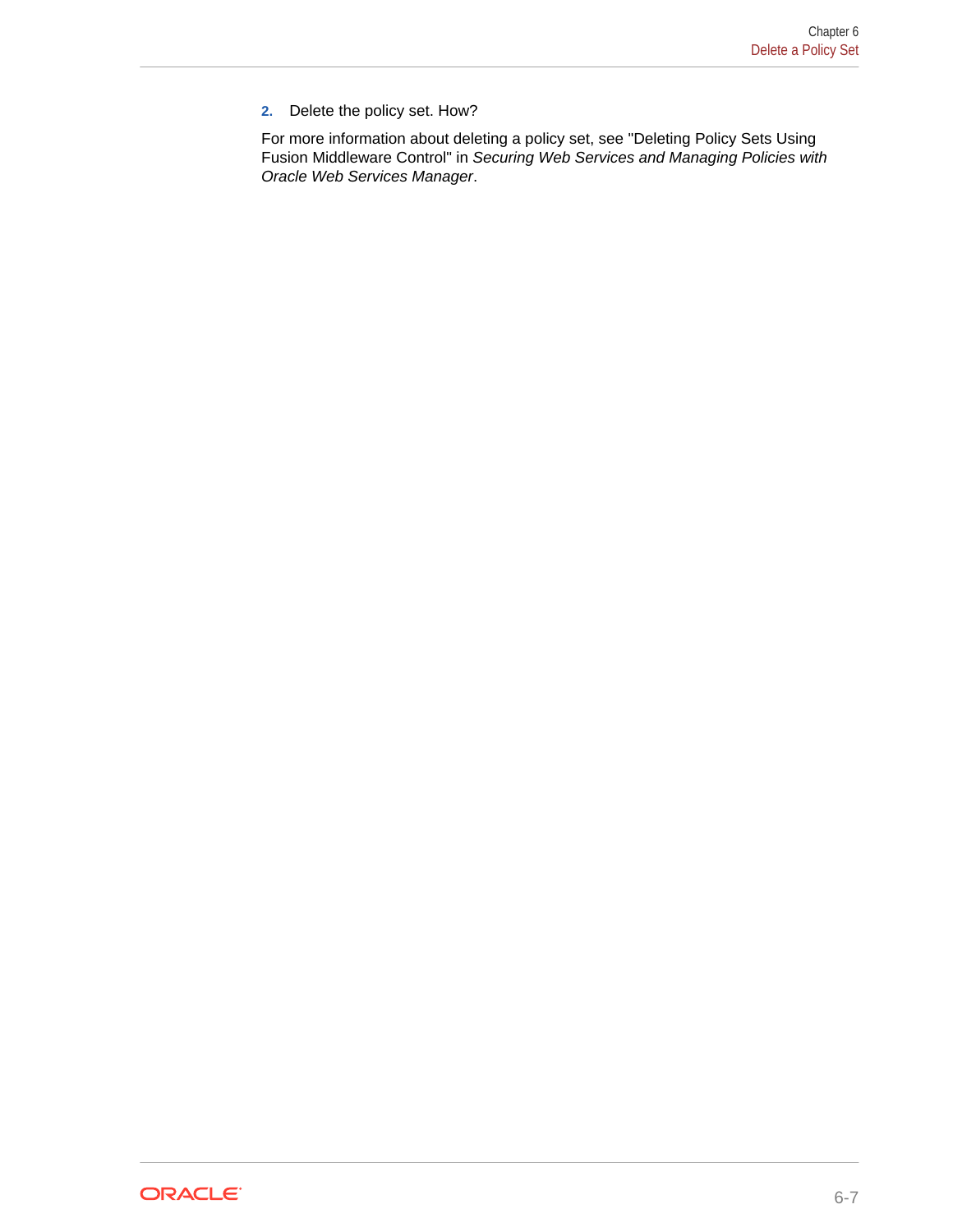2. Delete the policy set. How?

For more information about deleting a policy set, see "Deleting Policy Sets Using Fusion Middleware Control" in *Securing Web Services and Managing Policies with Oracle Web Services Manager*.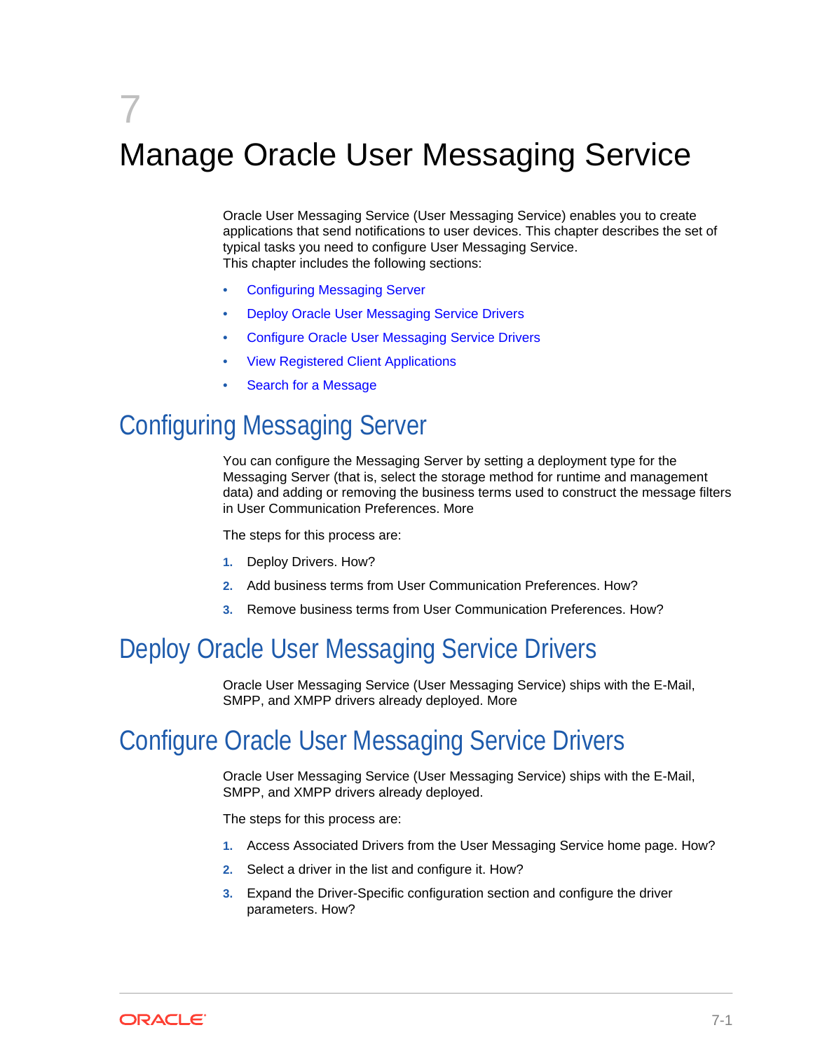# 7 Manage Oracle User Messaging Service

Oracle User Messaging Service (User Messaging Service) enables you to create applications that send notifications to user devices. This chapter describes the set of typical tasks you need to configure User Messaging Service.
This chapter includes the following sections:

- Configuring Messaging Server
- Deploy Oracle User Messaging Service Drivers
- Configure Oracle User Messaging Service Drivers
- View Registered Client Applications
- Search for a Message

## Configuring Messaging Server

You can configure the Messaging Server by setting a deployment type for the Messaging Server (that is, select the storage method for runtime and management data) and adding or removing the business terms used to construct the message filters in User Communication Preferences. More

The steps for this process are:

1. Deploy Drivers. How?
2. Add business terms from User Communication Preferences. How?
3. Remove business terms from User Communication Preferences. How?

## Deploy Oracle User Messaging Service Drivers

Oracle User Messaging Service (User Messaging Service) ships with the E-Mail, SMPP, and XMPP drivers already deployed. More

## Configure Oracle User Messaging Service Drivers

Oracle User Messaging Service (User Messaging Service) ships with the E-Mail, SMPP, and XMPP drivers already deployed.

The steps for this process are:

1. Access Associated Drivers from the User Messaging Service home page. How?
2. Select a driver in the list and configure it. How?
3. Expand the Driver-Specific configuration section and configure the driver parameters. How?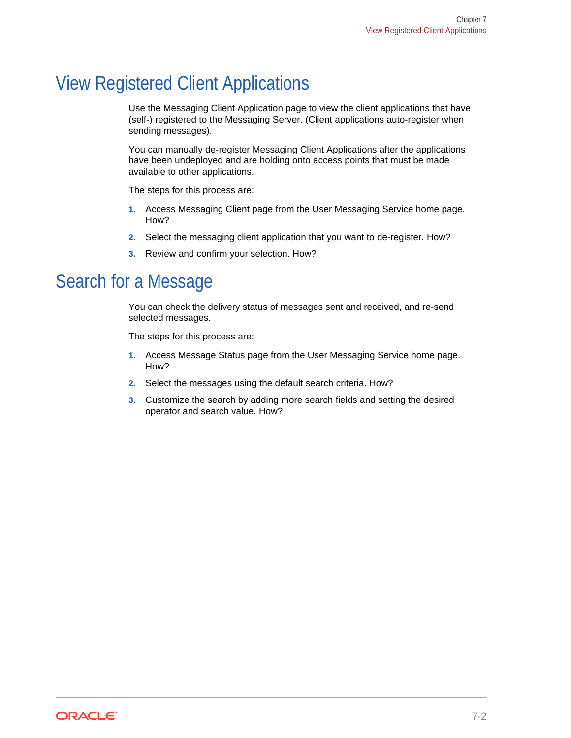## View Registered Client Applications

Use the Messaging Client Application page to view the client applications that have (self-) registered to the Messaging Server. (Client applications auto-register when sending messages).

You can manually de-register Messaging Client Applications after the applications have been undeployed and are holding onto access points that must be made available to other applications.

The steps for this process are:

1. Access Messaging Client page from the User Messaging Service home page. How?
2. Select the messaging client application that you want to de-register. How?
3. Review and confirm your selection. How?

## Search for a Message

You can check the delivery status of messages sent and received, and re-send selected messages.

The steps for this process are:

1. Access Message Status page from the User Messaging Service home page. How?
2. Select the messages using the default search criteria. How?
3. Customize the search by adding more search fields and setting the desired operator and search value. How?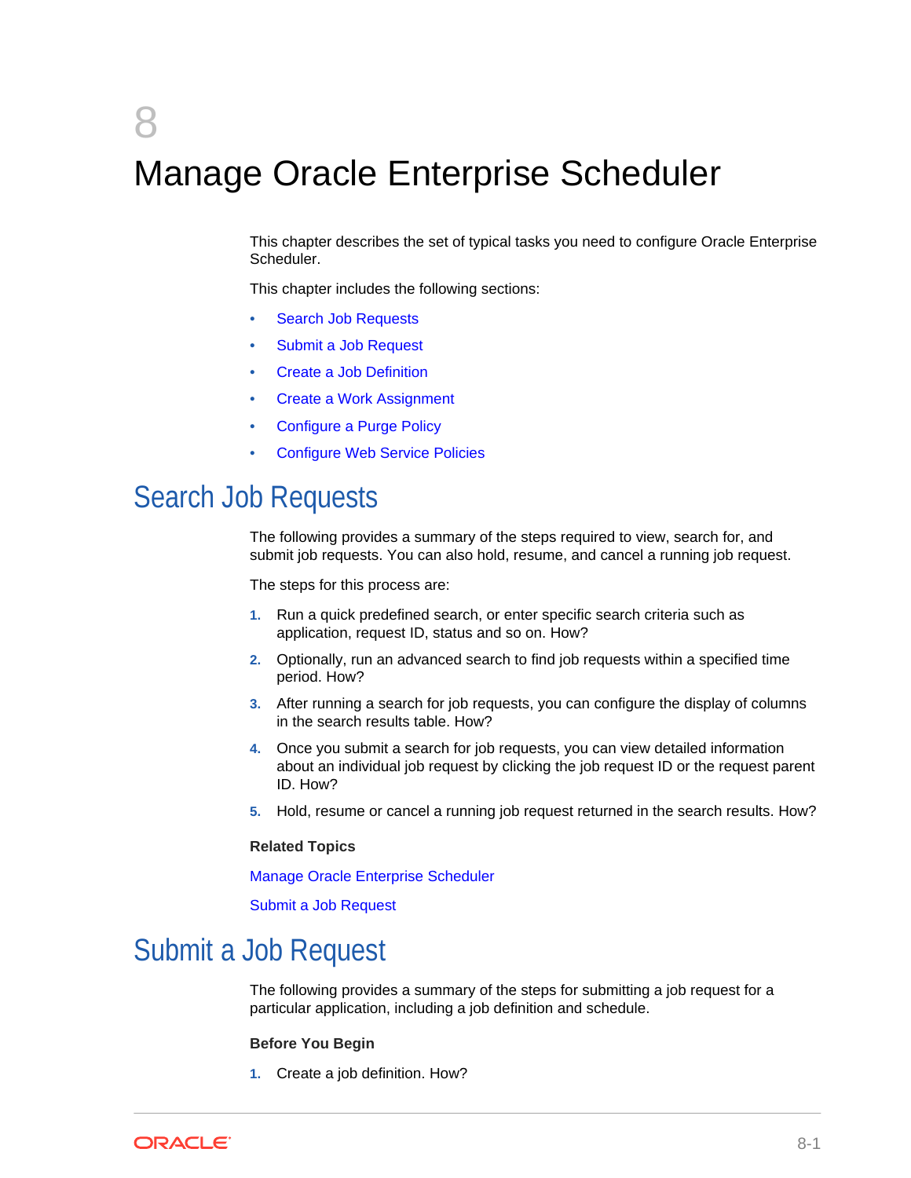# 8 Manage Oracle Enterprise Scheduler

This chapter describes the set of typical tasks you need to configure Oracle Enterprise Scheduler.

This chapter includes the following sections:

- Search Job Requests
- Submit a Job Request
- Create a Job Definition
- Create a Work Assignment
- Configure a Purge Policy
- Configure Web Service Policies

## Search Job Requests

The following provides a summary of the steps required to view, search for, and submit job requests. You can also hold, resume, and cancel a running job request.

The steps for this process are:

1. Run a quick predefined search, or enter specific search criteria such as application, request ID, status and so on. How?
2. Optionally, run an advanced search to find job requests within a specified time period. How?
3. After running a search for job requests, you can configure the display of columns in the search results table. How?
4. Once you submit a search for job requests, you can view detailed information about an individual job request by clicking the job request ID or the request parent ID. How?
5. Hold, resume or cancel a running job request returned in the search results. How?

**Related Topics**

Manage Oracle Enterprise Scheduler

Submit a Job Request

## Submit a Job Request

The following provides a summary of the steps for submitting a job request for a particular application, including a job definition and schedule.

**Before You Begin**

1. Create a job definition. How?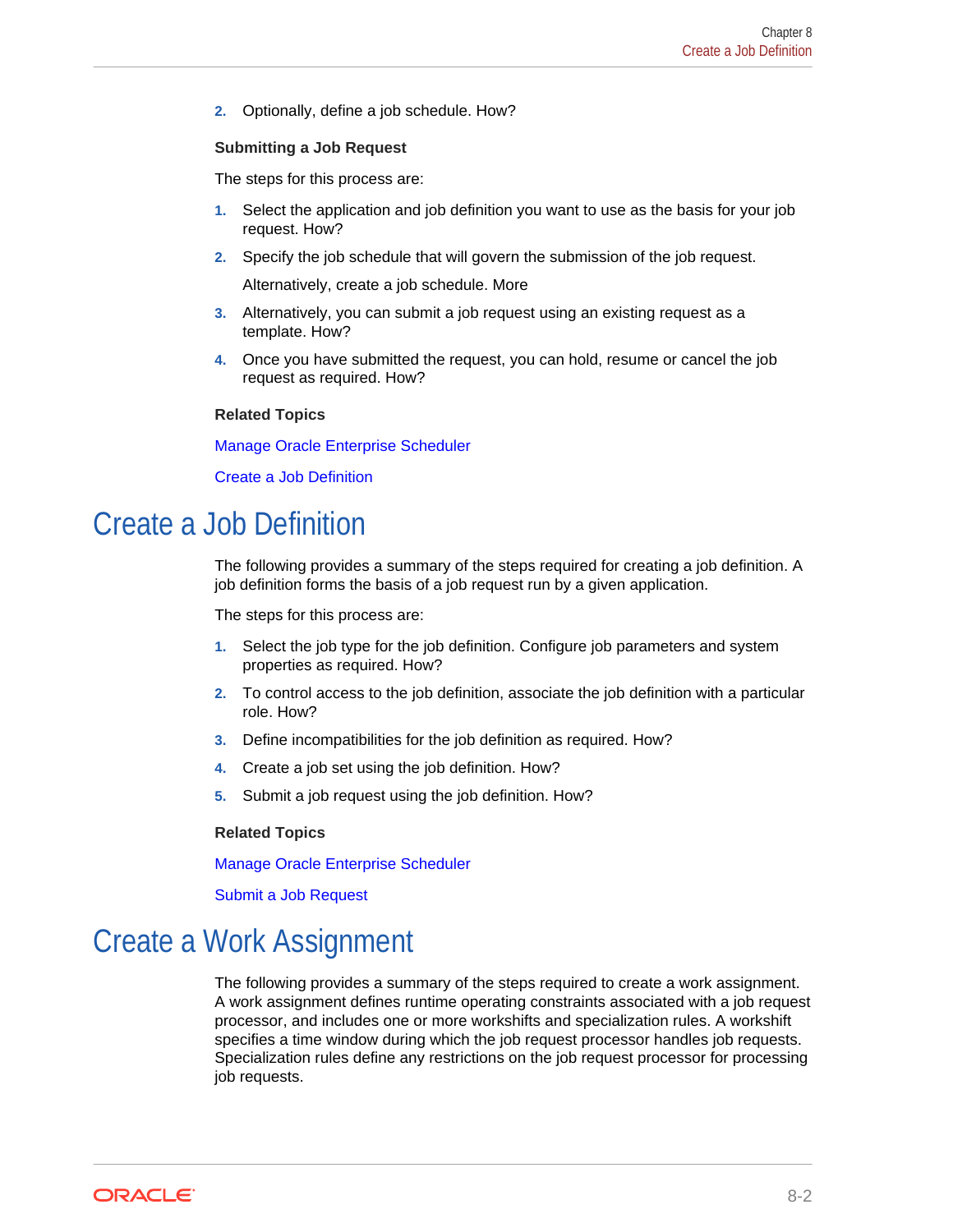2. Optionally, define a job schedule. How?

**Submitting a Job Request**

The steps for this process are:

1. Select the application and job definition you want to use as the basis for your job request. How?
2. Specify the job schedule that will govern the submission of the job request.

   Alternatively, create a job schedule. More
3. Alternatively, you can submit a job request using an existing request as a template. How?
4. Once you have submitted the request, you can hold, resume or cancel the job request as required. How?

**Related Topics**

Manage Oracle Enterprise Scheduler

Create a Job Definition

# Create a Job Definition

The following provides a summary of the steps required for creating a job definition. A job definition forms the basis of a job request run by a given application.

The steps for this process are:

1. Select the job type for the job definition. Configure job parameters and system properties as required. How?
2. To control access to the job definition, associate the job definition with a particular role. How?
3. Define incompatibilities for the job definition as required. How?
4. Create a job set using the job definition. How?
5. Submit a job request using the job definition. How?

**Related Topics**

Manage Oracle Enterprise Scheduler

Submit a Job Request

# Create a Work Assignment

The following provides a summary of the steps required to create a work assignment. A work assignment defines runtime operating constraints associated with a job request processor, and includes one or more workshifts and specialization rules. A workshift specifies a time window during which the job request processor handles job requests. Specialization rules define any restrictions on the job request processor for processing job requests.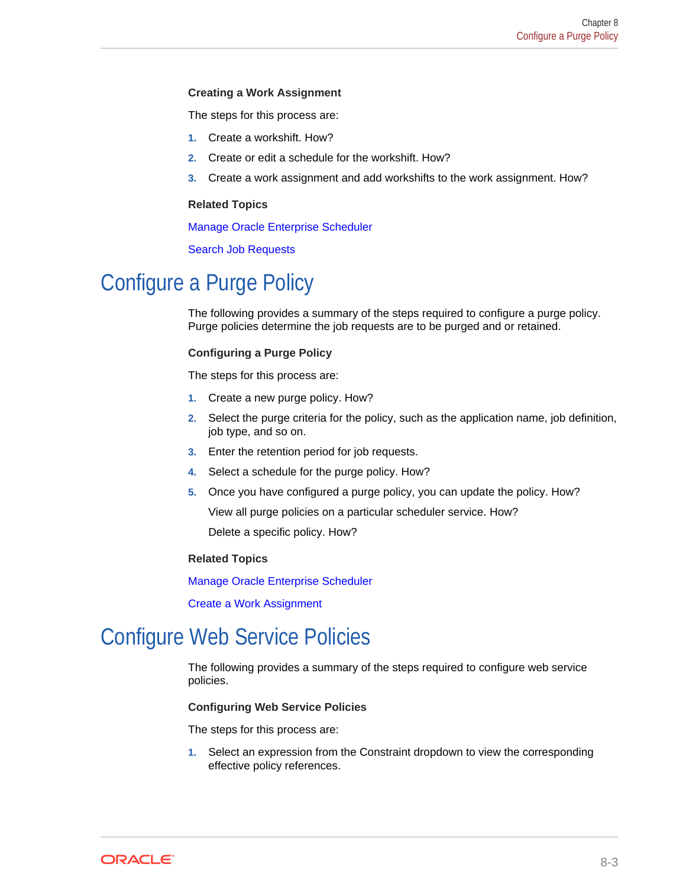#### Creating a Work Assignment

The steps for this process are:

1. Create a workshift. How?
2. Create or edit a schedule for the workshift. How?
3. Create a work assignment and add workshifts to the work assignment. How?

#### Related Topics

Manage Oracle Enterprise Scheduler

Search Job Requests

## Configure a Purge Policy

The following provides a summary of the steps required to configure a purge policy. Purge policies determine the job requests are to be purged and or retained.

#### Configuring a Purge Policy

The steps for this process are:

1. Create a new purge policy. How?
2. Select the purge criteria for the policy, such as the application name, job definition, job type, and so on.
3. Enter the retention period for job requests.
4. Select a schedule for the purge policy. How?
5. Once you have configured a purge policy, you can update the policy. How?

   View all purge policies on a particular scheduler service. How?

   Delete a specific policy. How?

#### Related Topics

Manage Oracle Enterprise Scheduler

Create a Work Assignment

## Configure Web Service Policies

The following provides a summary of the steps required to configure web service policies.

#### Configuring Web Service Policies

The steps for this process are:

1. Select an expression from the Constraint dropdown to view the corresponding effective policy references.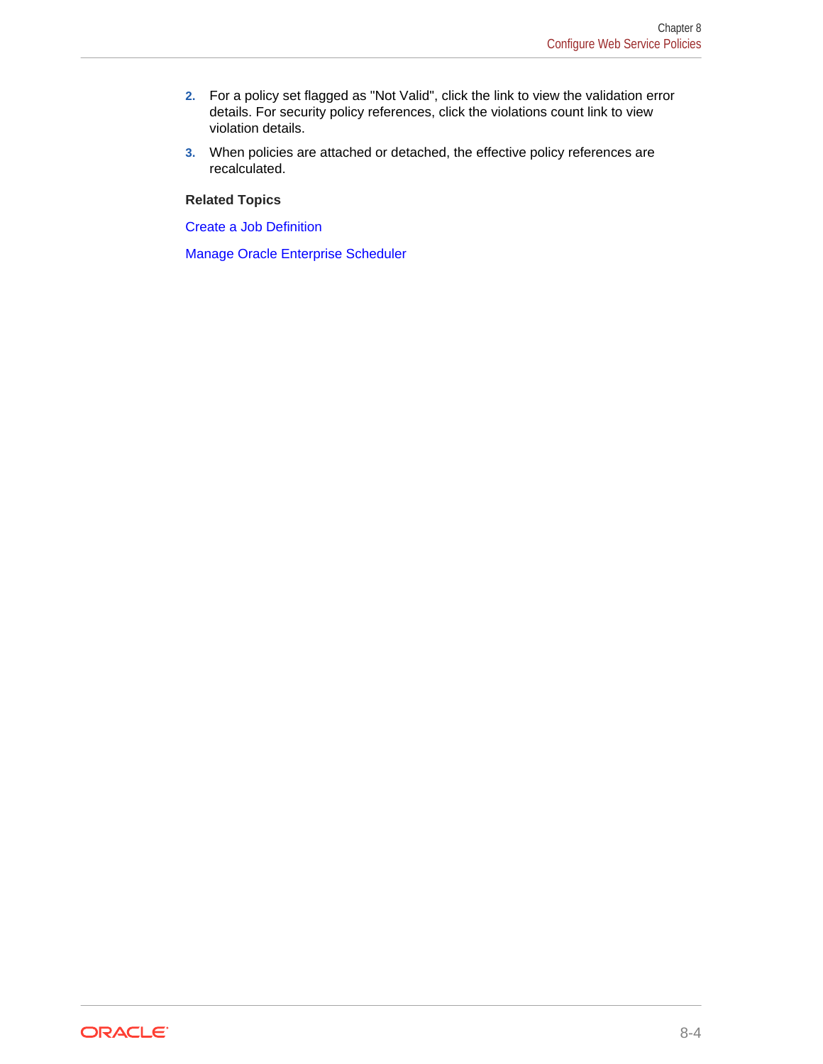2. For a policy set flagged as "Not Valid", click the link to view the validation error details. For security policy references, click the violations count link to view violation details.
3. When policies are attached or detached, the effective policy references are recalculated.

**Related Topics**

Create a Job Definition

Manage Oracle Enterprise Scheduler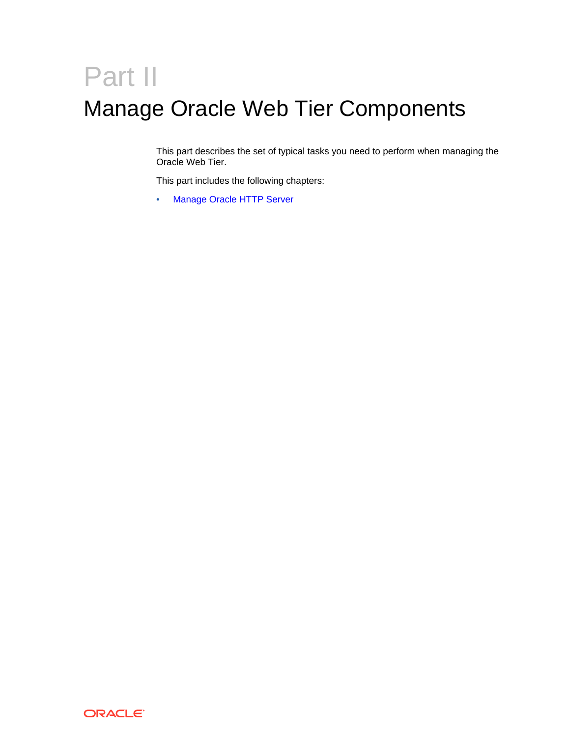# Part II

# Manage Oracle Web Tier Components

This part describes the set of typical tasks you need to perform when managing the Oracle Web Tier.

This part includes the following chapters:

- Manage Oracle HTTP Server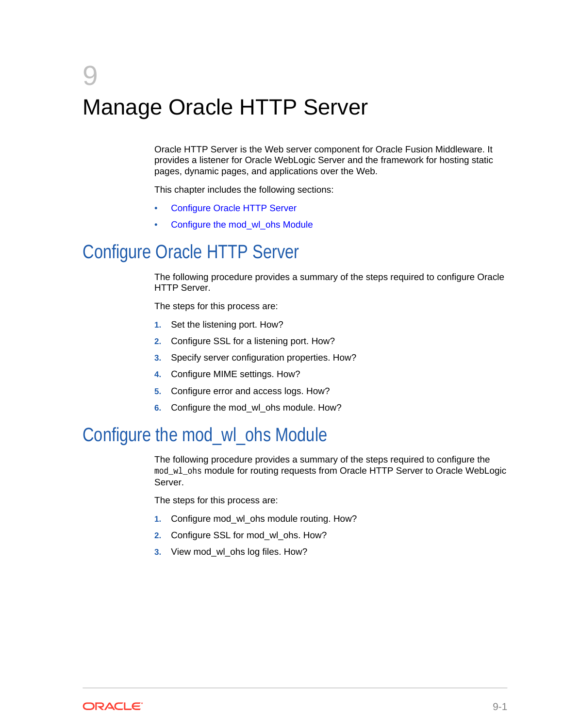# 9 Manage Oracle HTTP Server

Oracle HTTP Server is the Web server component for Oracle Fusion Middleware. It provides a listener for Oracle WebLogic Server and the framework for hosting static pages, dynamic pages, and applications over the Web.

This chapter includes the following sections:

- Configure Oracle HTTP Server
- Configure the mod_wl_ohs Module

## Configure Oracle HTTP Server

The following procedure provides a summary of the steps required to configure Oracle HTTP Server.

The steps for this process are:

1. Set the listening port. How?
2. Configure SSL for a listening port. How?
3. Specify server configuration properties. How?
4. Configure MIME settings. How?
5. Configure error and access logs. How?
6. Configure the mod_wl_ohs module. How?

## Configure the mod_wl_ohs Module

The following procedure provides a summary of the steps required to configure the `mod_wl_ohs` module for routing requests from Oracle HTTP Server to Oracle WebLogic Server.

The steps for this process are:

1. Configure mod_wl_ohs module routing. How?
2. Configure SSL for mod_wl_ohs. How?
3. View mod_wl_ohs log files. How?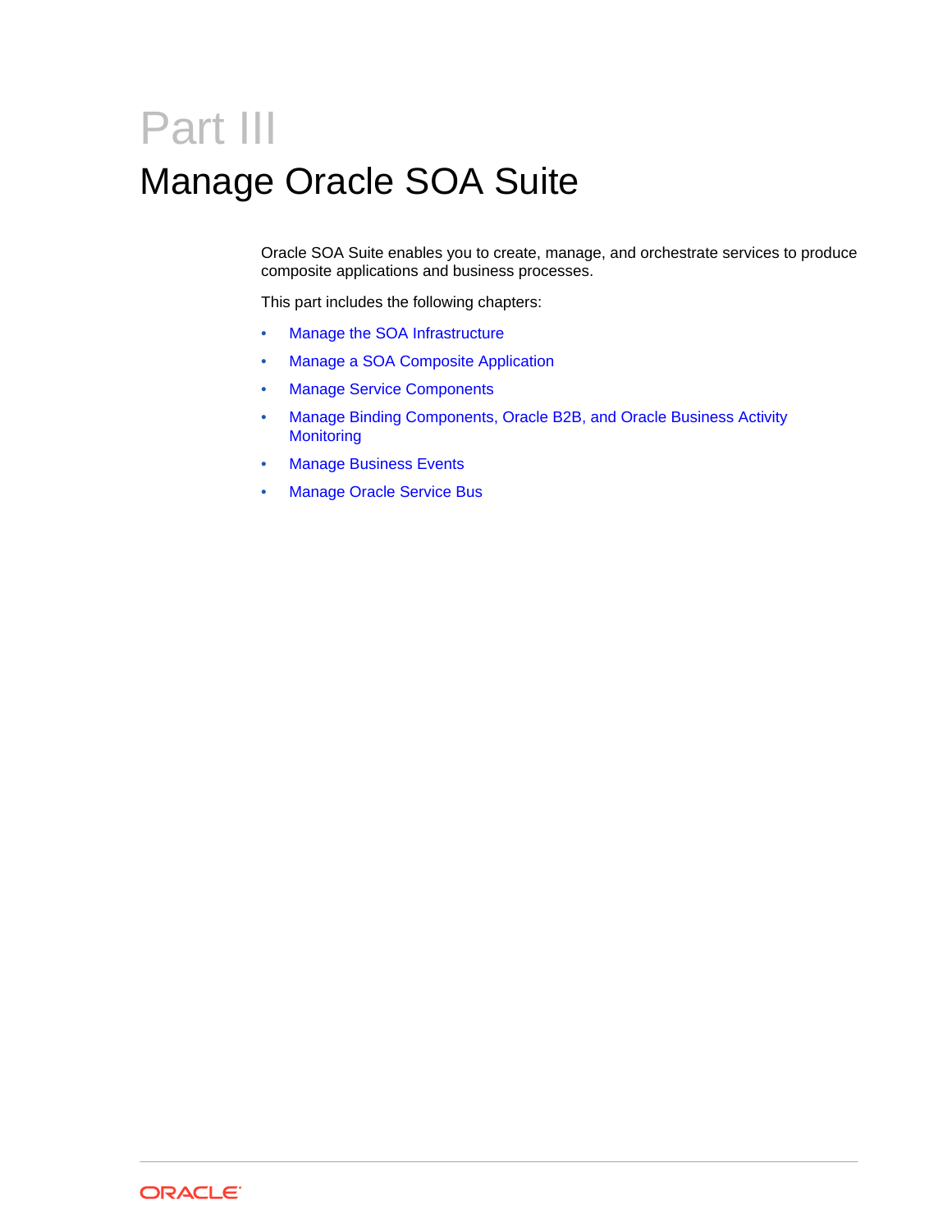# Part III

# Manage Oracle SOA Suite

Oracle SOA Suite enables you to create, manage, and orchestrate services to produce composite applications and business processes.

This part includes the following chapters:

- Manage the SOA Infrastructure
- Manage a SOA Composite Application
- Manage Service Components
- Manage Binding Components, Oracle B2B, and Oracle Business Activity Monitoring
- Manage Business Events
- Manage Oracle Service Bus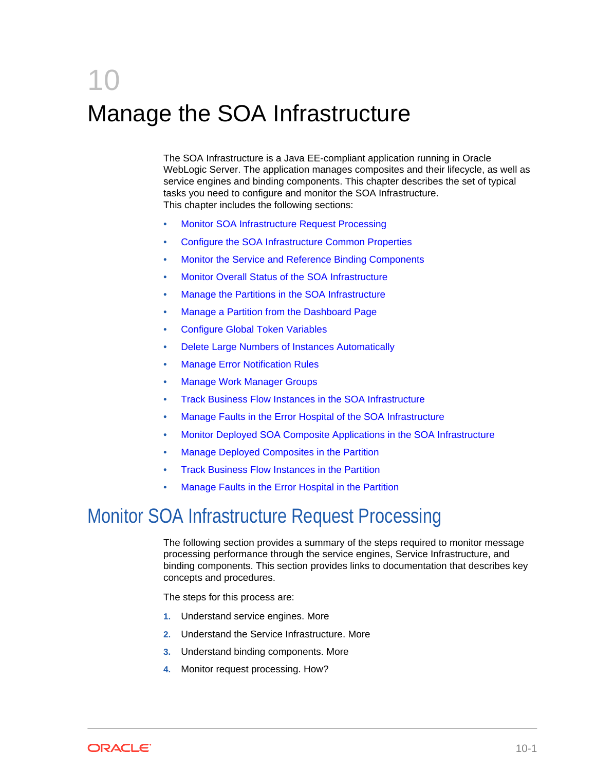# 10 Manage the SOA Infrastructure

The SOA Infrastructure is a Java EE-compliant application running in Oracle WebLogic Server. The application manages composites and their lifecycle, as well as service engines and binding components. This chapter describes the set of typical tasks you need to configure and monitor the SOA Infrastructure.
This chapter includes the following sections:

- Monitor SOA Infrastructure Request Processing
- Configure the SOA Infrastructure Common Properties
- Monitor the Service and Reference Binding Components
- Monitor Overall Status of the SOA Infrastructure
- Manage the Partitions in the SOA Infrastructure
- Manage a Partition from the Dashboard Page
- Configure Global Token Variables
- Delete Large Numbers of Instances Automatically
- Manage Error Notification Rules
- Manage Work Manager Groups
- Track Business Flow Instances in the SOA Infrastructure
- Manage Faults in the Error Hospital of the SOA Infrastructure
- Monitor Deployed SOA Composite Applications in the SOA Infrastructure
- Manage Deployed Composites in the Partition
- Track Business Flow Instances in the Partition
- Manage Faults in the Error Hospital in the Partition

## Monitor SOA Infrastructure Request Processing

The following section provides a summary of the steps required to monitor message processing performance through the service engines, Service Infrastructure, and binding components. This section provides links to documentation that describes key concepts and procedures.

The steps for this process are:

1. Understand service engines. More
2. Understand the Service Infrastructure. More
3. Understand binding components. More
4. Monitor request processing. How?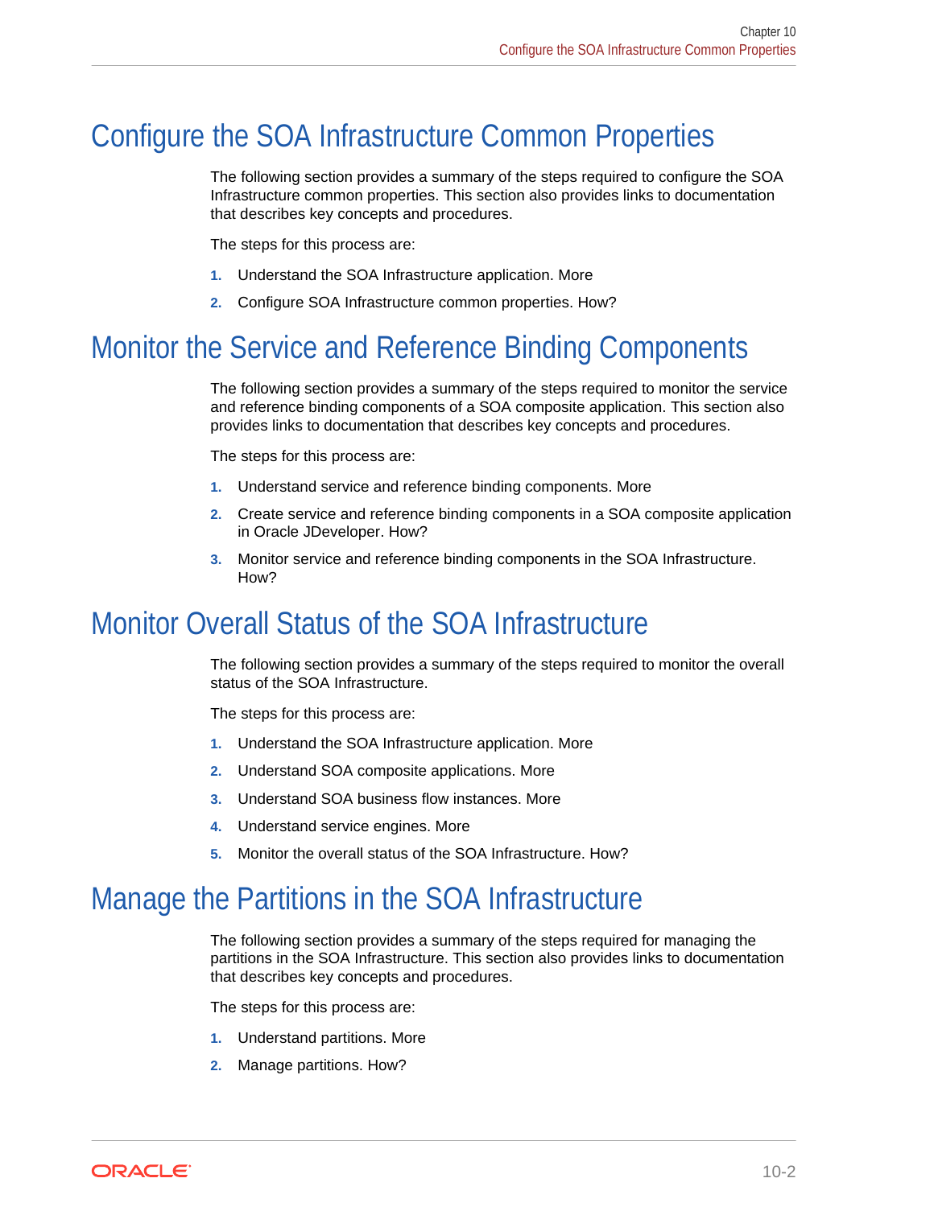## Configure the SOA Infrastructure Common Properties

The following section provides a summary of the steps required to configure the SOA Infrastructure common properties. This section also provides links to documentation that describes key concepts and procedures.

The steps for this process are:

1. Understand the SOA Infrastructure application. More
2. Configure SOA Infrastructure common properties. How?

## Monitor the Service and Reference Binding Components

The following section provides a summary of the steps required to monitor the service and reference binding components of a SOA composite application. This section also provides links to documentation that describes key concepts and procedures.

The steps for this process are:

1. Understand service and reference binding components. More
2. Create service and reference binding components in a SOA composite application in Oracle JDeveloper. How?
3. Monitor service and reference binding components in the SOA Infrastructure. How?

## Monitor Overall Status of the SOA Infrastructure

The following section provides a summary of the steps required to monitor the overall status of the SOA Infrastructure.

The steps for this process are:

1. Understand the SOA Infrastructure application. More
2. Understand SOA composite applications. More
3. Understand SOA business flow instances. More
4. Understand service engines. More
5. Monitor the overall status of the SOA Infrastructure. How?

## Manage the Partitions in the SOA Infrastructure

The following section provides a summary of the steps required for managing the partitions in the SOA Infrastructure. This section also provides links to documentation that describes key concepts and procedures.

The steps for this process are:

1. Understand partitions. More
2. Manage partitions. How?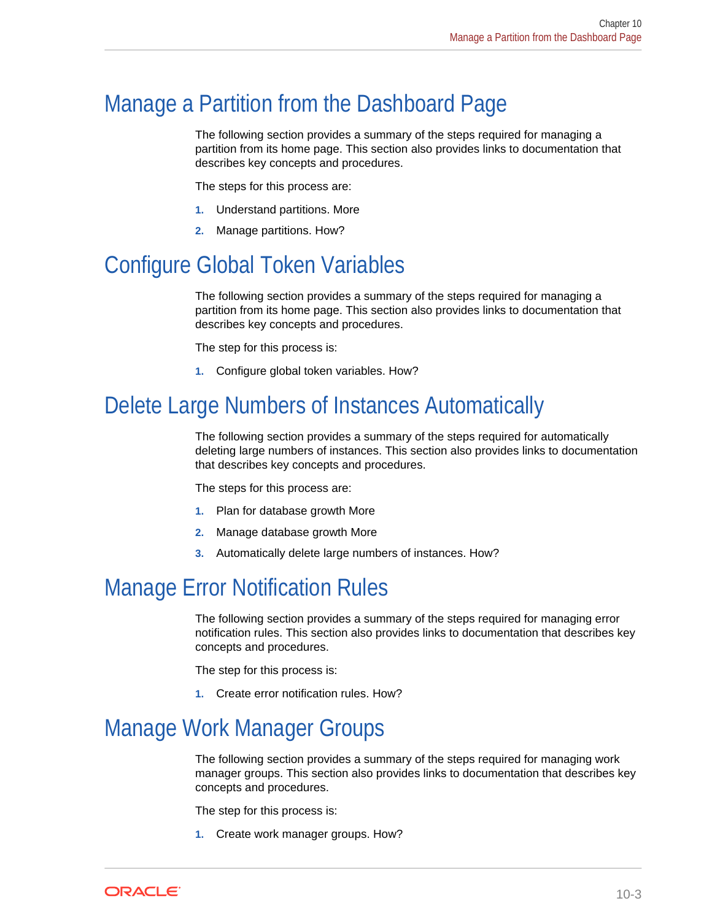## Manage a Partition from the Dashboard Page

The following section provides a summary of the steps required for managing a partition from its home page. This section also provides links to documentation that describes key concepts and procedures.

The steps for this process are:

1. Understand partitions. More
2. Manage partitions. How?

## Configure Global Token Variables

The following section provides a summary of the steps required for managing a partition from its home page. This section also provides links to documentation that describes key concepts and procedures.

The step for this process is:

1. Configure global token variables. How?

## Delete Large Numbers of Instances Automatically

The following section provides a summary of the steps required for automatically deleting large numbers of instances. This section also provides links to documentation that describes key concepts and procedures.

The steps for this process are:

1. Plan for database growth More
2. Manage database growth More
3. Automatically delete large numbers of instances. How?

## Manage Error Notification Rules

The following section provides a summary of the steps required for managing error notification rules. This section also provides links to documentation that describes key concepts and procedures.

The step for this process is:

1. Create error notification rules. How?

## Manage Work Manager Groups

The following section provides a summary of the steps required for managing work manager groups. This section also provides links to documentation that describes key concepts and procedures.

The step for this process is:

1. Create work manager groups. How?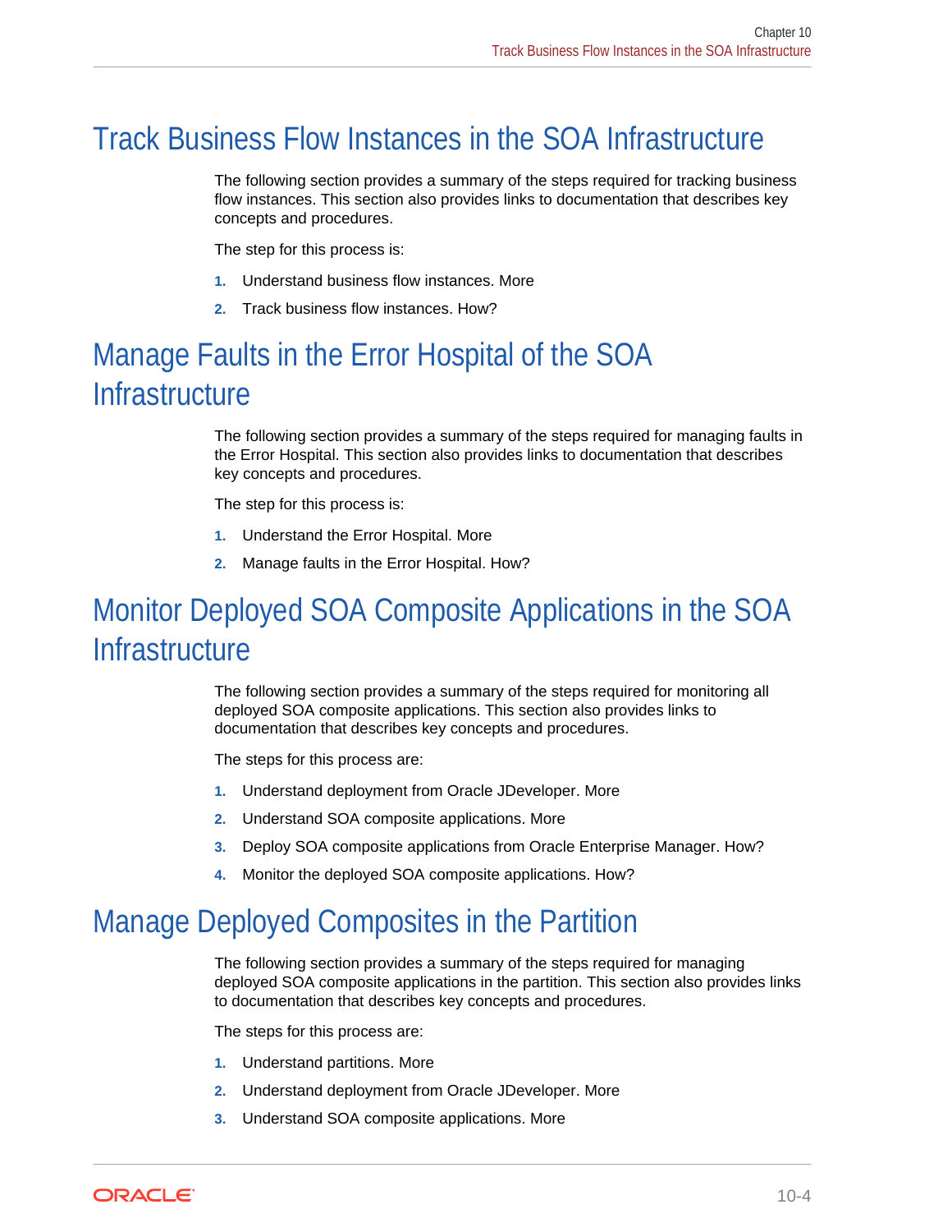## Track Business Flow Instances in the SOA Infrastructure

The following section provides a summary of the steps required for tracking business flow instances. This section also provides links to documentation that describes key concepts and procedures.

The step for this process is:

1. Understand business flow instances. More
2. Track business flow instances. How?

## Manage Faults in the Error Hospital of the SOA Infrastructure

The following section provides a summary of the steps required for managing faults in the Error Hospital. This section also provides links to documentation that describes key concepts and procedures.

The step for this process is:

1. Understand the Error Hospital. More
2. Manage faults in the Error Hospital. How?

## Monitor Deployed SOA Composite Applications in the SOA Infrastructure

The following section provides a summary of the steps required for monitoring all deployed SOA composite applications. This section also provides links to documentation that describes key concepts and procedures.

The steps for this process are:

1. Understand deployment from Oracle JDeveloper. More
2. Understand SOA composite applications. More
3. Deploy SOA composite applications from Oracle Enterprise Manager. How?
4. Monitor the deployed SOA composite applications. How?

## Manage Deployed Composites in the Partition

The following section provides a summary of the steps required for managing deployed SOA composite applications in the partition. This section also provides links to documentation that describes key concepts and procedures.

The steps for this process are:

1. Understand partitions. More
2. Understand deployment from Oracle JDeveloper. More
3. Understand SOA composite applications. More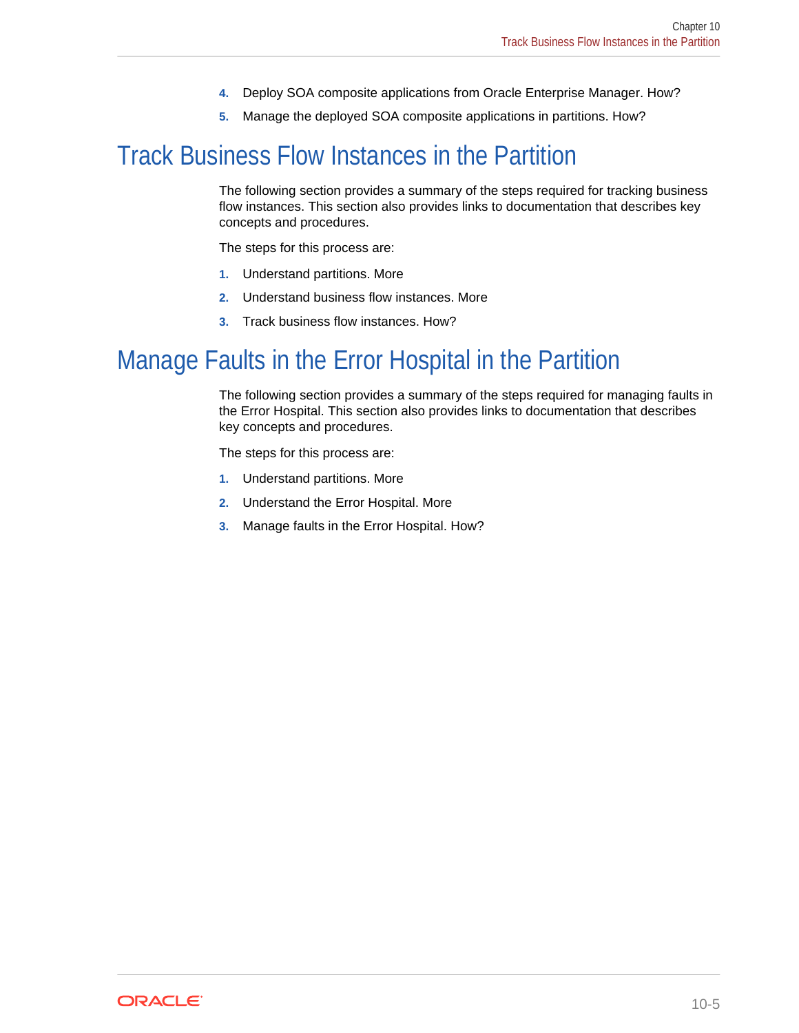4. Deploy SOA composite applications from Oracle Enterprise Manager. How?
5. Manage the deployed SOA composite applications in partitions. How?

## Track Business Flow Instances in the Partition

The following section provides a summary of the steps required for tracking business flow instances. This section also provides links to documentation that describes key concepts and procedures.

The steps for this process are:

1. Understand partitions. More
2. Understand business flow instances. More
3. Track business flow instances. How?

## Manage Faults in the Error Hospital in the Partition

The following section provides a summary of the steps required for managing faults in the Error Hospital. This section also provides links to documentation that describes key concepts and procedures.

The steps for this process are:

1. Understand partitions. More
2. Understand the Error Hospital. More
3. Manage faults in the Error Hospital. How?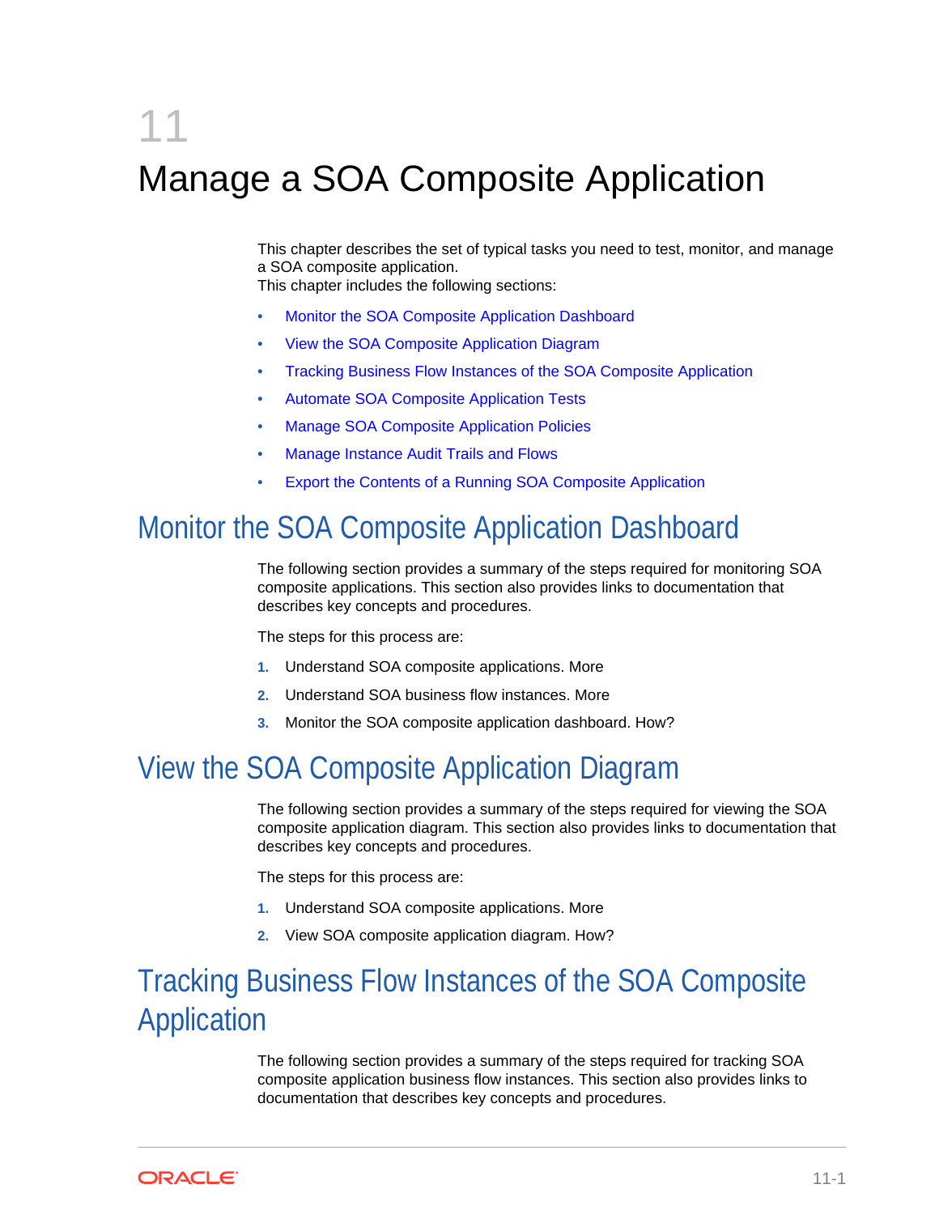# 11 Manage a SOA Composite Application

This chapter describes the set of typical tasks you need to test, monitor, and manage a SOA composite application.

This chapter includes the following sections:

- Monitor the SOA Composite Application Dashboard
- View the SOA Composite Application Diagram
- Tracking Business Flow Instances of the SOA Composite Application
- Automate SOA Composite Application Tests
- Manage SOA Composite Application Policies
- Manage Instance Audit Trails and Flows
- Export the Contents of a Running SOA Composite Application

## Monitor the SOA Composite Application Dashboard

The following section provides a summary of the steps required for monitoring SOA composite applications. This section also provides links to documentation that describes key concepts and procedures.

The steps for this process are:

1. Understand SOA composite applications. More
2. Understand SOA business flow instances. More
3. Monitor the SOA composite application dashboard. How?

## View the SOA Composite Application Diagram

The following section provides a summary of the steps required for viewing the SOA composite application diagram. This section also provides links to documentation that describes key concepts and procedures.

The steps for this process are:

1. Understand SOA composite applications. More
2. View SOA composite application diagram. How?

## Tracking Business Flow Instances of the SOA Composite Application

The following section provides a summary of the steps required for tracking SOA composite application business flow instances. This section also provides links to documentation that describes key concepts and procedures.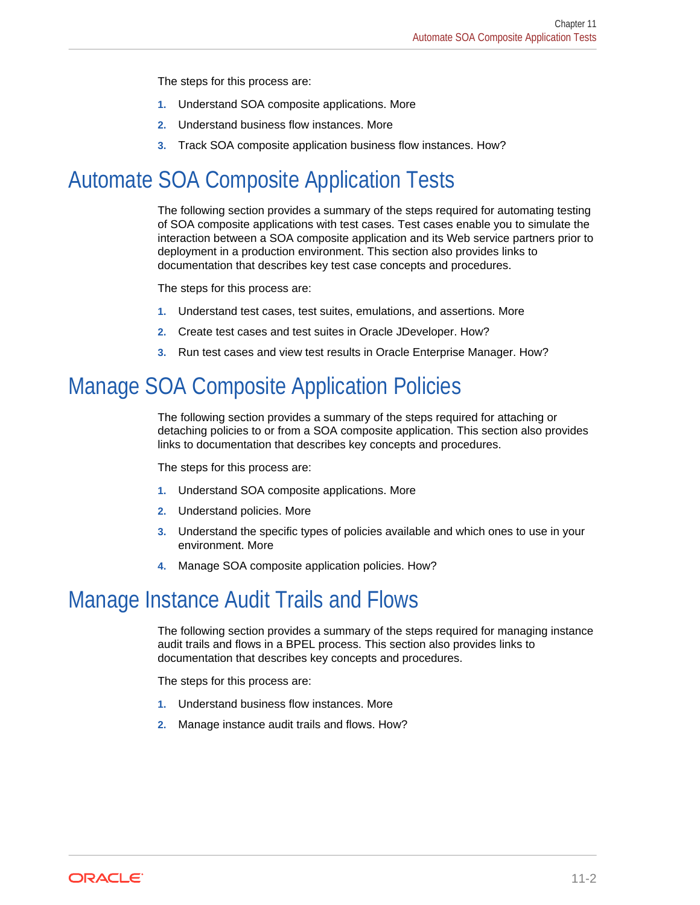The steps for this process are:

1. Understand SOA composite applications. More
2. Understand business flow instances. More
3. Track SOA composite application business flow instances. How?

# Automate SOA Composite Application Tests

The following section provides a summary of the steps required for automating testing of SOA composite applications with test cases. Test cases enable you to simulate the interaction between a SOA composite application and its Web service partners prior to deployment in a production environment. This section also provides links to documentation that describes key test case concepts and procedures.

The steps for this process are:

1. Understand test cases, test suites, emulations, and assertions. More
2. Create test cases and test suites in Oracle JDeveloper. How?
3. Run test cases and view test results in Oracle Enterprise Manager. How?

# Manage SOA Composite Application Policies

The following section provides a summary of the steps required for attaching or detaching policies to or from a SOA composite application. This section also provides links to documentation that describes key concepts and procedures.

The steps for this process are:

1. Understand SOA composite applications. More
2. Understand policies. More
3. Understand the specific types of policies available and which ones to use in your environment. More
4. Manage SOA composite application policies. How?

# Manage Instance Audit Trails and Flows

The following section provides a summary of the steps required for managing instance audit trails and flows in a BPEL process. This section also provides links to documentation that describes key concepts and procedures.

The steps for this process are:

1. Understand business flow instances. More
2. Manage instance audit trails and flows. How?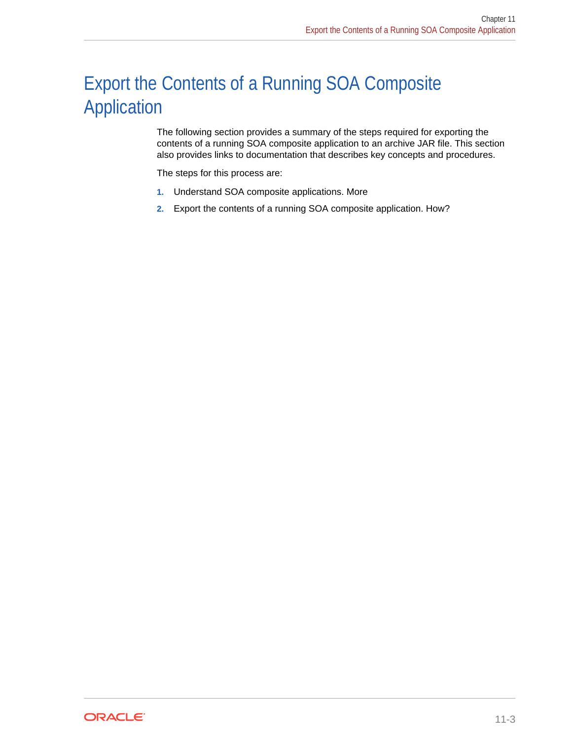# Export the Contents of a Running SOA Composite Application

The following section provides a summary of the steps required for exporting the contents of a running SOA composite application to an archive JAR file. This section also provides links to documentation that describes key concepts and procedures.

The steps for this process are:

1. Understand SOA composite applications. More
2. Export the contents of a running SOA composite application. How?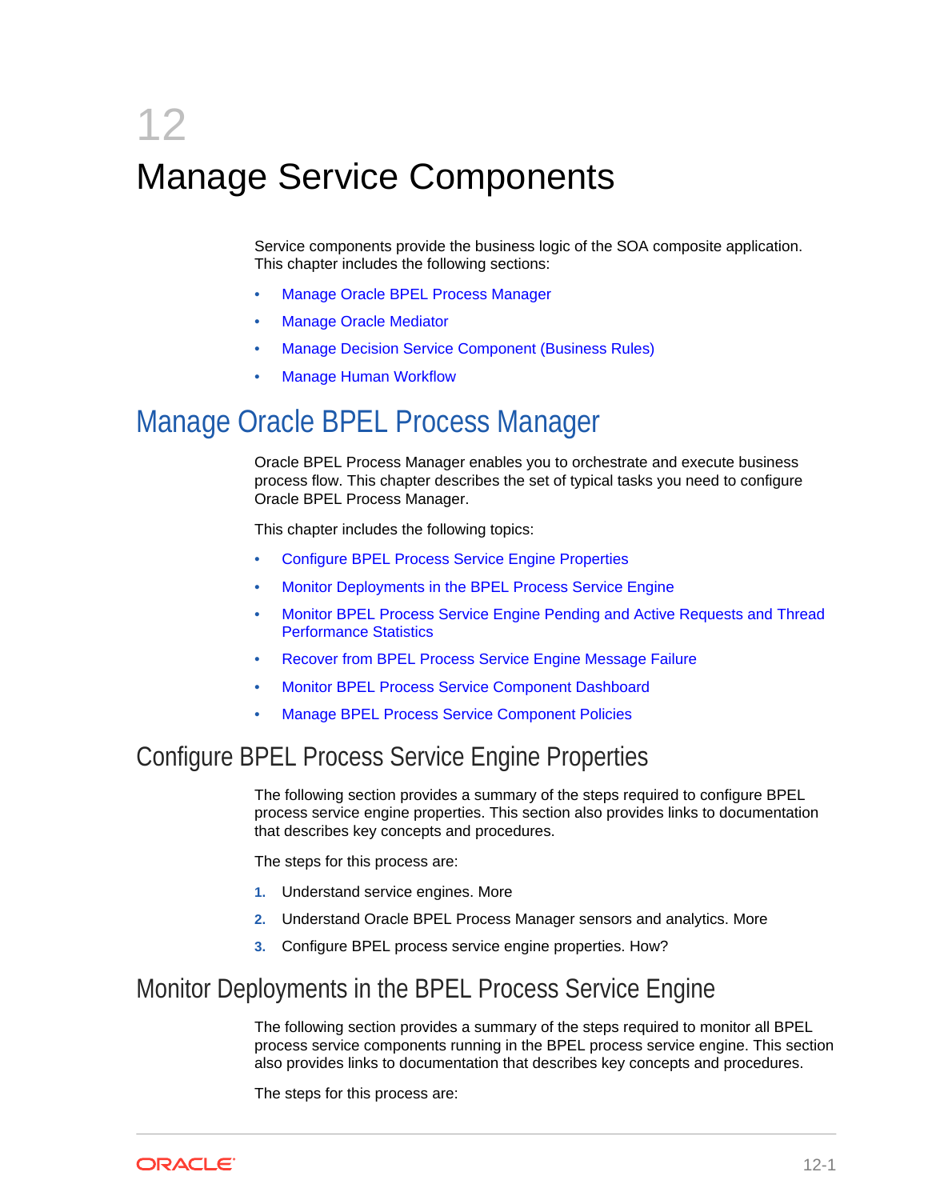# 12 Manage Service Components

Service components provide the business logic of the SOA composite application. This chapter includes the following sections:

- Manage Oracle BPEL Process Manager
- Manage Oracle Mediator
- Manage Decision Service Component (Business Rules)
- Manage Human Workflow

## Manage Oracle BPEL Process Manager

Oracle BPEL Process Manager enables you to orchestrate and execute business process flow. This chapter describes the set of typical tasks you need to configure Oracle BPEL Process Manager.

This chapter includes the following topics:

- Configure BPEL Process Service Engine Properties
- Monitor Deployments in the BPEL Process Service Engine
- Monitor BPEL Process Service Engine Pending and Active Requests and Thread Performance Statistics
- Recover from BPEL Process Service Engine Message Failure
- Monitor BPEL Process Service Component Dashboard
- Manage BPEL Process Service Component Policies

### Configure BPEL Process Service Engine Properties

The following section provides a summary of the steps required to configure BPEL process service engine properties. This section also provides links to documentation that describes key concepts and procedures.

The steps for this process are:

1. Understand service engines. More
2. Understand Oracle BPEL Process Manager sensors and analytics. More
3. Configure BPEL process service engine properties. How?

### Monitor Deployments in the BPEL Process Service Engine

The following section provides a summary of the steps required to monitor all BPEL process service components running in the BPEL process service engine. This section also provides links to documentation that describes key concepts and procedures.

The steps for this process are: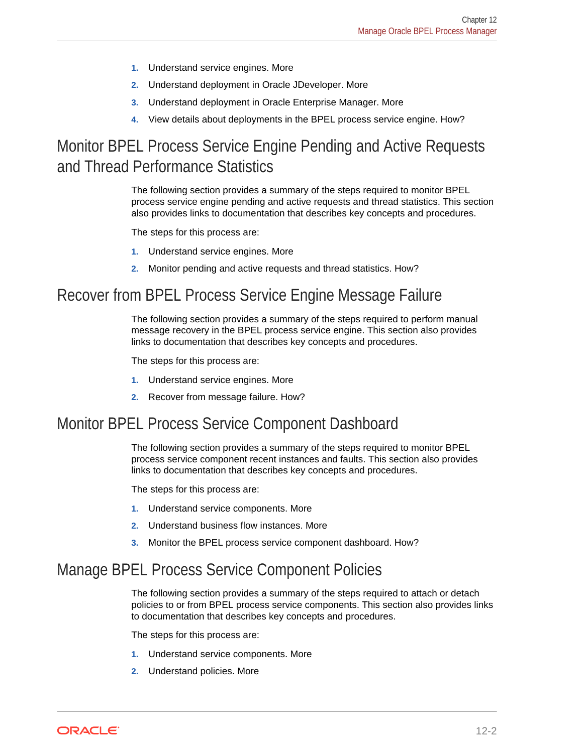1. Understand service engines. More
2. Understand deployment in Oracle JDeveloper. More
3. Understand deployment in Oracle Enterprise Manager. More
4. View details about deployments in the BPEL process service engine. How?

## Monitor BPEL Process Service Engine Pending and Active Requests and Thread Performance Statistics

The following section provides a summary of the steps required to monitor BPEL process service engine pending and active requests and thread statistics. This section also provides links to documentation that describes key concepts and procedures.

The steps for this process are:

1. Understand service engines. More
2. Monitor pending and active requests and thread statistics. How?

## Recover from BPEL Process Service Engine Message Failure

The following section provides a summary of the steps required to perform manual message recovery in the BPEL process service engine. This section also provides links to documentation that describes key concepts and procedures.

The steps for this process are:

1. Understand service engines. More
2. Recover from message failure. How?

## Monitor BPEL Process Service Component Dashboard

The following section provides a summary of the steps required to monitor BPEL process service component recent instances and faults. This section also provides links to documentation that describes key concepts and procedures.

The steps for this process are:

1. Understand service components. More
2. Understand business flow instances. More
3. Monitor the BPEL process service component dashboard. How?

## Manage BPEL Process Service Component Policies

The following section provides a summary of the steps required to attach or detach policies to or from BPEL process service components. This section also provides links to documentation that describes key concepts and procedures.

The steps for this process are:

1. Understand service components. More
2. Understand policies. More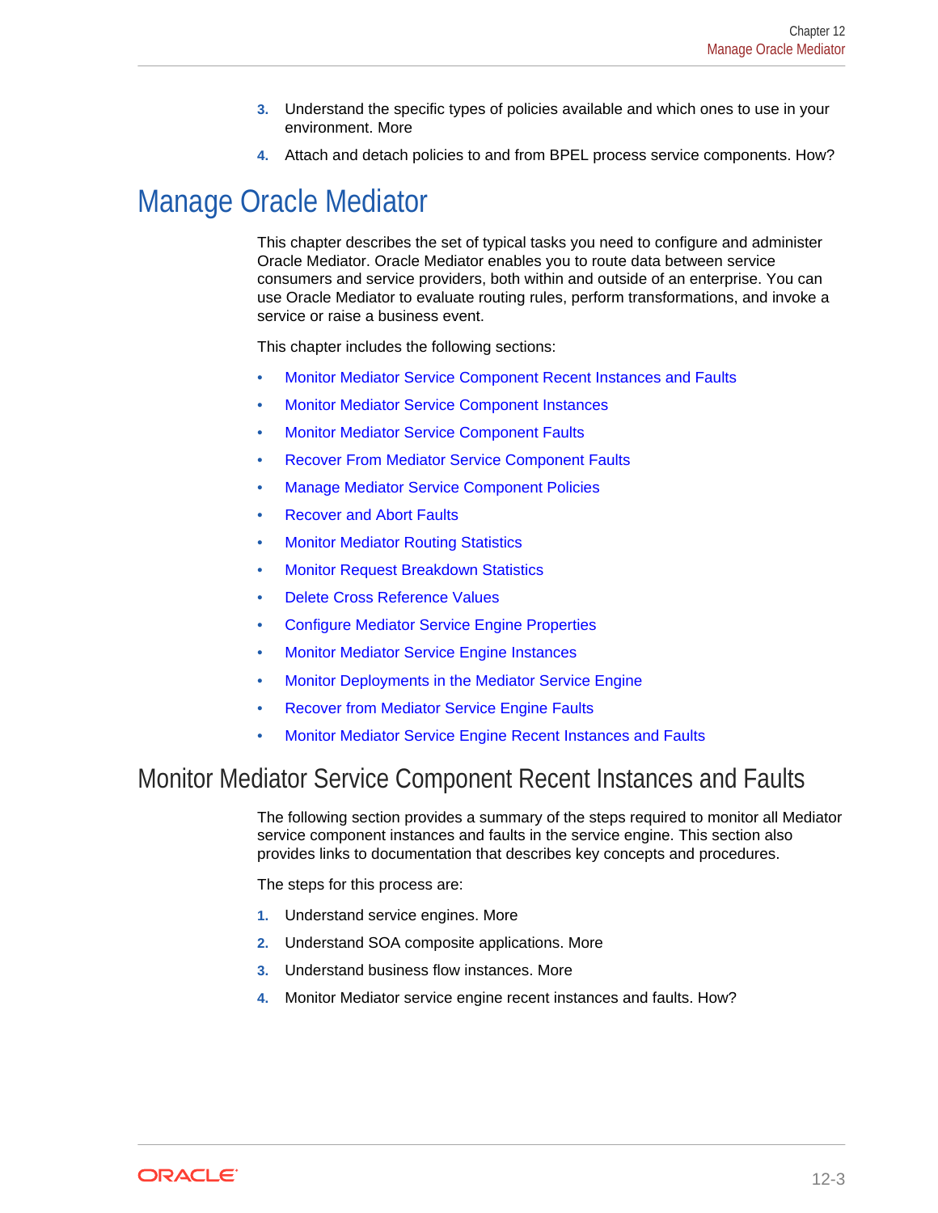3. Understand the specific types of policies available and which ones to use in your environment. More
4. Attach and detach policies to and from BPEL process service components. How?

# Manage Oracle Mediator

This chapter describes the set of typical tasks you need to configure and administer Oracle Mediator. Oracle Mediator enables you to route data between service consumers and service providers, both within and outside of an enterprise. You can use Oracle Mediator to evaluate routing rules, perform transformations, and invoke a service or raise a business event.

This chapter includes the following sections:

- Monitor Mediator Service Component Recent Instances and Faults
- Monitor Mediator Service Component Instances
- Monitor Mediator Service Component Faults
- Recover From Mediator Service Component Faults
- Manage Mediator Service Component Policies
- Recover and Abort Faults
- Monitor Mediator Routing Statistics
- Monitor Request Breakdown Statistics
- Delete Cross Reference Values
- Configure Mediator Service Engine Properties
- Monitor Mediator Service Engine Instances
- Monitor Deployments in the Mediator Service Engine
- Recover from Mediator Service Engine Faults
- Monitor Mediator Service Engine Recent Instances and Faults

## Monitor Mediator Service Component Recent Instances and Faults

The following section provides a summary of the steps required to monitor all Mediator service component instances and faults in the service engine. This section also provides links to documentation that describes key concepts and procedures.

The steps for this process are:

1. Understand service engines. More
2. Understand SOA composite applications. More
3. Understand business flow instances. More
4. Monitor Mediator service engine recent instances and faults. How?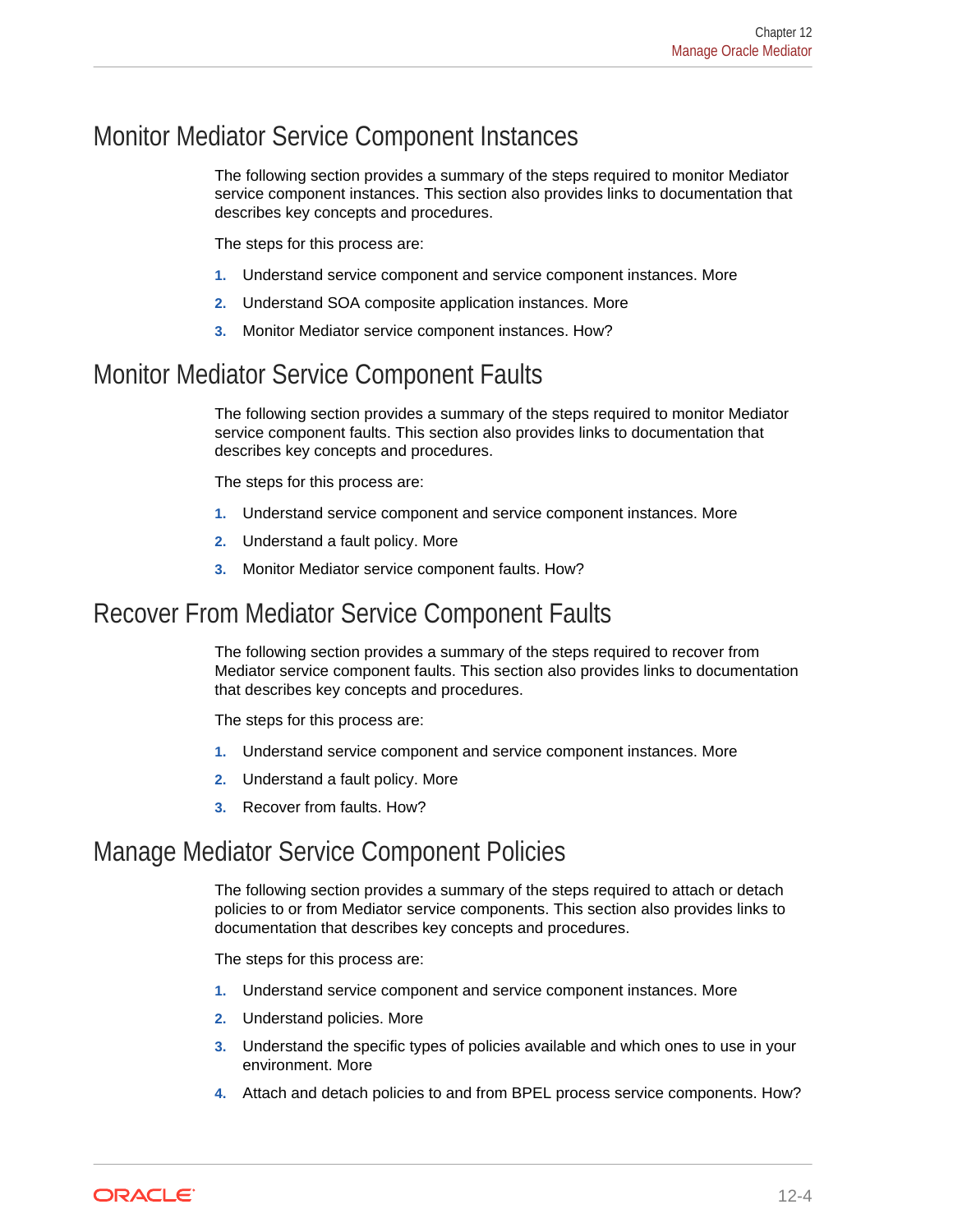## Monitor Mediator Service Component Instances

The following section provides a summary of the steps required to monitor Mediator service component instances. This section also provides links to documentation that describes key concepts and procedures.

The steps for this process are:

1. Understand service component and service component instances. More
2. Understand SOA composite application instances. More
3. Monitor Mediator service component instances. How?

## Monitor Mediator Service Component Faults

The following section provides a summary of the steps required to monitor Mediator service component faults. This section also provides links to documentation that describes key concepts and procedures.

The steps for this process are:

1. Understand service component and service component instances. More
2. Understand a fault policy. More
3. Monitor Mediator service component faults. How?

## Recover From Mediator Service Component Faults

The following section provides a summary of the steps required to recover from Mediator service component faults. This section also provides links to documentation that describes key concepts and procedures.

The steps for this process are:

1. Understand service component and service component instances. More
2. Understand a fault policy. More
3. Recover from faults. How?

## Manage Mediator Service Component Policies

The following section provides a summary of the steps required to attach or detach policies to or from Mediator service components. This section also provides links to documentation that describes key concepts and procedures.

The steps for this process are:

1. Understand service component and service component instances. More
2. Understand policies. More
3. Understand the specific types of policies available and which ones to use in your environment. More
4. Attach and detach policies to and from BPEL process service components. How?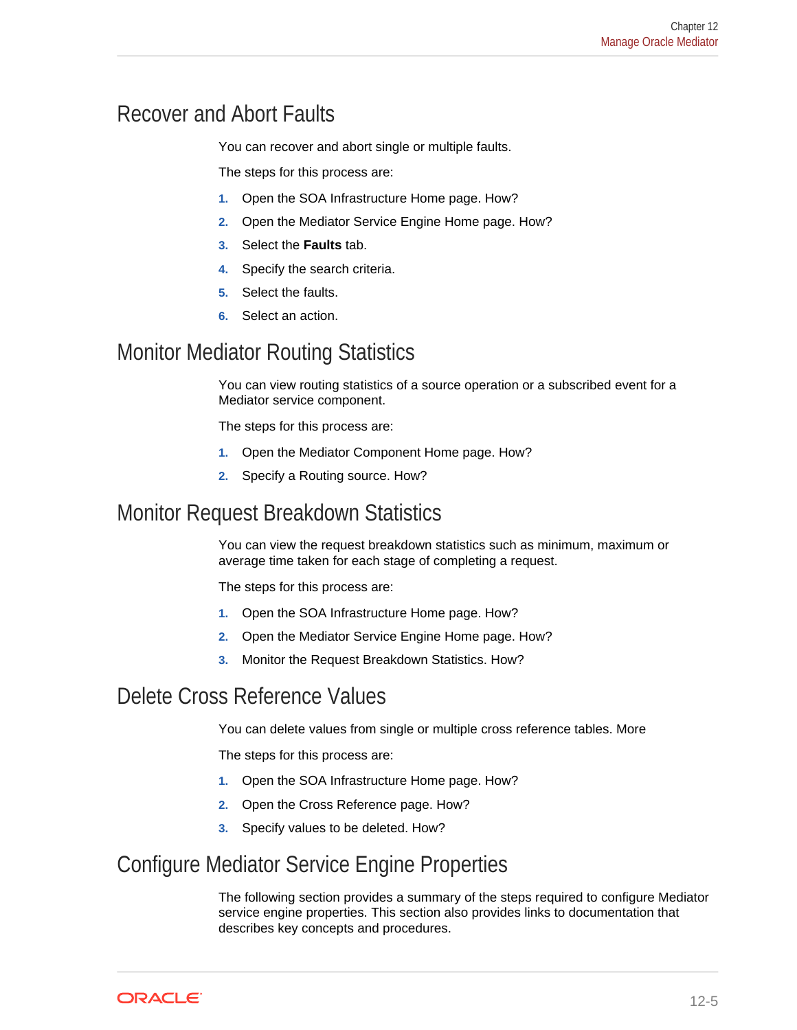## Recover and Abort Faults

You can recover and abort single or multiple faults.

The steps for this process are:

1. Open the SOA Infrastructure Home page. How?
2. Open the Mediator Service Engine Home page. How?
3. Select the **Faults** tab.
4. Specify the search criteria.
5. Select the faults.
6. Select an action.

## Monitor Mediator Routing Statistics

You can view routing statistics of a source operation or a subscribed event for a Mediator service component.

The steps for this process are:

1. Open the Mediator Component Home page. How?
2. Specify a Routing source. How?

## Monitor Request Breakdown Statistics

You can view the request breakdown statistics such as minimum, maximum or average time taken for each stage of completing a request.

The steps for this process are:

1. Open the SOA Infrastructure Home page. How?
2. Open the Mediator Service Engine Home page. How?
3. Monitor the Request Breakdown Statistics. How?

## Delete Cross Reference Values

You can delete values from single or multiple cross reference tables. More

The steps for this process are:

1. Open the SOA Infrastructure Home page. How?
2. Open the Cross Reference page. How?
3. Specify values to be deleted. How?

## Configure Mediator Service Engine Properties

The following section provides a summary of the steps required to configure Mediator service engine properties. This section also provides links to documentation that describes key concepts and procedures.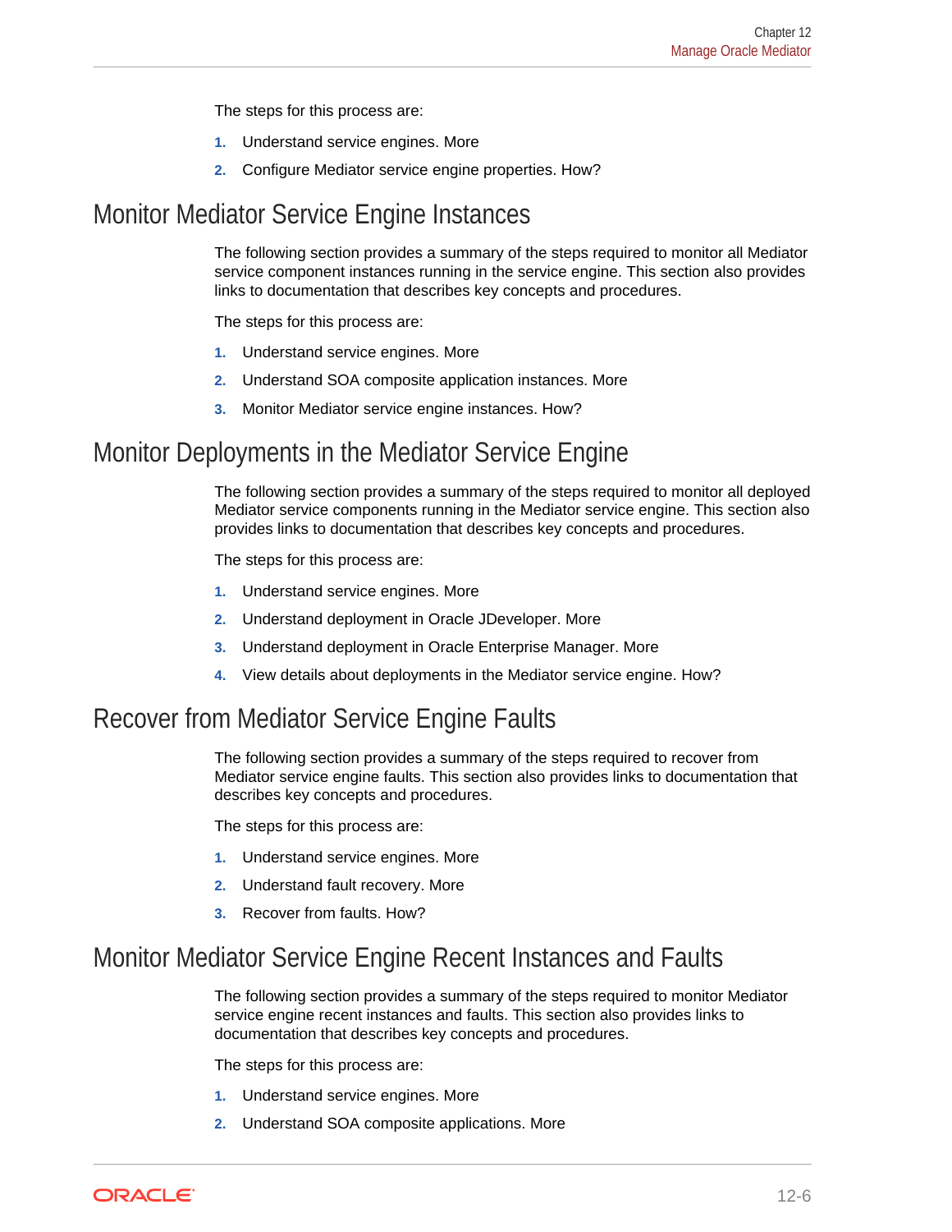The steps for this process are:

1. Understand service engines. More
2. Configure Mediator service engine properties. How?

## Monitor Mediator Service Engine Instances

The following section provides a summary of the steps required to monitor all Mediator service component instances running in the service engine. This section also provides links to documentation that describes key concepts and procedures.

The steps for this process are:

1. Understand service engines. More
2. Understand SOA composite application instances. More
3. Monitor Mediator service engine instances. How?

## Monitor Deployments in the Mediator Service Engine

The following section provides a summary of the steps required to monitor all deployed Mediator service components running in the Mediator service engine. This section also provides links to documentation that describes key concepts and procedures.

The steps for this process are:

1. Understand service engines. More
2. Understand deployment in Oracle JDeveloper. More
3. Understand deployment in Oracle Enterprise Manager. More
4. View details about deployments in the Mediator service engine. How?

## Recover from Mediator Service Engine Faults

The following section provides a summary of the steps required to recover from Mediator service engine faults. This section also provides links to documentation that describes key concepts and procedures.

The steps for this process are:

1. Understand service engines. More
2. Understand fault recovery. More
3. Recover from faults. How?

## Monitor Mediator Service Engine Recent Instances and Faults

The following section provides a summary of the steps required to monitor Mediator service engine recent instances and faults. This section also provides links to documentation that describes key concepts and procedures.

The steps for this process are:

1. Understand service engines. More
2. Understand SOA composite applications. More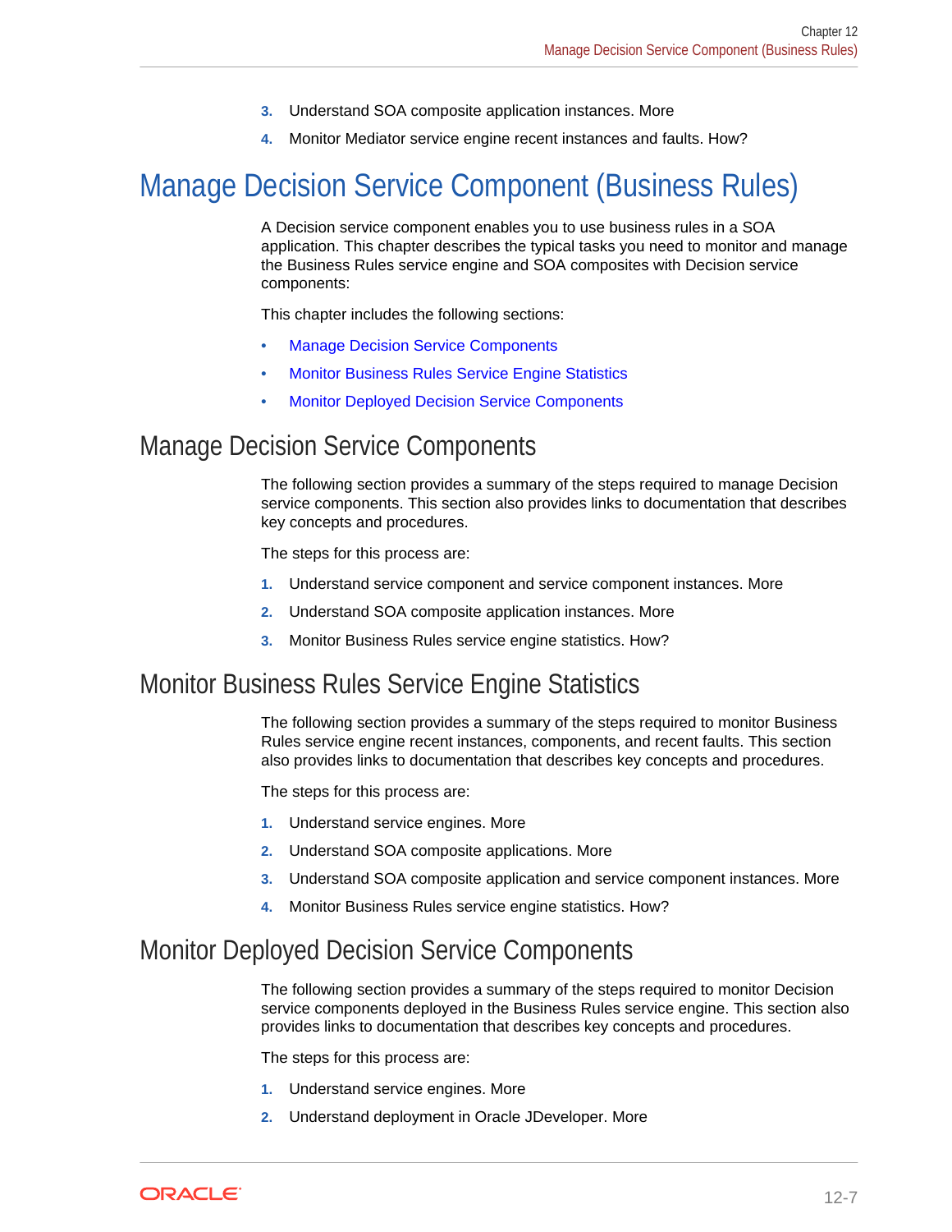3. Understand SOA composite application instances. More
4. Monitor Mediator service engine recent instances and faults. How?

# Manage Decision Service Component (Business Rules)

A Decision service component enables you to use business rules in a SOA application. This chapter describes the typical tasks you need to monitor and manage the Business Rules service engine and SOA composites with Decision service components:

This chapter includes the following sections:

- Manage Decision Service Components
- Monitor Business Rules Service Engine Statistics
- Monitor Deployed Decision Service Components

## Manage Decision Service Components

The following section provides a summary of the steps required to manage Decision service components. This section also provides links to documentation that describes key concepts and procedures.

The steps for this process are:

1. Understand service component and service component instances. More
2. Understand SOA composite application instances. More
3. Monitor Business Rules service engine statistics. How?

## Monitor Business Rules Service Engine Statistics

The following section provides a summary of the steps required to monitor Business Rules service engine recent instances, components, and recent faults. This section also provides links to documentation that describes key concepts and procedures.

The steps for this process are:

1. Understand service engines. More
2. Understand SOA composite applications. More
3. Understand SOA composite application and service component instances. More
4. Monitor Business Rules service engine statistics. How?

## Monitor Deployed Decision Service Components

The following section provides a summary of the steps required to monitor Decision service components deployed in the Business Rules service engine. This section also provides links to documentation that describes key concepts and procedures.

The steps for this process are:

1. Understand service engines. More
2. Understand deployment in Oracle JDeveloper. More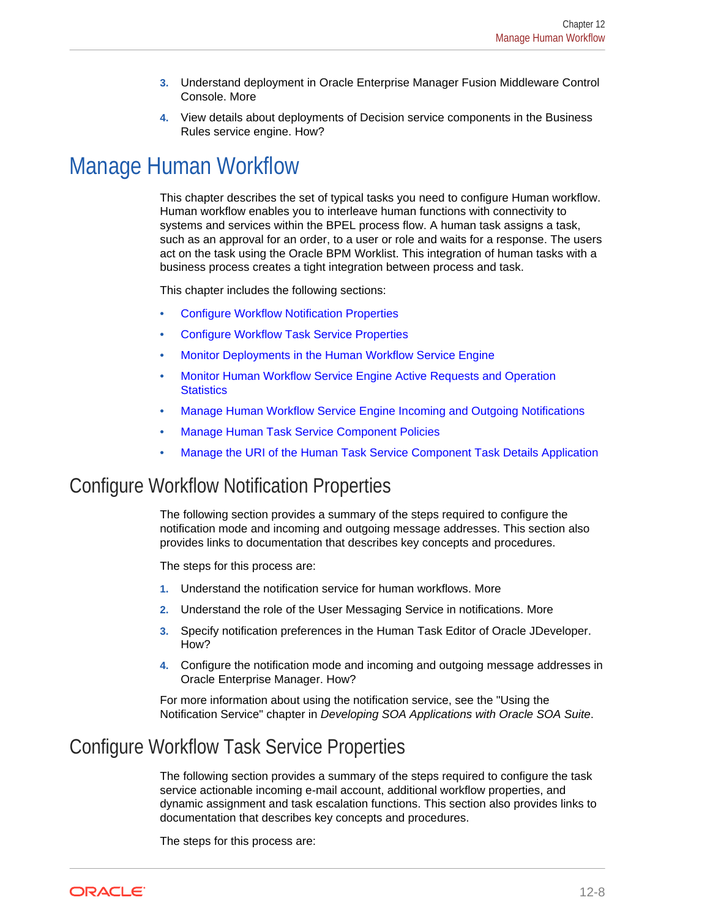3. Understand deployment in Oracle Enterprise Manager Fusion Middleware Control Console. More
4. View details about deployments of Decision service components in the Business Rules service engine. How?

# Manage Human Workflow

This chapter describes the set of typical tasks you need to configure Human workflow. Human workflow enables you to interleave human functions with connectivity to systems and services within the BPEL process flow. A human task assigns a task, such as an approval for an order, to a user or role and waits for a response. The users act on the task using the Oracle BPM Worklist. This integration of human tasks with a business process creates a tight integration between process and task.

This chapter includes the following sections:

- Configure Workflow Notification Properties
- Configure Workflow Task Service Properties
- Monitor Deployments in the Human Workflow Service Engine
- Monitor Human Workflow Service Engine Active Requests and Operation Statistics
- Manage Human Workflow Service Engine Incoming and Outgoing Notifications
- Manage Human Task Service Component Policies
- Manage the URI of the Human Task Service Component Task Details Application

## Configure Workflow Notification Properties

The following section provides a summary of the steps required to configure the notification mode and incoming and outgoing message addresses. This section also provides links to documentation that describes key concepts and procedures.

The steps for this process are:

1. Understand the notification service for human workflows. More
2. Understand the role of the User Messaging Service in notifications. More
3. Specify notification preferences in the Human Task Editor of Oracle JDeveloper. How?
4. Configure the notification mode and incoming and outgoing message addresses in Oracle Enterprise Manager. How?

For more information about using the notification service, see the "Using the Notification Service" chapter in *Developing SOA Applications with Oracle SOA Suite*.

## Configure Workflow Task Service Properties

The following section provides a summary of the steps required to configure the task service actionable incoming e-mail account, additional workflow properties, and dynamic assignment and task escalation functions. This section also provides links to documentation that describes key concepts and procedures.

The steps for this process are: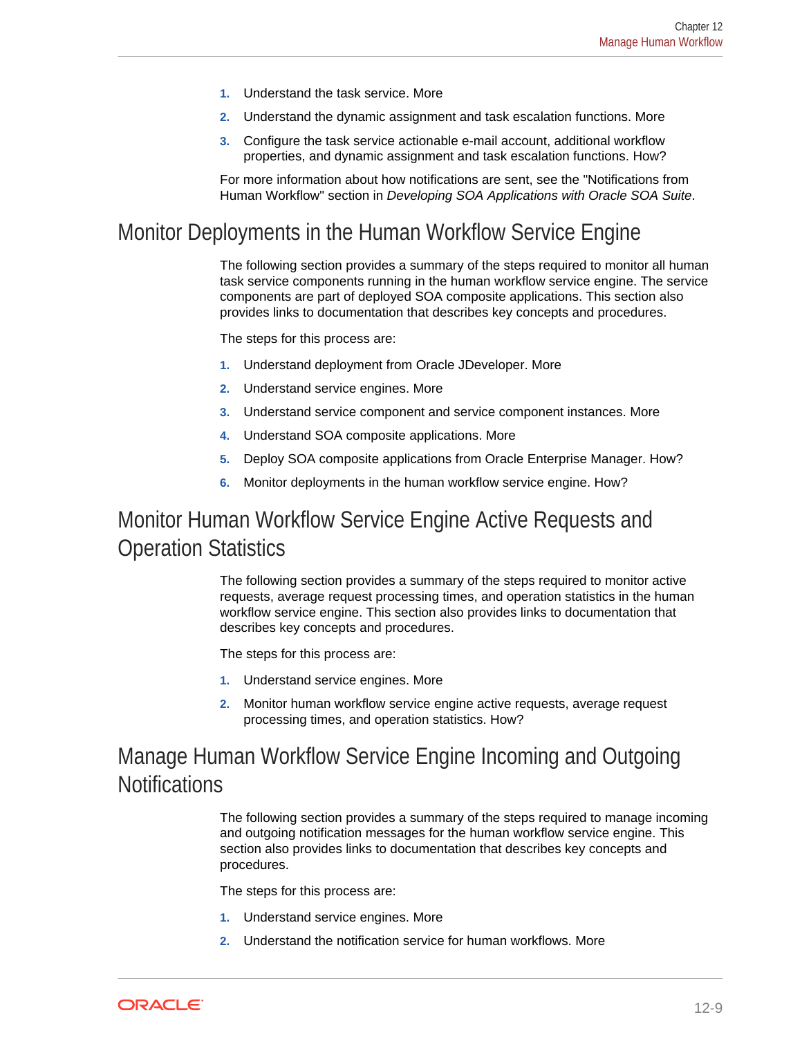1. Understand the task service. More
2. Understand the dynamic assignment and task escalation functions. More
3. Configure the task service actionable e-mail account, additional workflow properties, and dynamic assignment and task escalation functions. How?

For more information about how notifications are sent, see the "Notifications from Human Workflow" section in *Developing SOA Applications with Oracle SOA Suite*.

## Monitor Deployments in the Human Workflow Service Engine

The following section provides a summary of the steps required to monitor all human task service components running in the human workflow service engine. The service components are part of deployed SOA composite applications. This section also provides links to documentation that describes key concepts and procedures.

The steps for this process are:

1. Understand deployment from Oracle JDeveloper. More
2. Understand service engines. More
3. Understand service component and service component instances. More
4. Understand SOA composite applications. More
5. Deploy SOA composite applications from Oracle Enterprise Manager. How?
6. Monitor deployments in the human workflow service engine. How?

## Monitor Human Workflow Service Engine Active Requests and Operation Statistics

The following section provides a summary of the steps required to monitor active requests, average request processing times, and operation statistics in the human workflow service engine. This section also provides links to documentation that describes key concepts and procedures.

The steps for this process are:

1. Understand service engines. More
2. Monitor human workflow service engine active requests, average request processing times, and operation statistics. How?

## Manage Human Workflow Service Engine Incoming and Outgoing Notifications

The following section provides a summary of the steps required to manage incoming and outgoing notification messages for the human workflow service engine. This section also provides links to documentation that describes key concepts and procedures.

The steps for this process are:

1. Understand service engines. More
2. Understand the notification service for human workflows. More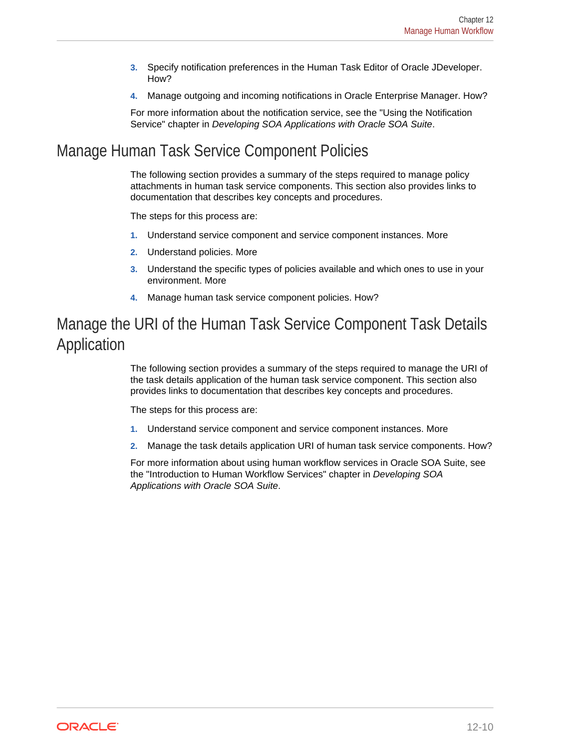3. Specify notification preferences in the Human Task Editor of Oracle JDeveloper. How?
4. Manage outgoing and incoming notifications in Oracle Enterprise Manager. How?

For more information about the notification service, see the "Using the Notification Service" chapter in *Developing SOA Applications with Oracle SOA Suite*.

## Manage Human Task Service Component Policies

The following section provides a summary of the steps required to manage policy attachments in human task service components. This section also provides links to documentation that describes key concepts and procedures.

The steps for this process are:

1. Understand service component and service component instances. More
2. Understand policies. More
3. Understand the specific types of policies available and which ones to use in your environment. More
4. Manage human task service component policies. How?

## Manage the URI of the Human Task Service Component Task Details Application

The following section provides a summary of the steps required to manage the URI of the task details application of the human task service component. This section also provides links to documentation that describes key concepts and procedures.

The steps for this process are:

1. Understand service component and service component instances. More
2. Manage the task details application URI of human task service components. How?

For more information about using human workflow services in Oracle SOA Suite, see the "Introduction to Human Workflow Services" chapter in *Developing SOA Applications with Oracle SOA Suite*.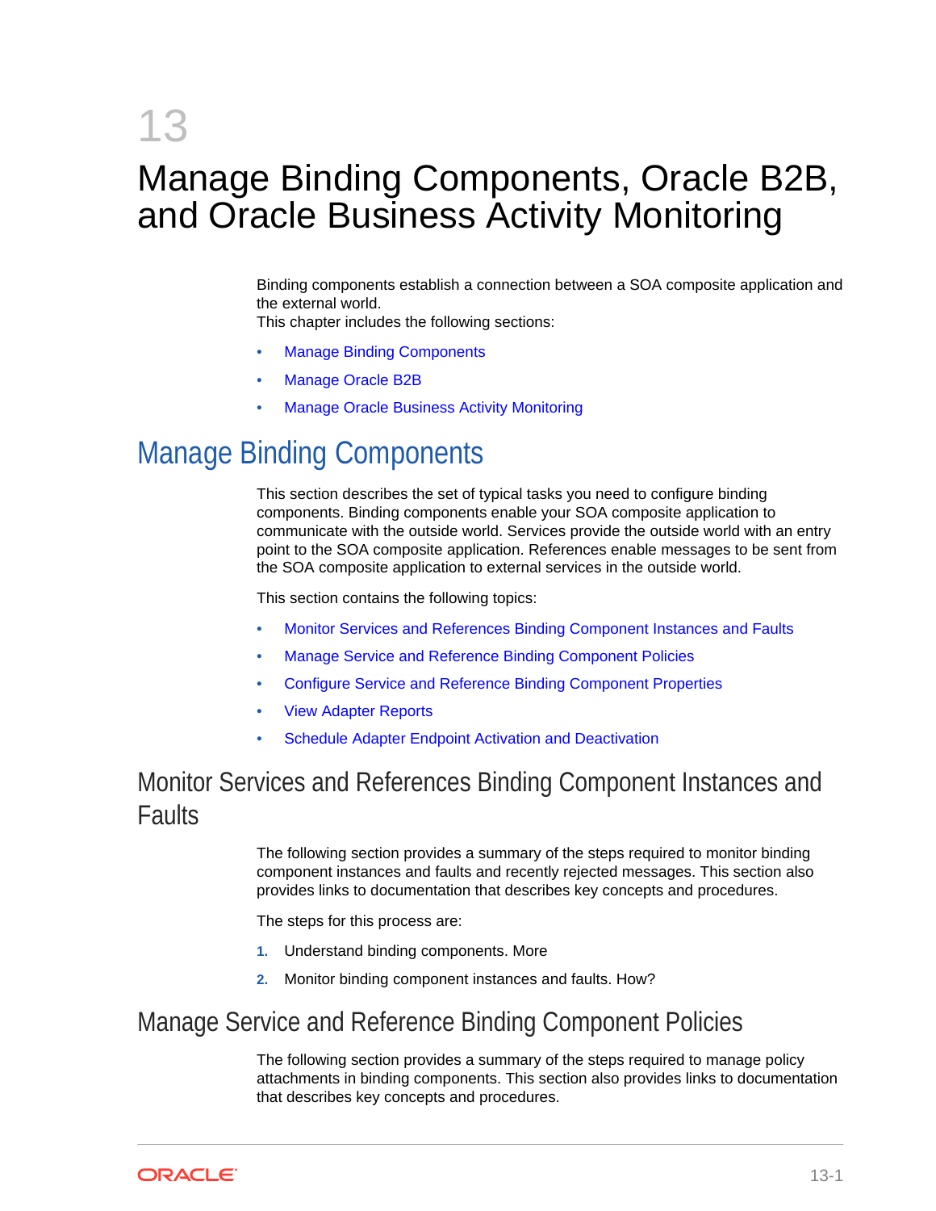# 13 Manage Binding Components, Oracle B2B, and Oracle Business Activity Monitoring

Binding components establish a connection between a SOA composite application and the external world.

This chapter includes the following sections:

- Manage Binding Components
- Manage Oracle B2B
- Manage Oracle Business Activity Monitoring

## Manage Binding Components

This section describes the set of typical tasks you need to configure binding components. Binding components enable your SOA composite application to communicate with the outside world. Services provide the outside world with an entry point to the SOA composite application. References enable messages to be sent from the SOA composite application to external services in the outside world.

This section contains the following topics:

- Monitor Services and References Binding Component Instances and Faults
- Manage Service and Reference Binding Component Policies
- Configure Service and Reference Binding Component Properties
- View Adapter Reports
- Schedule Adapter Endpoint Activation and Deactivation

### Monitor Services and References Binding Component Instances and Faults

The following section provides a summary of the steps required to monitor binding component instances and faults and recently rejected messages. This section also provides links to documentation that describes key concepts and procedures.

The steps for this process are:

1. Understand binding components. More
2. Monitor binding component instances and faults. How?

### Manage Service and Reference Binding Component Policies

The following section provides a summary of the steps required to manage policy attachments in binding components. This section also provides links to documentation that describes key concepts and procedures.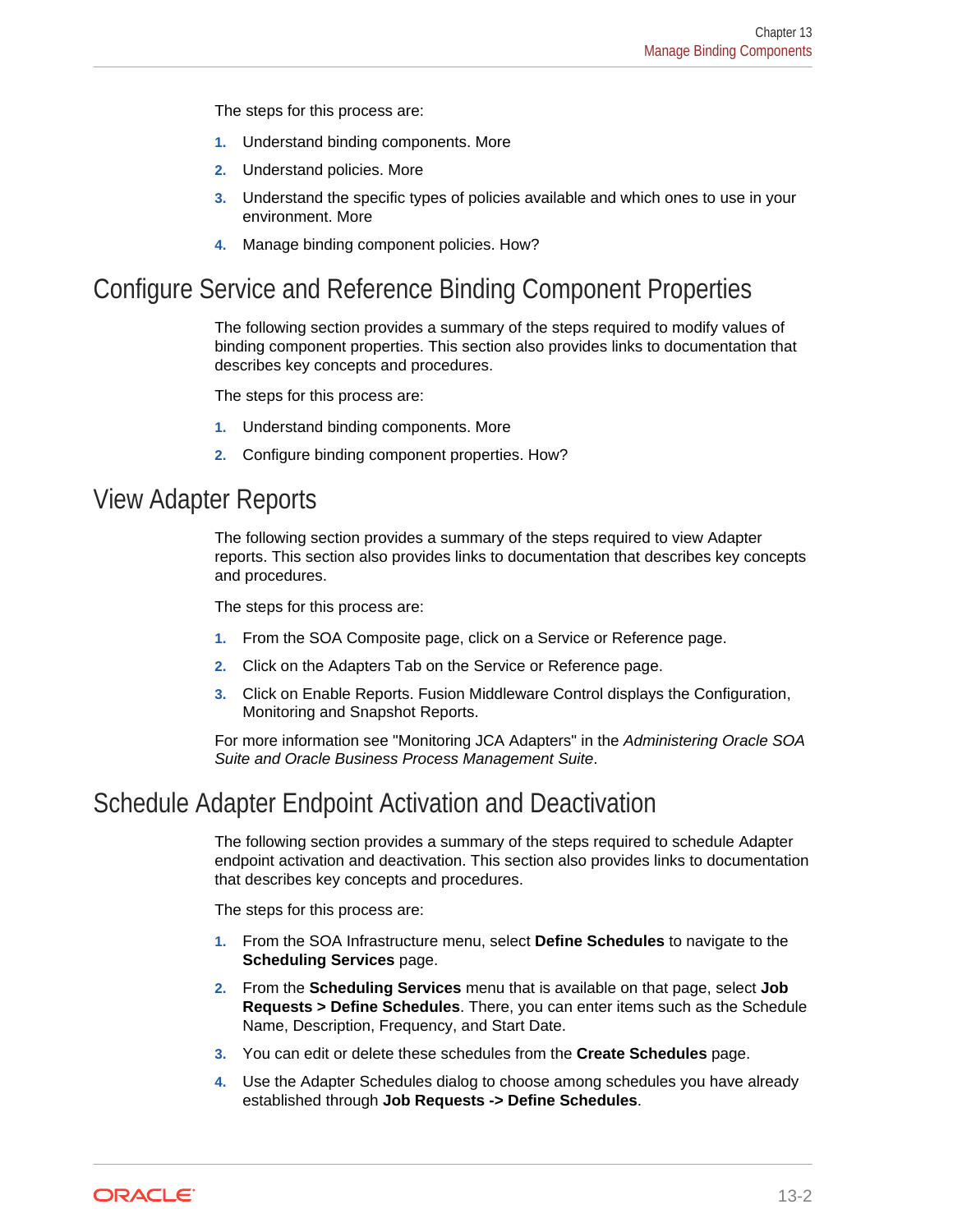The steps for this process are:

1. Understand binding components. More
2. Understand policies. More
3. Understand the specific types of policies available and which ones to use in your environment. More
4. Manage binding component policies. How?

## Configure Service and Reference Binding Component Properties

The following section provides a summary of the steps required to modify values of binding component properties. This section also provides links to documentation that describes key concepts and procedures.

The steps for this process are:

1. Understand binding components. More
2. Configure binding component properties. How?

## View Adapter Reports

The following section provides a summary of the steps required to view Adapter reports. This section also provides links to documentation that describes key concepts and procedures.

The steps for this process are:

1. From the SOA Composite page, click on a Service or Reference page.
2. Click on the Adapters Tab on the Service or Reference page.
3. Click on Enable Reports. Fusion Middleware Control displays the Configuration, Monitoring and Snapshot Reports.

For more information see "Monitoring JCA Adapters" in the *Administering Oracle SOA Suite and Oracle Business Process Management Suite*.

## Schedule Adapter Endpoint Activation and Deactivation

The following section provides a summary of the steps required to schedule Adapter endpoint activation and deactivation. This section also provides links to documentation that describes key concepts and procedures.

The steps for this process are:

1. From the SOA Infrastructure menu, select **Define Schedules** to navigate to the **Scheduling Services** page.
2. From the **Scheduling Services** menu that is available on that page, select **Job Requests > Define Schedules**. There, you can enter items such as the Schedule Name, Description, Frequency, and Start Date.
3. You can edit or delete these schedules from the **Create Schedules** page.
4. Use the Adapter Schedules dialog to choose among schedules you have already established through **Job Requests -> Define Schedules**.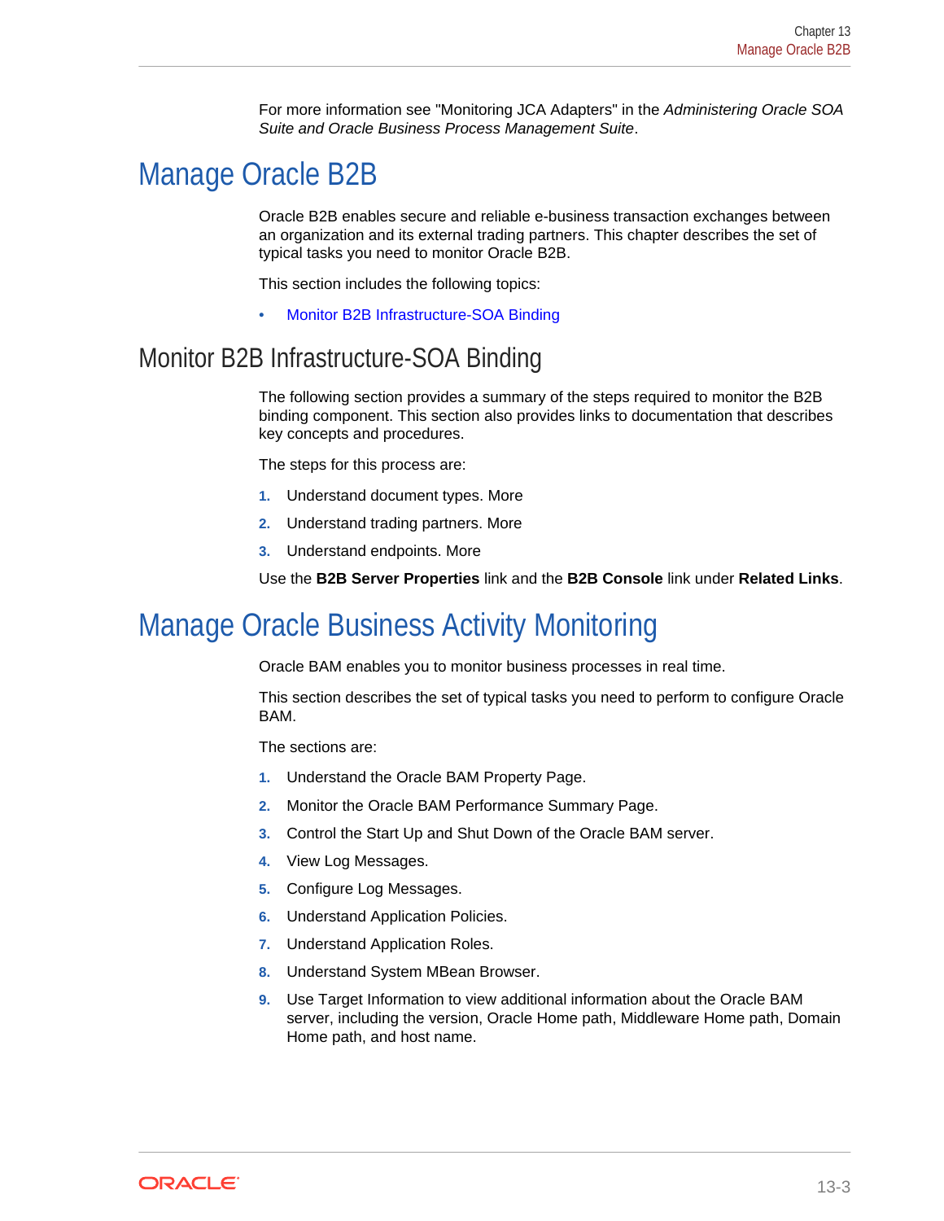For more information see "Monitoring JCA Adapters" in the *Administering Oracle SOA Suite and Oracle Business Process Management Suite*.

# Manage Oracle B2B

Oracle B2B enables secure and reliable e-business transaction exchanges between an organization and its external trading partners. This chapter describes the set of typical tasks you need to monitor Oracle B2B.

This section includes the following topics:

- Monitor B2B Infrastructure-SOA Binding

## Monitor B2B Infrastructure-SOA Binding

The following section provides a summary of the steps required to monitor the B2B binding component. This section also provides links to documentation that describes key concepts and procedures.

The steps for this process are:

1. Understand document types. More
2. Understand trading partners. More
3. Understand endpoints. More

Use the **B2B Server Properties** link and the **B2B Console** link under **Related Links**.

# Manage Oracle Business Activity Monitoring

Oracle BAM enables you to monitor business processes in real time.

This section describes the set of typical tasks you need to perform to configure Oracle BAM.

The sections are:

1. Understand the Oracle BAM Property Page.
2. Monitor the Oracle BAM Performance Summary Page.
3. Control the Start Up and Shut Down of the Oracle BAM server.
4. View Log Messages.
5. Configure Log Messages.
6. Understand Application Policies.
7. Understand Application Roles.
8. Understand System MBean Browser.
9. Use Target Information to view additional information about the Oracle BAM server, including the version, Oracle Home path, Middleware Home path, Domain Home path, and host name.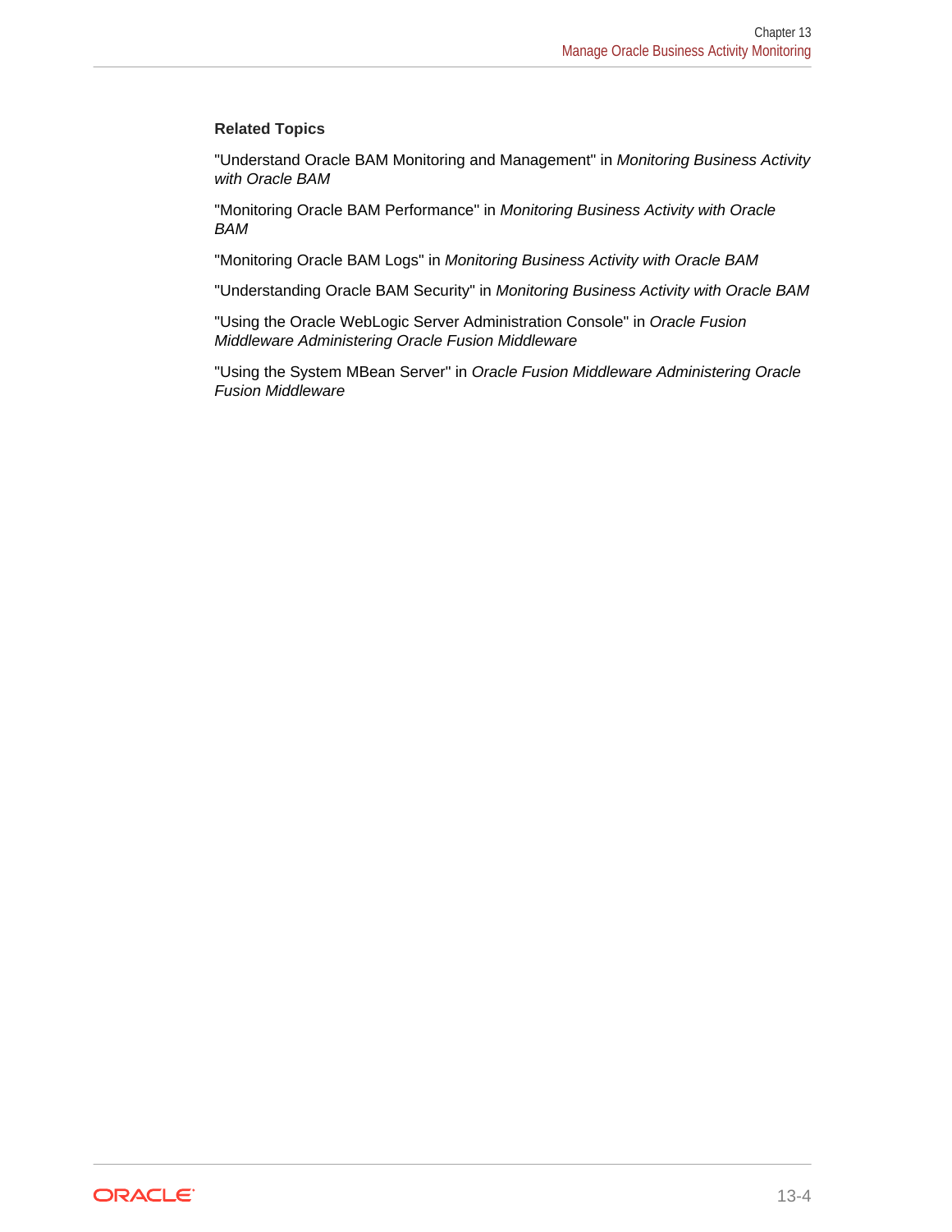**Related Topics**

"Understand Oracle BAM Monitoring and Management" in *Monitoring Business Activity with Oracle BAM*

"Monitoring Oracle BAM Performance" in *Monitoring Business Activity with Oracle BAM*

"Monitoring Oracle BAM Logs" in *Monitoring Business Activity with Oracle BAM*

"Understanding Oracle BAM Security" in *Monitoring Business Activity with Oracle BAM*

"Using the Oracle WebLogic Server Administration Console" in *Oracle Fusion Middleware Administering Oracle Fusion Middleware*

"Using the System MBean Server" in *Oracle Fusion Middleware Administering Oracle Fusion Middleware*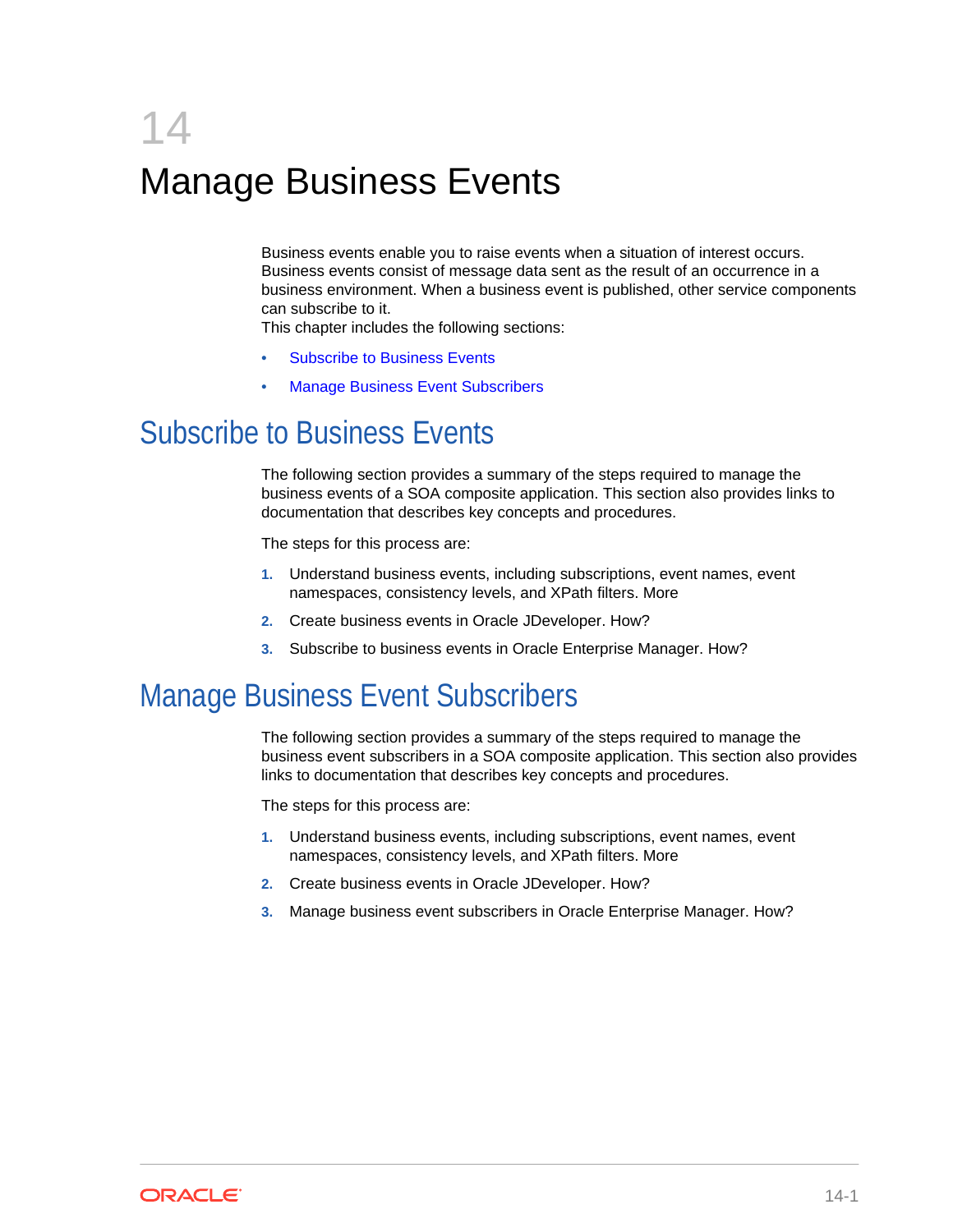# 14 Manage Business Events

Business events enable you to raise events when a situation of interest occurs. Business events consist of message data sent as the result of an occurrence in a business environment. When a business event is published, other service components can subscribe to it.

This chapter includes the following sections:

- Subscribe to Business Events
- Manage Business Event Subscribers

## Subscribe to Business Events

The following section provides a summary of the steps required to manage the business events of a SOA composite application. This section also provides links to documentation that describes key concepts and procedures.

The steps for this process are:

1. Understand business events, including subscriptions, event names, event namespaces, consistency levels, and XPath filters. More
2. Create business events in Oracle JDeveloper. How?
3. Subscribe to business events in Oracle Enterprise Manager. How?

## Manage Business Event Subscribers

The following section provides a summary of the steps required to manage the business event subscribers in a SOA composite application. This section also provides links to documentation that describes key concepts and procedures.

The steps for this process are:

1. Understand business events, including subscriptions, event names, event namespaces, consistency levels, and XPath filters. More
2. Create business events in Oracle JDeveloper. How?
3. Manage business event subscribers in Oracle Enterprise Manager. How?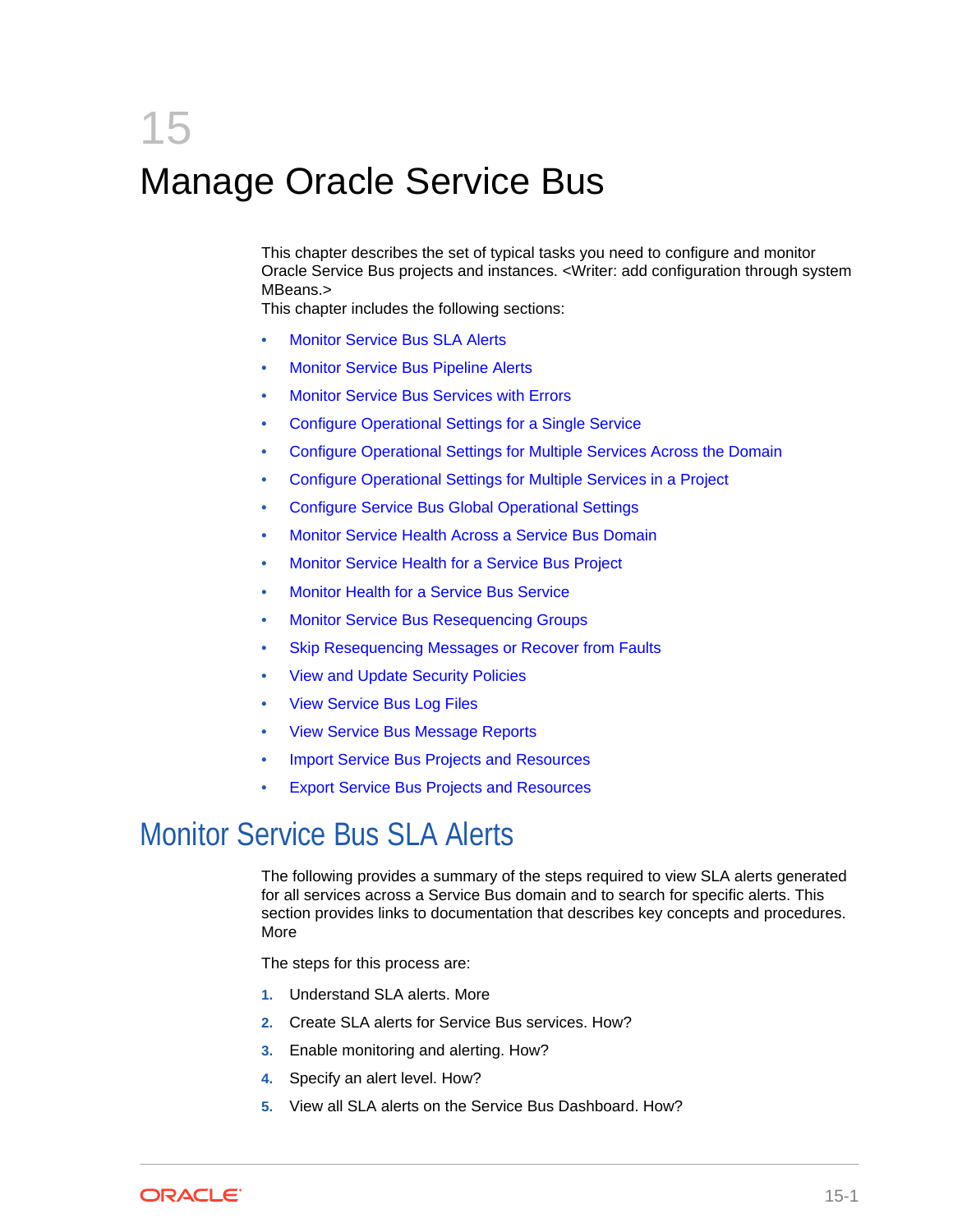# 15 Manage Oracle Service Bus

This chapter describes the set of typical tasks you need to configure and monitor Oracle Service Bus projects and instances. <Writer: add configuration through system MBeans.>
This chapter includes the following sections:

- Monitor Service Bus SLA Alerts
- Monitor Service Bus Pipeline Alerts
- Monitor Service Bus Services with Errors
- Configure Operational Settings for a Single Service
- Configure Operational Settings for Multiple Services Across the Domain
- Configure Operational Settings for Multiple Services in a Project
- Configure Service Bus Global Operational Settings
- Monitor Service Health Across a Service Bus Domain
- Monitor Service Health for a Service Bus Project
- Monitor Health for a Service Bus Service
- Monitor Service Bus Resequencing Groups
- Skip Resequencing Messages or Recover from Faults
- View and Update Security Policies
- View Service Bus Log Files
- View Service Bus Message Reports
- Import Service Bus Projects and Resources
- Export Service Bus Projects and Resources

## Monitor Service Bus SLA Alerts

The following provides a summary of the steps required to view SLA alerts generated for all services across a Service Bus domain and to search for specific alerts. This section provides links to documentation that describes key concepts and procedures. More

The steps for this process are:

1. Understand SLA alerts. More
2. Create SLA alerts for Service Bus services. How?
3. Enable monitoring and alerting. How?
4. Specify an alert level. How?
5. View all SLA alerts on the Service Bus Dashboard. How?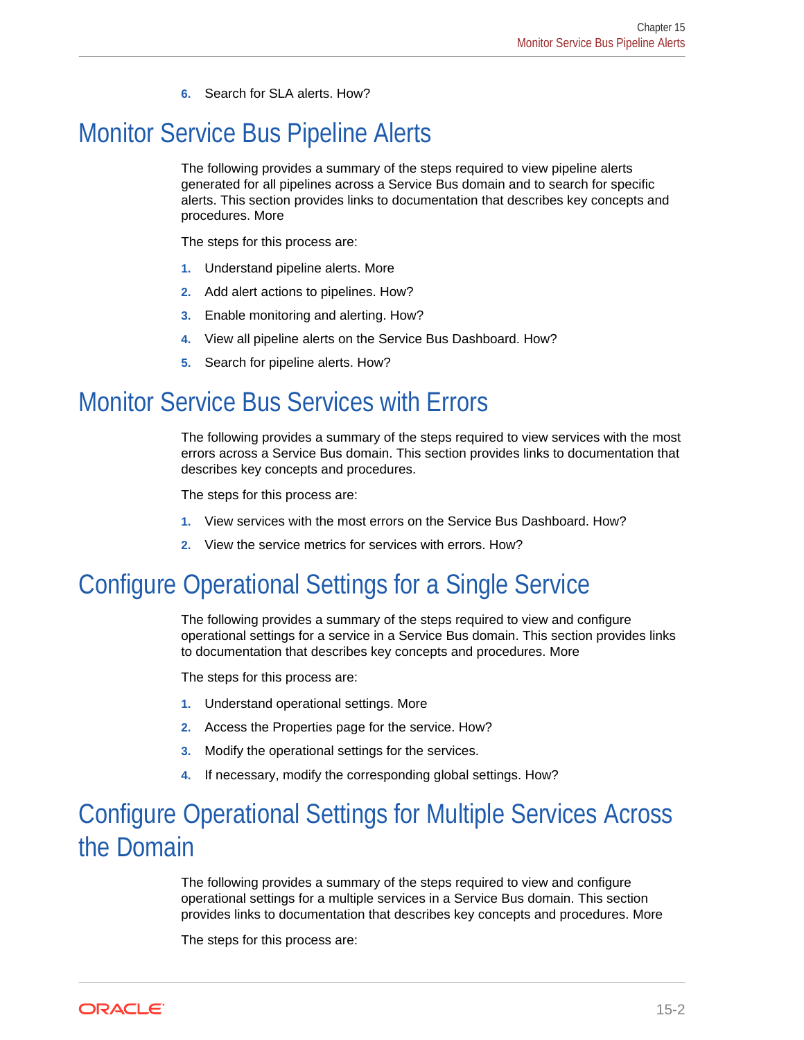6. Search for SLA alerts. How?

# Monitor Service Bus Pipeline Alerts

The following provides a summary of the steps required to view pipeline alerts generated for all pipelines across a Service Bus domain and to search for specific alerts. This section provides links to documentation that describes key concepts and procedures. More

The steps for this process are:

1. Understand pipeline alerts. More
2. Add alert actions to pipelines. How?
3. Enable monitoring and alerting. How?
4. View all pipeline alerts on the Service Bus Dashboard. How?
5. Search for pipeline alerts. How?

# Monitor Service Bus Services with Errors

The following provides a summary of the steps required to view services with the most errors across a Service Bus domain. This section provides links to documentation that describes key concepts and procedures.

The steps for this process are:

1. View services with the most errors on the Service Bus Dashboard. How?
2. View the service metrics for services with errors. How?

# Configure Operational Settings for a Single Service

The following provides a summary of the steps required to view and configure operational settings for a service in a Service Bus domain. This section provides links to documentation that describes key concepts and procedures. More

The steps for this process are:

1. Understand operational settings. More
2. Access the Properties page for the service. How?
3. Modify the operational settings for the services.
4. If necessary, modify the corresponding global settings. How?

# Configure Operational Settings for Multiple Services Across the Domain

The following provides a summary of the steps required to view and configure operational settings for a multiple services in a Service Bus domain. This section provides links to documentation that describes key concepts and procedures. More

The steps for this process are: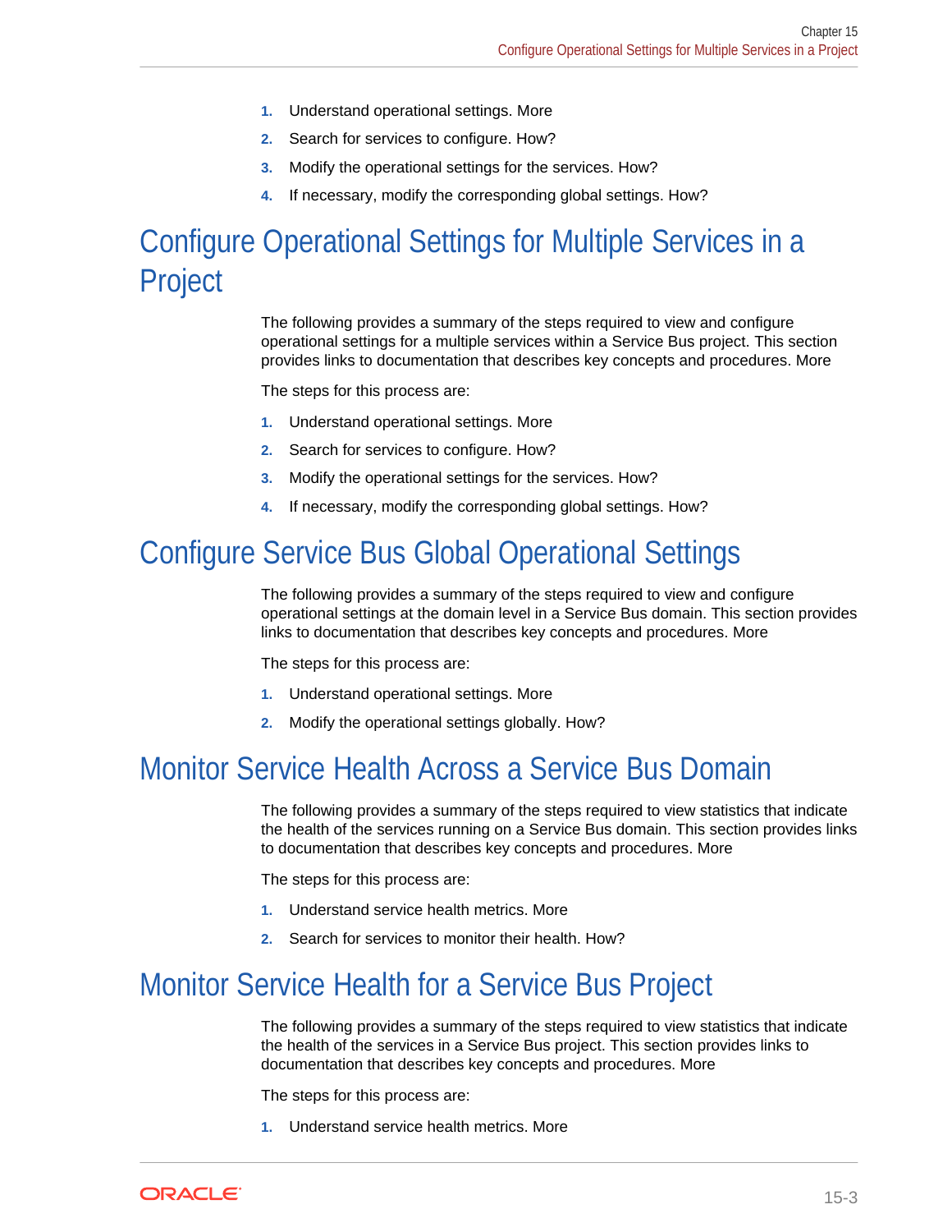1. Understand operational settings. More
2. Search for services to configure. How?
3. Modify the operational settings for the services. How?
4. If necessary, modify the corresponding global settings. How?

## Configure Operational Settings for Multiple Services in a Project

The following provides a summary of the steps required to view and configure operational settings for a multiple services within a Service Bus project. This section provides links to documentation that describes key concepts and procedures. More

The steps for this process are:

1. Understand operational settings. More
2. Search for services to configure. How?
3. Modify the operational settings for the services. How?
4. If necessary, modify the corresponding global settings. How?

## Configure Service Bus Global Operational Settings

The following provides a summary of the steps required to view and configure operational settings at the domain level in a Service Bus domain. This section provides links to documentation that describes key concepts and procedures. More

The steps for this process are:

1. Understand operational settings. More
2. Modify the operational settings globally. How?

## Monitor Service Health Across a Service Bus Domain

The following provides a summary of the steps required to view statistics that indicate the health of the services running on a Service Bus domain. This section provides links to documentation that describes key concepts and procedures. More

The steps for this process are:

1. Understand service health metrics. More
2. Search for services to monitor their health. How?

## Monitor Service Health for a Service Bus Project

The following provides a summary of the steps required to view statistics that indicate the health of the services in a Service Bus project. This section provides links to documentation that describes key concepts and procedures. More

The steps for this process are:

1. Understand service health metrics. More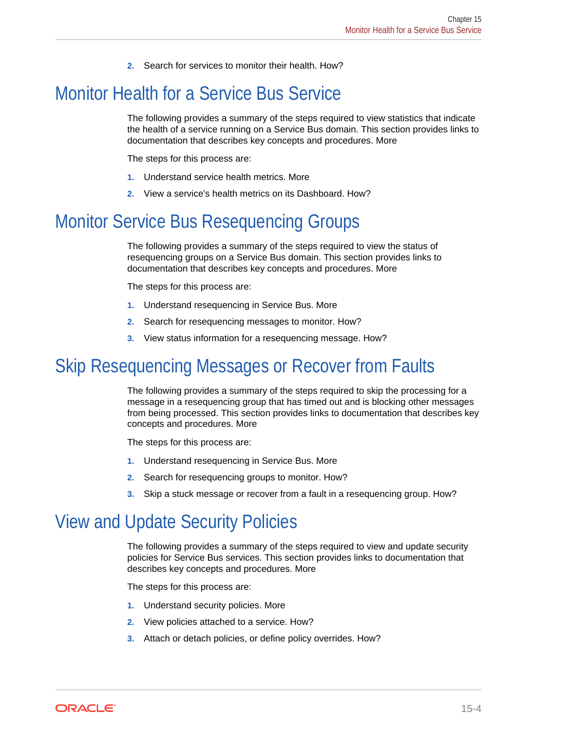2. Search for services to monitor their health. How?

## Monitor Health for a Service Bus Service

The following provides a summary of the steps required to view statistics that indicate the health of a service running on a Service Bus domain. This section provides links to documentation that describes key concepts and procedures. More

The steps for this process are:

1. Understand service health metrics. More
2. View a service's health metrics on its Dashboard. How?

## Monitor Service Bus Resequencing Groups

The following provides a summary of the steps required to view the status of resequencing groups on a Service Bus domain. This section provides links to documentation that describes key concepts and procedures. More

The steps for this process are:

1. Understand resequencing in Service Bus. More
2. Search for resequencing messages to monitor. How?
3. View status information for a resequencing message. How?

## Skip Resequencing Messages or Recover from Faults

The following provides a summary of the steps required to skip the processing for a message in a resequencing group that has timed out and is blocking other messages from being processed. This section provides links to documentation that describes key concepts and procedures. More

The steps for this process are:

1. Understand resequencing in Service Bus. More
2. Search for resequencing groups to monitor. How?
3. Skip a stuck message or recover from a fault in a resequencing group. How?

## View and Update Security Policies

The following provides a summary of the steps required to view and update security policies for Service Bus services. This section provides links to documentation that describes key concepts and procedures. More

The steps for this process are:

1. Understand security policies. More
2. View policies attached to a service. How?
3. Attach or detach policies, or define policy overrides. How?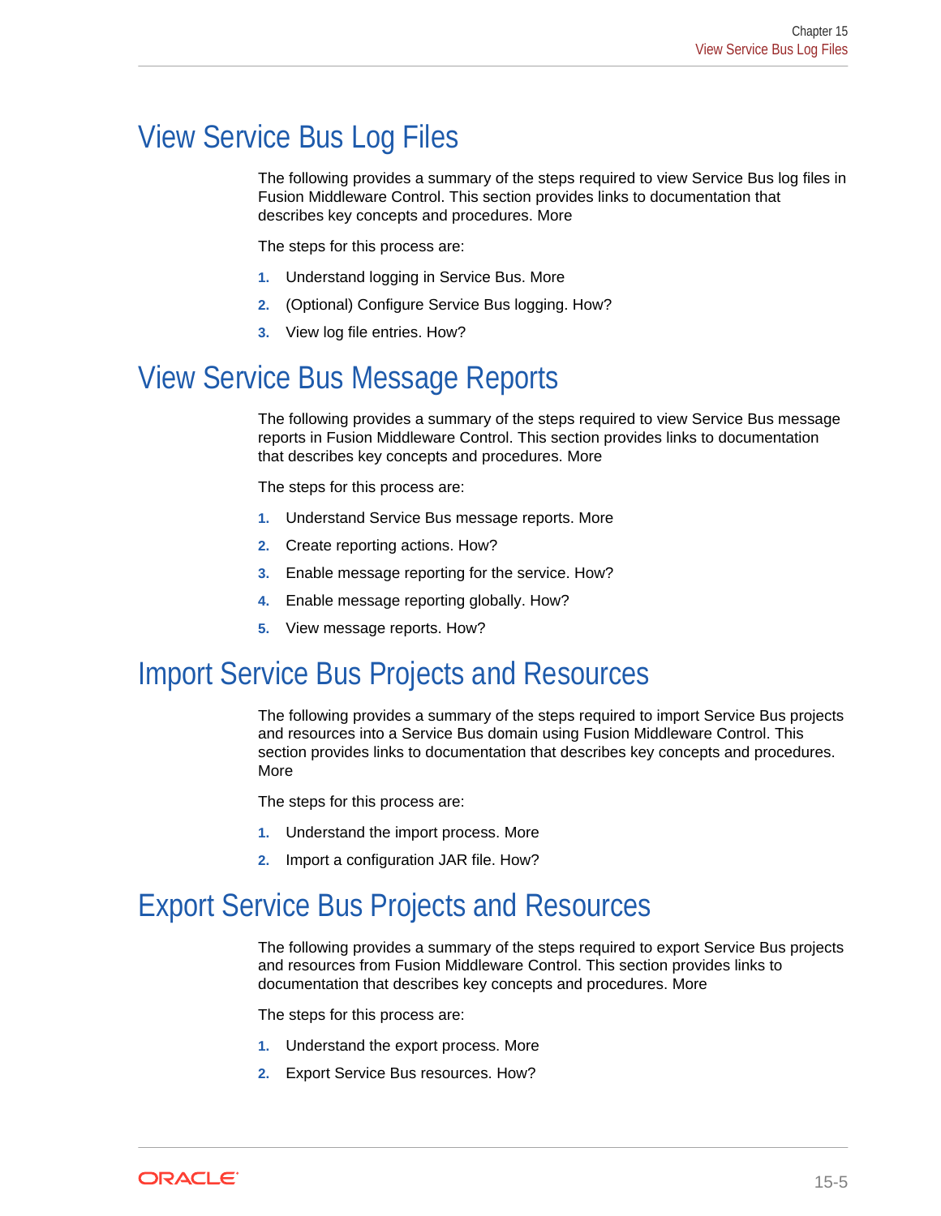## View Service Bus Log Files

The following provides a summary of the steps required to view Service Bus log files in Fusion Middleware Control. This section provides links to documentation that describes key concepts and procedures. More

The steps for this process are:

1. Understand logging in Service Bus. More
2. (Optional) Configure Service Bus logging. How?
3. View log file entries. How?

## View Service Bus Message Reports

The following provides a summary of the steps required to view Service Bus message reports in Fusion Middleware Control. This section provides links to documentation that describes key concepts and procedures. More

The steps for this process are:

1. Understand Service Bus message reports. More
2. Create reporting actions. How?
3. Enable message reporting for the service. How?
4. Enable message reporting globally. How?
5. View message reports. How?

## Import Service Bus Projects and Resources

The following provides a summary of the steps required to import Service Bus projects and resources into a Service Bus domain using Fusion Middleware Control. This section provides links to documentation that describes key concepts and procedures. More

The steps for this process are:

1. Understand the import process. More
2. Import a configuration JAR file. How?

## Export Service Bus Projects and Resources

The following provides a summary of the steps required to export Service Bus projects and resources from Fusion Middleware Control. This section provides links to documentation that describes key concepts and procedures. More

The steps for this process are:

1. Understand the export process. More
2. Export Service Bus resources. How?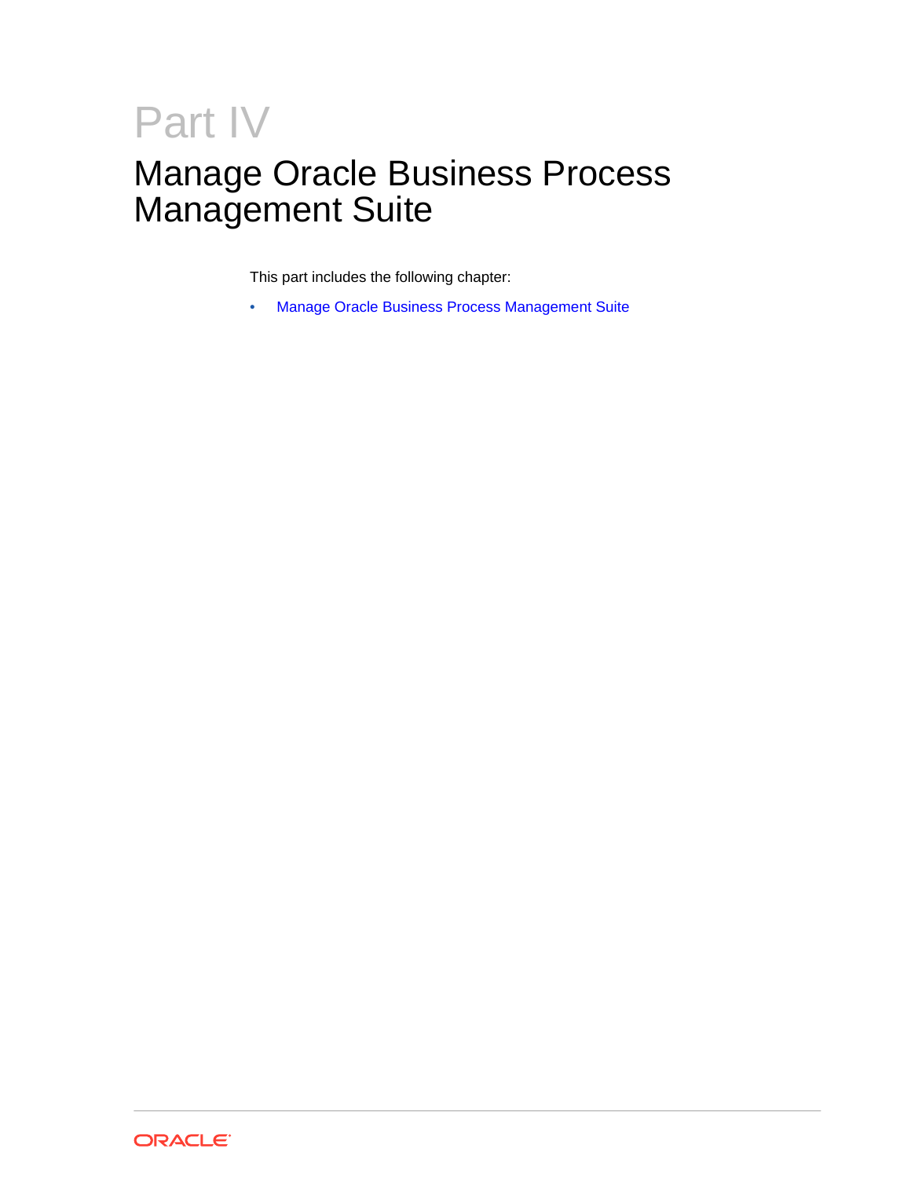# Part IV

# Manage Oracle Business Process Management Suite

This part includes the following chapter:

- Manage Oracle Business Process Management Suite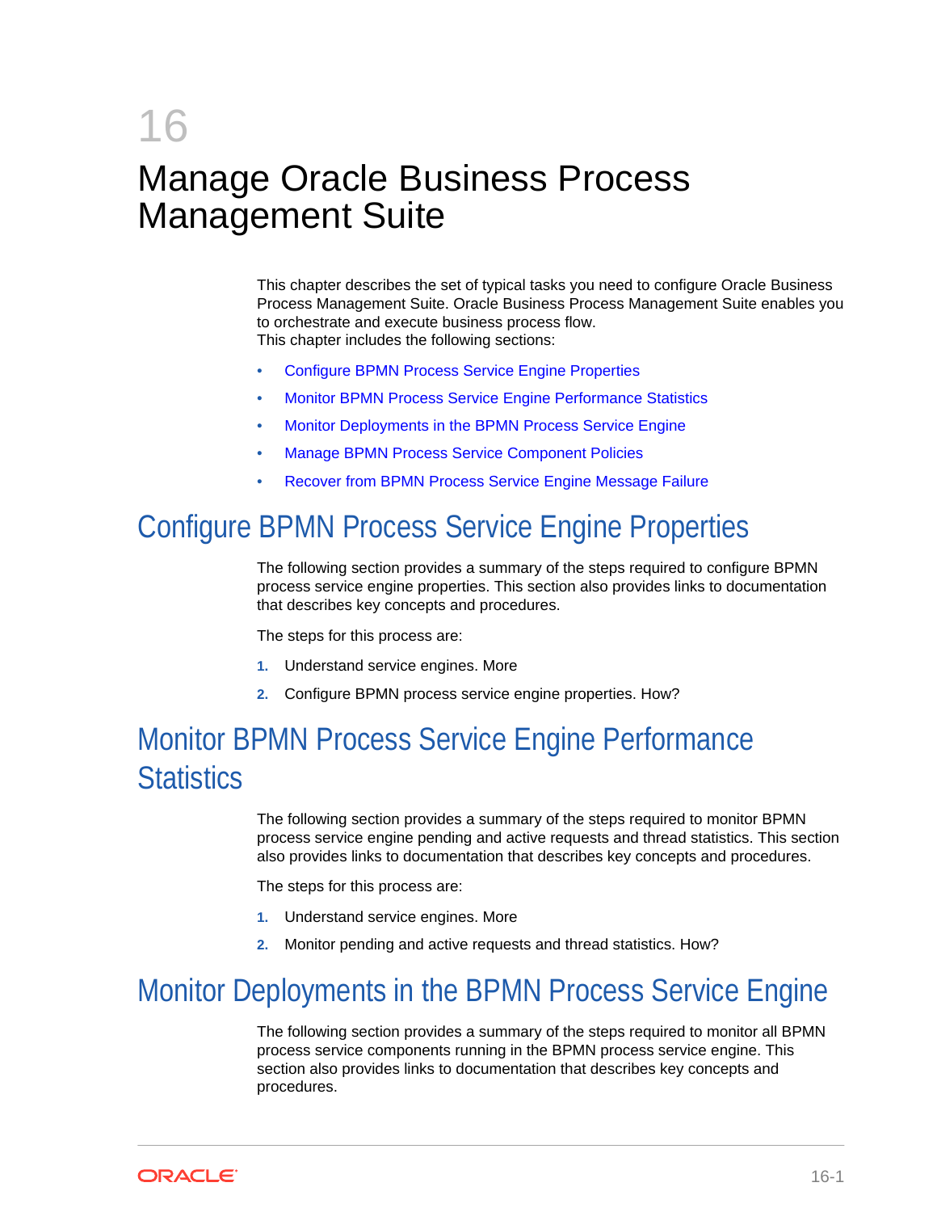# 16 Manage Oracle Business Process Management Suite

This chapter describes the set of typical tasks you need to configure Oracle Business Process Management Suite. Oracle Business Process Management Suite enables you to orchestrate and execute business process flow.
This chapter includes the following sections:

- Configure BPMN Process Service Engine Properties
- Monitor BPMN Process Service Engine Performance Statistics
- Monitor Deployments in the BPMN Process Service Engine
- Manage BPMN Process Service Component Policies
- Recover from BPMN Process Service Engine Message Failure

## Configure BPMN Process Service Engine Properties

The following section provides a summary of the steps required to configure BPMN process service engine properties. This section also provides links to documentation that describes key concepts and procedures.

The steps for this process are:

1. Understand service engines. More
2. Configure BPMN process service engine properties. How?

## Monitor BPMN Process Service Engine Performance Statistics

The following section provides a summary of the steps required to monitor BPMN process service engine pending and active requests and thread statistics. This section also provides links to documentation that describes key concepts and procedures.

The steps for this process are:

1. Understand service engines. More
2. Monitor pending and active requests and thread statistics. How?

## Monitor Deployments in the BPMN Process Service Engine

The following section provides a summary of the steps required to monitor all BPMN process service components running in the BPMN process service engine. This section also provides links to documentation that describes key concepts and procedures.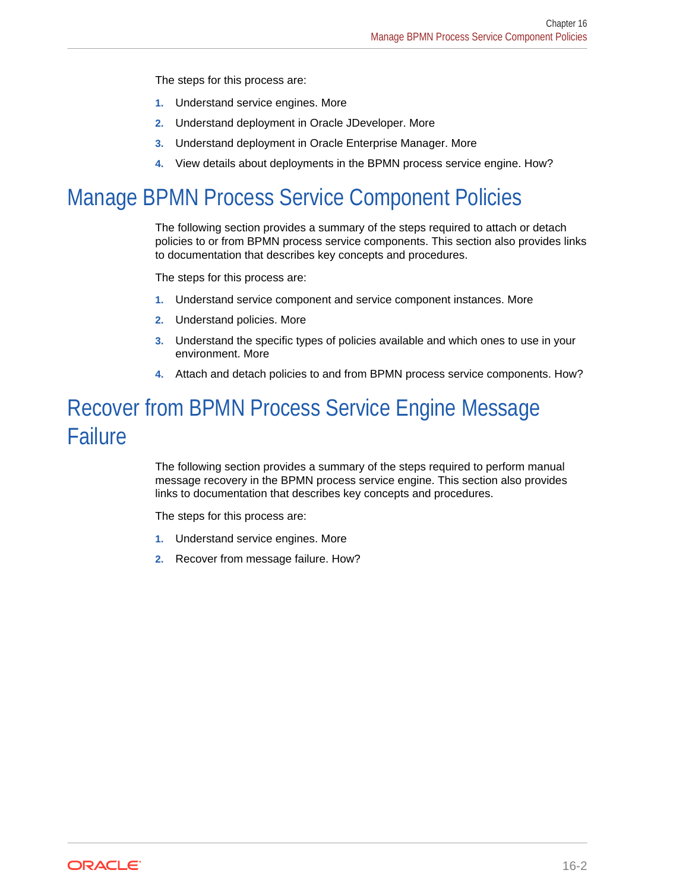The steps for this process are:

1. Understand service engines. More
2. Understand deployment in Oracle JDeveloper. More
3. Understand deployment in Oracle Enterprise Manager. More
4. View details about deployments in the BPMN process service engine. How?

# Manage BPMN Process Service Component Policies

The following section provides a summary of the steps required to attach or detach policies to or from BPMN process service components. This section also provides links to documentation that describes key concepts and procedures.

The steps for this process are:

1. Understand service component and service component instances. More
2. Understand policies. More
3. Understand the specific types of policies available and which ones to use in your environment. More
4. Attach and detach policies to and from BPMN process service components. How?

# Recover from BPMN Process Service Engine Message Failure

The following section provides a summary of the steps required to perform manual message recovery in the BPMN process service engine. This section also provides links to documentation that describes key concepts and procedures.

The steps for this process are:

1. Understand service engines. More
2. Recover from message failure. How?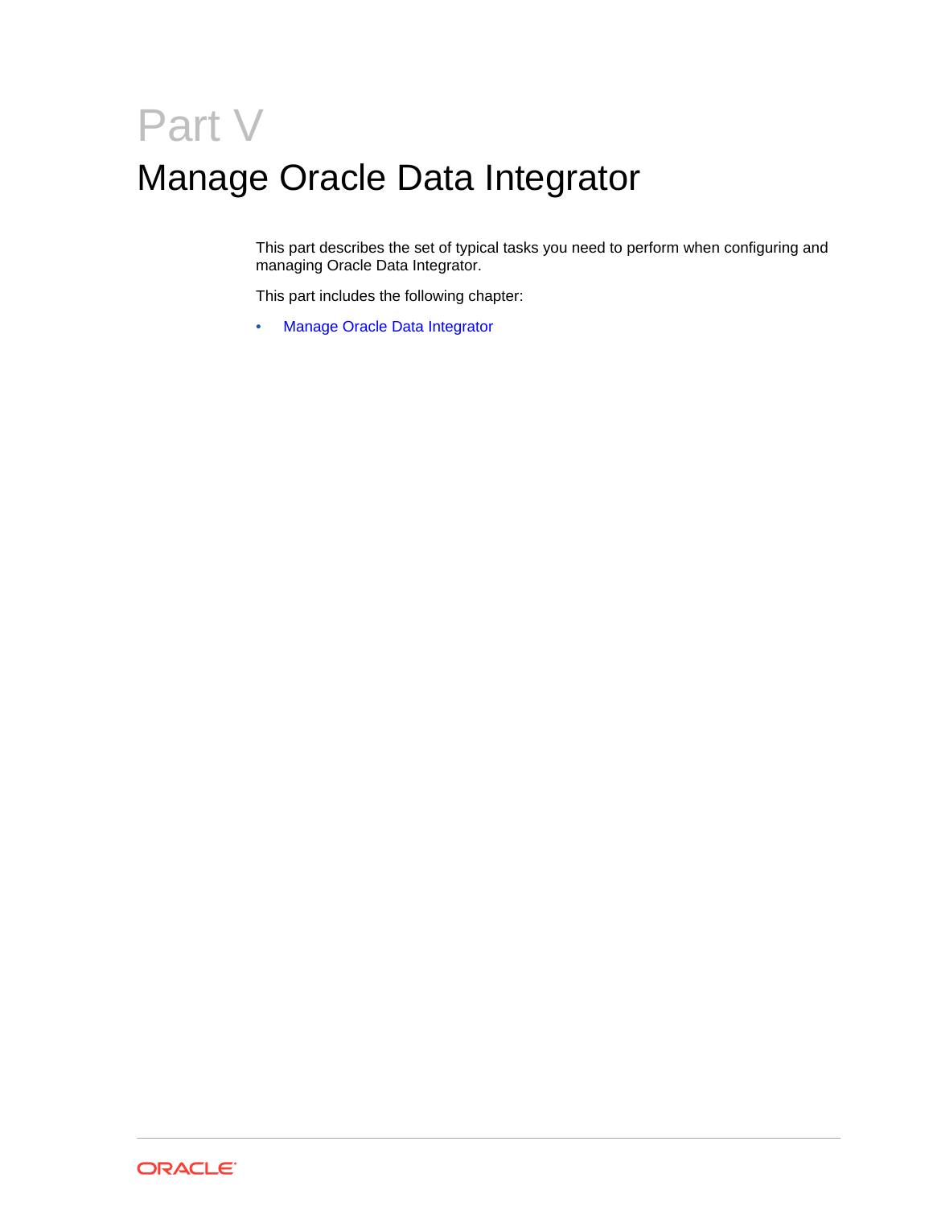# Part V

# Manage Oracle Data Integrator

This part describes the set of typical tasks you need to perform when configuring and managing Oracle Data Integrator.

This part includes the following chapter:

- Manage Oracle Data Integrator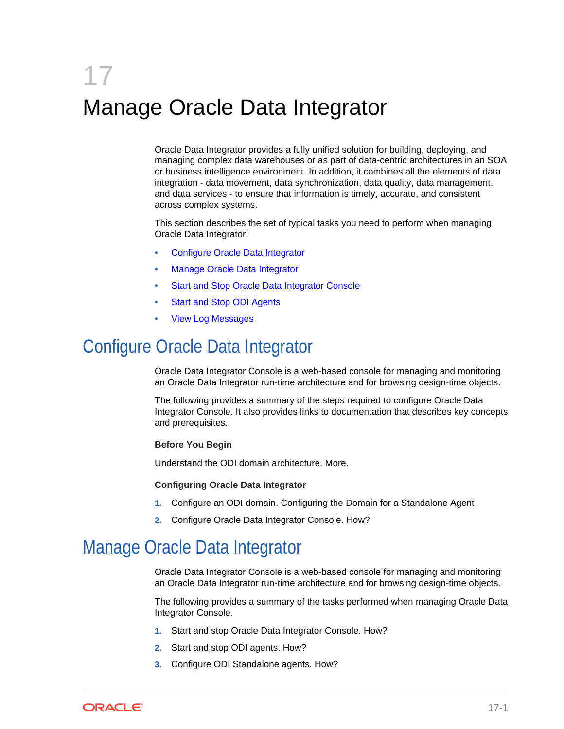# 17 Manage Oracle Data Integrator

Oracle Data Integrator provides a fully unified solution for building, deploying, and managing complex data warehouses or as part of data-centric architectures in an SOA or business intelligence environment. In addition, it combines all the elements of data integration - data movement, data synchronization, data quality, data management, and data services - to ensure that information is timely, accurate, and consistent across complex systems.

This section describes the set of typical tasks you need to perform when managing Oracle Data Integrator:

- Configure Oracle Data Integrator
- Manage Oracle Data Integrator
- Start and Stop Oracle Data Integrator Console
- Start and Stop ODI Agents
- View Log Messages

## Configure Oracle Data Integrator

Oracle Data Integrator Console is a web-based console for managing and monitoring an Oracle Data Integrator run-time architecture and for browsing design-time objects.

The following provides a summary of the steps required to configure Oracle Data Integrator Console. It also provides links to documentation that describes key concepts and prerequisites.

**Before You Begin**

Understand the ODI domain architecture. More.

**Configuring Oracle Data Integrator**

1. Configure an ODI domain. Configuring the Domain for a Standalone Agent
2. Configure Oracle Data Integrator Console. How?

## Manage Oracle Data Integrator

Oracle Data Integrator Console is a web-based console for managing and monitoring an Oracle Data Integrator run-time architecture and for browsing design-time objects.

The following provides a summary of the tasks performed when managing Oracle Data Integrator Console.

1. Start and stop Oracle Data Integrator Console. How?
2. Start and stop ODI agents. How?
3. Configure ODI Standalone agents. How?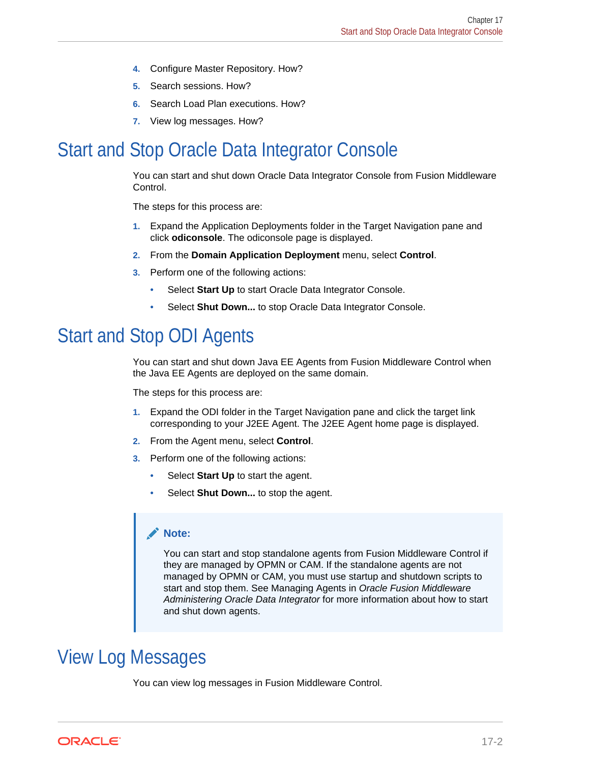4. Configure Master Repository. How?
5. Search sessions. How?
6. Search Load Plan executions. How?
7. View log messages. How?

## Start and Stop Oracle Data Integrator Console

You can start and shut down Oracle Data Integrator Console from Fusion Middleware Control.

The steps for this process are:

1. Expand the Application Deployments folder in the Target Navigation pane and click **odiconsole**. The odiconsole page is displayed.
2. From the **Domain Application Deployment** menu, select **Control**.
3. Perform one of the following actions:
   - Select **Start Up** to start Oracle Data Integrator Console.
   - Select **Shut Down...** to stop Oracle Data Integrator Console.

## Start and Stop ODI Agents

You can start and shut down Java EE Agents from Fusion Middleware Control when the Java EE Agents are deployed on the same domain.

The steps for this process are:

1. Expand the ODI folder in the Target Navigation pane and click the target link corresponding to your J2EE Agent. The J2EE Agent home page is displayed.
2. From the Agent menu, select **Control**.
3. Perform one of the following actions:
   - Select **Start Up** to start the agent.
   - Select **Shut Down...** to stop the agent.

> **Note:**
>
> You can start and stop standalone agents from Fusion Middleware Control if they are managed by OPMN or CAM. If the standalone agents are not managed by OPMN or CAM, you must use startup and shutdown scripts to start and stop them. See Managing Agents in *Oracle Fusion Middleware Administering Oracle Data Integrator* for more information about how to start and shut down agents.

## View Log Messages

You can view log messages in Fusion Middleware Control.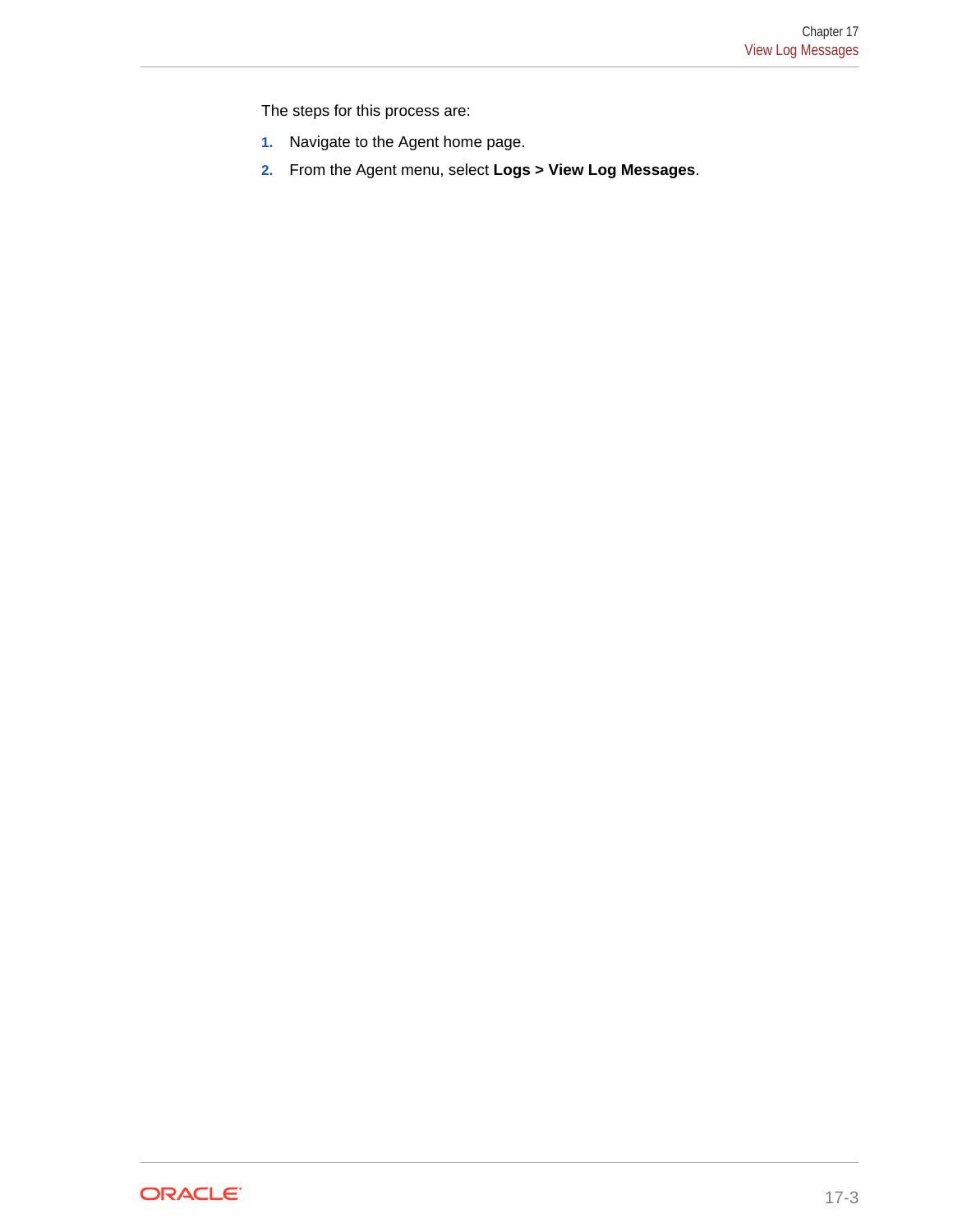The steps for this process are:

1. Navigate to the Agent home page.
2. From the Agent menu, select **Logs > View Log Messages**.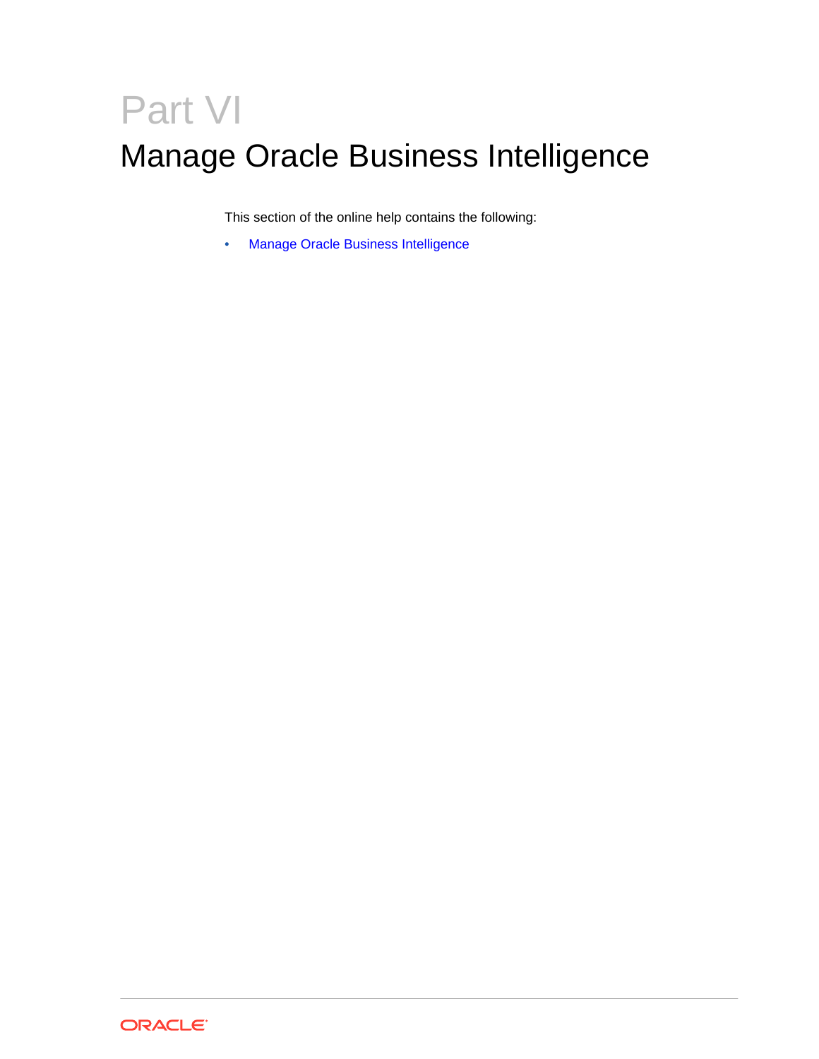# Part VI

# Manage Oracle Business Intelligence

This section of the online help contains the following:

- Manage Oracle Business Intelligence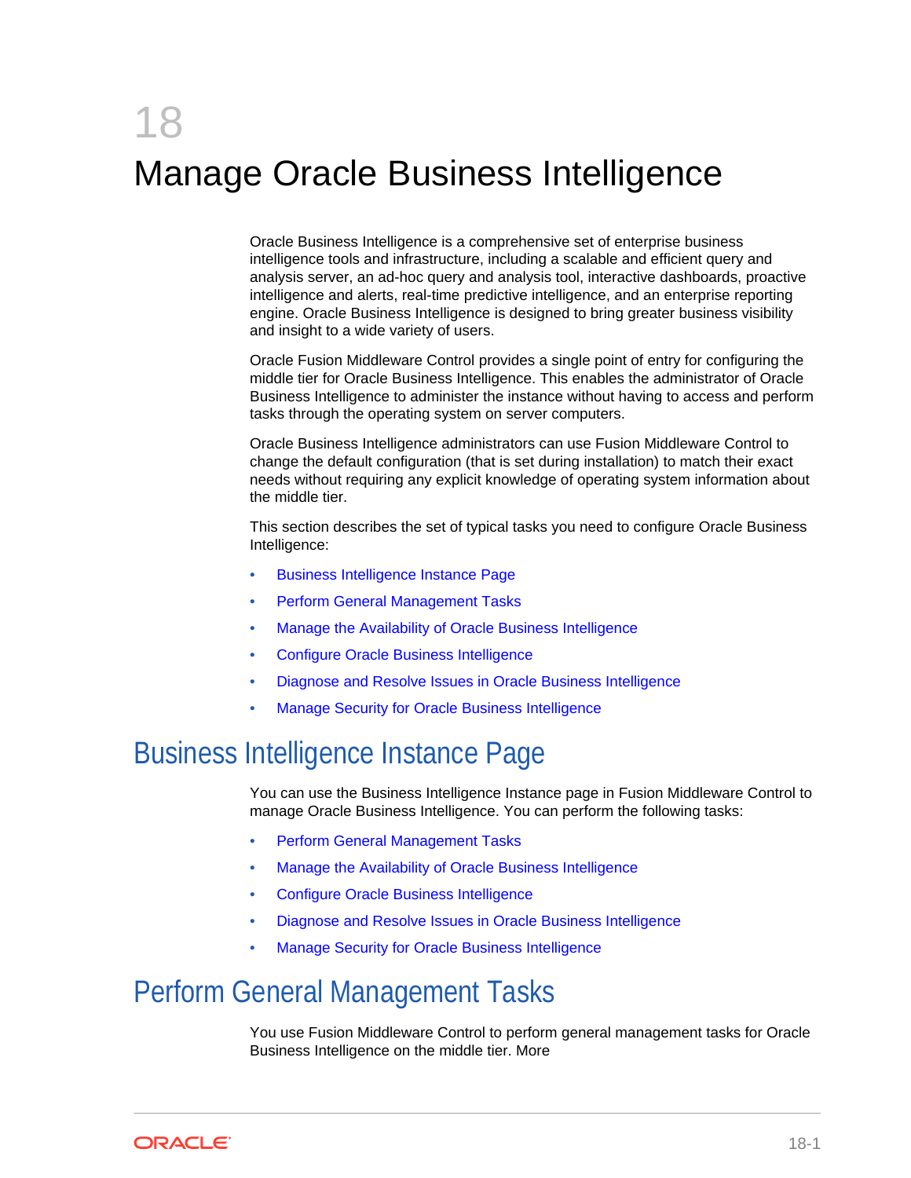# 18 Manage Oracle Business Intelligence

Oracle Business Intelligence is a comprehensive set of enterprise business intelligence tools and infrastructure, including a scalable and efficient query and analysis server, an ad-hoc query and analysis tool, interactive dashboards, proactive intelligence and alerts, real-time predictive intelligence, and an enterprise reporting engine. Oracle Business Intelligence is designed to bring greater business visibility and insight to a wide variety of users.

Oracle Fusion Middleware Control provides a single point of entry for configuring the middle tier for Oracle Business Intelligence. This enables the administrator of Oracle Business Intelligence to administer the instance without having to access and perform tasks through the operating system on server computers.

Oracle Business Intelligence administrators can use Fusion Middleware Control to change the default configuration (that is set during installation) to match their exact needs without requiring any explicit knowledge of operating system information about the middle tier.

This section describes the set of typical tasks you need to configure Oracle Business Intelligence:

- Business Intelligence Instance Page
- Perform General Management Tasks
- Manage the Availability of Oracle Business Intelligence
- Configure Oracle Business Intelligence
- Diagnose and Resolve Issues in Oracle Business Intelligence
- Manage Security for Oracle Business Intelligence

## Business Intelligence Instance Page

You can use the Business Intelligence Instance page in Fusion Middleware Control to manage Oracle Business Intelligence. You can perform the following tasks:

- Perform General Management Tasks
- Manage the Availability of Oracle Business Intelligence
- Configure Oracle Business Intelligence
- Diagnose and Resolve Issues in Oracle Business Intelligence
- Manage Security for Oracle Business Intelligence

## Perform General Management Tasks

You use Fusion Middleware Control to perform general management tasks for Oracle Business Intelligence on the middle tier. More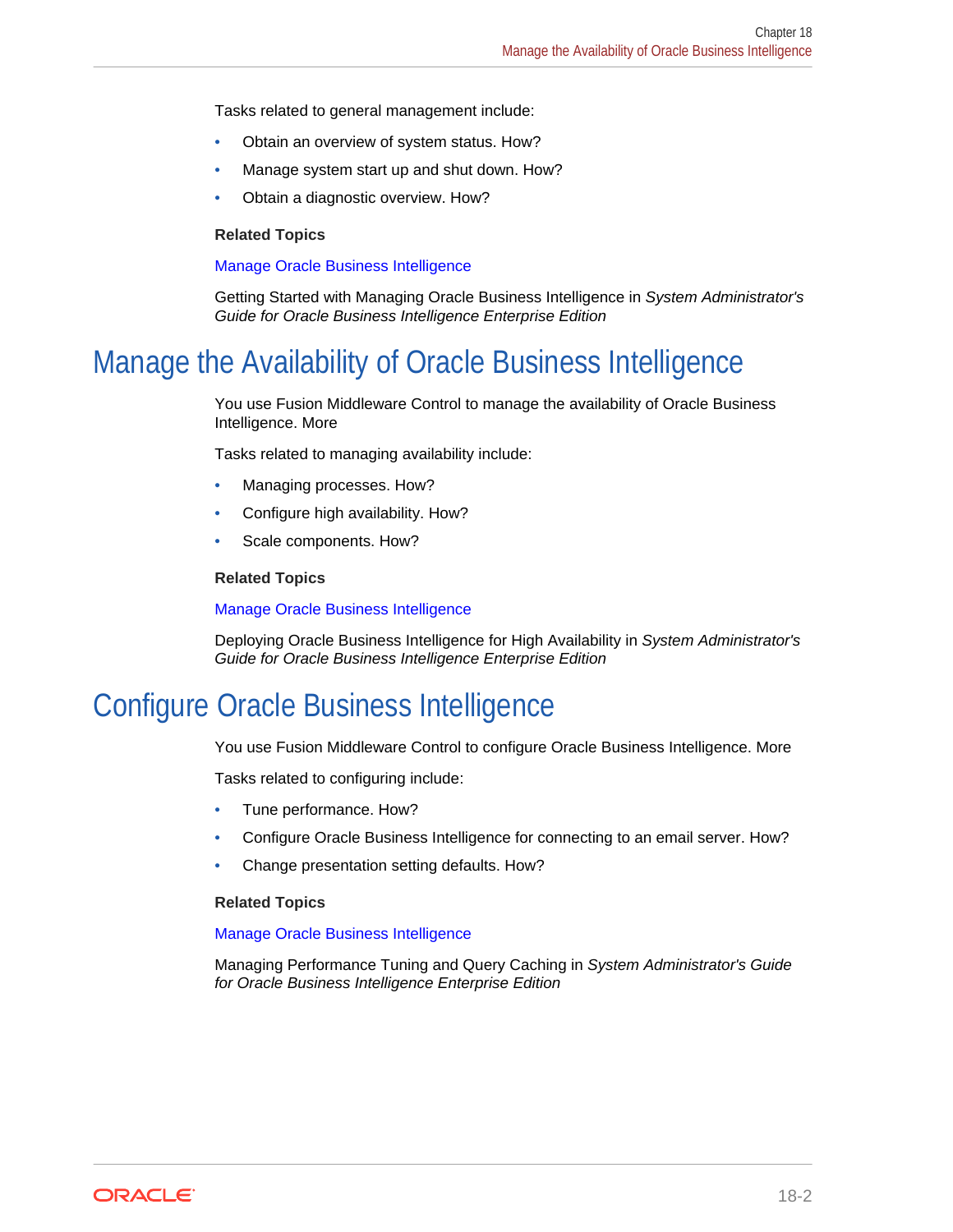Tasks related to general management include:

- Obtain an overview of system status. How?
- Manage system start up and shut down. How?
- Obtain a diagnostic overview. How?

**Related Topics**

Manage Oracle Business Intelligence

Getting Started with Managing Oracle Business Intelligence in *System Administrator's Guide for Oracle Business Intelligence Enterprise Edition*

## Manage the Availability of Oracle Business Intelligence

You use Fusion Middleware Control to manage the availability of Oracle Business Intelligence. More

Tasks related to managing availability include:

- Managing processes. How?
- Configure high availability. How?
- Scale components. How?

**Related Topics**

Manage Oracle Business Intelligence

Deploying Oracle Business Intelligence for High Availability in *System Administrator's Guide for Oracle Business Intelligence Enterprise Edition*

## Configure Oracle Business Intelligence

You use Fusion Middleware Control to configure Oracle Business Intelligence. More

Tasks related to configuring include:

- Tune performance. How?
- Configure Oracle Business Intelligence for connecting to an email server. How?
- Change presentation setting defaults. How?

**Related Topics**

Manage Oracle Business Intelligence

Managing Performance Tuning and Query Caching in *System Administrator's Guide for Oracle Business Intelligence Enterprise Edition*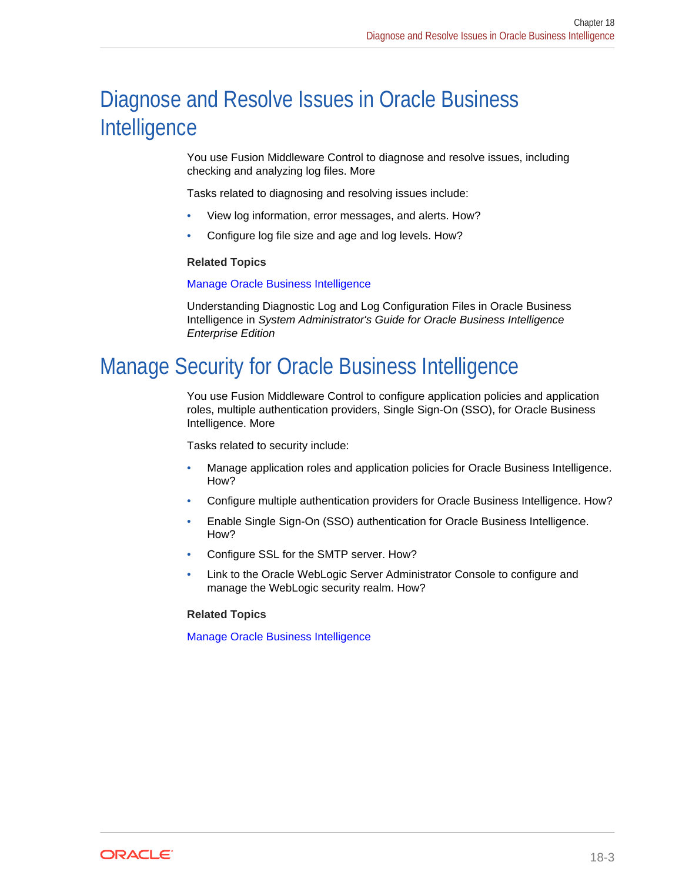## Diagnose and Resolve Issues in Oracle Business Intelligence

You use Fusion Middleware Control to diagnose and resolve issues, including checking and analyzing log files. More

Tasks related to diagnosing and resolving issues include:

- View log information, error messages, and alerts. How?
- Configure log file size and age and log levels. How?

**Related Topics**

Manage Oracle Business Intelligence

Understanding Diagnostic Log and Log Configuration Files in Oracle Business Intelligence in *System Administrator's Guide for Oracle Business Intelligence Enterprise Edition*

## Manage Security for Oracle Business Intelligence

You use Fusion Middleware Control to configure application policies and application roles, multiple authentication providers, Single Sign-On (SSO), for Oracle Business Intelligence. More

Tasks related to security include:

- Manage application roles and application policies for Oracle Business Intelligence. How?
- Configure multiple authentication providers for Oracle Business Intelligence. How?
- Enable Single Sign-On (SSO) authentication for Oracle Business Intelligence. How?
- Configure SSL for the SMTP server. How?
- Link to the Oracle WebLogic Server Administrator Console to configure and manage the WebLogic security realm. How?

**Related Topics**

Manage Oracle Business Intelligence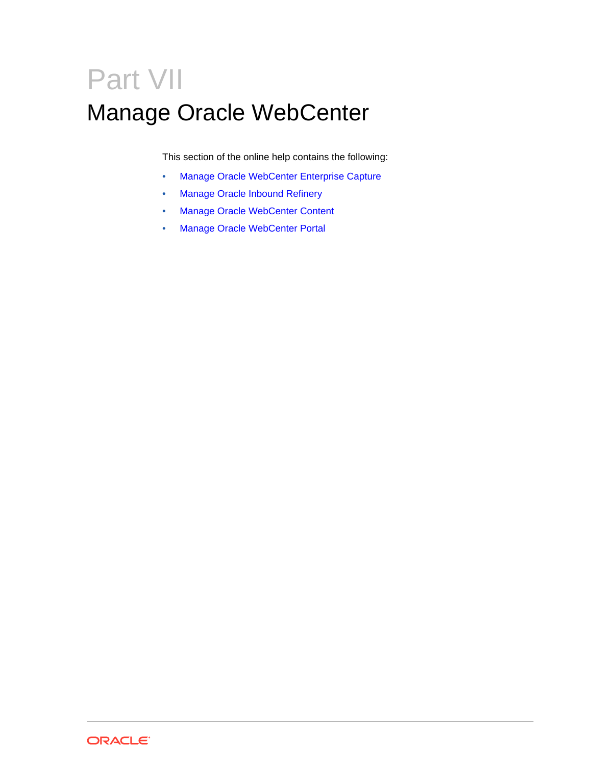# Part VII

# Manage Oracle WebCenter

This section of the online help contains the following:

- Manage Oracle WebCenter Enterprise Capture
- Manage Oracle Inbound Refinery
- Manage Oracle WebCenter Content
- Manage Oracle WebCenter Portal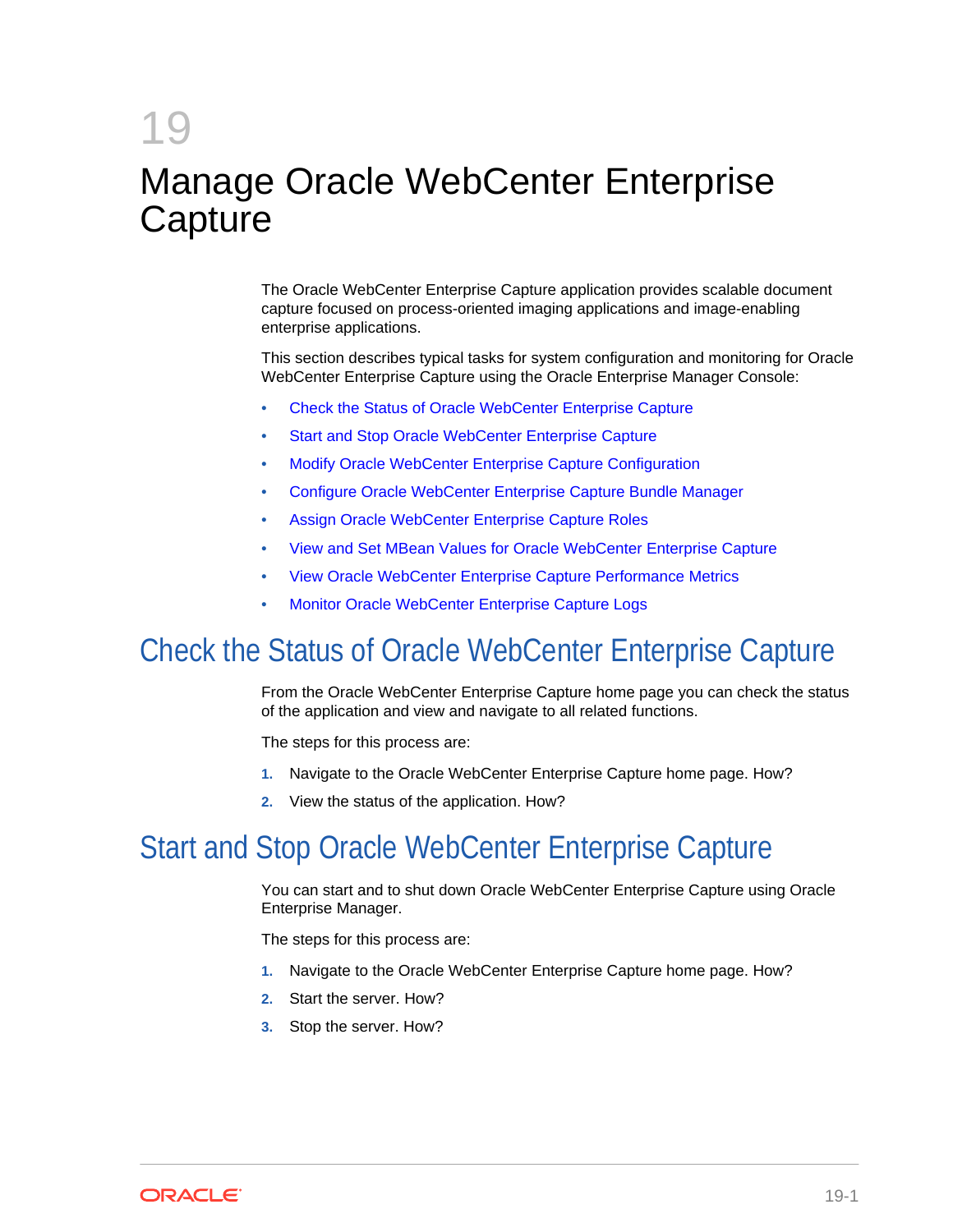# 19 Manage Oracle WebCenter Enterprise Capture

The Oracle WebCenter Enterprise Capture application provides scalable document capture focused on process-oriented imaging applications and image-enabling enterprise applications.

This section describes typical tasks for system configuration and monitoring for Oracle WebCenter Enterprise Capture using the Oracle Enterprise Manager Console:

- Check the Status of Oracle WebCenter Enterprise Capture
- Start and Stop Oracle WebCenter Enterprise Capture
- Modify Oracle WebCenter Enterprise Capture Configuration
- Configure Oracle WebCenter Enterprise Capture Bundle Manager
- Assign Oracle WebCenter Enterprise Capture Roles
- View and Set MBean Values for Oracle WebCenter Enterprise Capture
- View Oracle WebCenter Enterprise Capture Performance Metrics
- Monitor Oracle WebCenter Enterprise Capture Logs

## Check the Status of Oracle WebCenter Enterprise Capture

From the Oracle WebCenter Enterprise Capture home page you can check the status of the application and view and navigate to all related functions.

The steps for this process are:

1. Navigate to the Oracle WebCenter Enterprise Capture home page. How?
2. View the status of the application. How?

## Start and Stop Oracle WebCenter Enterprise Capture

You can start and to shut down Oracle WebCenter Enterprise Capture using Oracle Enterprise Manager.

The steps for this process are:

1. Navigate to the Oracle WebCenter Enterprise Capture home page. How?
2. Start the server. How?
3. Stop the server. How?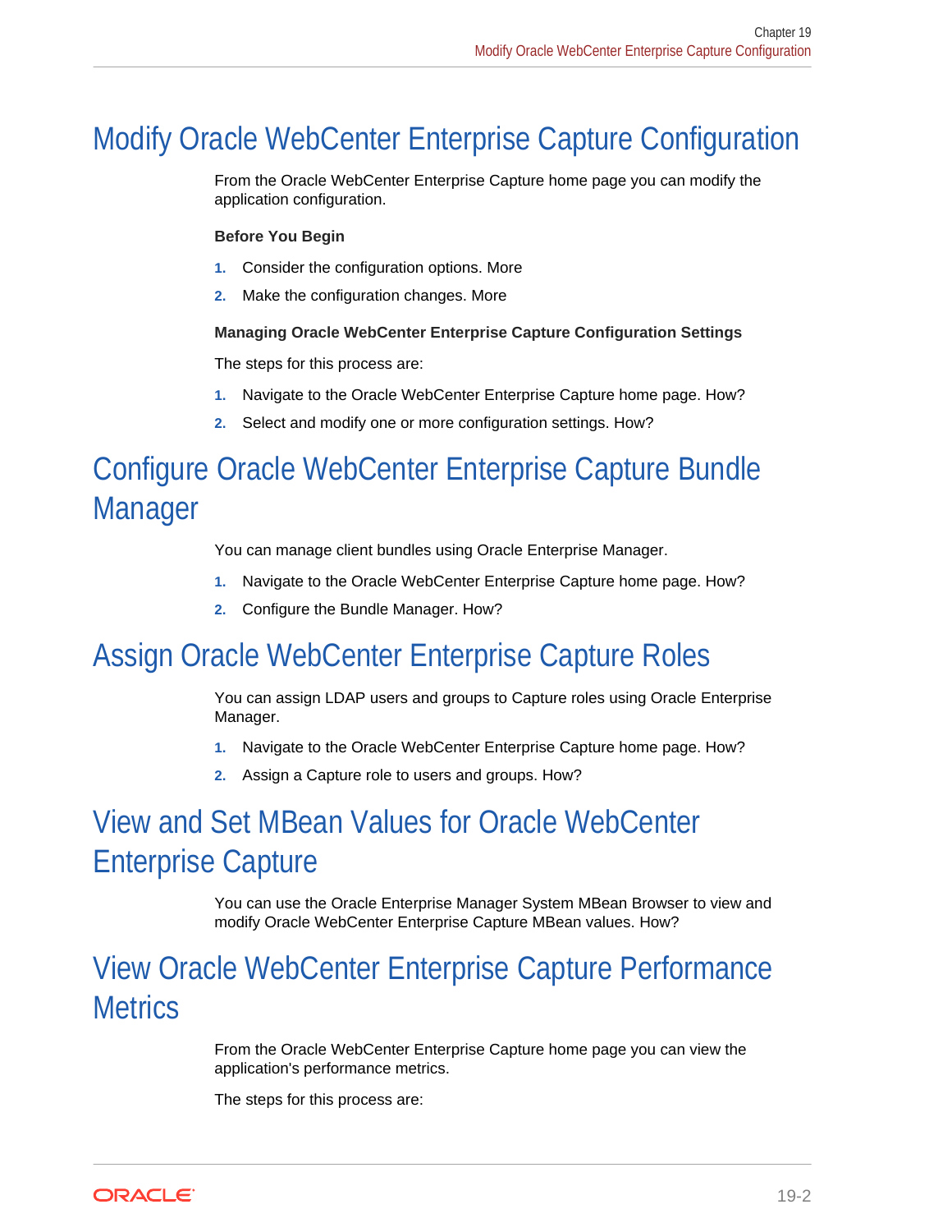# Modify Oracle WebCenter Enterprise Capture Configuration

From the Oracle WebCenter Enterprise Capture home page you can modify the application configuration.

**Before You Begin**

1. Consider the configuration options. More
2. Make the configuration changes. More

**Managing Oracle WebCenter Enterprise Capture Configuration Settings**

The steps for this process are:

1. Navigate to the Oracle WebCenter Enterprise Capture home page. How?
2. Select and modify one or more configuration settings. How?

# Configure Oracle WebCenter Enterprise Capture Bundle Manager

You can manage client bundles using Oracle Enterprise Manager.

1. Navigate to the Oracle WebCenter Enterprise Capture home page. How?
2. Configure the Bundle Manager. How?

# Assign Oracle WebCenter Enterprise Capture Roles

You can assign LDAP users and groups to Capture roles using Oracle Enterprise Manager.

1. Navigate to the Oracle WebCenter Enterprise Capture home page. How?
2. Assign a Capture role to users and groups. How?

# View and Set MBean Values for Oracle WebCenter Enterprise Capture

You can use the Oracle Enterprise Manager System MBean Browser to view and modify Oracle WebCenter Enterprise Capture MBean values. How?

# View Oracle WebCenter Enterprise Capture Performance Metrics

From the Oracle WebCenter Enterprise Capture home page you can view the application's performance metrics.

The steps for this process are: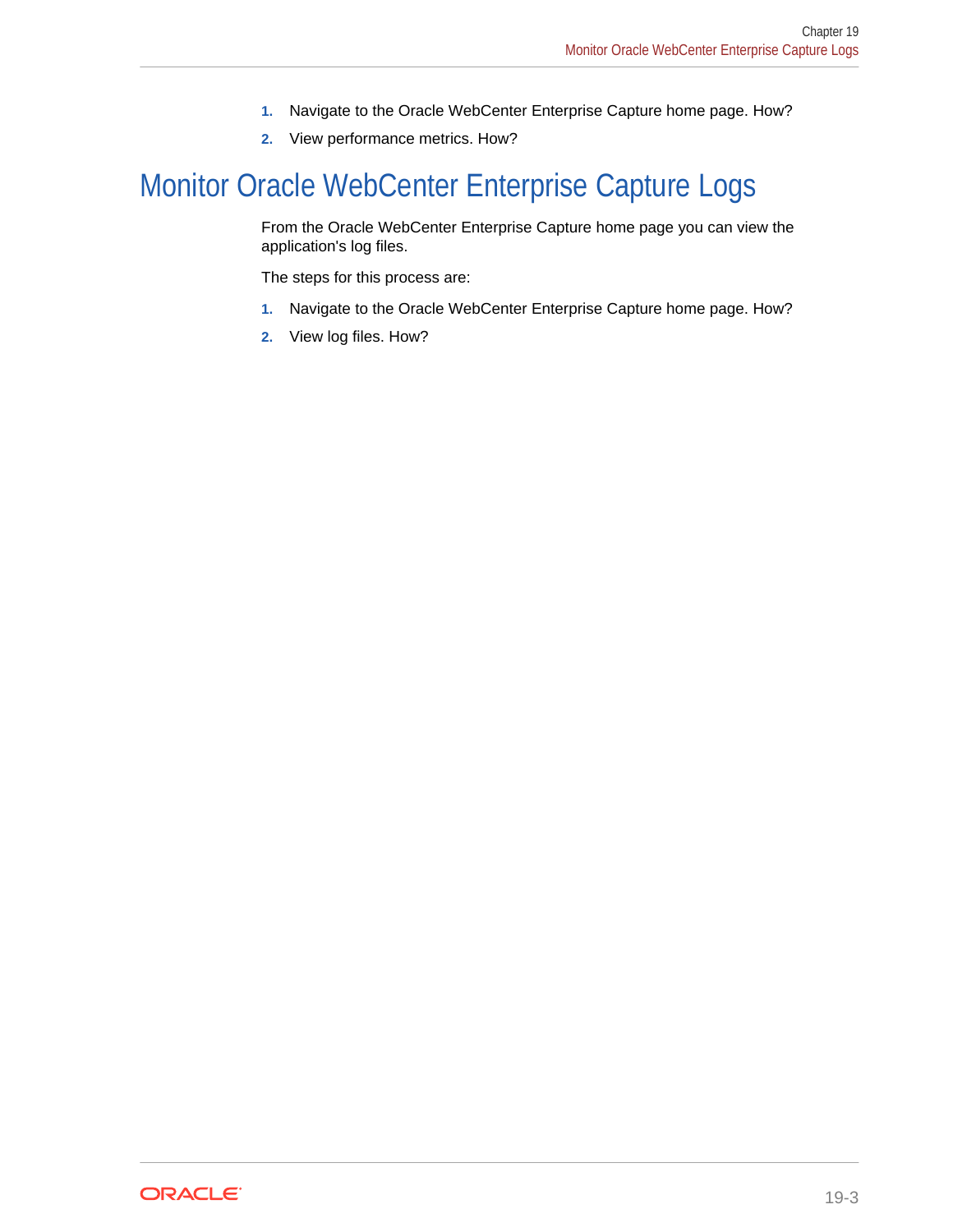1. Navigate to the Oracle WebCenter Enterprise Capture home page. How?
2. View performance metrics. How?

## Monitor Oracle WebCenter Enterprise Capture Logs

From the Oracle WebCenter Enterprise Capture home page you can view the application's log files.

The steps for this process are:

1. Navigate to the Oracle WebCenter Enterprise Capture home page. How?
2. View log files. How?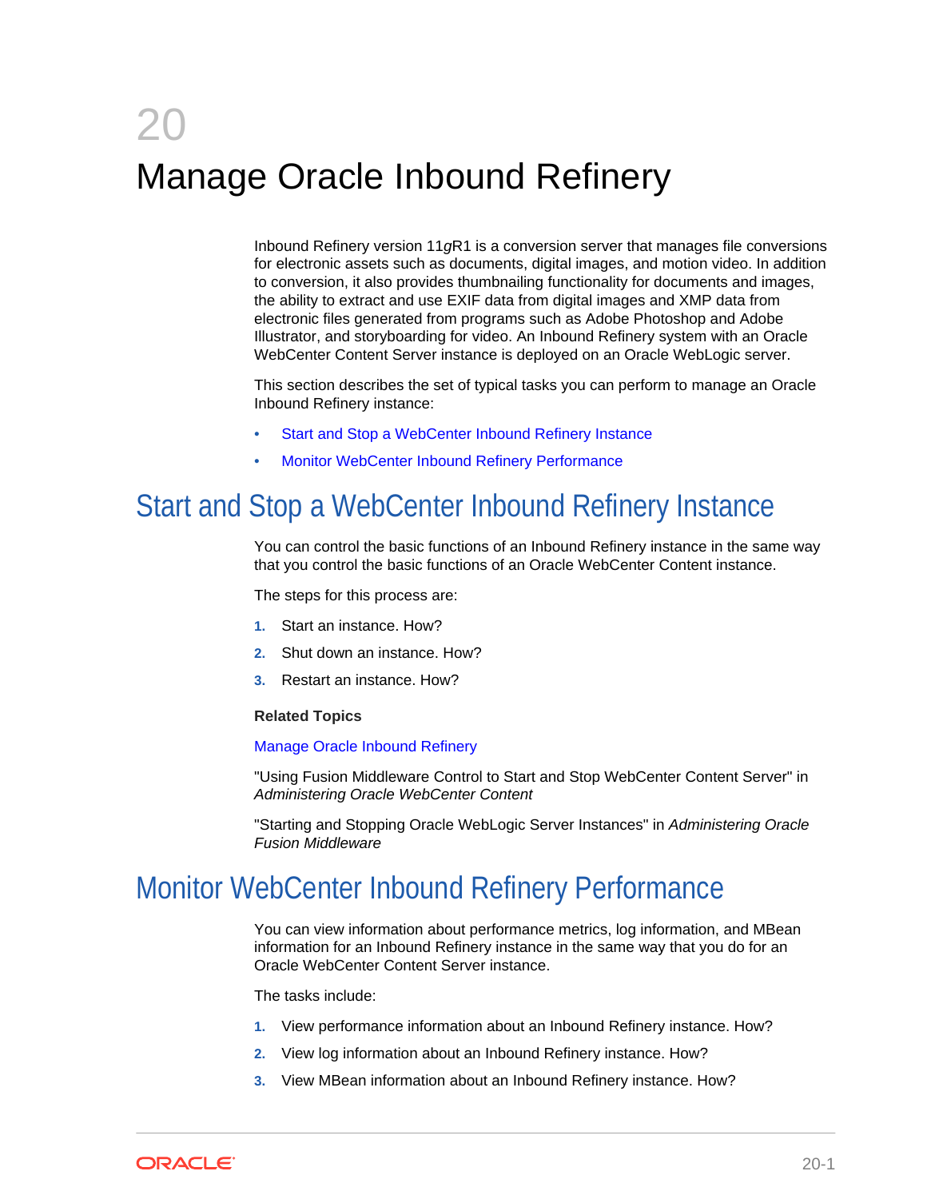# 20 Manage Oracle Inbound Refinery

Inbound Refinery version 11*g*R1 is a conversion server that manages file conversions for electronic assets such as documents, digital images, and motion video. In addition to conversion, it also provides thumbnailing functionality for documents and images, the ability to extract and use EXIF data from digital images and XMP data from electronic files generated from programs such as Adobe Photoshop and Adobe Illustrator, and storyboarding for video. An Inbound Refinery system with an Oracle WebCenter Content Server instance is deployed on an Oracle WebLogic server.

This section describes the set of typical tasks you can perform to manage an Oracle Inbound Refinery instance:

- Start and Stop a WebCenter Inbound Refinery Instance
- Monitor WebCenter Inbound Refinery Performance

## Start and Stop a WebCenter Inbound Refinery Instance

You can control the basic functions of an Inbound Refinery instance in the same way that you control the basic functions of an Oracle WebCenter Content instance.

The steps for this process are:

1. Start an instance. How?
2. Shut down an instance. How?
3. Restart an instance. How?

**Related Topics**

Manage Oracle Inbound Refinery

"Using Fusion Middleware Control to Start and Stop WebCenter Content Server" in *Administering Oracle WebCenter Content*

"Starting and Stopping Oracle WebLogic Server Instances" in *Administering Oracle Fusion Middleware*

## Monitor WebCenter Inbound Refinery Performance

You can view information about performance metrics, log information, and MBean information for an Inbound Refinery instance in the same way that you do for an Oracle WebCenter Content Server instance.

The tasks include:

1. View performance information about an Inbound Refinery instance. How?
2. View log information about an Inbound Refinery instance. How?
3. View MBean information about an Inbound Refinery instance. How?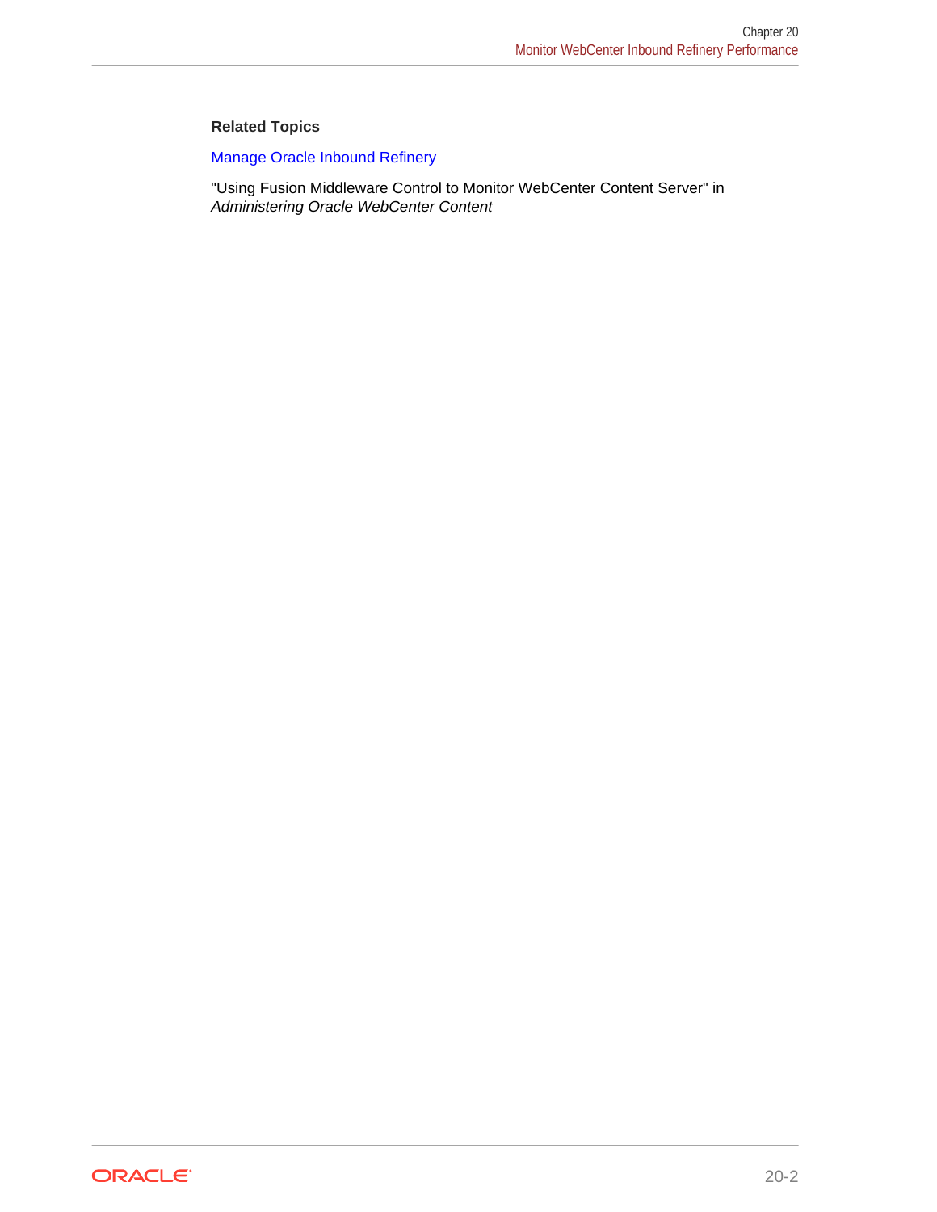**Related Topics**

Manage Oracle Inbound Refinery

"Using Fusion Middleware Control to Monitor WebCenter Content Server" in *Administering Oracle WebCenter Content*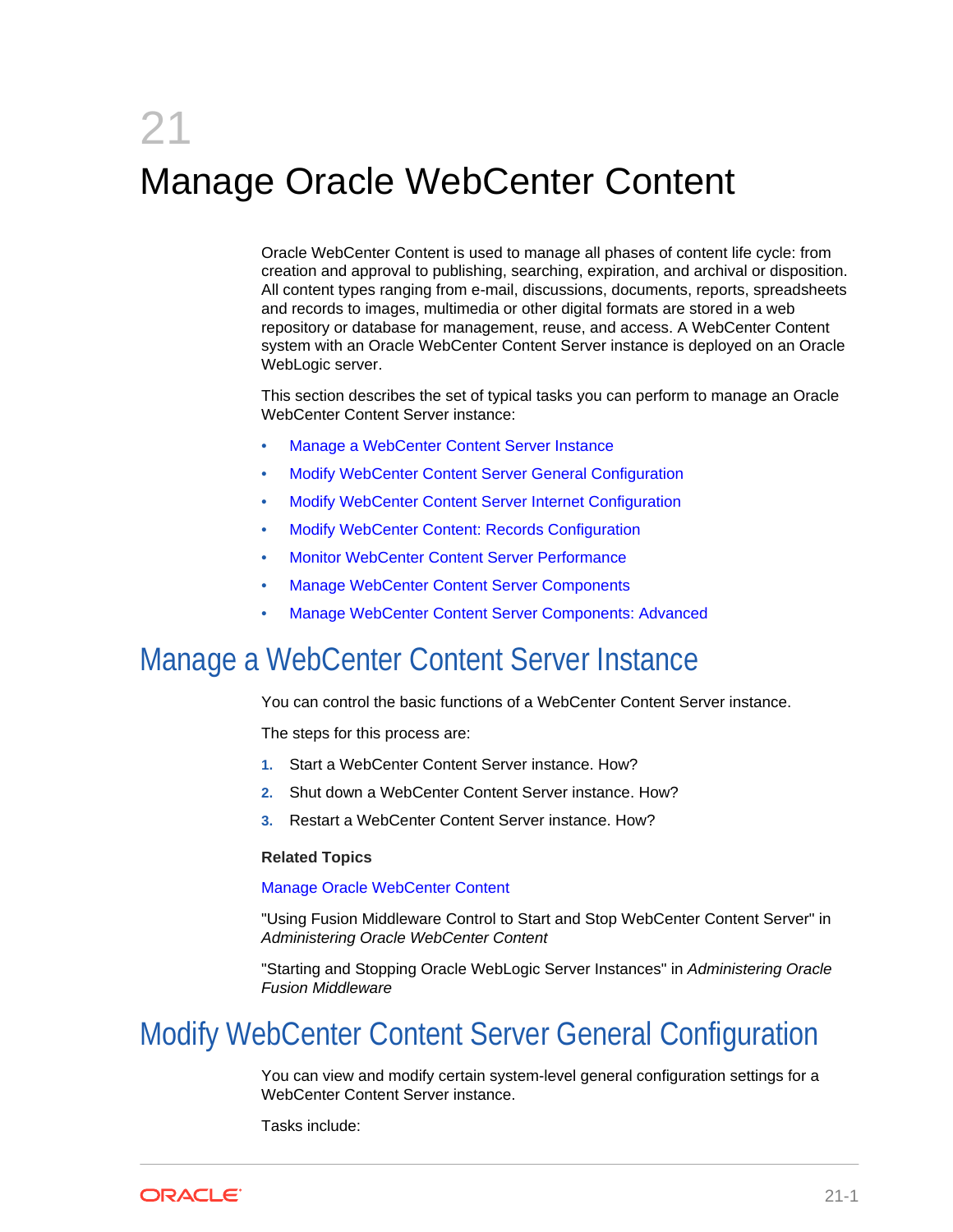# 21 Manage Oracle WebCenter Content

Oracle WebCenter Content is used to manage all phases of content life cycle: from creation and approval to publishing, searching, expiration, and archival or disposition. All content types ranging from e-mail, discussions, documents, reports, spreadsheets and records to images, multimedia or other digital formats are stored in a web repository or database for management, reuse, and access. A WebCenter Content system with an Oracle WebCenter Content Server instance is deployed on an Oracle WebLogic server.

This section describes the set of typical tasks you can perform to manage an Oracle WebCenter Content Server instance:

- Manage a WebCenter Content Server Instance
- Modify WebCenter Content Server General Configuration
- Modify WebCenter Content Server Internet Configuration
- Modify WebCenter Content: Records Configuration
- Monitor WebCenter Content Server Performance
- Manage WebCenter Content Server Components
- Manage WebCenter Content Server Components: Advanced

## Manage a WebCenter Content Server Instance

You can control the basic functions of a WebCenter Content Server instance.

The steps for this process are:

1. Start a WebCenter Content Server instance. How?
2. Shut down a WebCenter Content Server instance. How?
3. Restart a WebCenter Content Server instance. How?

**Related Topics**

Manage Oracle WebCenter Content

"Using Fusion Middleware Control to Start and Stop WebCenter Content Server" in *Administering Oracle WebCenter Content*

"Starting and Stopping Oracle WebLogic Server Instances" in *Administering Oracle Fusion Middleware*

## Modify WebCenter Content Server General Configuration

You can view and modify certain system-level general configuration settings for a WebCenter Content Server instance.

Tasks include: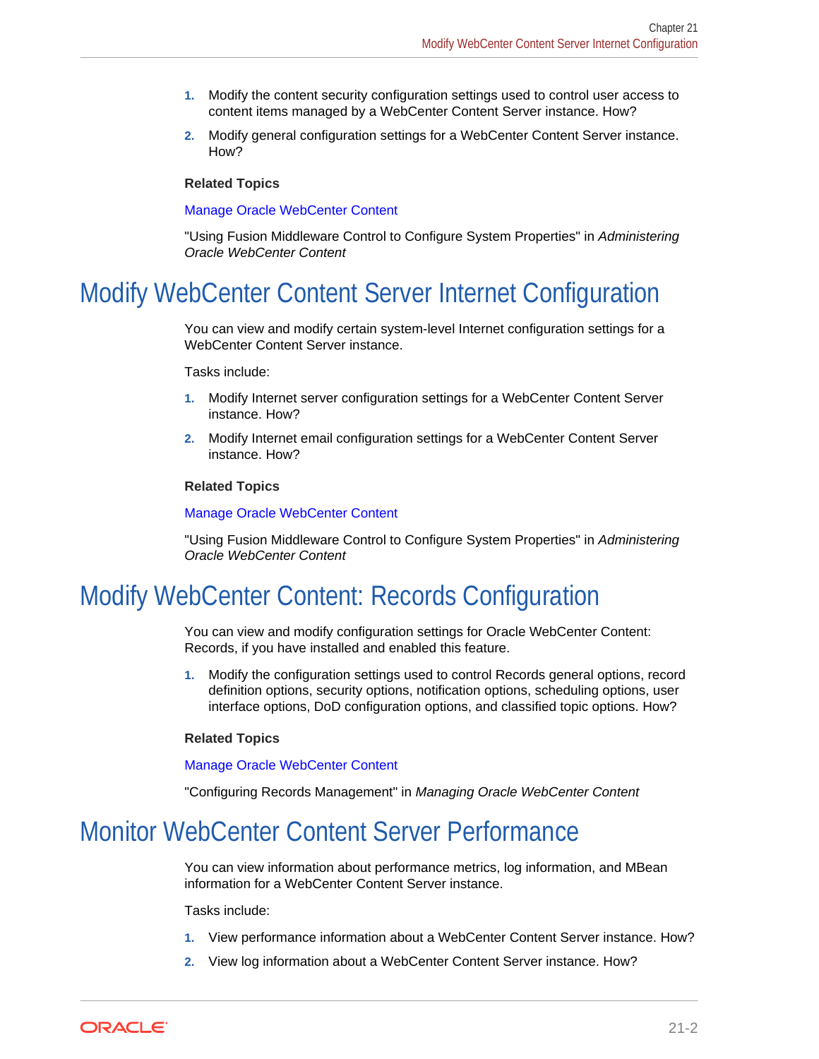1. Modify the content security configuration settings used to control user access to content items managed by a WebCenter Content Server instance. How?
2. Modify general configuration settings for a WebCenter Content Server instance. How?

**Related Topics**

Manage Oracle WebCenter Content

"Using Fusion Middleware Control to Configure System Properties" in *Administering Oracle WebCenter Content*

# Modify WebCenter Content Server Internet Configuration

You can view and modify certain system-level Internet configuration settings for a WebCenter Content Server instance.

Tasks include:

1. Modify Internet server configuration settings for a WebCenter Content Server instance. How?
2. Modify Internet email configuration settings for a WebCenter Content Server instance. How?

**Related Topics**

Manage Oracle WebCenter Content

"Using Fusion Middleware Control to Configure System Properties" in *Administering Oracle WebCenter Content*

# Modify WebCenter Content: Records Configuration

You can view and modify configuration settings for Oracle WebCenter Content: Records, if you have installed and enabled this feature.

1. Modify the configuration settings used to control Records general options, record definition options, security options, notification options, scheduling options, user interface options, DoD configuration options, and classified topic options. How?

**Related Topics**

Manage Oracle WebCenter Content

"Configuring Records Management" in *Managing Oracle WebCenter Content*

# Monitor WebCenter Content Server Performance

You can view information about performance metrics, log information, and MBean information for a WebCenter Content Server instance.

Tasks include:

1. View performance information about a WebCenter Content Server instance. How?
2. View log information about a WebCenter Content Server instance. How?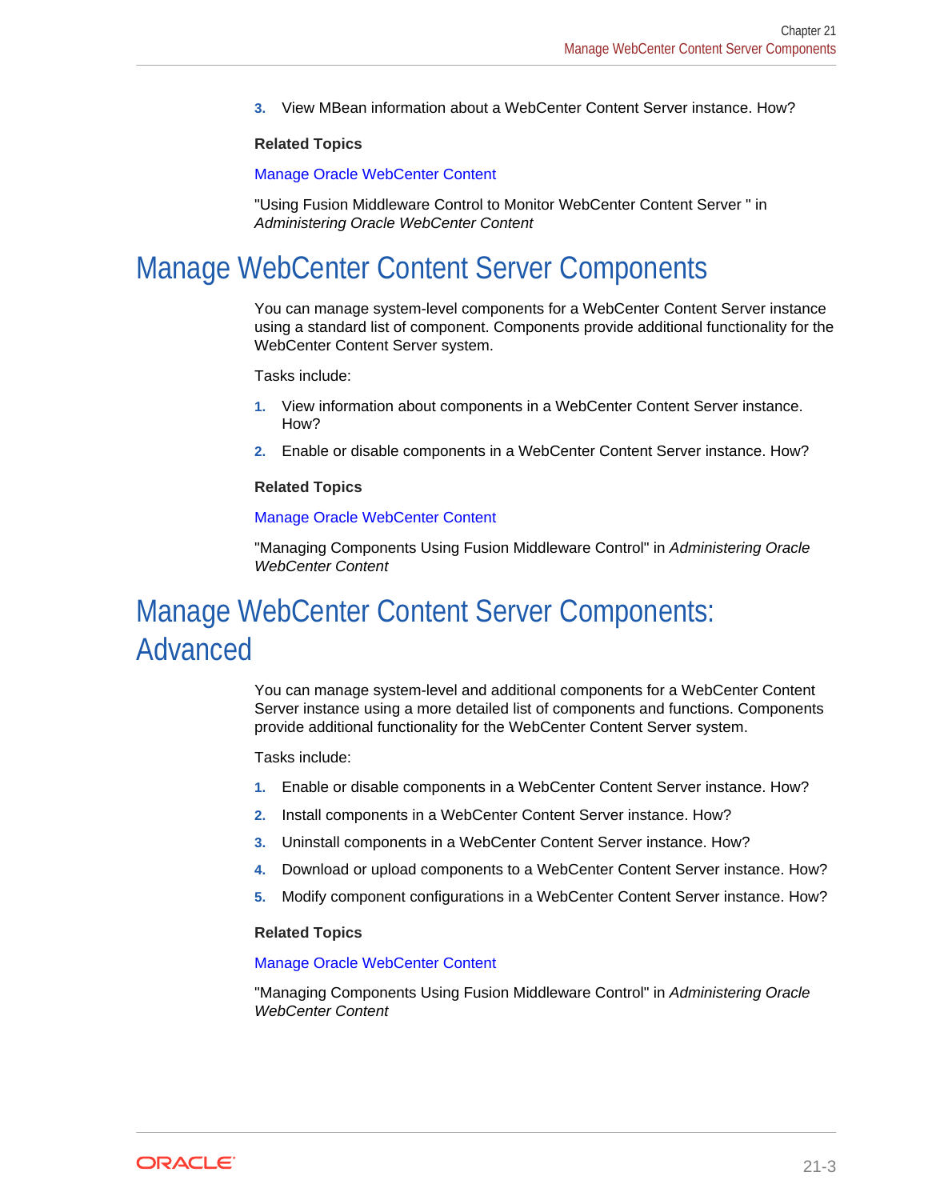3. View MBean information about a WebCenter Content Server instance. How?

**Related Topics**

Manage Oracle WebCenter Content

"Using Fusion Middleware Control to Monitor WebCenter Content Server " in *Administering Oracle WebCenter Content*

# Manage WebCenter Content Server Components

You can manage system-level components for a WebCenter Content Server instance using a standard list of component. Components provide additional functionality for the WebCenter Content Server system.

Tasks include:

1. View information about components in a WebCenter Content Server instance. How?
2. Enable or disable components in a WebCenter Content Server instance. How?

**Related Topics**

Manage Oracle WebCenter Content

"Managing Components Using Fusion Middleware Control" in *Administering Oracle WebCenter Content*

# Manage WebCenter Content Server Components: Advanced

You can manage system-level and additional components for a WebCenter Content Server instance using a more detailed list of components and functions. Components provide additional functionality for the WebCenter Content Server system.

Tasks include:

1. Enable or disable components in a WebCenter Content Server instance. How?
2. Install components in a WebCenter Content Server instance. How?
3. Uninstall components in a WebCenter Content Server instance. How?
4. Download or upload components to a WebCenter Content Server instance. How?
5. Modify component configurations in a WebCenter Content Server instance. How?

**Related Topics**

Manage Oracle WebCenter Content

"Managing Components Using Fusion Middleware Control" in *Administering Oracle WebCenter Content*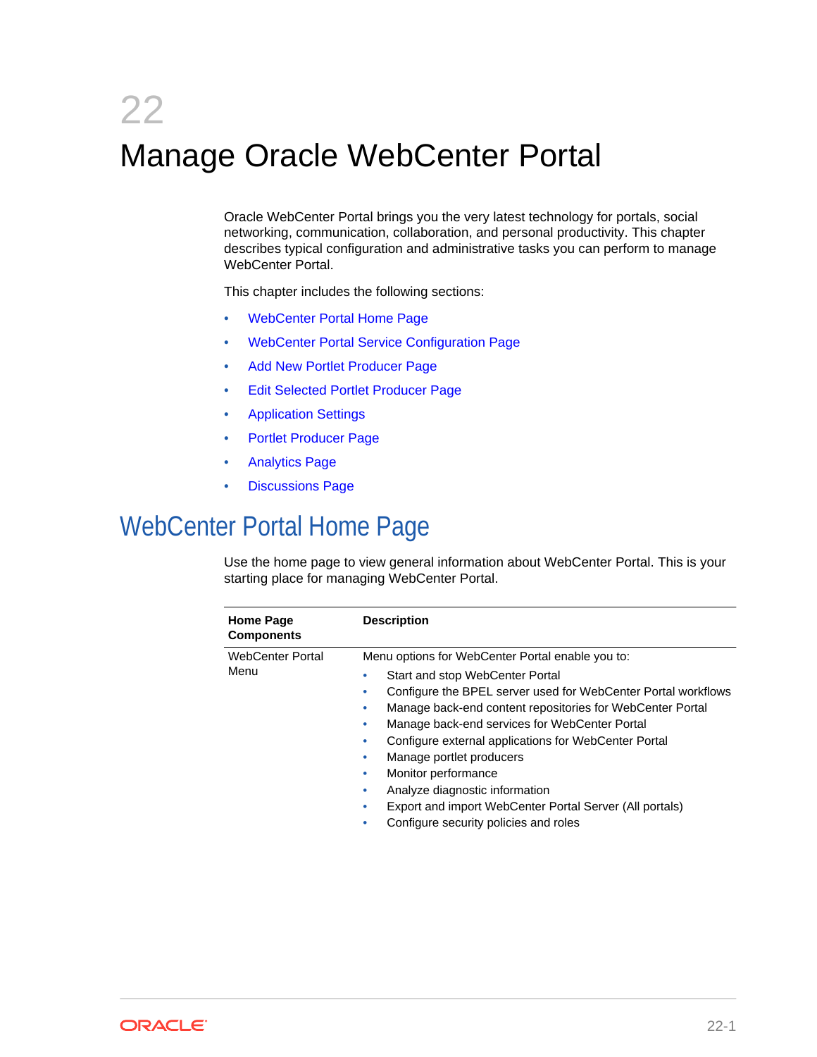# 22 Manage Oracle WebCenter Portal

Oracle WebCenter Portal brings you the very latest technology for portals, social networking, communication, collaboration, and personal productivity. This chapter describes typical configuration and administrative tasks you can perform to manage WebCenter Portal.

This chapter includes the following sections:

- WebCenter Portal Home Page
- WebCenter Portal Service Configuration Page
- Add New Portlet Producer Page
- Edit Selected Portlet Producer Page
- Application Settings
- Portlet Producer Page
- Analytics Page
- Discussions Page

## WebCenter Portal Home Page

Use the home page to view general information about WebCenter Portal. This is your starting place for managing WebCenter Portal.

| Home Page Components | Description |
| --- | --- |
| WebCenter Portal Menu | Menu options for WebCenter Portal enable you to:<br>• Start and stop WebCenter Portal<br>• Configure the BPEL server used for WebCenter Portal workflows<br>• Manage back-end content repositories for WebCenter Portal<br>• Manage back-end services for WebCenter Portal<br>• Configure external applications for WebCenter Portal<br>• Manage portlet producers<br>• Monitor performance<br>• Analyze diagnostic information<br>• Export and import WebCenter Portal Server (All portals)<br>• Configure security policies and roles |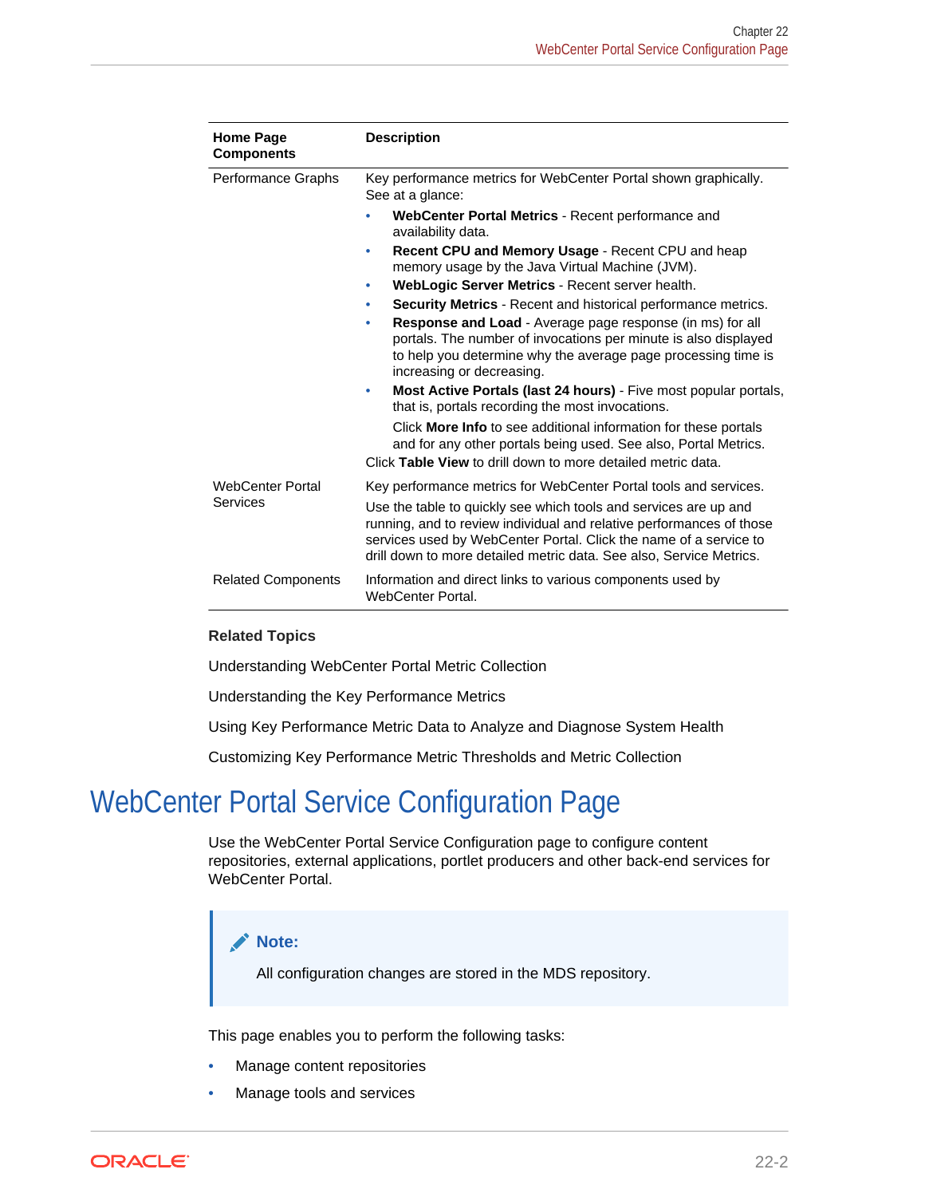| Home Page Components | Description |
|---|---|
| Performance Graphs | Key performance metrics for WebCenter Portal shown graphically. See at a glance:<br>• **WebCenter Portal Metrics** - Recent performance and availability data.<br>• **Recent CPU and Memory Usage** - Recent CPU and heap memory usage by the Java Virtual Machine (JVM).<br>• **WebLogic Server Metrics** - Recent server health.<br>• **Security Metrics** - Recent and historical performance metrics.<br>• **Response and Load** - Average page response (in ms) for all portals. The number of invocations per minute is also displayed to help you determine why the average page processing time is increasing or decreasing.<br>• **Most Active Portals (last 24 hours)** - Five most popular portals, that is, portals recording the most invocations.<br>Click **More Info** to see additional information for these portals and for any other portals being used. See also, Portal Metrics.<br>Click **Table View** to drill down to more detailed metric data. |
| WebCenter Portal Services | Key performance metrics for WebCenter Portal tools and services.<br>Use the table to quickly see which tools and services are up and running, and to review individual and relative performances of those services used by WebCenter Portal. Click the name of a service to drill down to more detailed metric data. See also, Service Metrics. |
| Related Components | Information and direct links to various components used by WebCenter Portal. |

**Related Topics**

Understanding WebCenter Portal Metric Collection

Understanding the Key Performance Metrics

Using Key Performance Metric Data to Analyze and Diagnose System Health

Customizing Key Performance Metric Thresholds and Metric Collection

# WebCenter Portal Service Configuration Page

Use the WebCenter Portal Service Configuration page to configure content repositories, external applications, portlet producers and other back-end services for WebCenter Portal.

> **Note:**
>
> All configuration changes are stored in the MDS repository.

This page enables you to perform the following tasks:

- Manage content repositories
- Manage tools and services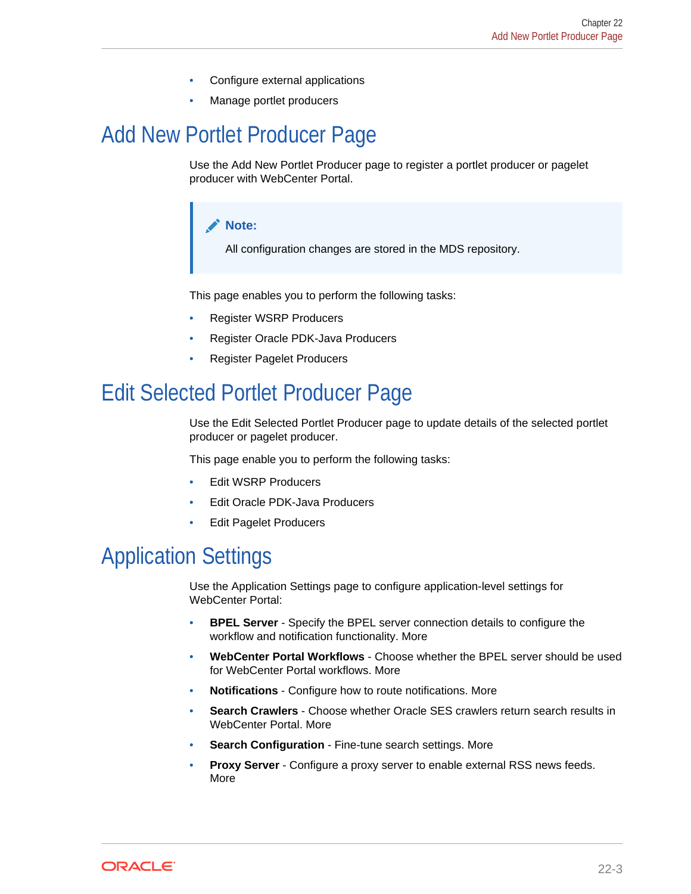- Configure external applications
- Manage portlet producers

## Add New Portlet Producer Page

Use the Add New Portlet Producer page to register a portlet producer or pagelet producer with WebCenter Portal.

> **Note:**
>
> All configuration changes are stored in the MDS repository.

This page enables you to perform the following tasks:

- Register WSRP Producers
- Register Oracle PDK-Java Producers
- Register Pagelet Producers

## Edit Selected Portlet Producer Page

Use the Edit Selected Portlet Producer page to update details of the selected portlet producer or pagelet producer.

This page enable you to perform the following tasks:

- Edit WSRP Producers
- Edit Oracle PDK-Java Producers
- Edit Pagelet Producers

## Application Settings

Use the Application Settings page to configure application-level settings for WebCenter Portal:

- **BPEL Server** - Specify the BPEL server connection details to configure the workflow and notification functionality. More
- **WebCenter Portal Workflows** - Choose whether the BPEL server should be used for WebCenter Portal workflows. More
- **Notifications** - Configure how to route notifications. More
- **Search Crawlers** - Choose whether Oracle SES crawlers return search results in WebCenter Portal. More
- **Search Configuration** - Fine-tune search settings. More
- **Proxy Server** - Configure a proxy server to enable external RSS news feeds. More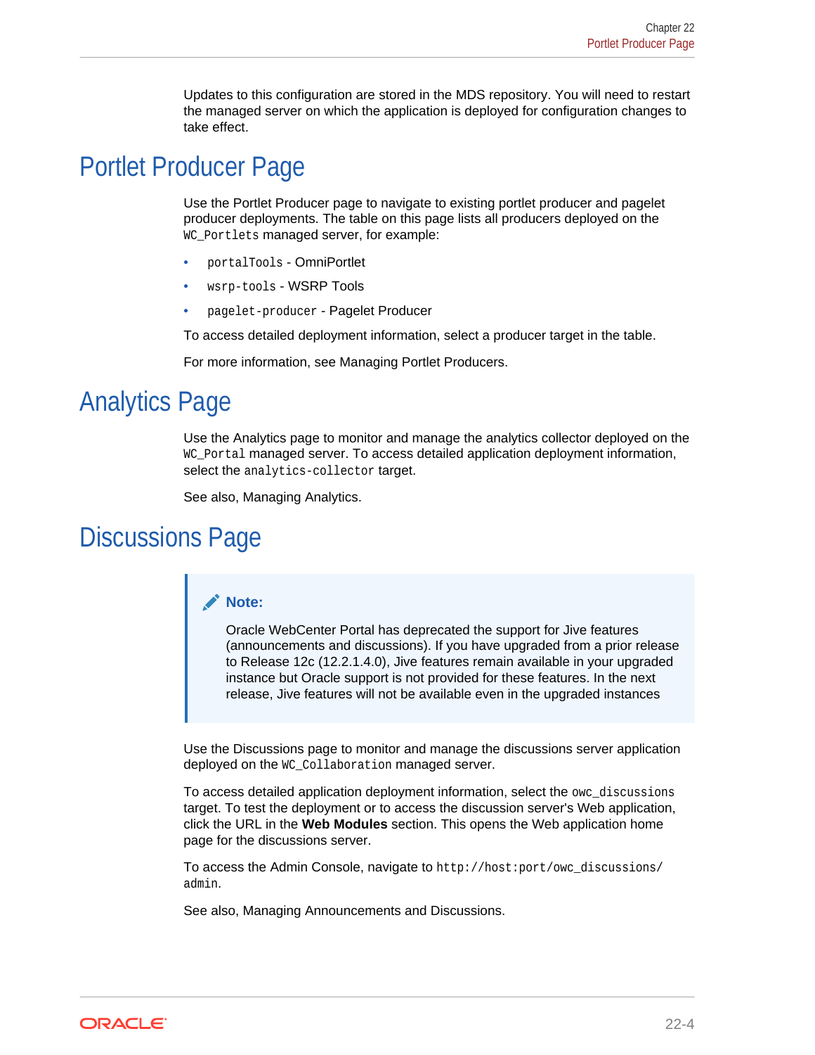Updates to this configuration are stored in the MDS repository. You will need to restart the managed server on which the application is deployed for configuration changes to take effect.

## Portlet Producer Page

Use the Portlet Producer page to navigate to existing portlet producer and pagelet producer deployments. The table on this page lists all producers deployed on the `WC_Portlets` managed server, for example:

- `portalTools` - OmniPortlet
- `wsrp-tools` - WSRP Tools
- `pagelet-producer` - Pagelet Producer

To access detailed deployment information, select a producer target in the table.

For more information, see Managing Portlet Producers.

## Analytics Page

Use the Analytics page to monitor and manage the analytics collector deployed on the `WC_Portal` managed server. To access detailed application deployment information, select the `analytics-collector` target.

See also, Managing Analytics.

## Discussions Page

> **Note:**
>
> Oracle WebCenter Portal has deprecated the support for Jive features (announcements and discussions). If you have upgraded from a prior release to Release 12c (12.2.1.4.0), Jive features remain available in your upgraded instance but Oracle support is not provided for these features. In the next release, Jive features will not be available even in the upgraded instances

Use the Discussions page to monitor and manage the discussions server application deployed on the `WC_Collaboration` managed server.

To access detailed application deployment information, select the `owc_discussions` target. To test the deployment or to access the discussion server's Web application, click the URL in the **Web Modules** section. This opens the Web application home page for the discussions server.

To access the Admin Console, navigate to `http://host:port/owc_discussions/admin`.

See also, Managing Announcements and Discussions.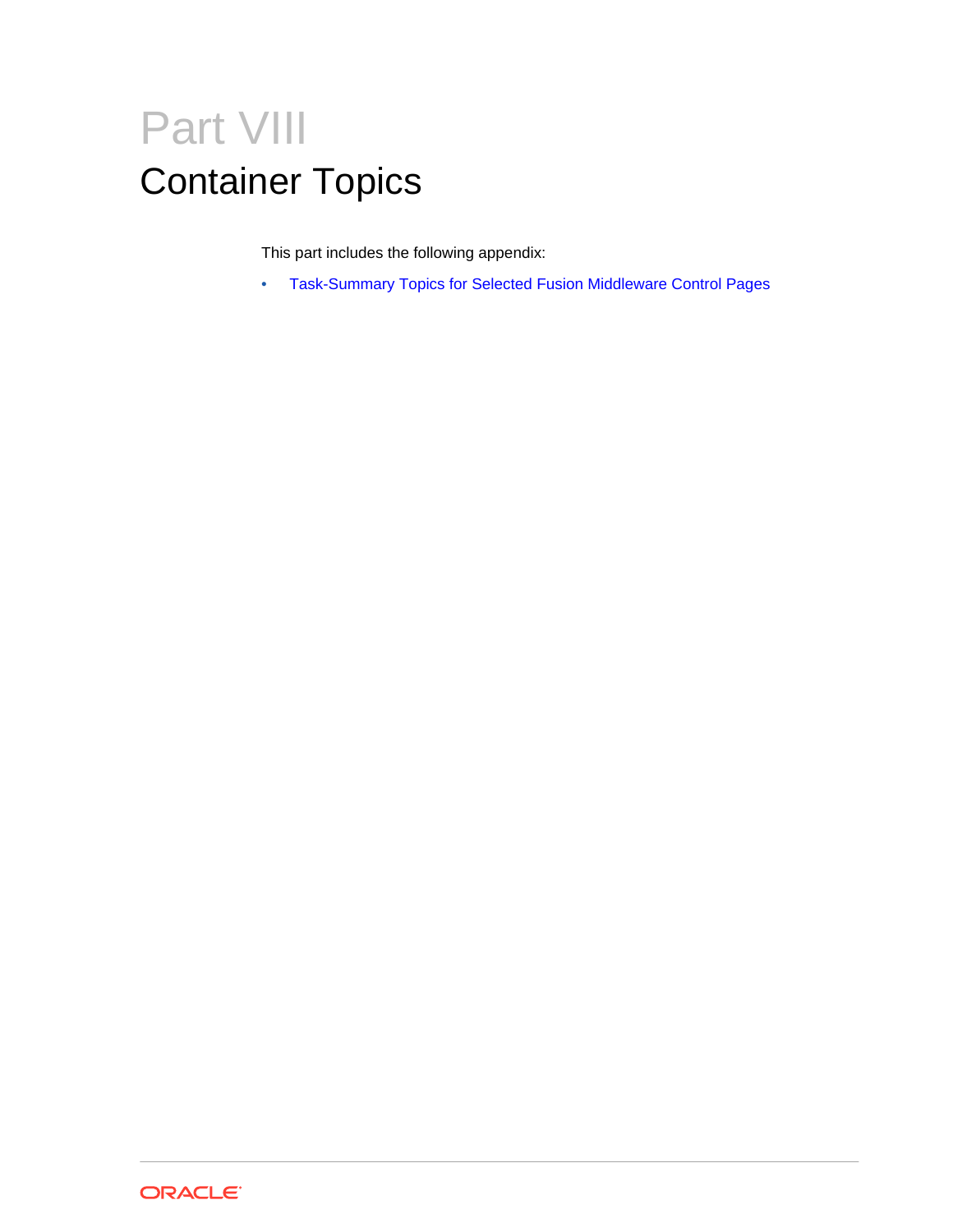# Part VIII

# Container Topics

This part includes the following appendix:

- Task-Summary Topics for Selected Fusion Middleware Control Pages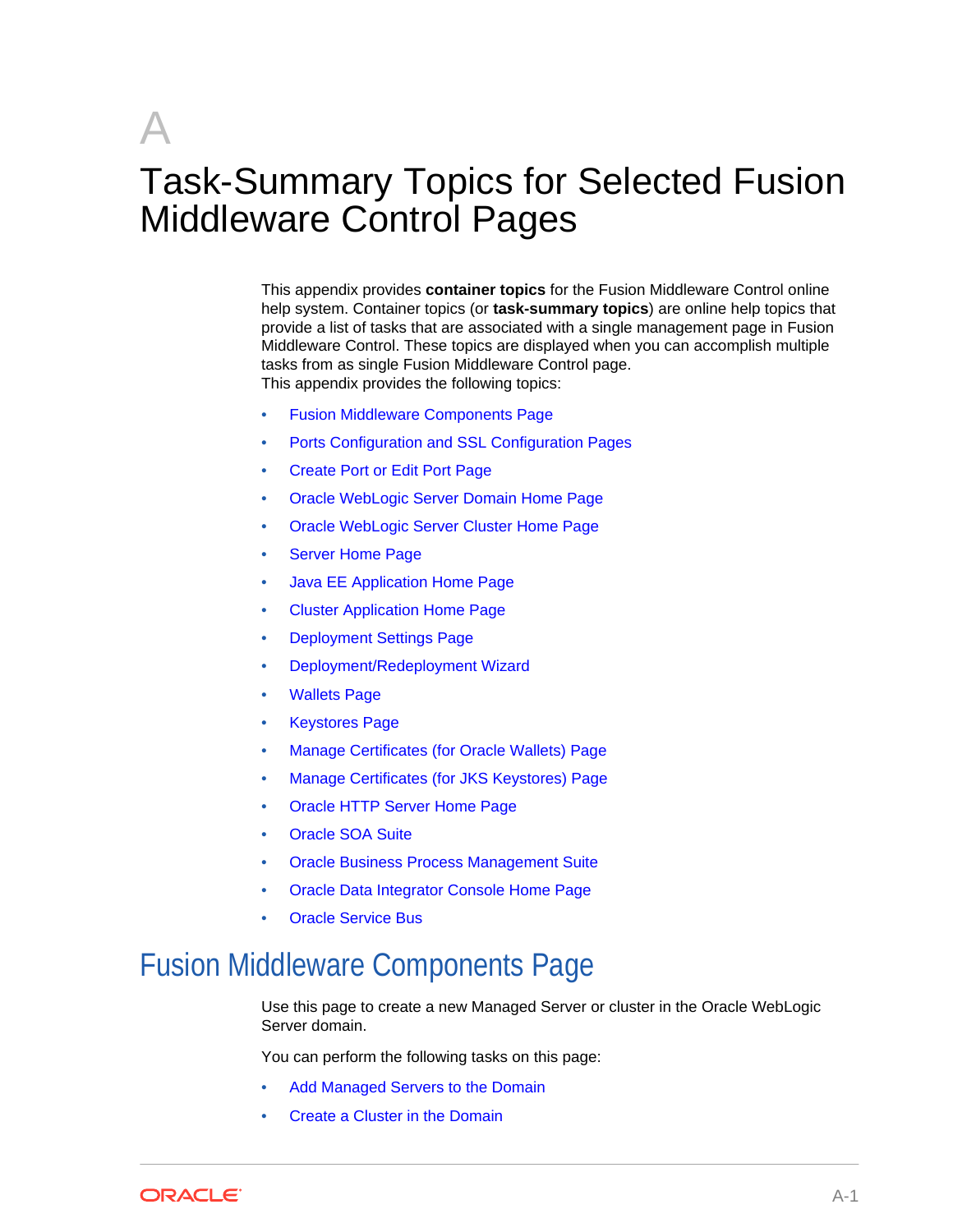# A

# Task-Summary Topics for Selected Fusion Middleware Control Pages

This appendix provides **container topics** for the Fusion Middleware Control online help system. Container topics (or **task-summary topics**) are online help topics that provide a list of tasks that are associated with a single management page in Fusion Middleware Control. These topics are displayed when you can accomplish multiple tasks from as single Fusion Middleware Control page.
This appendix provides the following topics:

- Fusion Middleware Components Page
- Ports Configuration and SSL Configuration Pages
- Create Port or Edit Port Page
- Oracle WebLogic Server Domain Home Page
- Oracle WebLogic Server Cluster Home Page
- Server Home Page
- Java EE Application Home Page
- Cluster Application Home Page
- Deployment Settings Page
- Deployment/Redeployment Wizard
- Wallets Page
- Keystores Page
- Manage Certificates (for Oracle Wallets) Page
- Manage Certificates (for JKS Keystores) Page
- Oracle HTTP Server Home Page
- Oracle SOA Suite
- Oracle Business Process Management Suite
- Oracle Data Integrator Console Home Page
- Oracle Service Bus

## Fusion Middleware Components Page

Use this page to create a new Managed Server or cluster in the Oracle WebLogic Server domain.

You can perform the following tasks on this page:

- Add Managed Servers to the Domain
- Create a Cluster in the Domain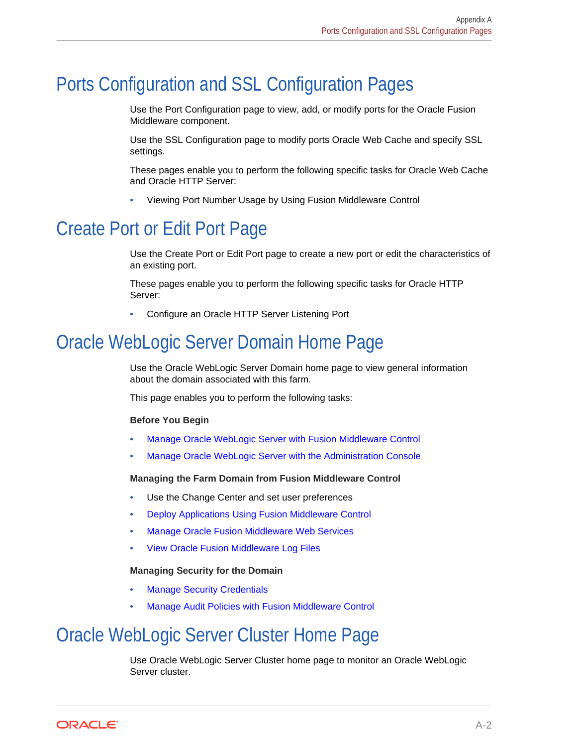## Ports Configuration and SSL Configuration Pages

Use the Port Configuration page to view, add, or modify ports for the Oracle Fusion Middleware component.

Use the SSL Configuration page to modify ports Oracle Web Cache and specify SSL settings.

These pages enable you to perform the following specific tasks for Oracle Web Cache and Oracle HTTP Server:

- Viewing Port Number Usage by Using Fusion Middleware Control

## Create Port or Edit Port Page

Use the Create Port or Edit Port page to create a new port or edit the characteristics of an existing port.

These pages enable you to perform the following specific tasks for Oracle HTTP Server:

- Configure an Oracle HTTP Server Listening Port

## Oracle WebLogic Server Domain Home Page

Use the Oracle WebLogic Server Domain home page to view general information about the domain associated with this farm.

This page enables you to perform the following tasks:

**Before You Begin**

- Manage Oracle WebLogic Server with Fusion Middleware Control
- Manage Oracle WebLogic Server with the Administration Console

**Managing the Farm Domain from Fusion Middleware Control**

- Use the Change Center and set user preferences
- Deploy Applications Using Fusion Middleware Control
- Manage Oracle Fusion Middleware Web Services
- View Oracle Fusion Middleware Log Files

**Managing Security for the Domain**

- Manage Security Credentials
- Manage Audit Policies with Fusion Middleware Control

## Oracle WebLogic Server Cluster Home Page

Use Oracle WebLogic Server Cluster home page to monitor an Oracle WebLogic Server cluster.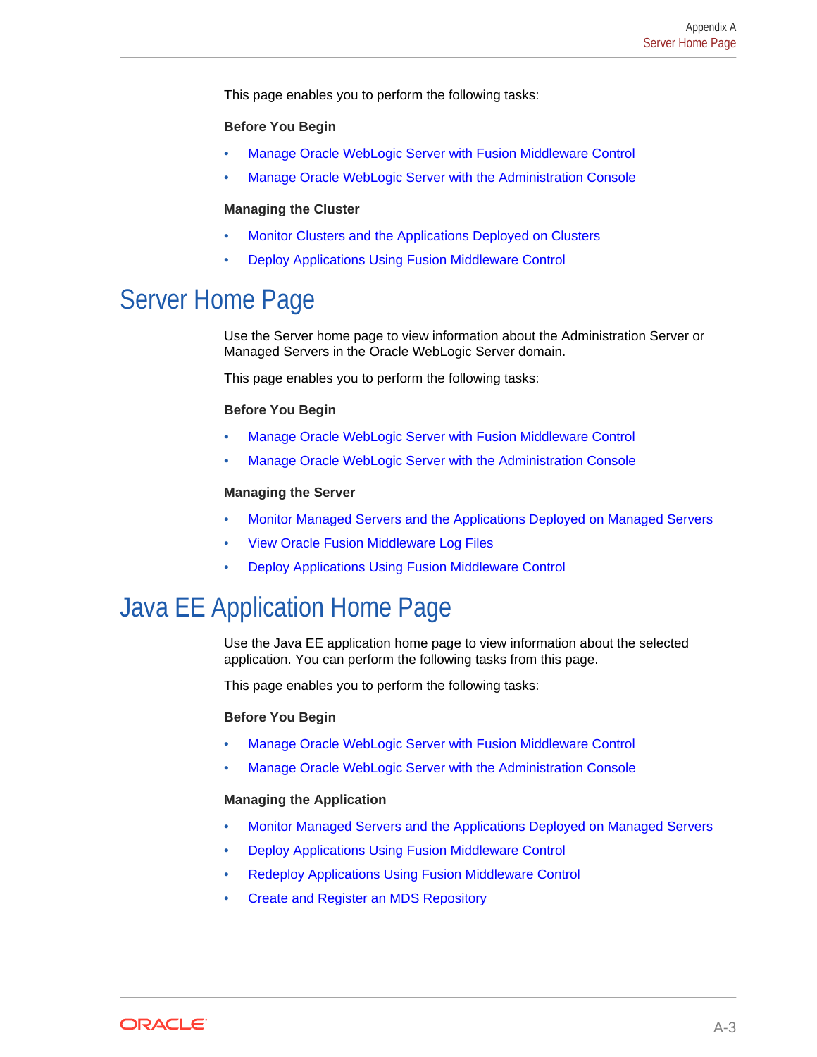This page enables you to perform the following tasks:

**Before You Begin**

- Manage Oracle WebLogic Server with Fusion Middleware Control
- Manage Oracle WebLogic Server with the Administration Console

**Managing the Cluster**

- Monitor Clusters and the Applications Deployed on Clusters
- Deploy Applications Using Fusion Middleware Control

# Server Home Page

Use the Server home page to view information about the Administration Server or Managed Servers in the Oracle WebLogic Server domain.

This page enables you to perform the following tasks:

**Before You Begin**

- Manage Oracle WebLogic Server with Fusion Middleware Control
- Manage Oracle WebLogic Server with the Administration Console

**Managing the Server**

- Monitor Managed Servers and the Applications Deployed on Managed Servers
- View Oracle Fusion Middleware Log Files
- Deploy Applications Using Fusion Middleware Control

# Java EE Application Home Page

Use the Java EE application home page to view information about the selected application. You can perform the following tasks from this page.

This page enables you to perform the following tasks:

**Before You Begin**

- Manage Oracle WebLogic Server with Fusion Middleware Control
- Manage Oracle WebLogic Server with the Administration Console

**Managing the Application**

- Monitor Managed Servers and the Applications Deployed on Managed Servers
- Deploy Applications Using Fusion Middleware Control
- Redeploy Applications Using Fusion Middleware Control
- Create and Register an MDS Repository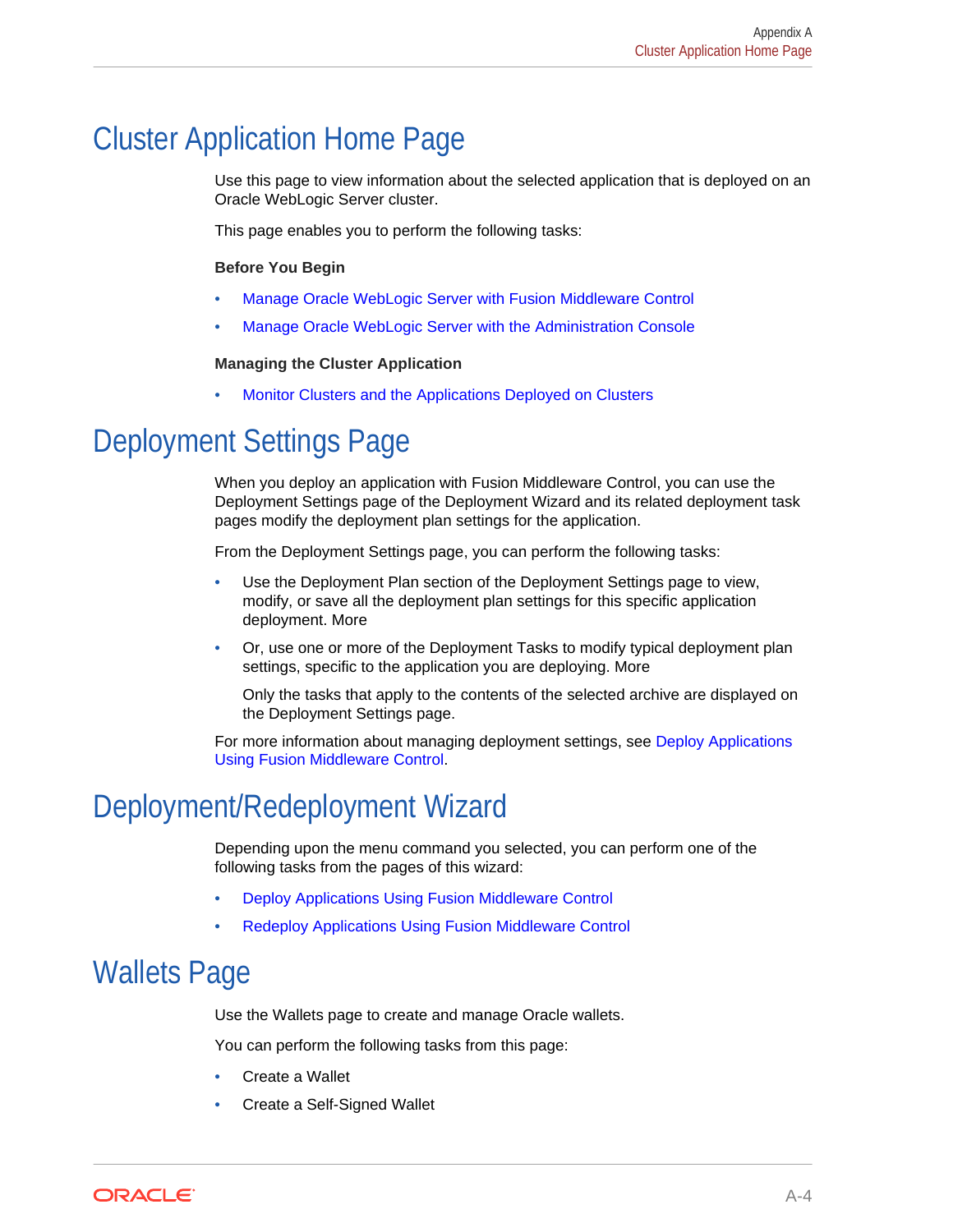# Cluster Application Home Page

Use this page to view information about the selected application that is deployed on an Oracle WebLogic Server cluster.

This page enables you to perform the following tasks:

**Before You Begin**

- Manage Oracle WebLogic Server with Fusion Middleware Control
- Manage Oracle WebLogic Server with the Administration Console

**Managing the Cluster Application**

- Monitor Clusters and the Applications Deployed on Clusters

# Deployment Settings Page

When you deploy an application with Fusion Middleware Control, you can use the Deployment Settings page of the Deployment Wizard and its related deployment task pages modify the deployment plan settings for the application.

From the Deployment Settings page, you can perform the following tasks:

- Use the Deployment Plan section of the Deployment Settings page to view, modify, or save all the deployment plan settings for this specific application deployment. More
- Or, use one or more of the Deployment Tasks to modify typical deployment plan settings, specific to the application you are deploying. More

  Only the tasks that apply to the contents of the selected archive are displayed on the Deployment Settings page.

For more information about managing deployment settings, see Deploy Applications Using Fusion Middleware Control.

# Deployment/Redeployment Wizard

Depending upon the menu command you selected, you can perform one of the following tasks from the pages of this wizard:

- Deploy Applications Using Fusion Middleware Control
- Redeploy Applications Using Fusion Middleware Control

# Wallets Page

Use the Wallets page to create and manage Oracle wallets.

You can perform the following tasks from this page:

- Create a Wallet
- Create a Self-Signed Wallet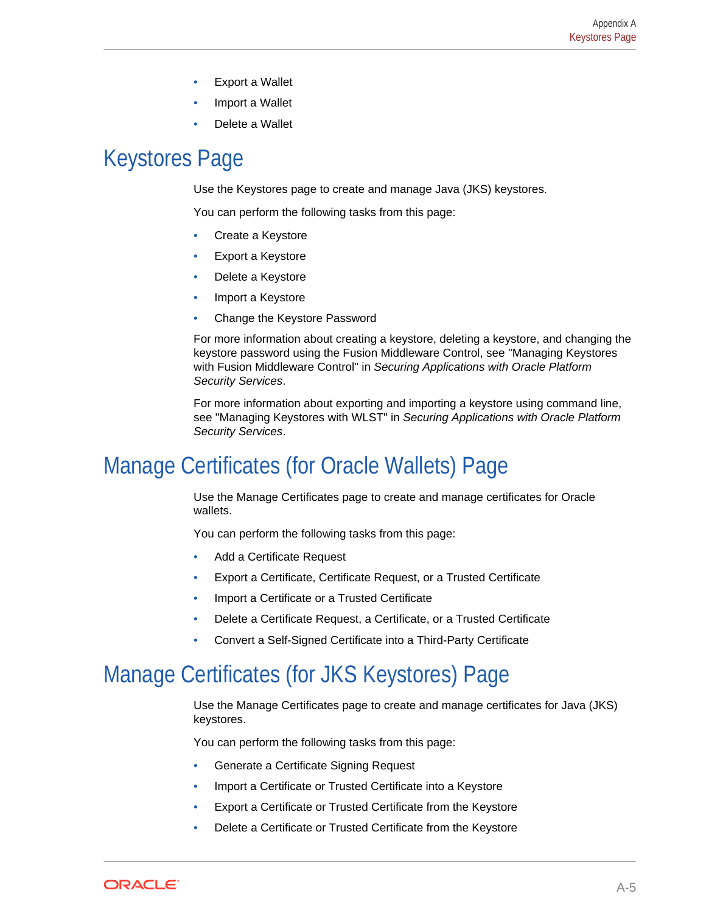- Export a Wallet
- Import a Wallet
- Delete a Wallet

## Keystores Page

Use the Keystores page to create and manage Java (JKS) keystores.

You can perform the following tasks from this page:

- Create a Keystore
- Export a Keystore
- Delete a Keystore
- Import a Keystore
- Change the Keystore Password

For more information about creating a keystore, deleting a keystore, and changing the keystore password using the Fusion Middleware Control, see "Managing Keystores with Fusion Middleware Control" in *Securing Applications with Oracle Platform Security Services*.

For more information about exporting and importing a keystore using command line, see "Managing Keystores with WLST" in *Securing Applications with Oracle Platform Security Services*.

## Manage Certificates (for Oracle Wallets) Page

Use the Manage Certificates page to create and manage certificates for Oracle wallets.

You can perform the following tasks from this page:

- Add a Certificate Request
- Export a Certificate, Certificate Request, or a Trusted Certificate
- Import a Certificate or a Trusted Certificate
- Delete a Certificate Request, a Certificate, or a Trusted Certificate
- Convert a Self-Signed Certificate into a Third-Party Certificate

## Manage Certificates (for JKS Keystores) Page

Use the Manage Certificates page to create and manage certificates for Java (JKS) keystores.

You can perform the following tasks from this page:

- Generate a Certificate Signing Request
- Import a Certificate or Trusted Certificate into a Keystore
- Export a Certificate or Trusted Certificate from the Keystore
- Delete a Certificate or Trusted Certificate from the Keystore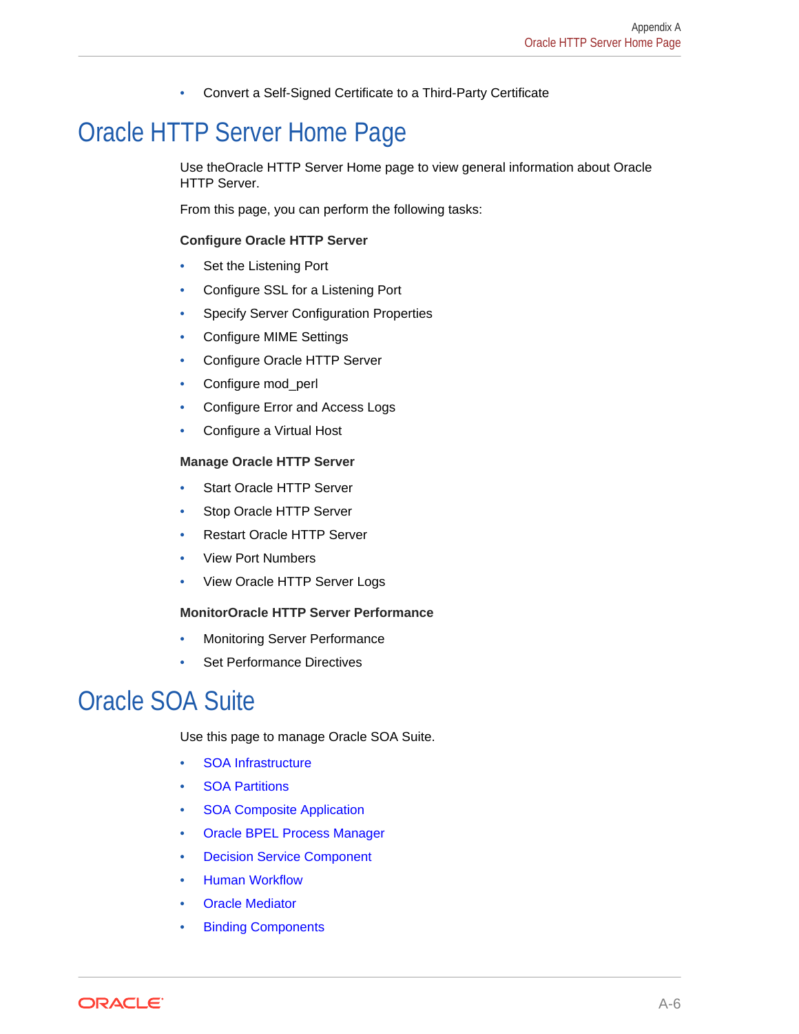- Convert a Self-Signed Certificate to a Third-Party Certificate

## Oracle HTTP Server Home Page

Use theOracle HTTP Server Home page to view general information about Oracle HTTP Server.

From this page, you can perform the following tasks:

**Configure Oracle HTTP Server**

- Set the Listening Port
- Configure SSL for a Listening Port
- Specify Server Configuration Properties
- Configure MIME Settings
- Configure Oracle HTTP Server
- Configure mod_perl
- Configure Error and Access Logs
- Configure a Virtual Host

**Manage Oracle HTTP Server**

- Start Oracle HTTP Server
- Stop Oracle HTTP Server
- Restart Oracle HTTP Server
- View Port Numbers
- View Oracle HTTP Server Logs

**MonitorOracle HTTP Server Performance**

- Monitoring Server Performance
- Set Performance Directives

## Oracle SOA Suite

Use this page to manage Oracle SOA Suite.

- SOA Infrastructure
- SOA Partitions
- SOA Composite Application
- Oracle BPEL Process Manager
- Decision Service Component
- Human Workflow
- Oracle Mediator
- Binding Components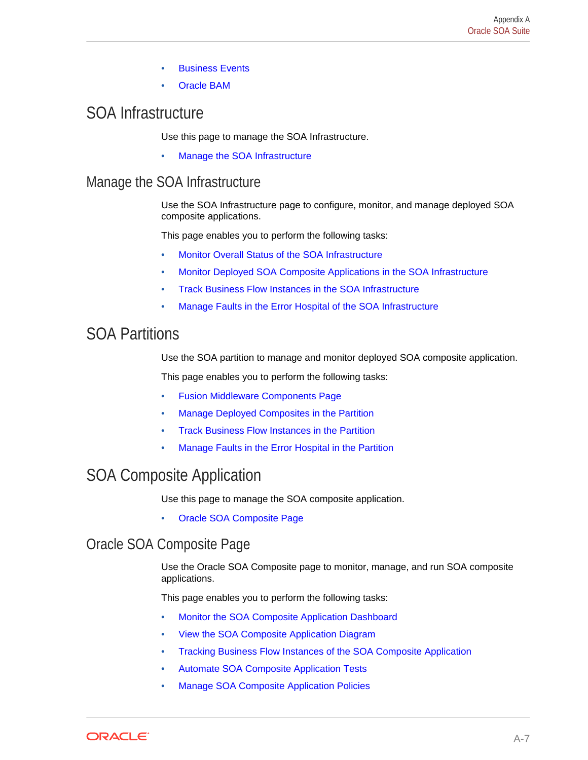- Business Events
- Oracle BAM

## SOA Infrastructure

Use this page to manage the SOA Infrastructure.

- Manage the SOA Infrastructure

### Manage the SOA Infrastructure

Use the SOA Infrastructure page to configure, monitor, and manage deployed SOA composite applications.

This page enables you to perform the following tasks:

- Monitor Overall Status of the SOA Infrastructure
- Monitor Deployed SOA Composite Applications in the SOA Infrastructure
- Track Business Flow Instances in the SOA Infrastructure
- Manage Faults in the Error Hospital of the SOA Infrastructure

## SOA Partitions

Use the SOA partition to manage and monitor deployed SOA composite application.

This page enables you to perform the following tasks:

- Fusion Middleware Components Page
- Manage Deployed Composites in the Partition
- Track Business Flow Instances in the Partition
- Manage Faults in the Error Hospital in the Partition

## SOA Composite Application

Use this page to manage the SOA composite application.

- Oracle SOA Composite Page

### Oracle SOA Composite Page

Use the Oracle SOA Composite page to monitor, manage, and run SOA composite applications.

This page enables you to perform the following tasks:

- Monitor the SOA Composite Application Dashboard
- View the SOA Composite Application Diagram
- Tracking Business Flow Instances of the SOA Composite Application
- Automate SOA Composite Application Tests
- Manage SOA Composite Application Policies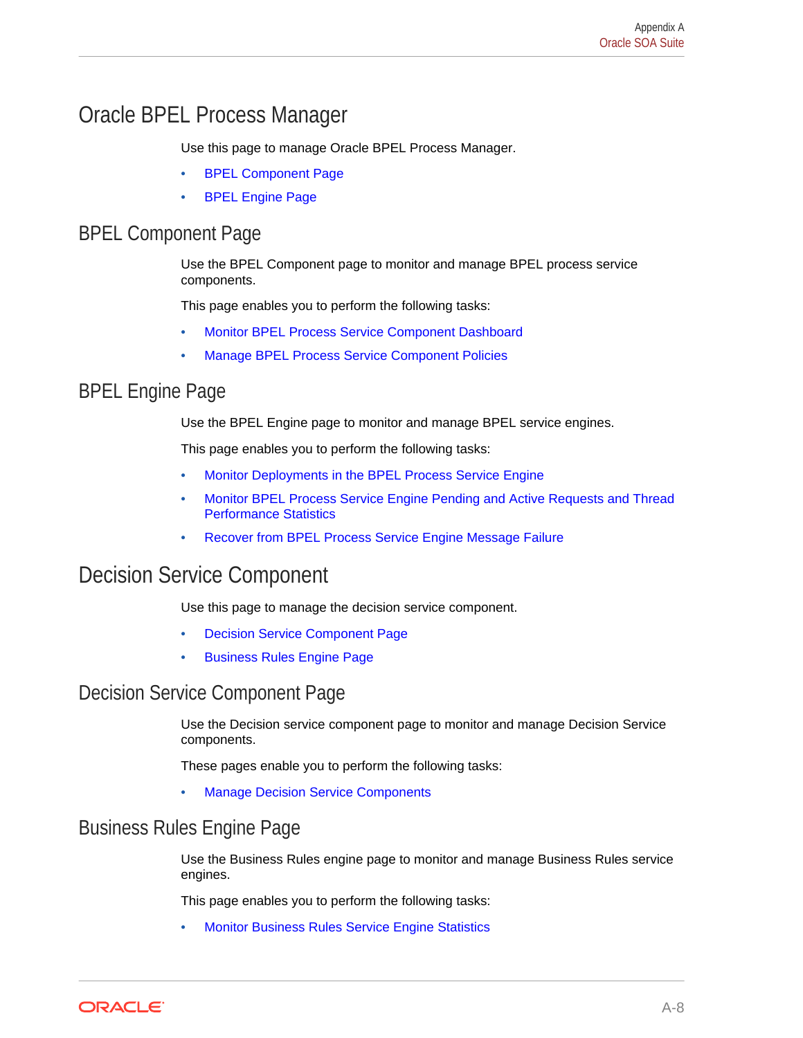# Oracle BPEL Process Manager

Use this page to manage Oracle BPEL Process Manager.

- BPEL Component Page
- BPEL Engine Page

## BPEL Component Page

Use the BPEL Component page to monitor and manage BPEL process service components.

This page enables you to perform the following tasks:

- Monitor BPEL Process Service Component Dashboard
- Manage BPEL Process Service Component Policies

## BPEL Engine Page

Use the BPEL Engine page to monitor and manage BPEL service engines.

This page enables you to perform the following tasks:

- Monitor Deployments in the BPEL Process Service Engine
- Monitor BPEL Process Service Engine Pending and Active Requests and Thread Performance Statistics
- Recover from BPEL Process Service Engine Message Failure

# Decision Service Component

Use this page to manage the decision service component.

- Decision Service Component Page
- Business Rules Engine Page

## Decision Service Component Page

Use the Decision service component page to monitor and manage Decision Service components.

These pages enable you to perform the following tasks:

- Manage Decision Service Components

## Business Rules Engine Page

Use the Business Rules engine page to monitor and manage Business Rules service engines.

This page enables you to perform the following tasks:

- Monitor Business Rules Service Engine Statistics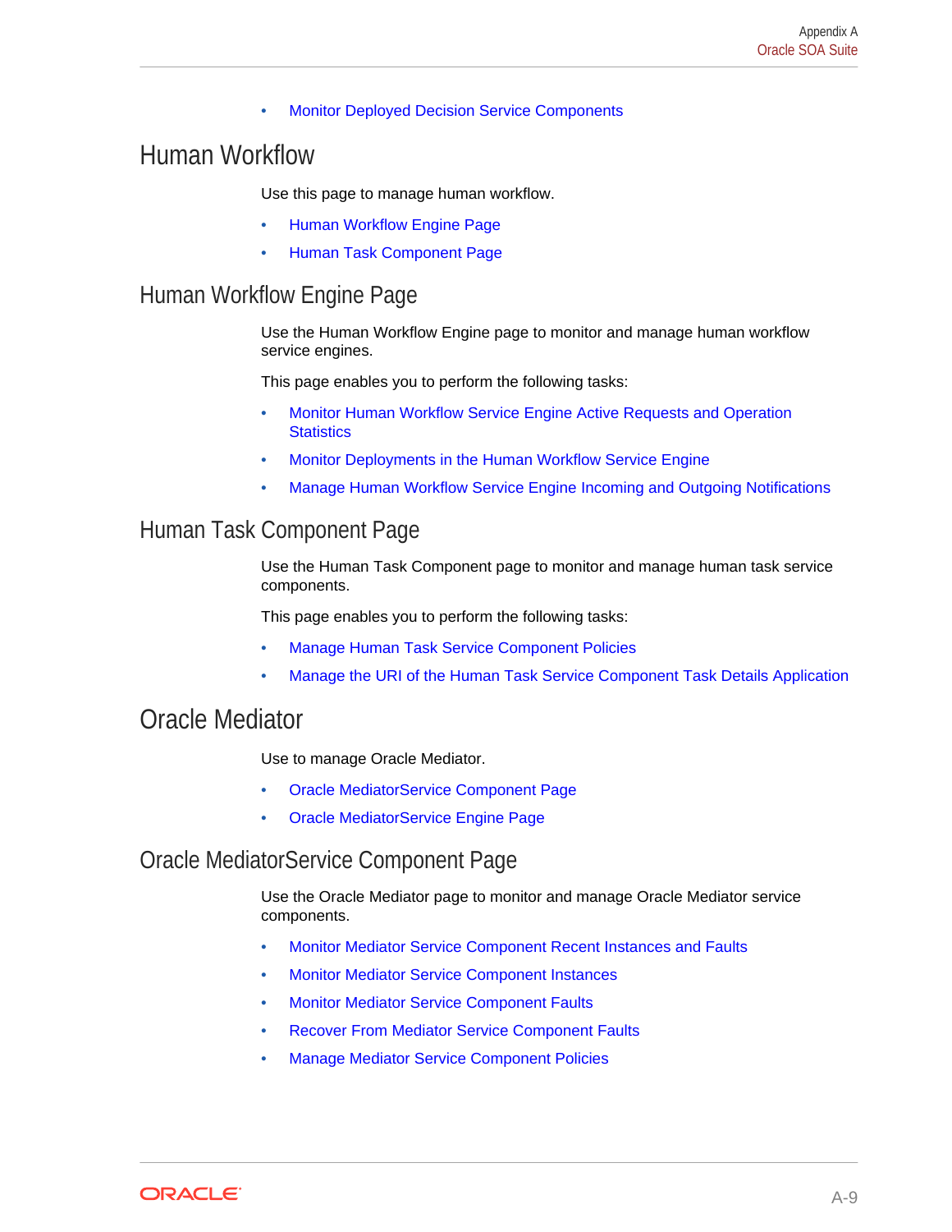- Monitor Deployed Decision Service Components

# Human Workflow

Use this page to manage human workflow.

- Human Workflow Engine Page
- Human Task Component Page

## Human Workflow Engine Page

Use the Human Workflow Engine page to monitor and manage human workflow service engines.

This page enables you to perform the following tasks:

- Monitor Human Workflow Service Engine Active Requests and Operation Statistics
- Monitor Deployments in the Human Workflow Service Engine
- Manage Human Workflow Service Engine Incoming and Outgoing Notifications

## Human Task Component Page

Use the Human Task Component page to monitor and manage human task service components.

This page enables you to perform the following tasks:

- Manage Human Task Service Component Policies
- Manage the URI of the Human Task Service Component Task Details Application

# Oracle Mediator

Use to manage Oracle Mediator.

- Oracle MediatorService Component Page
- Oracle MediatorService Engine Page

## Oracle MediatorService Component Page

Use the Oracle Mediator page to monitor and manage Oracle Mediator service components.

- Monitor Mediator Service Component Recent Instances and Faults
- Monitor Mediator Service Component Instances
- Monitor Mediator Service Component Faults
- Recover From Mediator Service Component Faults
- Manage Mediator Service Component Policies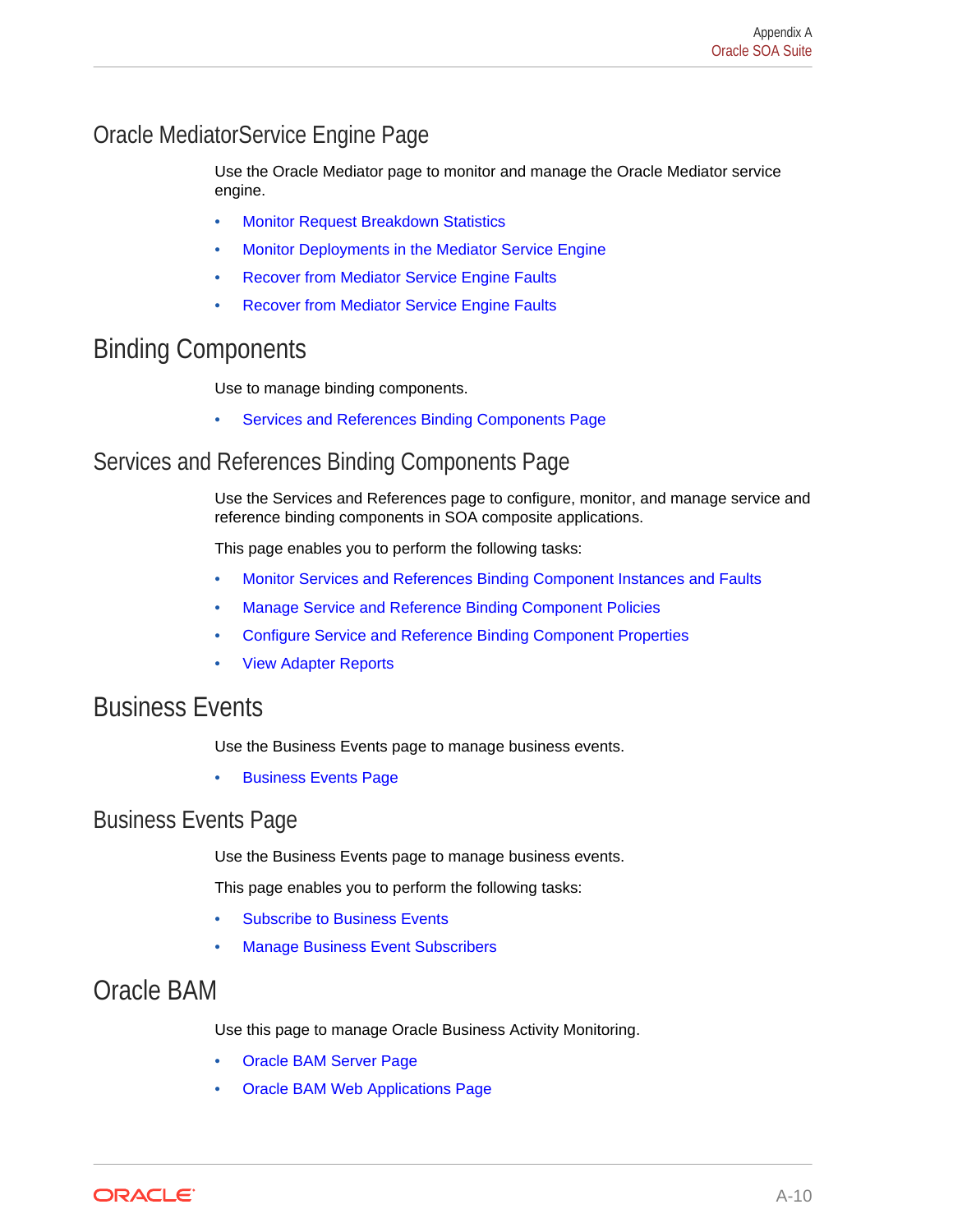## Oracle MediatorService Engine Page

Use the Oracle Mediator page to monitor and manage the Oracle Mediator service engine.

- Monitor Request Breakdown Statistics
- Monitor Deployments in the Mediator Service Engine
- Recover from Mediator Service Engine Faults
- Recover from Mediator Service Engine Faults

# Binding Components

Use to manage binding components.

- Services and References Binding Components Page

## Services and References Binding Components Page

Use the Services and References page to configure, monitor, and manage service and reference binding components in SOA composite applications.

This page enables you to perform the following tasks:

- Monitor Services and References Binding Component Instances and Faults
- Manage Service and Reference Binding Component Policies
- Configure Service and Reference Binding Component Properties
- View Adapter Reports

# Business Events

Use the Business Events page to manage business events.

- Business Events Page

## Business Events Page

Use the Business Events page to manage business events.

This page enables you to perform the following tasks:

- Subscribe to Business Events
- Manage Business Event Subscribers

# Oracle BAM

Use this page to manage Oracle Business Activity Monitoring.

- Oracle BAM Server Page
- Oracle BAM Web Applications Page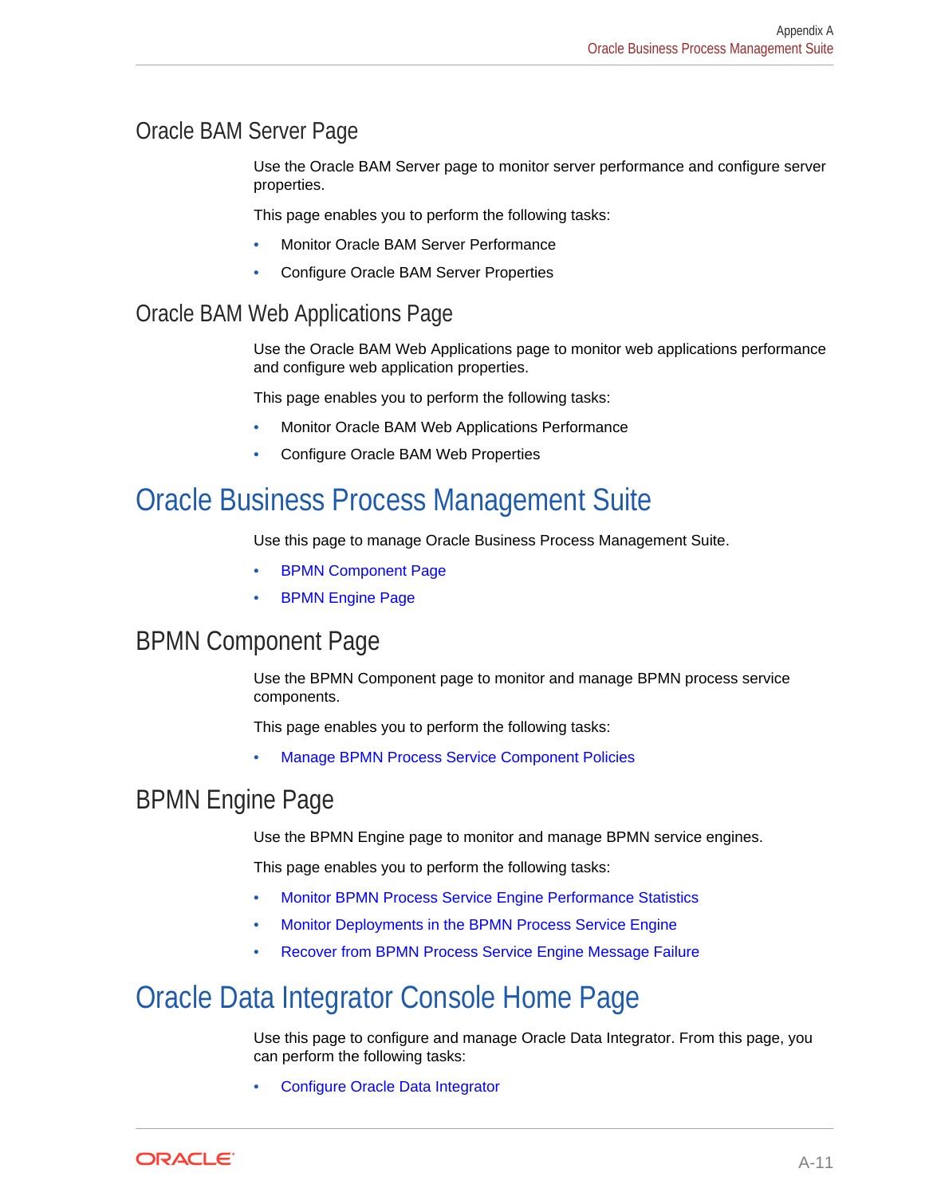## Oracle BAM Server Page

Use the Oracle BAM Server page to monitor server performance and configure server properties.

This page enables you to perform the following tasks:

- Monitor Oracle BAM Server Performance
- Configure Oracle BAM Server Properties

## Oracle BAM Web Applications Page

Use the Oracle BAM Web Applications page to monitor web applications performance and configure web application properties.

This page enables you to perform the following tasks:

- Monitor Oracle BAM Web Applications Performance
- Configure Oracle BAM Web Properties

# Oracle Business Process Management Suite

Use this page to manage Oracle Business Process Management Suite.

- BPMN Component Page
- BPMN Engine Page

## BPMN Component Page

Use the BPMN Component page to monitor and manage BPMN process service components.

This page enables you to perform the following tasks:

- Manage BPMN Process Service Component Policies

## BPMN Engine Page

Use the BPMN Engine page to monitor and manage BPMN service engines.

This page enables you to perform the following tasks:

- Monitor BPMN Process Service Engine Performance Statistics
- Monitor Deployments in the BPMN Process Service Engine
- Recover from BPMN Process Service Engine Message Failure

# Oracle Data Integrator Console Home Page

Use this page to configure and manage Oracle Data Integrator. From this page, you can perform the following tasks:

- Configure Oracle Data Integrator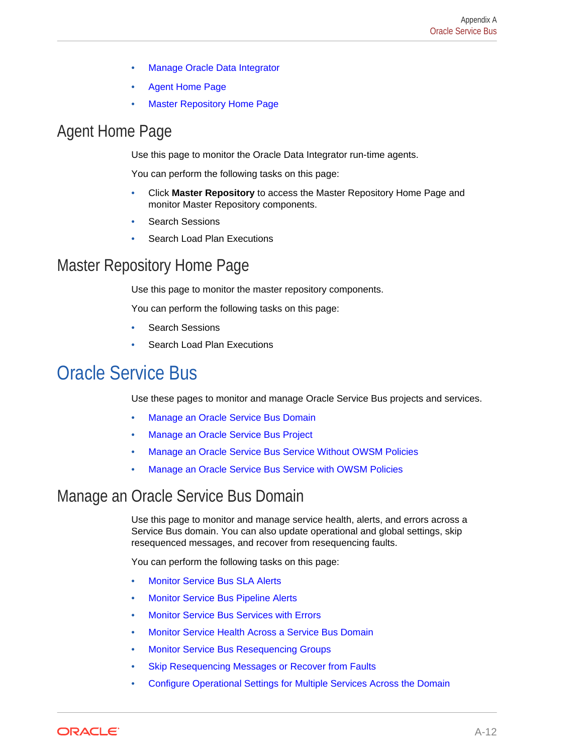- Manage Oracle Data Integrator
- Agent Home Page
- Master Repository Home Page

## Agent Home Page

Use this page to monitor the Oracle Data Integrator run-time agents.

You can perform the following tasks on this page:

- Click **Master Repository** to access the Master Repository Home Page and monitor Master Repository components.
- Search Sessions
- Search Load Plan Executions

## Master Repository Home Page

Use this page to monitor the master repository components.

You can perform the following tasks on this page:

- Search Sessions
- Search Load Plan Executions

# Oracle Service Bus

Use these pages to monitor and manage Oracle Service Bus projects and services.

- Manage an Oracle Service Bus Domain
- Manage an Oracle Service Bus Project
- Manage an Oracle Service Bus Service Without OWSM Policies
- Manage an Oracle Service Bus Service with OWSM Policies

## Manage an Oracle Service Bus Domain

Use this page to monitor and manage service health, alerts, and errors across a Service Bus domain. You can also update operational and global settings, skip resequenced messages, and recover from resequencing faults.

You can perform the following tasks on this page:

- Monitor Service Bus SLA Alerts
- Monitor Service Bus Pipeline Alerts
- Monitor Service Bus Services with Errors
- Monitor Service Health Across a Service Bus Domain
- Monitor Service Bus Resequencing Groups
- Skip Resequencing Messages or Recover from Faults
- Configure Operational Settings for Multiple Services Across the Domain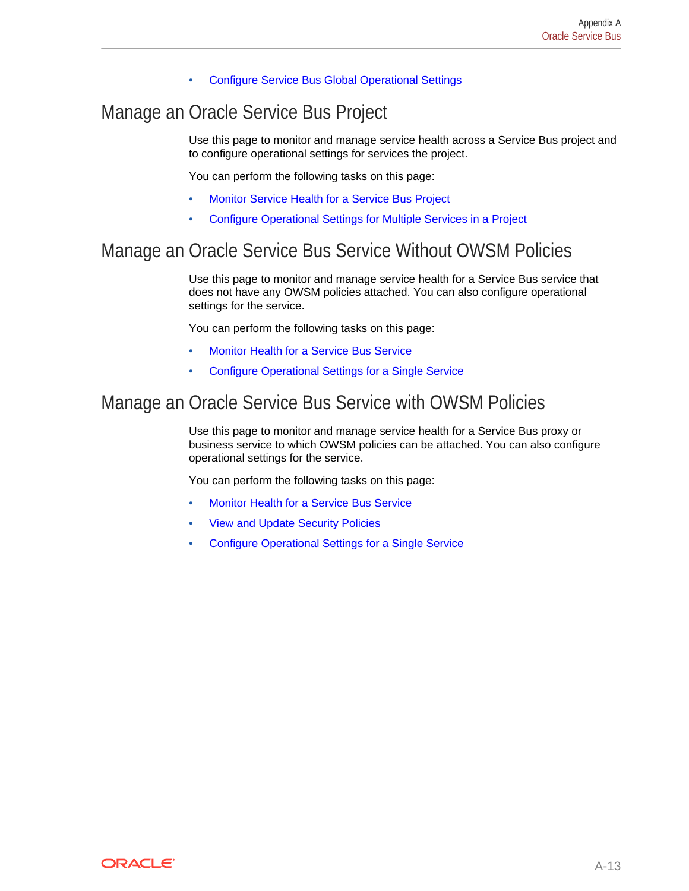- Configure Service Bus Global Operational Settings

## Manage an Oracle Service Bus Project

Use this page to monitor and manage service health across a Service Bus project and to configure operational settings for services the project.

You can perform the following tasks on this page:

- Monitor Service Health for a Service Bus Project
- Configure Operational Settings for Multiple Services in a Project

## Manage an Oracle Service Bus Service Without OWSM Policies

Use this page to monitor and manage service health for a Service Bus service that does not have any OWSM policies attached. You can also configure operational settings for the service.

You can perform the following tasks on this page:

- Monitor Health for a Service Bus Service
- Configure Operational Settings for a Single Service

## Manage an Oracle Service Bus Service with OWSM Policies

Use this page to monitor and manage service health for a Service Bus proxy or business service to which OWSM policies can be attached. You can also configure operational settings for the service.

You can perform the following tasks on this page:

- Monitor Health for a Service Bus Service
- View and Update Security Policies
- Configure Operational Settings for a Single Service